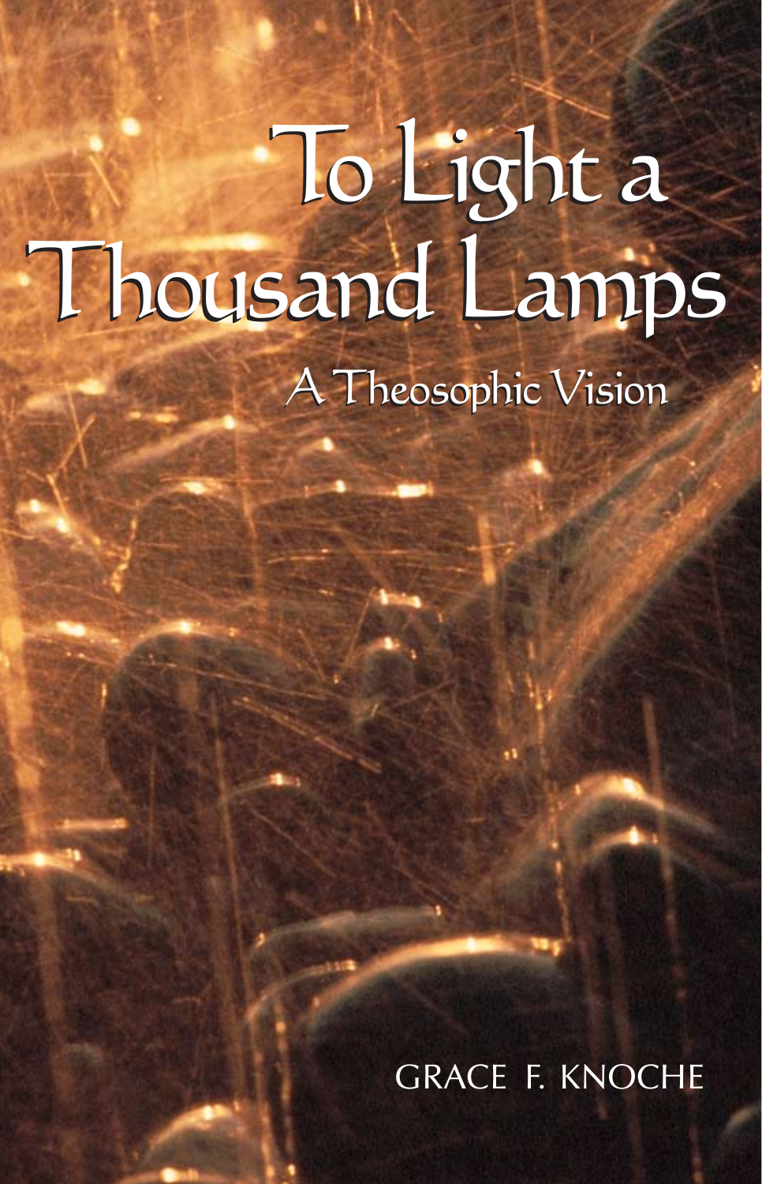# To Light a Thousand Lamps

## A Theosophic Vision

GRACE F. KNOCHE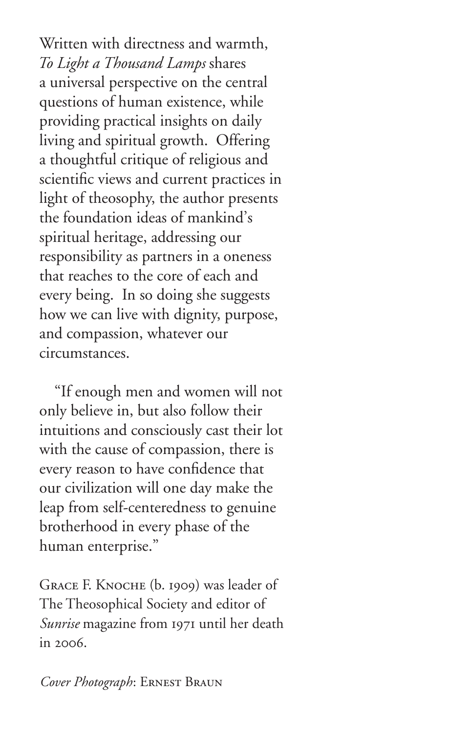Written with directness and warmth, *To Light a Thousand Lamps* shares a universal perspective on the central questions of human existence, while providing practical insights on daily living and spiritual growth. Offering a thoughtful critique of religious and scientific views and current practices in light of theosophy, the author presents the foundation ideas of mankind's spiritual heritage, addressing our responsibility as partners in a oneness that reaches to the core of each and every being. In so doing she suggests how we can live with dignity, purpose, and compassion, whatever our circumstances.

"If enough men and women will not only believe in, but also follow their intuitions and consciously cast their lot with the cause of compassion, there is every reason to have confidence that our civilization will one day make the leap from self-centeredness to genuine brotherhood in every phase of the human enterprise."

Grace F. Knoche (b. 1909) was leader of The Theosophical Society and editor of *Sunrise* magazine from 1971 until her death in 2006.

*Cover Photograph*: Ernest Braun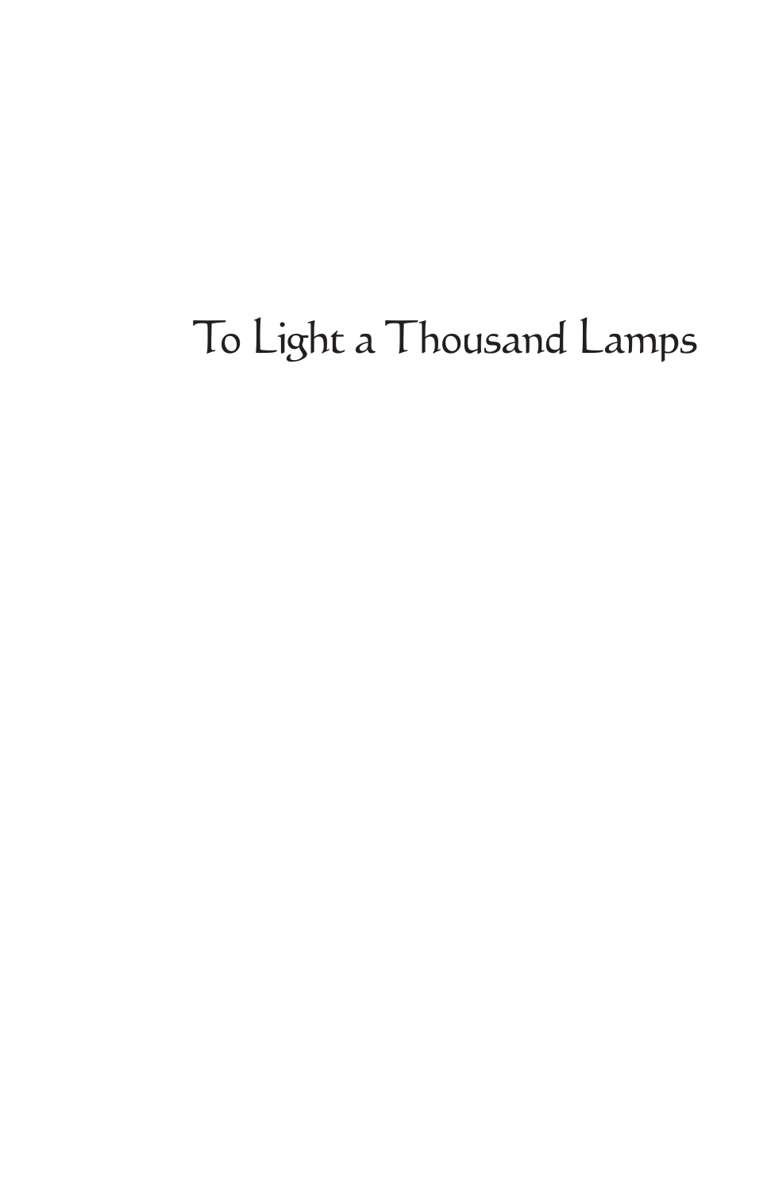# To Light a Thousand Lamps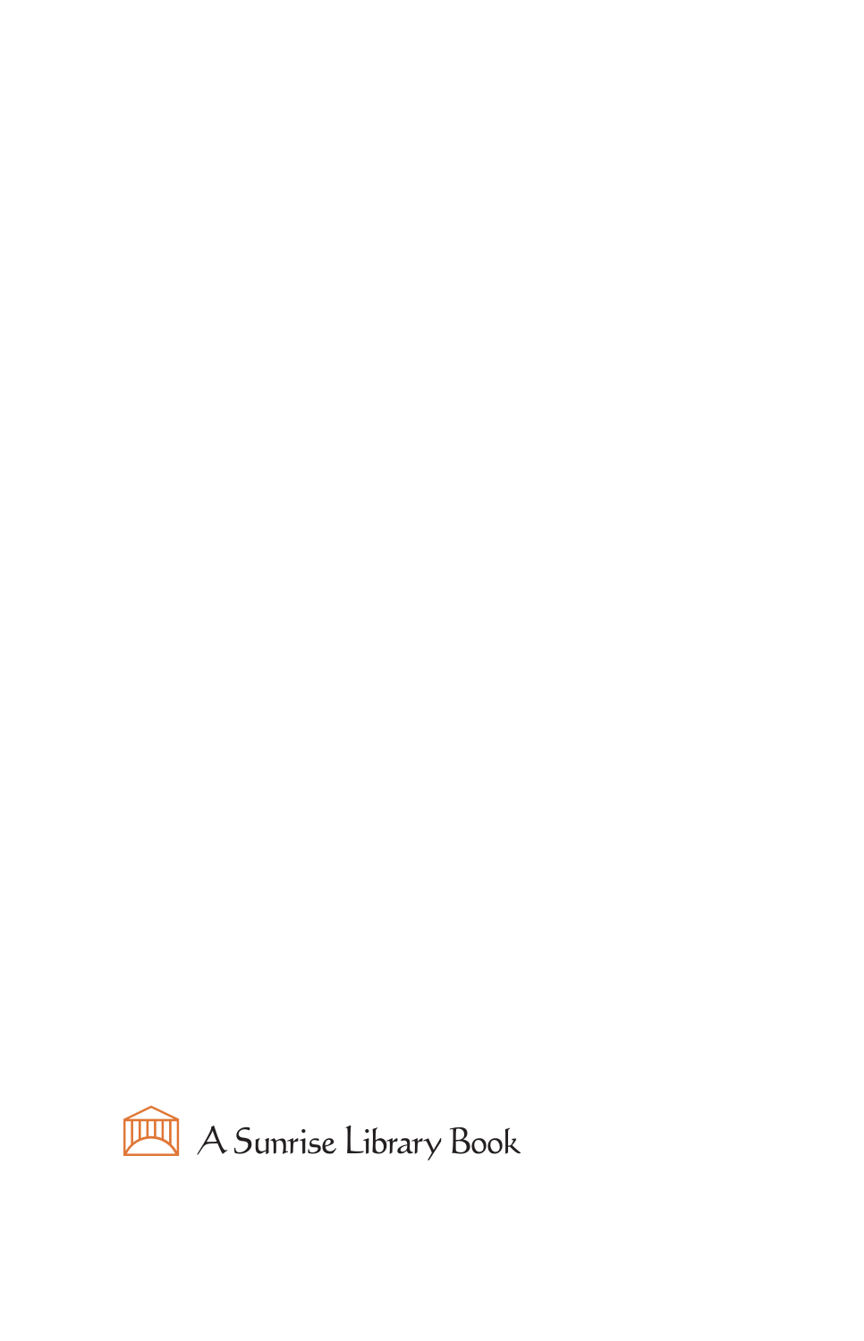A Sunrise Library Book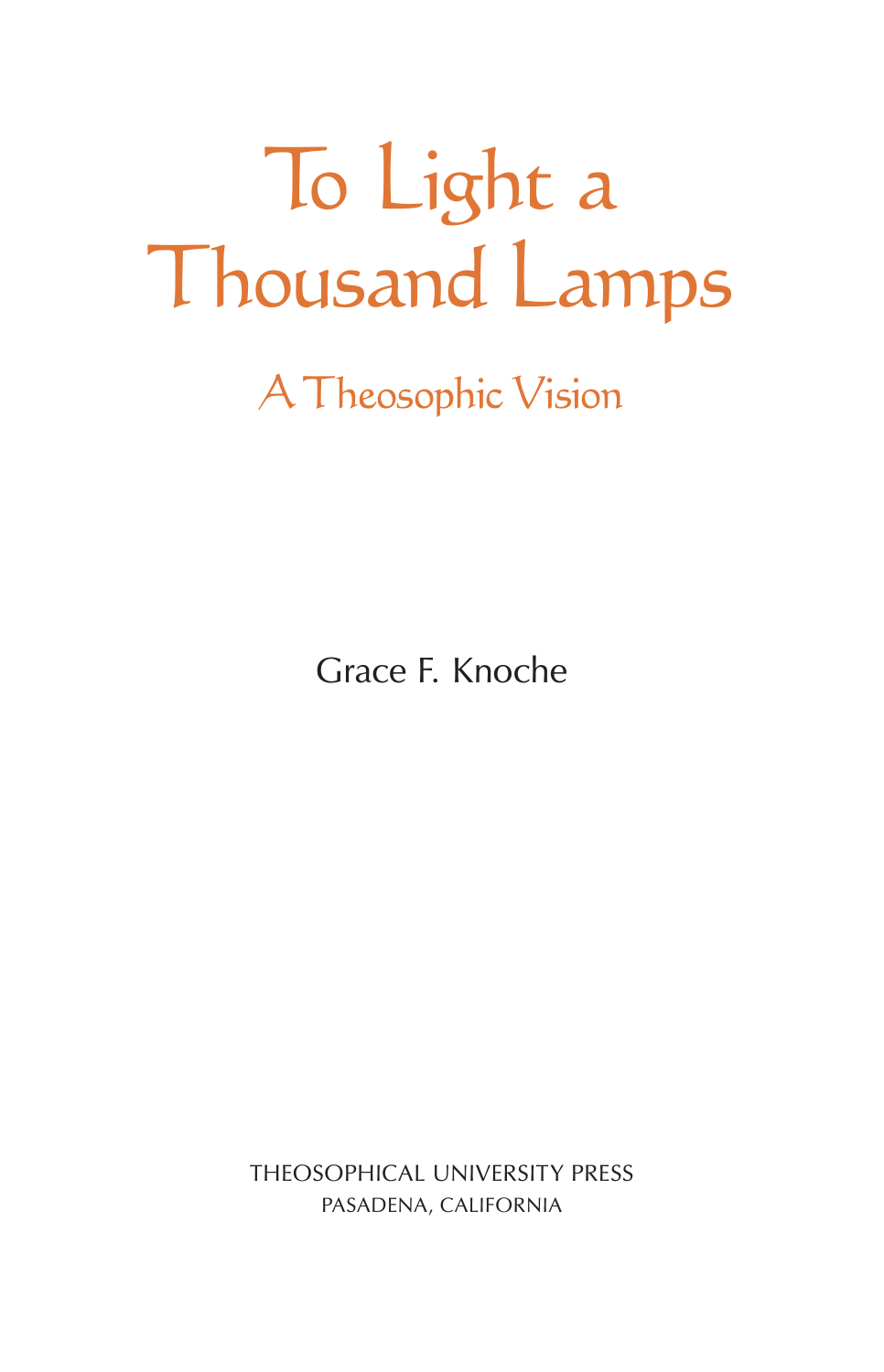# To Light a Thousand Lamps

## A Theosophic Vision

Grace F. Knoche

THEOSOPHICAL UNIVERSITY PRESS
PASADENA, CALIFORNIA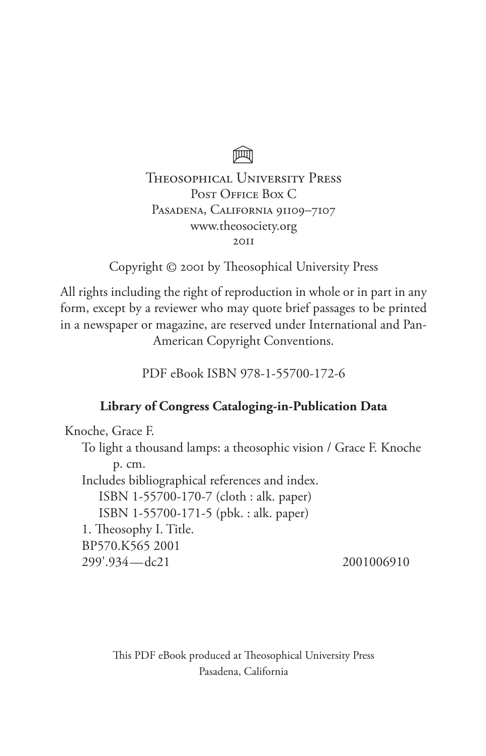Theosophical University Press
Post Office Box C
Pasadena, California 91109–7107
www.theosociety.org
2011

Copyright © 2001 by Theosophical University Press

All rights including the right of reproduction in whole or in part in any form, except by a reviewer who may quote brief passages to be printed in a newspaper or magazine, are reserved under International and Pan-American Copyright Conventions.

PDF eBook ISBN 978-1-55700-172-6

**Library of Congress Cataloging-in-Publication Data**

Knoche, Grace F.
To light a thousand lamps: a theosophic vision / Grace F. Knoche
p. cm.
Includes bibliographical references and index.
ISBN 1-55700-170-7 (cloth : alk. paper)
ISBN 1-55700-171-5 (pbk. : alk. paper)
1. Theosophy I. Title.
BP570.K565 2001
299'.934—dc21 2001006910

This PDF eBook produced at Theosophical University Press
Pasadena, California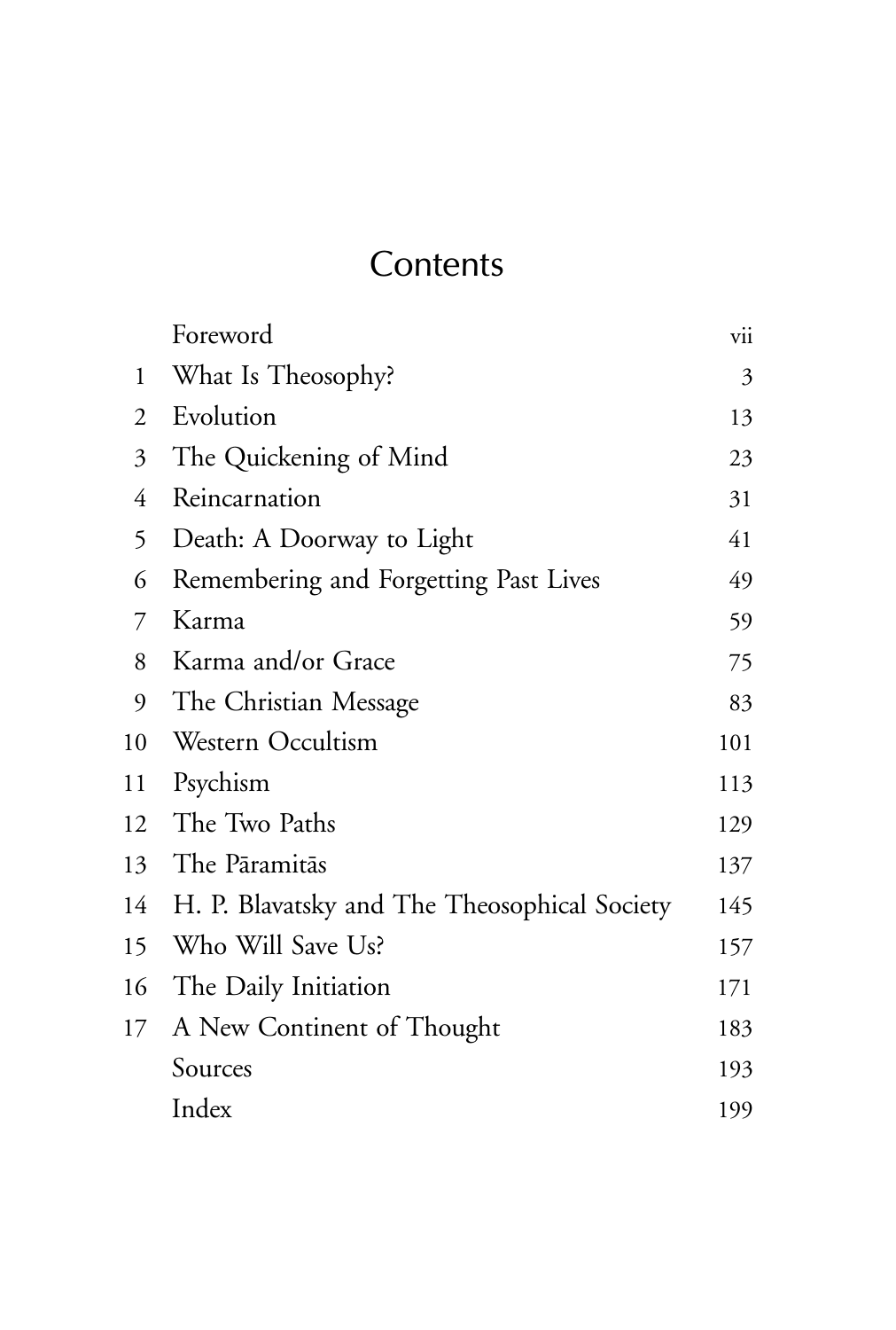# Contents

| | | |
|---|---|---|
| | Foreword | vii |
| 1 | What Is Theosophy? | 3 |
| 2 | Evolution | 13 |
| 3 | The Quickening of Mind | 23 |
| 4 | Reincarnation | 31 |
| 5 | Death: A Doorway to Light | 41 |
| 6 | Remembering and Forgetting Past Lives | 49 |
| 7 | Karma | 59 |
| 8 | Karma and/or Grace | 75 |
| 9 | The Christian Message | 83 |
| 10 | Western Occultism | 101 |
| 11 | Psychism | 113 |
| 12 | The Two Paths | 129 |
| 13 | The Pāramitās | 137 |
| 14 | H. P. Blavatsky and The Theosophical Society | 145 |
| 15 | Who Will Save Us? | 157 |
| 16 | The Daily Initiation | 171 |
| 17 | A New Continent of Thought | 183 |
| | Sources | 193 |
| | Index | 199 |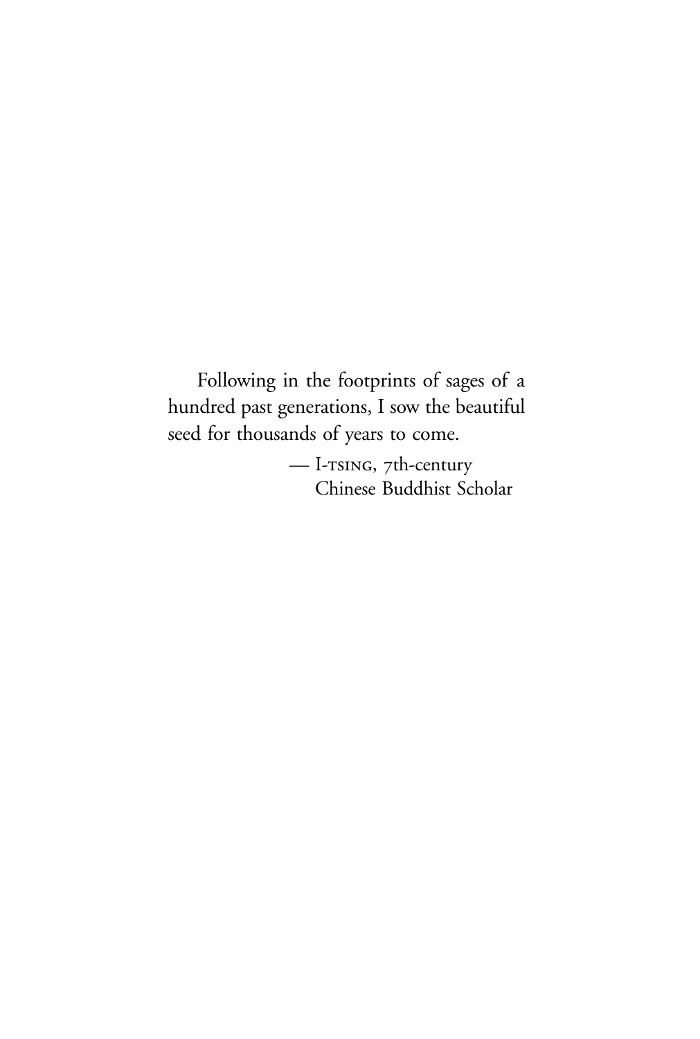Following in the footprints of sages of a hundred past generations, I sow the beautiful seed for thousands of years to come.

— I-TSING, 7th-century Chinese Buddhist Scholar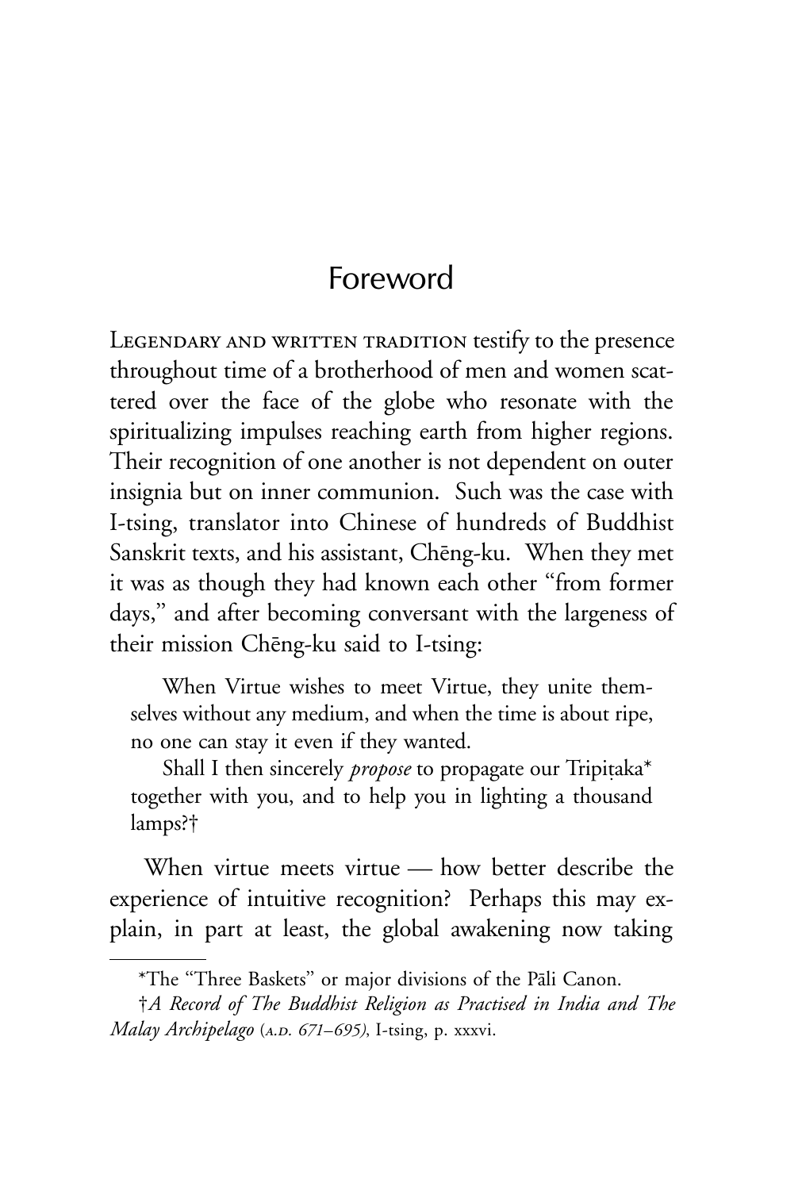# Foreword

Legendary and written tradition testify to the presence throughout time of a brotherhood of men and women scattered over the face of the globe who resonate with the spiritualizing impulses reaching earth from higher regions. Their recognition of one another is not dependent on outer insignia but on inner communion. Such was the case with I-tsing, translator into Chinese of hundreds of Buddhist Sanskrit texts, and his assistant, Chēng-ku. When they met it was as though they had known each other "from former days," and after becoming conversant with the largeness of their mission Chēng-ku said to I-tsing:

> When Virtue wishes to meet Virtue, they unite themselves without any medium, and when the time is about ripe, no one can stay it even if they wanted.
>
> Shall I then sincerely *propose* to propagate our Tripiṭaka* together with you, and to help you in lighting a thousand lamps?†

When virtue meets virtue — how better describe the experience of intuitive recognition? Perhaps this may explain, in part at least, the global awakening now taking

---

*The "Three Baskets" or major divisions of the Pāli Canon.

†*A Record of The Buddhist Religion as Practised in India and The Malay Archipelago* (*A.D. 671–695*), I-tsing, p. xxxvi.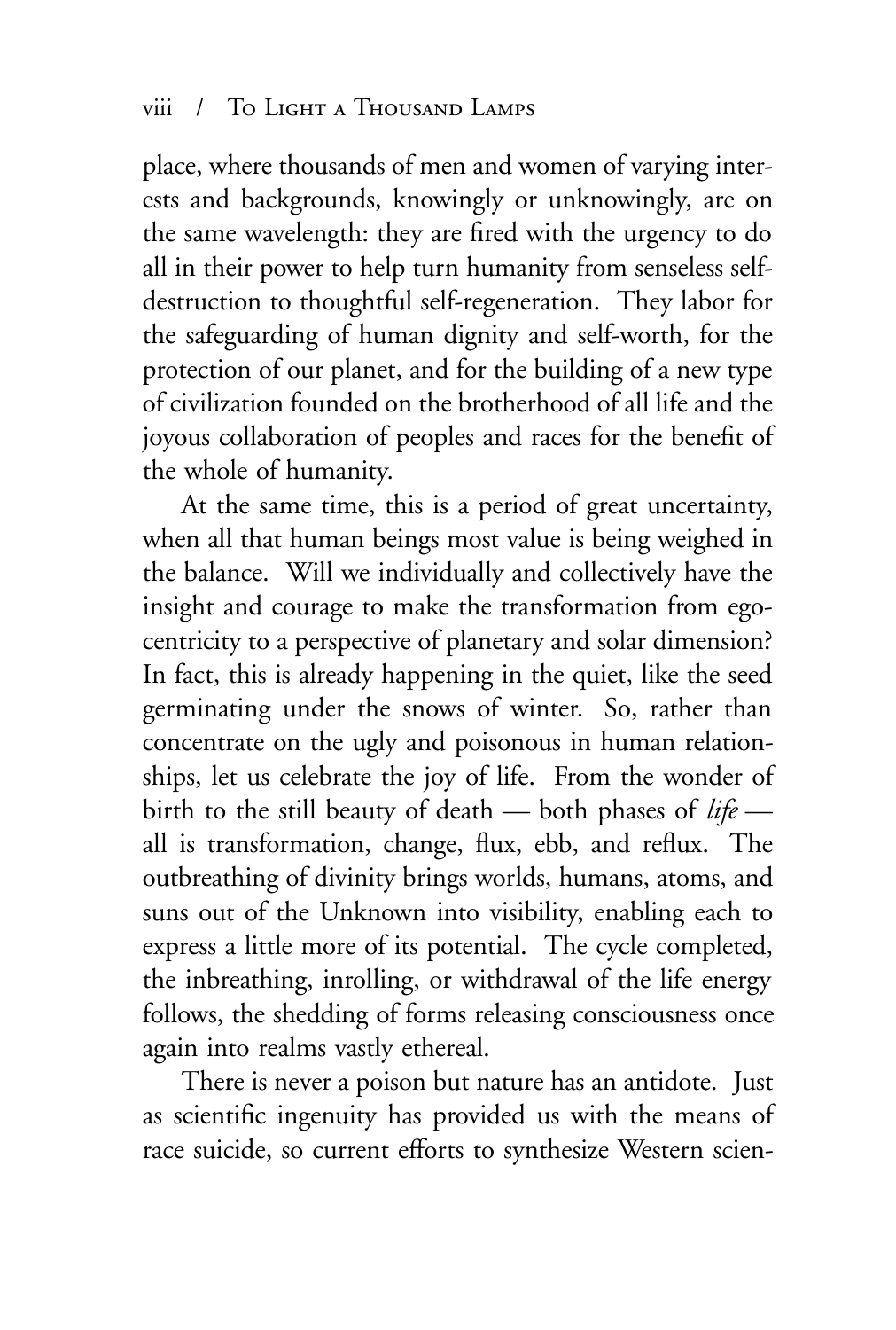place, where thousands of men and women of varying interests and backgrounds, knowingly or unknowingly, are on the same wavelength: they are fired with the urgency to do all in their power to help turn humanity from senseless self-destruction to thoughtful self-regeneration. They labor for the safeguarding of human dignity and self-worth, for the protection of our planet, and for the building of a new type of civilization founded on the brotherhood of all life and the joyous collaboration of peoples and races for the benefit of the whole of humanity.

At the same time, this is a period of great uncertainty, when all that human beings most value is being weighed in the balance. Will we individually and collectively have the insight and courage to make the transformation from egocentricity to a perspective of planetary and solar dimension? In fact, this is already happening in the quiet, like the seed germinating under the snows of winter. So, rather than concentrate on the ugly and poisonous in human relationships, let us celebrate the joy of life. From the wonder of birth to the still beauty of death — both phases of *life* — all is transformation, change, flux, ebb, and reflux. The outbreathing of divinity brings worlds, humans, atoms, and suns out of the Unknown into visibility, enabling each to express a little more of its potential. The cycle completed, the inbreathing, inrolling, or withdrawal of the life energy follows, the shedding of forms releasing consciousness once again into realms vastly ethereal.

There is never a poison but nature has an antidote. Just as scientific ingenuity has provided us with the means of race suicide, so current efforts to synthesize Western scien-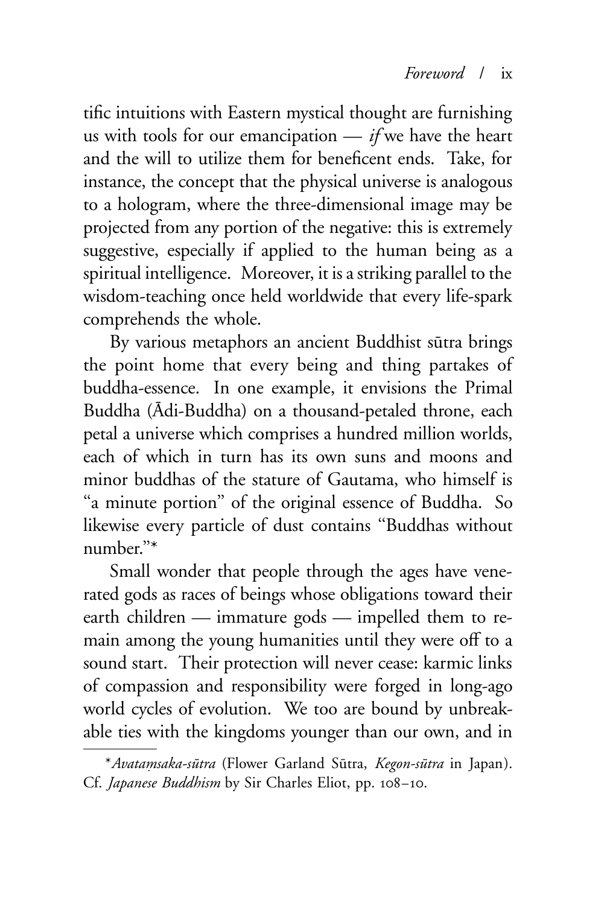tific intuitions with Eastern mystical thought are furnishing us with tools for our emancipation — *if* we have the heart and the will to utilize them for beneficent ends. Take, for instance, the concept that the physical universe is analogous to a hologram, where the three-dimensional image may be projected from any portion of the negative: this is extremely suggestive, especially if applied to the human being as a spiritual intelligence. Moreover, it is a striking parallel to the wisdom-teaching once held worldwide that every life-spark comprehends the whole.

By various metaphors an ancient Buddhist sūtra brings the point home that every being and thing partakes of buddha-essence. In one example, it envisions the Primal Buddha (Ādi-Buddha) on a thousand-petaled throne, each petal a universe which comprises a hundred million worlds, each of which in turn has its own suns and moons and minor buddhas of the stature of Gautama, who himself is "a minute portion" of the original essence of Buddha. So likewise every particle of dust contains "Buddhas without number."*

Small wonder that people through the ages have venerated gods as races of beings whose obligations toward their earth children — immature gods — impelled them to remain among the young humanities until they were off to a sound start. Their protection will never cease: karmic links of compassion and responsibility were forged in long-ago world cycles of evolution. We too are bound by unbreakable ties with the kingdoms younger than our own, and in

---

*\**Avataṃsaka-sūtra* (Flower Garland Sūtra, *Kegon-sūtra* in Japan). Cf. *Japanese Buddhism* by Sir Charles Eliot, pp. 108–10.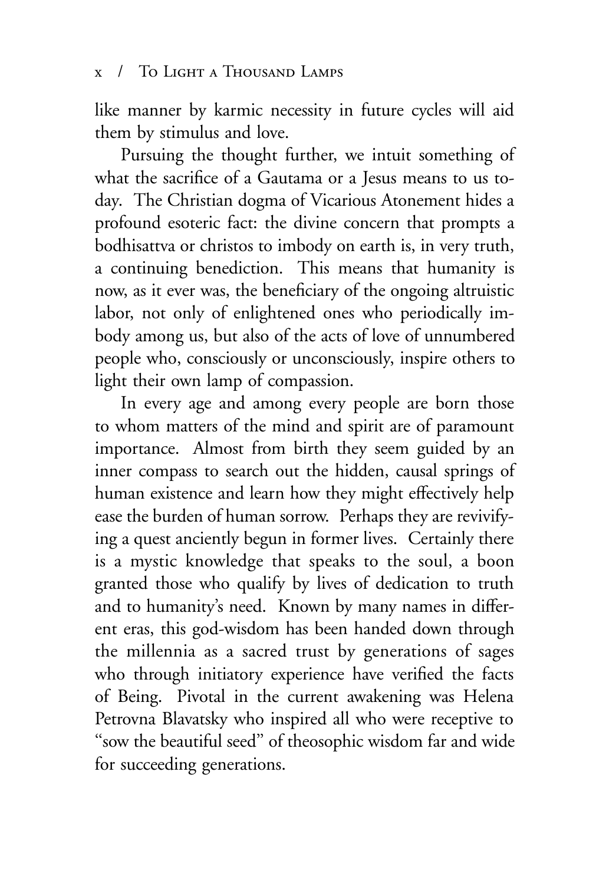like manner by karmic necessity in future cycles will aid them by stimulus and love.

Pursuing the thought further, we intuit something of what the sacrifice of a Gautama or a Jesus means to us today. The Christian dogma of Vicarious Atonement hides a profound esoteric fact: the divine concern that prompts a bodhisattva or christos to imbody on earth is, in very truth, a continuing benediction. This means that humanity is now, as it ever was, the beneficiary of the ongoing altruistic labor, not only of enlightened ones who periodically imbody among us, but also of the acts of love of unnumbered people who, consciously or unconsciously, inspire others to light their own lamp of compassion.

In every age and among every people are born those to whom matters of the mind and spirit are of paramount importance. Almost from birth they seem guided by an inner compass to search out the hidden, causal springs of human existence and learn how they might effectively help ease the burden of human sorrow. Perhaps they are revivifying a quest anciently begun in former lives. Certainly there is a mystic knowledge that speaks to the soul, a boon granted those who qualify by lives of dedication to truth and to humanity's need. Known by many names in different eras, this god-wisdom has been handed down through the millennia as a sacred trust by generations of sages who through initiatory experience have verified the facts of Being. Pivotal in the current awakening was Helena Petrovna Blavatsky who inspired all who were receptive to "sow the beautiful seed" of theosophic wisdom far and wide for succeeding generations.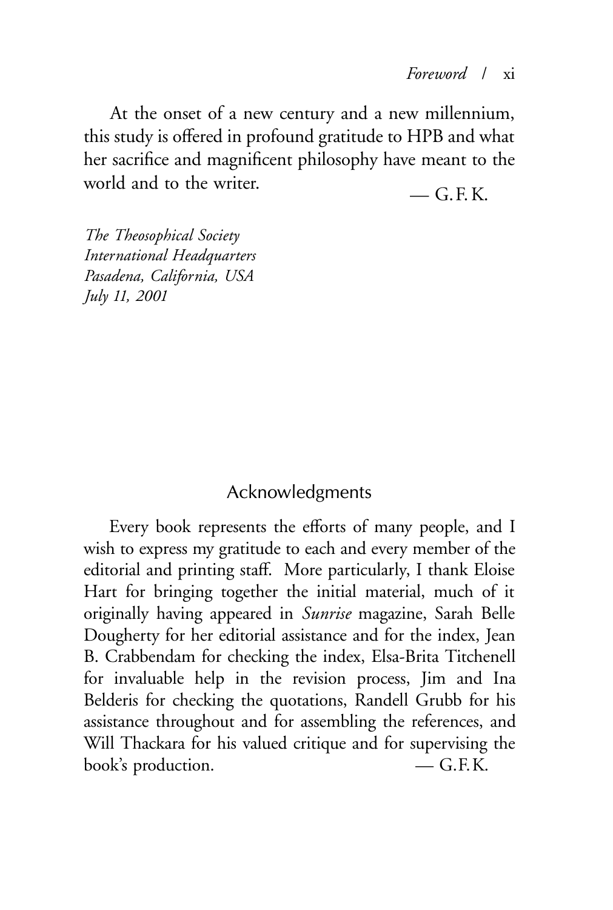At the onset of a new century and a new millennium, this study is offered in profound gratitude to HPB and what her sacrifice and magnificent philosophy have meant to the world and to the writer.

— G. F. K.

*The Theosophical Society*
*International Headquarters*
*Pasadena, California, USA*
*July 11, 2001*

## Acknowledgments

Every book represents the efforts of many people, and I wish to express my gratitude to each and every member of the editorial and printing staff. More particularly, I thank Eloise Hart for bringing together the initial material, much of it originally having appeared in *Sunrise* magazine, Sarah Belle Dougherty for her editorial assistance and for the index, Jean B. Crabbendam for checking the index, Elsa-Brita Titchenell for invaluable help in the revision process, Jim and Ina Belderis for checking the quotations, Randell Grubb for his assistance throughout and for assembling the references, and Will Thackara for his valued critique and for supervising the book's production. — G. F. K.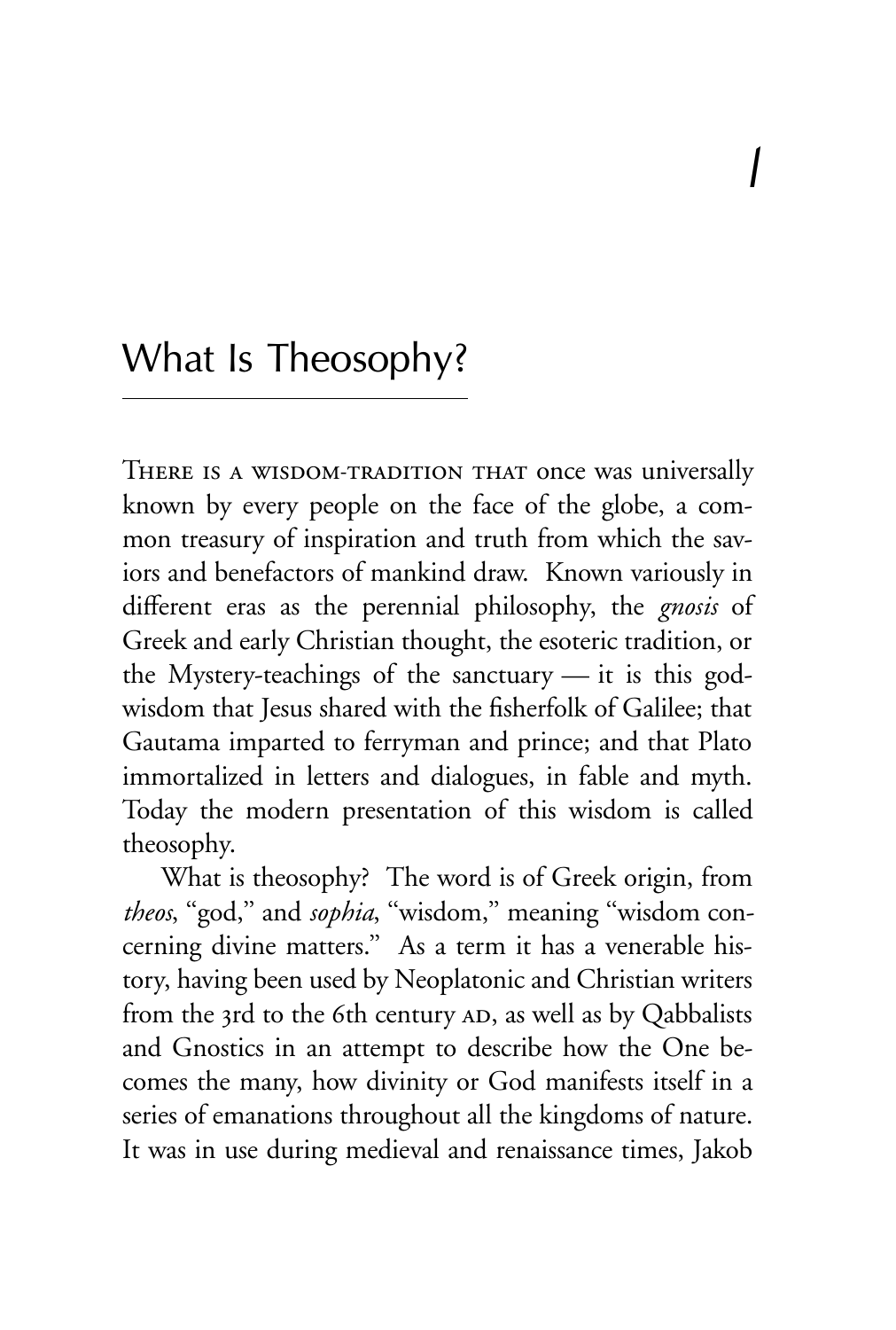# 1

## What Is Theosophy?

There is a wisdom-tradition that once was universally known by every people on the face of the globe, a common treasury of inspiration and truth from which the saviors and benefactors of mankind draw. Known variously in different eras as the perennial philosophy, the *gnosis* of Greek and early Christian thought, the esoteric tradition, or the Mystery-teachings of the sanctuary — it is this god-wisdom that Jesus shared with the fisherfolk of Galilee; that Gautama imparted to ferryman and prince; and that Plato immortalized in letters and dialogues, in fable and myth. Today the modern presentation of this wisdom is called theosophy.

What is theosophy? The word is of Greek origin, from *theos*, "god," and *sophia*, "wisdom," meaning "wisdom concerning divine matters." As a term it has a venerable history, having been used by Neoplatonic and Christian writers from the 3rd to the 6th century AD, as well as by Qabbalists and Gnostics in an attempt to describe how the One becomes the many, how divinity or God manifests itself in a series of emanations throughout all the kingdoms of nature. It was in use during medieval and renaissance times, Jakob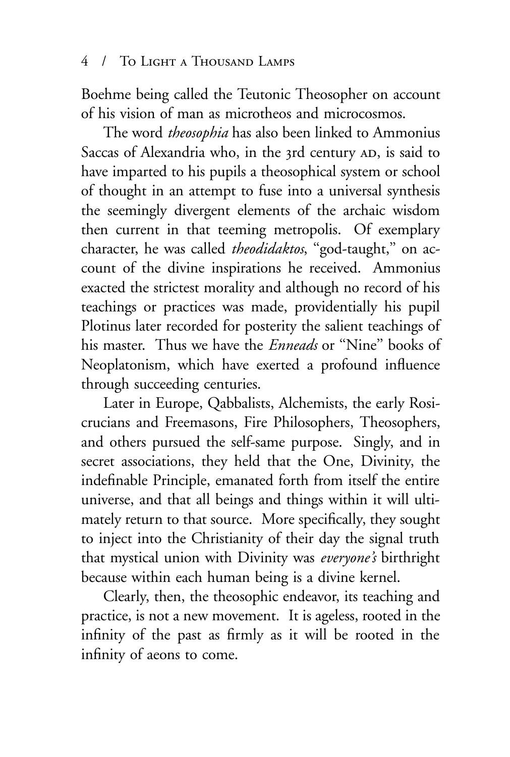Boehme being called the Teutonic Theosopher on account of his vision of man as microtheos and microcosmos.

The word *theosophia* has also been linked to Ammonius Saccas of Alexandria who, in the 3rd century AD, is said to have imparted to his pupils a theosophical system or school of thought in an attempt to fuse into a universal synthesis the seemingly divergent elements of the archaic wisdom then current in that teeming metropolis. Of exemplary character, he was called *theodidaktos*, "god-taught," on account of the divine inspirations he received. Ammonius exacted the strictest morality and although no record of his teachings or practices was made, providentially his pupil Plotinus later recorded for posterity the salient teachings of his master. Thus we have the *Enneads* or "Nine" books of Neoplatonism, which have exerted a profound influence through succeeding centuries.

Later in Europe, Qabbalists, Alchemists, the early Rosicrucians and Freemasons, Fire Philosophers, Theosophers, and others pursued the self-same purpose. Singly, and in secret associations, they held that the One, Divinity, the indefinable Principle, emanated forth from itself the entire universe, and that all beings and things within it will ultimately return to that source. More specifically, they sought to inject into the Christianity of their day the signal truth that mystical union with Divinity was *everyone's* birthright because within each human being is a divine kernel.

Clearly, then, the theosophic endeavor, its teaching and practice, is not a new movement. It is ageless, rooted in the infinity of the past as firmly as it will be rooted in the infinity of aeons to come.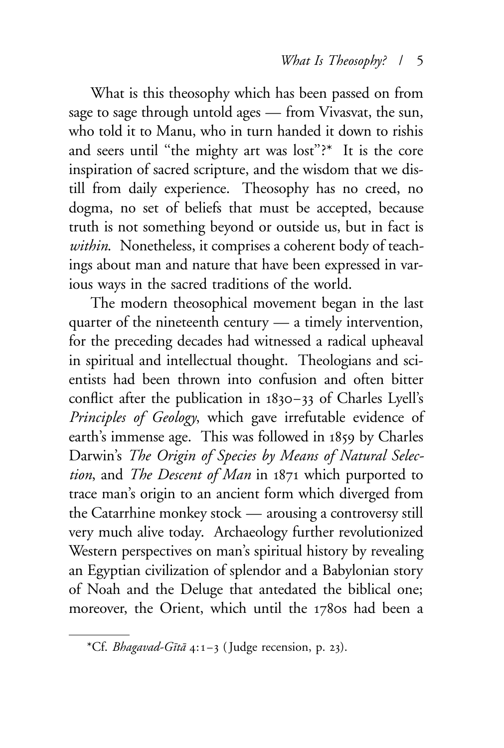What is this theosophy which has been passed on from sage to sage through untold ages — from Vivasvat, the sun, who told it to Manu, who in turn handed it down to rishis and seers until "the mighty art was lost"?* It is the core inspiration of sacred scripture, and the wisdom that we distill from daily experience. Theosophy has no creed, no dogma, no set of beliefs that must be accepted, because truth is not something beyond or outside us, but in fact is *within*. Nonetheless, it comprises a coherent body of teachings about man and nature that have been expressed in various ways in the sacred traditions of the world.

The modern theosophical movement began in the last quarter of the nineteenth century — a timely intervention, for the preceding decades had witnessed a radical upheaval in spiritual and intellectual thought. Theologians and scientists had been thrown into confusion and often bitter conflict after the publication in 1830–33 of Charles Lyell's *Principles of Geology*, which gave irrefutable evidence of earth's immense age. This was followed in 1859 by Charles Darwin's *The Origin of Species by Means of Natural Selection*, and *The Descent of Man* in 1871 which purported to trace man's origin to an ancient form which diverged from the Catarrhine monkey stock — arousing a controversy still very much alive today. Archaeology further revolutionized Western perspectives on man's spiritual history by revealing an Egyptian civilization of splendor and a Babylonian story of Noah and the Deluge that antedated the biblical one; moreover, the Orient, which until the 1780s had been a

*Cf. *Bhagavad-Gītā* 4:1–3 (Judge recension, p. 23).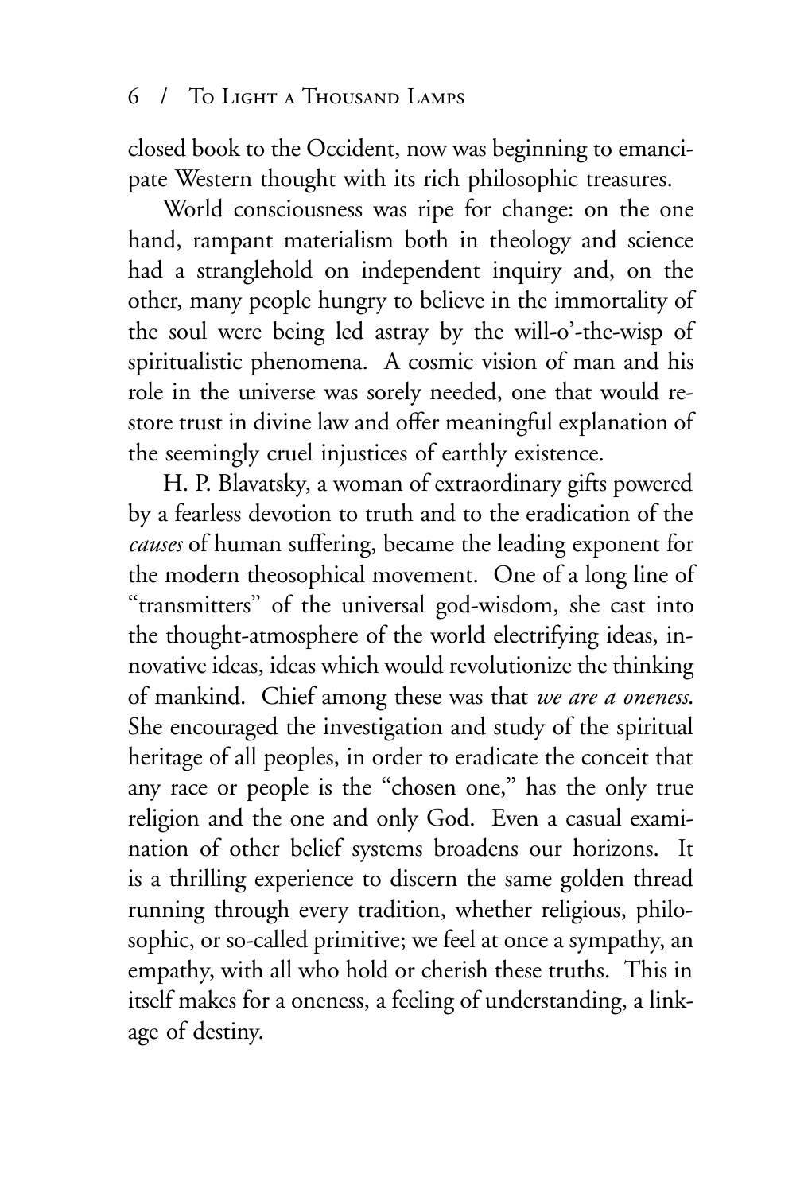closed book to the Occident, now was beginning to emancipate Western thought with its rich philosophic treasures.

World consciousness was ripe for change: on the one hand, rampant materialism both in theology and science had a stranglehold on independent inquiry and, on the other, many people hungry to believe in the immortality of the soul were being led astray by the will-o'-the-wisp of spiritualistic phenomena. A cosmic vision of man and his role in the universe was sorely needed, one that would restore trust in divine law and offer meaningful explanation of the seemingly cruel injustices of earthly existence.

H. P. Blavatsky, a woman of extraordinary gifts powered by a fearless devotion to truth and to the eradication of the *causes* of human suffering, became the leading exponent for the modern theosophical movement. One of a long line of "transmitters" of the universal god-wisdom, she cast into the thought-atmosphere of the world electrifying ideas, innovative ideas, ideas which would revolutionize the thinking of mankind. Chief among these was that *we are a oneness.* She encouraged the investigation and study of the spiritual heritage of all peoples, in order to eradicate the conceit that any race or people is the "chosen one," has the only true religion and the one and only God. Even a casual examination of other belief systems broadens our horizons. It is a thrilling experience to discern the same golden thread running through every tradition, whether religious, philosophic, or so-called primitive; we feel at once a sympathy, an empathy, with all who hold or cherish these truths. This in itself makes for a oneness, a feeling of understanding, a linkage of destiny.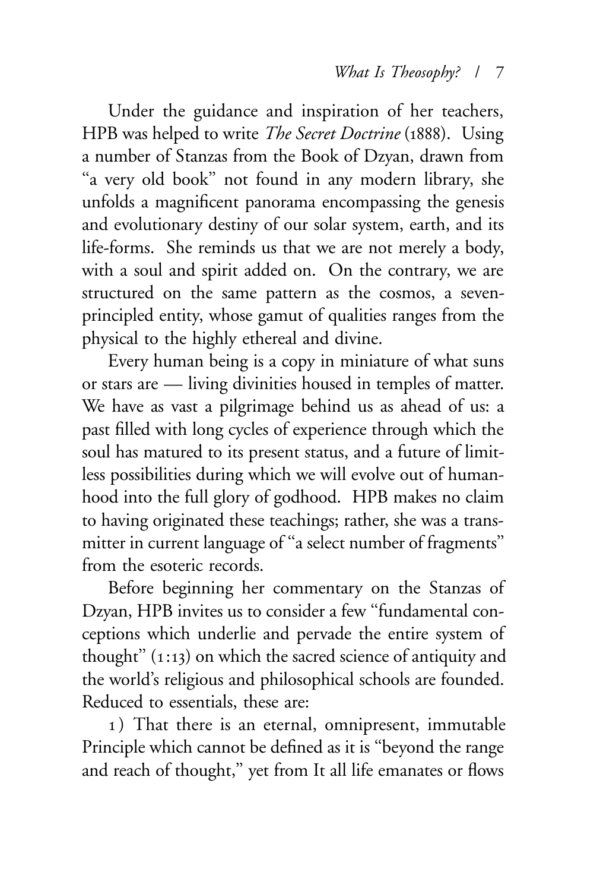Under the guidance and inspiration of her teachers, HPB was helped to write *The Secret Doctrine* (1888). Using a number of Stanzas from the Book of Dzyan, drawn from "a very old book" not found in any modern library, she unfolds a magnificent panorama encompassing the genesis and evolutionary destiny of our solar system, earth, and its life-forms. She reminds us that we are not merely a body, with a soul and spirit added on. On the contrary, we are structured on the same pattern as the cosmos, a seven-principled entity, whose gamut of qualities ranges from the physical to the highly ethereal and divine.

Every human being is a copy in miniature of what suns or stars are — living divinities housed in temples of matter. We have as vast a pilgrimage behind us as ahead of us: a past filled with long cycles of experience through which the soul has matured to its present status, and a future of limitless possibilities during which we will evolve out of humanhood into the full glory of godhood. HPB makes no claim to having originated these teachings; rather, she was a transmitter in current language of "a select number of fragments" from the esoteric records.

Before beginning her commentary on the Stanzas of Dzyan, HPB invites us to consider a few "fundamental conceptions which underlie and pervade the entire system of thought" (1:13) on which the sacred science of antiquity and the world's religious and philosophical schools are founded. Reduced to essentials, these are:

1) That there is an eternal, omnipresent, immutable Principle which cannot be defined as it is "beyond the range and reach of thought," yet from It all life emanates or flows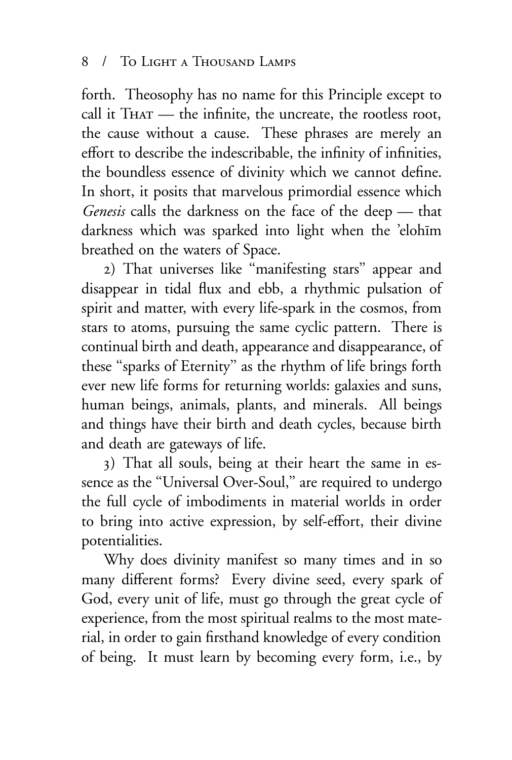forth. Theosophy has no name for this Principle except to call it THAT — the infinite, the uncreate, the rootless root, the cause without a cause. These phrases are merely an effort to describe the indescribable, the infinity of infinities, the boundless essence of divinity which we cannot define. In short, it posits that marvelous primordial essence which *Genesis* calls the darkness on the face of the deep — that darkness which was sparked into light when the 'elohīm breathed on the waters of Space.

2) That universes like "manifesting stars" appear and disappear in tidal flux and ebb, a rhythmic pulsation of spirit and matter, with every life-spark in the cosmos, from stars to atoms, pursuing the same cyclic pattern. There is continual birth and death, appearance and disappearance, of these "sparks of Eternity" as the rhythm of life brings forth ever new life forms for returning worlds: galaxies and suns, human beings, animals, plants, and minerals. All beings and things have their birth and death cycles, because birth and death are gateways of life.

3) That all souls, being at their heart the same in essence as the "Universal Over-Soul," are required to undergo the full cycle of imbodiments in material worlds in order to bring into active expression, by self-effort, their divine potentialities.

Why does divinity manifest so many times and in so many different forms? Every divine seed, every spark of God, every unit of life, must go through the great cycle of experience, from the most spiritual realms to the most material, in order to gain firsthand knowledge of every condition of being. It must learn by becoming every form, i.e., by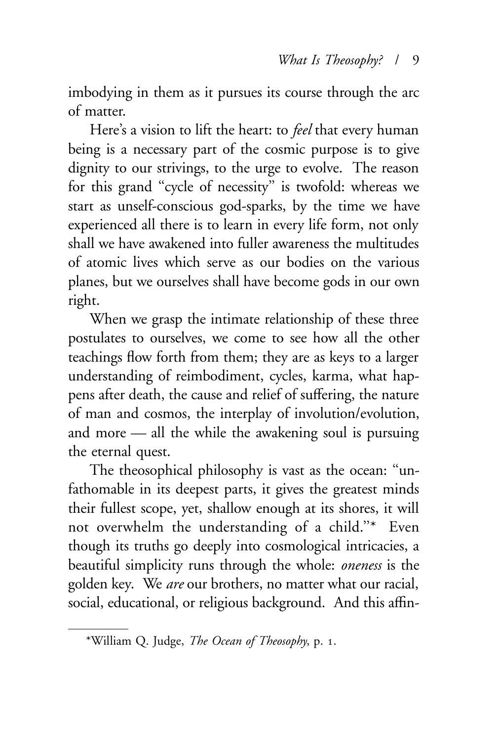imbodying in them as it pursues its course through the arc of matter.

Here's a vision to lift the heart: to *feel* that every human being is a necessary part of the cosmic purpose is to give dignity to our strivings, to the urge to evolve. The reason for this grand "cycle of necessity" is twofold: whereas we start as unself-conscious god-sparks, by the time we have experienced all there is to learn in every life form, not only shall we have awakened into fuller awareness the multitudes of atomic lives which serve as our bodies on the various planes, but we ourselves shall have become gods in our own right.

When we grasp the intimate relationship of these three postulates to ourselves, we come to see how all the other teachings flow forth from them; they are as keys to a larger understanding of reimbodiment, cycles, karma, what happens after death, the cause and relief of suffering, the nature of man and cosmos, the interplay of involution/evolution, and more — all the while the awakening soul is pursuing the eternal quest.

The theosophical philosophy is vast as the ocean: "unfathomable in its deepest parts, it gives the greatest minds their fullest scope, yet, shallow enough at its shores, it will not overwhelm the understanding of a child."* Even though its truths go deeply into cosmological intricacies, a beautiful simplicity runs through the whole: *oneness* is the golden key. We *are* our brothers, no matter what our racial, social, educational, or religious background. And this affin-

---

*William Q. Judge, *The Ocean of Theosophy*, p. 1.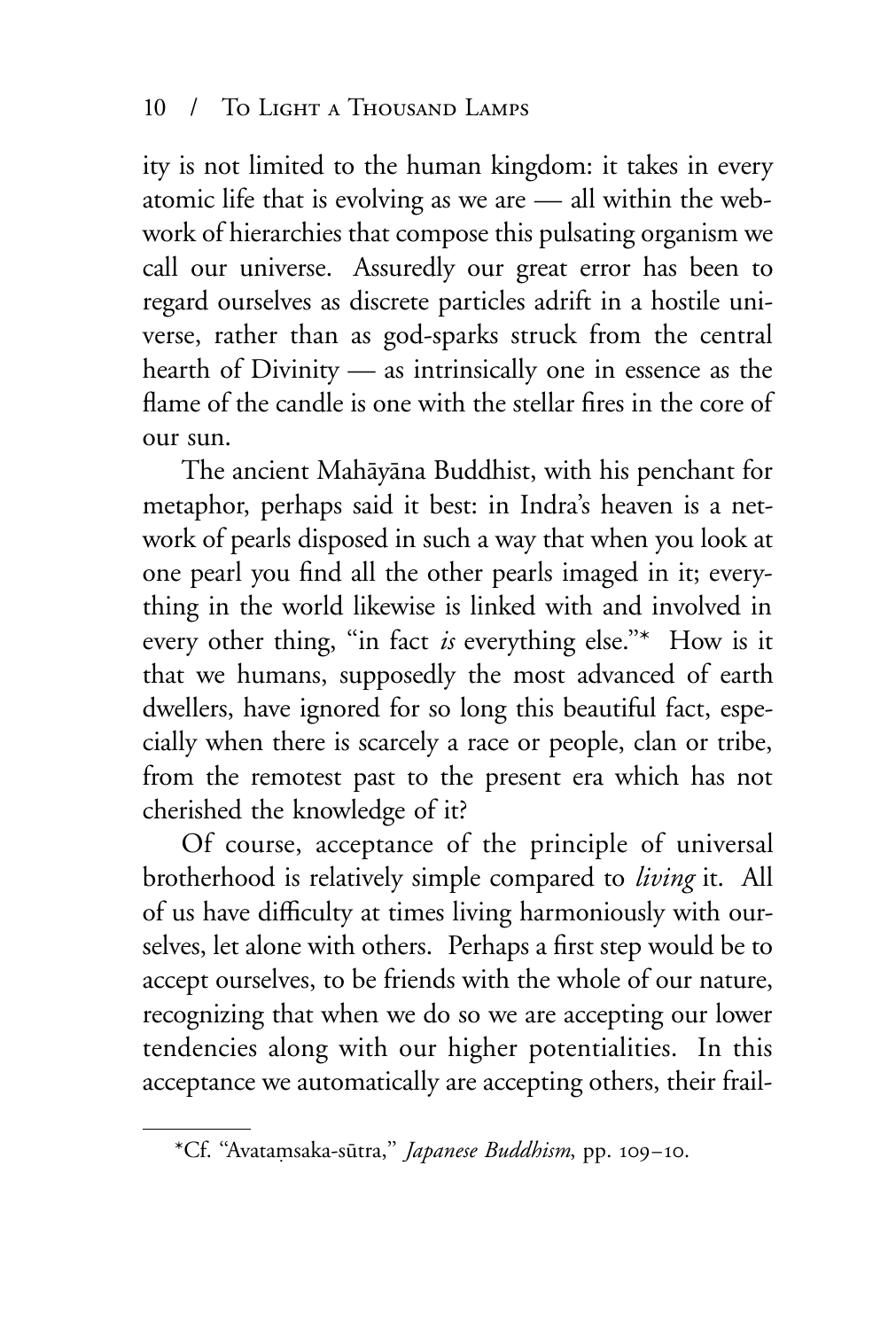ity is not limited to the human kingdom: it takes in every atomic life that is evolving as we are — all within the webwork of hierarchies that compose this pulsating organism we call our universe. Assuredly our great error has been to regard ourselves as discrete particles adrift in a hostile universe, rather than as god-sparks struck from the central hearth of Divinity — as intrinsically one in essence as the flame of the candle is one with the stellar fires in the core of our sun.

The ancient Mahāyāna Buddhist, with his penchant for metaphor, perhaps said it best: in Indra's heaven is a network of pearls disposed in such a way that when you look at one pearl you find all the other pearls imaged in it; everything in the world likewise is linked with and involved in every other thing, "in fact *is* everything else."* How is it that we humans, supposedly the most advanced of earth dwellers, have ignored for so long this beautiful fact, especially when there is scarcely a race or people, clan or tribe, from the remotest past to the present era which has not cherished the knowledge of it?

Of course, acceptance of the principle of universal brotherhood is relatively simple compared to *living* it. All of us have difficulty at times living harmoniously with ourselves, let alone with others. Perhaps a first step would be to accept ourselves, to be friends with the whole of our nature, recognizing that when we do so we are accepting our lower tendencies along with our higher potentialities. In this acceptance we automatically are accepting others, their frail-

---

*Cf. "Avataṃsaka-sūtra," *Japanese Buddhism*, pp. 109–10.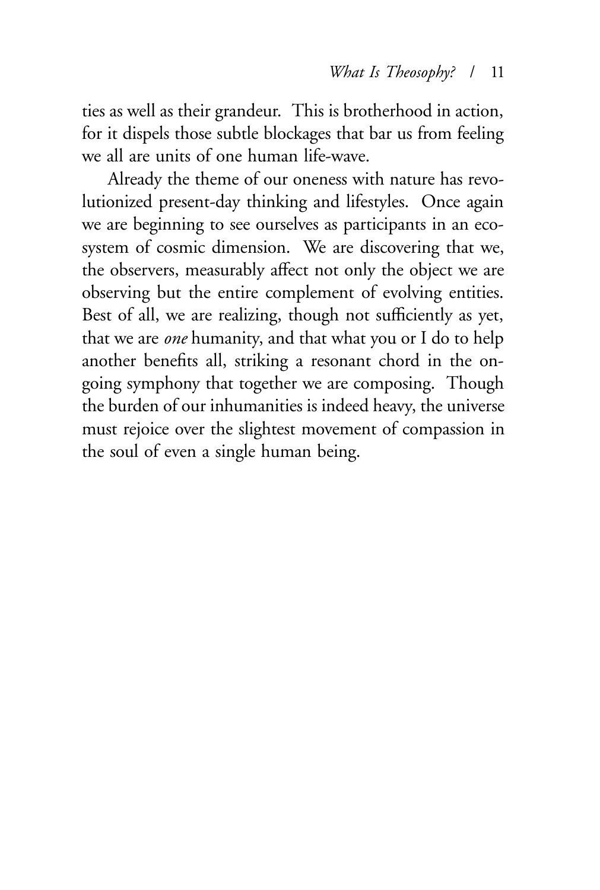ties as well as their grandeur. This is brotherhood in action, for it dispels those subtle blockages that bar us from feeling we all are units of one human life-wave.

Already the theme of our oneness with nature has revolutionized present-day thinking and lifestyles. Once again we are beginning to see ourselves as participants in an ecosystem of cosmic dimension. We are discovering that we, the observers, measurably affect not only the object we are observing but the entire complement of evolving entities. Best of all, we are realizing, though not sufficiently as yet, that we are *one* humanity, and that what you or I do to help another benefits all, striking a resonant chord in the ongoing symphony that together we are composing. Though the burden of our inhumanities is indeed heavy, the universe must rejoice over the slightest movement of compassion in the soul of even a single human being.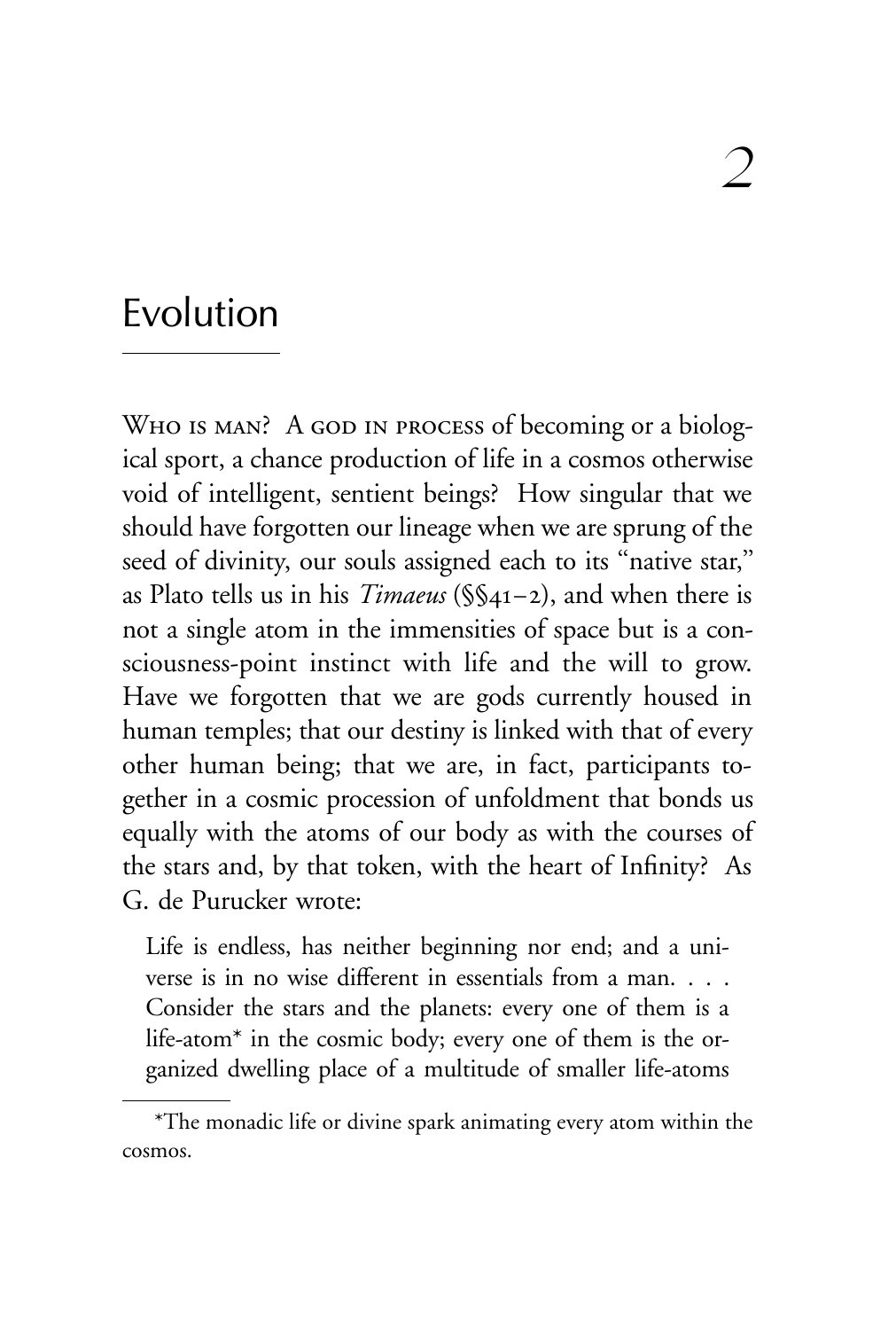# 2

## Evolution

WHO IS MAN? A GOD IN PROCESS of becoming or a biological sport, a chance production of life in a cosmos otherwise void of intelligent, sentient beings? How singular that we should have forgotten our lineage when we are sprung of the seed of divinity, our souls assigned each to its "native star," as Plato tells us in his *Timaeus* (§§41–2), and when there is not a single atom in the immensities of space but is a consciousness-point instinct with life and the will to grow. Have we forgotten that we are gods currently housed in human temples; that our destiny is linked with that of every other human being; that we are, in fact, participants together in a cosmic procession of unfoldment that bonds us equally with the atoms of our body as with the courses of the stars and, by that token, with the heart of Infinity? As G. de Purucker wrote:

> Life is endless, has neither beginning nor end; and a universe is in no wise different in essentials from a man. . . . Consider the stars and the planets: every one of them is a life-atom* in the cosmic body; every one of them is the organized dwelling place of a multitude of smaller life-atoms

*The monadic life or divine spark animating every atom within the cosmos.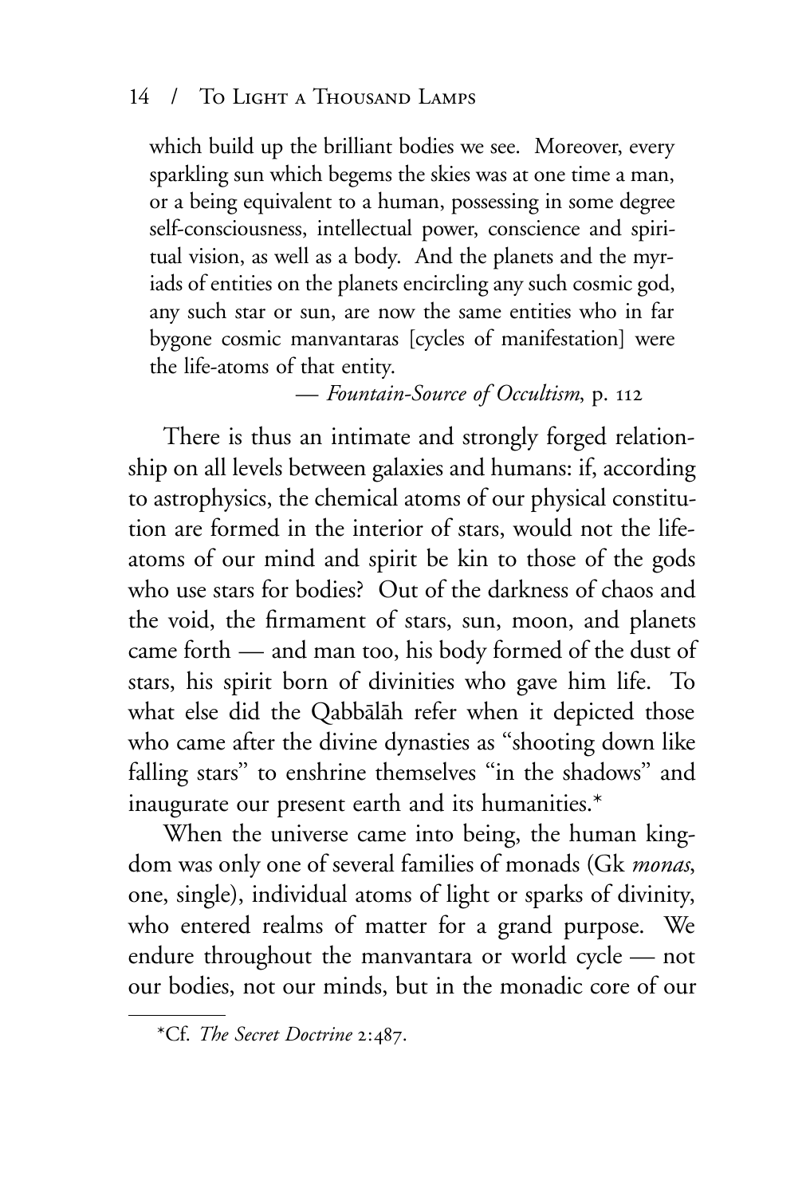> which build up the brilliant bodies we see. Moreover, every sparkling sun which begems the skies was at one time a man, or a being equivalent to a human, possessing in some degree self-consciousness, intellectual power, conscience and spiritual vision, as well as a body. And the planets and the myriads of entities on the planets encircling any such cosmic god, any such star or sun, are now the same entities who in far bygone cosmic manvantaras [cycles of manifestation] were the life-atoms of that entity.
>
> — *Fountain-Source of Occultism*, p. 112

There is thus an intimate and strongly forged relationship on all levels between galaxies and humans: if, according to astrophysics, the chemical atoms of our physical constitution are formed in the interior of stars, would not the life-atoms of our mind and spirit be kin to those of the gods who use stars for bodies? Out of the darkness of chaos and the void, the firmament of stars, sun, moon, and planets came forth — and man too, his body formed of the dust of stars, his spirit born of divinities who gave him life. To what else did the Qabbālāh refer when it depicted those who came after the divine dynasties as "shooting down like falling stars" to enshrine themselves "in the shadows" and inaugurate our present earth and its humanities.*

When the universe came into being, the human kingdom was only one of several families of monads (Gk *monas*, one, single), individual atoms of light or sparks of divinity, who entered realms of matter for a grand purpose. We endure throughout the manvantara or world cycle — not our bodies, not our minds, but in the monadic core of our

---

*Cf. *The Secret Doctrine* 2:487.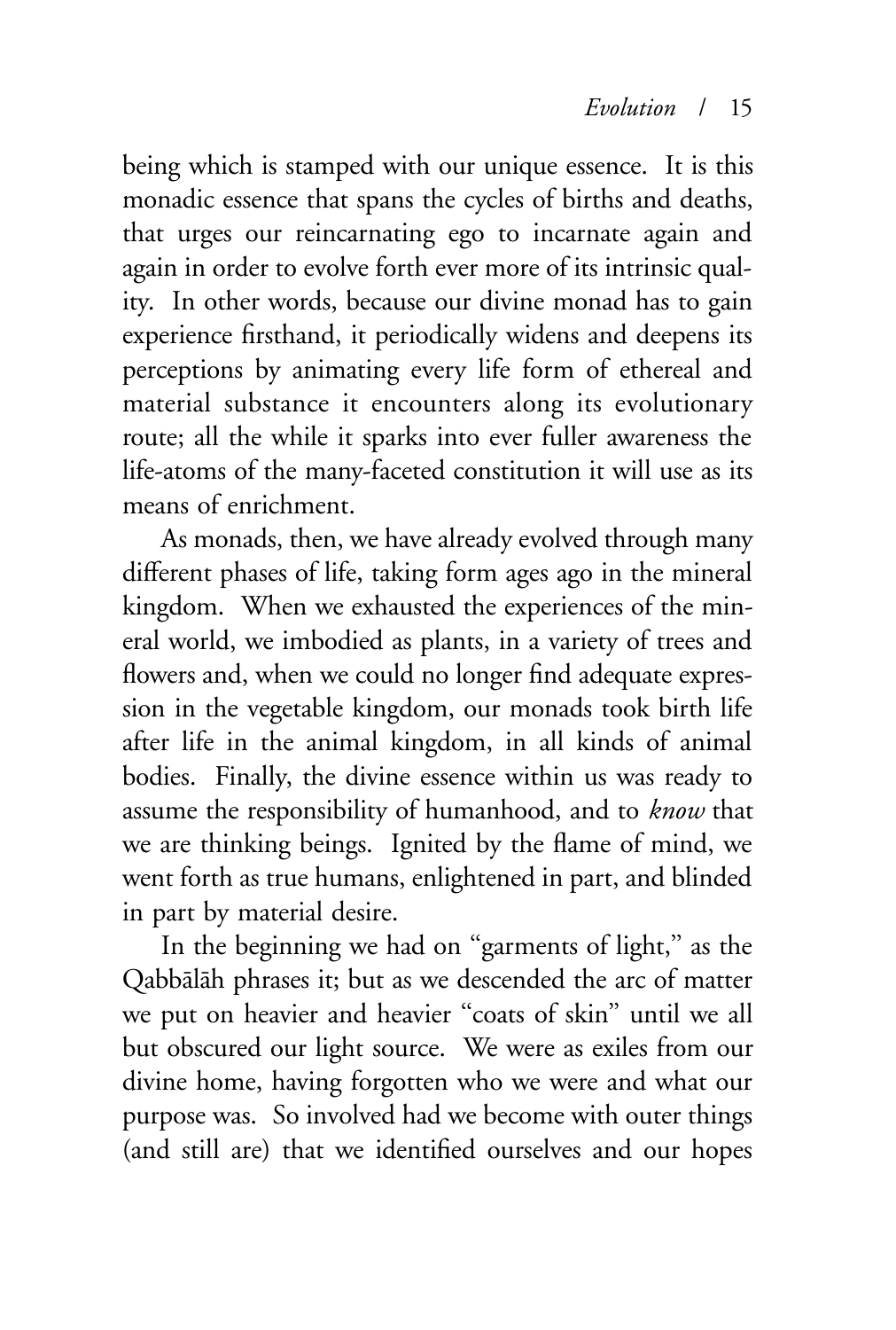being which is stamped with our unique essence. It is this monadic essence that spans the cycles of births and deaths, that urges our reincarnating ego to incarnate again and again in order to evolve forth ever more of its intrinsic quality. In other words, because our divine monad has to gain experience firsthand, it periodically widens and deepens its perceptions by animating every life form of ethereal and material substance it encounters along its evolutionary route; all the while it sparks into ever fuller awareness the life-atoms of the many-faceted constitution it will use as its means of enrichment.

As monads, then, we have already evolved through many different phases of life, taking form ages ago in the mineral kingdom. When we exhausted the experiences of the mineral world, we imbodied as plants, in a variety of trees and flowers and, when we could no longer find adequate expression in the vegetable kingdom, our monads took birth life after life in the animal kingdom, in all kinds of animal bodies. Finally, the divine essence within us was ready to assume the responsibility of humanhood, and to *know* that we are thinking beings. Ignited by the flame of mind, we went forth as true humans, enlightened in part, and blinded in part by material desire.

In the beginning we had on "garments of light," as the Qabbālāh phrases it; but as we descended the arc of matter we put on heavier and heavier "coats of skin" until we all but obscured our light source. We were as exiles from our divine home, having forgotten who we were and what our purpose was. So involved had we become with outer things (and still are) that we identified ourselves and our hopes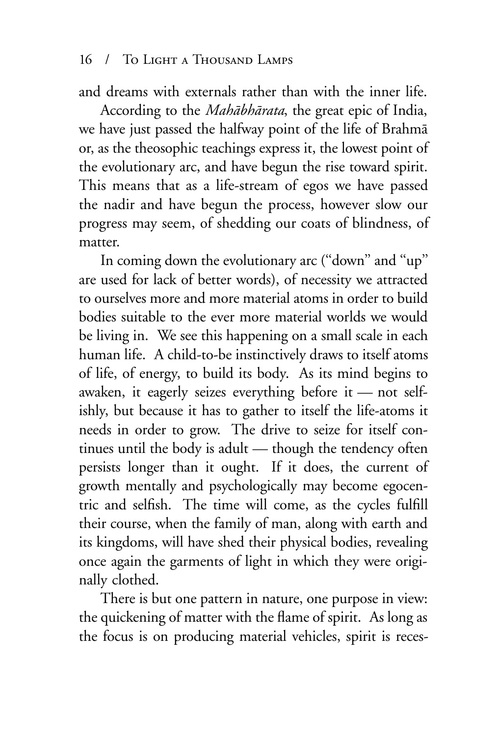and dreams with externals rather than with the inner life.

According to the *Mahābhārata*, the great epic of India, we have just passed the halfway point of the life of Brahmā or, as the theosophic teachings express it, the lowest point of the evolutionary arc, and have begun the rise toward spirit. This means that as a life-stream of egos we have passed the nadir and have begun the process, however slow our progress may seem, of shedding our coats of blindness, of matter.

In coming down the evolutionary arc ("down" and "up" are used for lack of better words), of necessity we attracted to ourselves more and more material atoms in order to build bodies suitable to the ever more material worlds we would be living in. We see this happening on a small scale in each human life. A child-to-be instinctively draws to itself atoms of life, of energy, to build its body. As its mind begins to awaken, it eagerly seizes everything before it — not selfishly, but because it has to gather to itself the life-atoms it needs in order to grow. The drive to seize for itself continues until the body is adult — though the tendency often persists longer than it ought. If it does, the current of growth mentally and psychologically may become egocentric and selfish. The time will come, as the cycles fulfill their course, when the family of man, along with earth and its kingdoms, will have shed their physical bodies, revealing once again the garments of light in which they were originally clothed.

There is but one pattern in nature, one purpose in view: the quickening of matter with the flame of spirit. As long as the focus is on producing material vehicles, spirit is reces-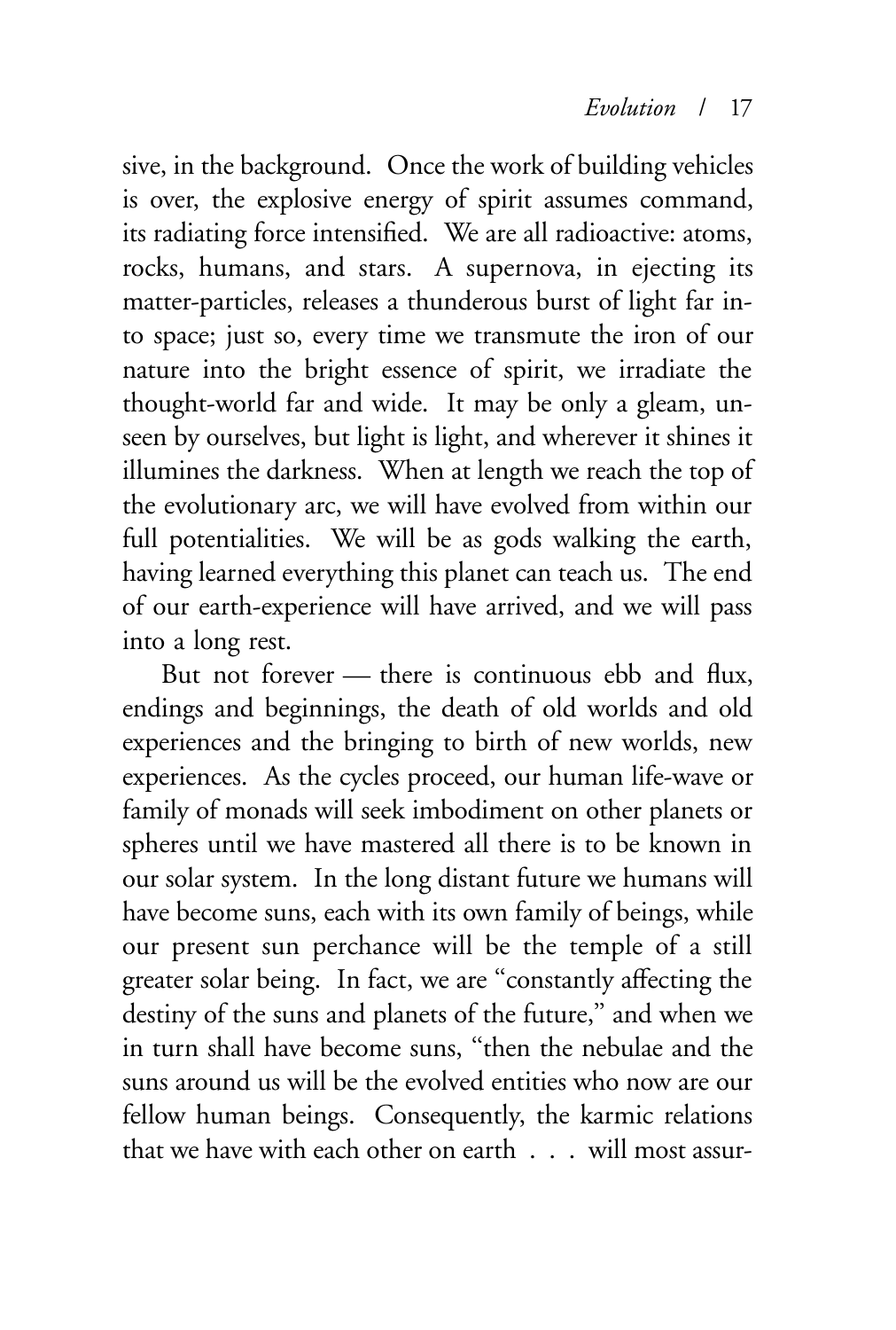sive, in the background. Once the work of building vehicles is over, the explosive energy of spirit assumes command, its radiating force intensified. We are all radioactive: atoms, rocks, humans, and stars. A supernova, in ejecting its matter-particles, releases a thunderous burst of light far into space; just so, every time we transmute the iron of our nature into the bright essence of spirit, we irradiate the thought-world far and wide. It may be only a gleam, unseen by ourselves, but light is light, and wherever it shines it illumines the darkness. When at length we reach the top of the evolutionary arc, we will have evolved from within our full potentialities. We will be as gods walking the earth, having learned everything this planet can teach us. The end of our earth-experience will have arrived, and we will pass into a long rest.

But not forever — there is continuous ebb and flux, endings and beginnings, the death of old worlds and old experiences and the bringing to birth of new worlds, new experiences. As the cycles proceed, our human life-wave or family of monads will seek imbodiment on other planets or spheres until we have mastered all there is to be known in our solar system. In the long distant future we humans will have become suns, each with its own family of beings, while our present sun perchance will be the temple of a still greater solar being. In fact, we are "constantly affecting the destiny of the suns and planets of the future," and when we in turn shall have become suns, "then the nebulae and the suns around us will be the evolved entities who now are our fellow human beings. Consequently, the karmic relations that we have with each other on earth . . . will most assur-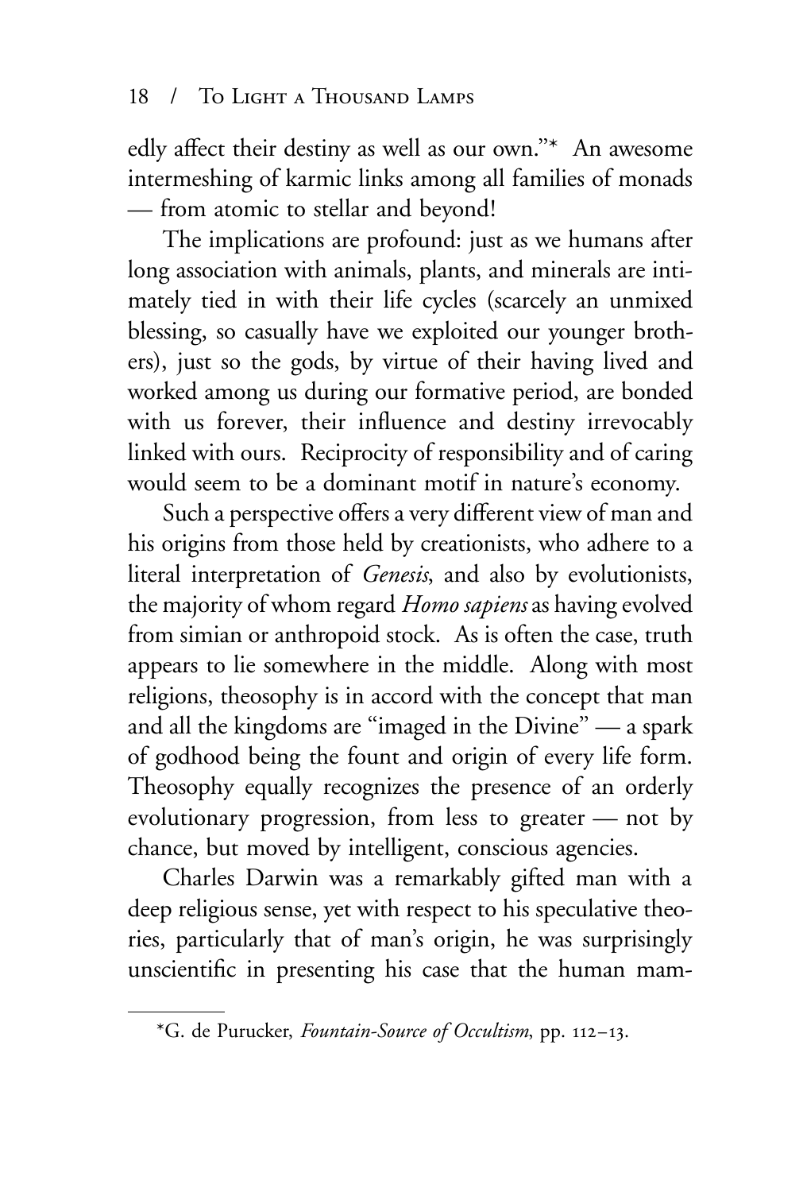edly affect their destiny as well as our own."* An awesome intermeshing of karmic links among all families of monads — from atomic to stellar and beyond!

The implications are profound: just as we humans after long association with animals, plants, and minerals are intimately tied in with their life cycles (scarcely an unmixed blessing, so casually have we exploited our younger brothers), just so the gods, by virtue of their having lived and worked among us during our formative period, are bonded with us forever, their influence and destiny irrevocably linked with ours. Reciprocity of responsibility and of caring would seem to be a dominant motif in nature's economy.

Such a perspective offers a very different view of man and his origins from those held by creationists, who adhere to a literal interpretation of *Genesis*, and also by evolutionists, the majority of whom regard *Homo sapiens* as having evolved from simian or anthropoid stock. As is often the case, truth appears to lie somewhere in the middle. Along with most religions, theosophy is in accord with the concept that man and all the kingdoms are "imaged in the Divine" — a spark of godhood being the fount and origin of every life form. Theosophy equally recognizes the presence of an orderly evolutionary progression, from less to greater — not by chance, but moved by intelligent, conscious agencies.

Charles Darwin was a remarkably gifted man with a deep religious sense, yet with respect to his speculative theories, particularly that of man's origin, he was surprisingly unscientific in presenting his case that the human mam-

---

*G. de Purucker, *Fountain-Source of Occultism*, pp. 112–13.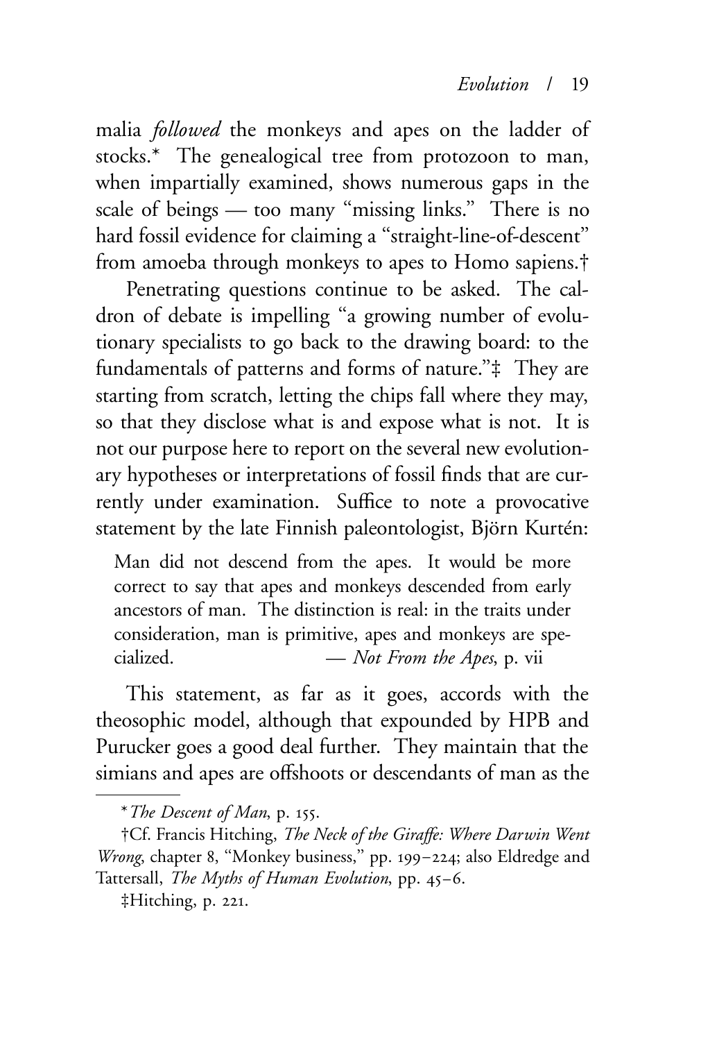malia *followed* the monkeys and apes on the ladder of stocks.* The genealogical tree from protozoon to man, when impartially examined, shows numerous gaps in the scale of beings — too many "missing links." There is no hard fossil evidence for claiming a "straight-line-of-descent" from amoeba through monkeys to apes to Homo sapiens.†

Penetrating questions continue to be asked. The caldron of debate is impelling "a growing number of evolutionary specialists to go back to the drawing board: to the fundamentals of patterns and forms of nature."‡ They are starting from scratch, letting the chips fall where they may, so that they disclose what is and expose what is not. It is not our purpose here to report on the several new evolutionary hypotheses or interpretations of fossil finds that are currently under examination. Suffice to note a provocative statement by the late Finnish paleontologist, Björn Kurtén:

> Man did not descend from the apes. It would be more correct to say that apes and monkeys descended from early ancestors of man. The distinction is real: in the traits under consideration, man is primitive, apes and monkeys are specialized. — *Not From the Apes*, p. vii

This statement, as far as it goes, accords with the theosophic model, although that expounded by HPB and Purucker goes a good deal further. They maintain that the simians and apes are offshoots or descendants of man as the

---

* *The Descent of Man*, p. 155.

†Cf. Francis Hitching, *The Neck of the Giraffe: Where Darwin Went Wrong*, chapter 8, "Monkey business," pp. 199–224; also Eldredge and Tattersall, *The Myths of Human Evolution*, pp. 45–6.

‡Hitching, p. 221.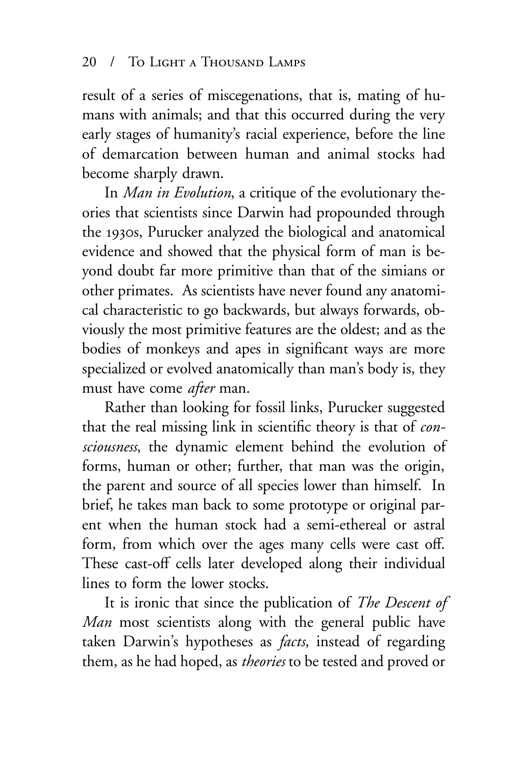result of a series of miscegenations, that is, mating of humans with animals; and that this occurred during the very early stages of humanity's racial experience, before the line of demarcation between human and animal stocks had become sharply drawn.

In *Man in Evolution*, a critique of the evolutionary theories that scientists since Darwin had propounded through the 1930s, Purucker analyzed the biological and anatomical evidence and showed that the physical form of man is beyond doubt far more primitive than that of the simians or other primates. As scientists have never found any anatomical characteristic to go backwards, but always forwards, obviously the most primitive features are the oldest; and as the bodies of monkeys and apes in significant ways are more specialized or evolved anatomically than man's body is, they must have come *after* man.

Rather than looking for fossil links, Purucker suggested that the real missing link in scientific theory is that of *consciousness*, the dynamic element behind the evolution of forms, human or other; further, that man was the origin, the parent and source of all species lower than himself. In brief, he takes man back to some prototype or original parent when the human stock had a semi-ethereal or astral form, from which over the ages many cells were cast off. These cast-off cells later developed along their individual lines to form the lower stocks.

It is ironic that since the publication of *The Descent of Man* most scientists along with the general public have taken Darwin's hypotheses as *facts*, instead of regarding them, as he had hoped, as *theories* to be tested and proved or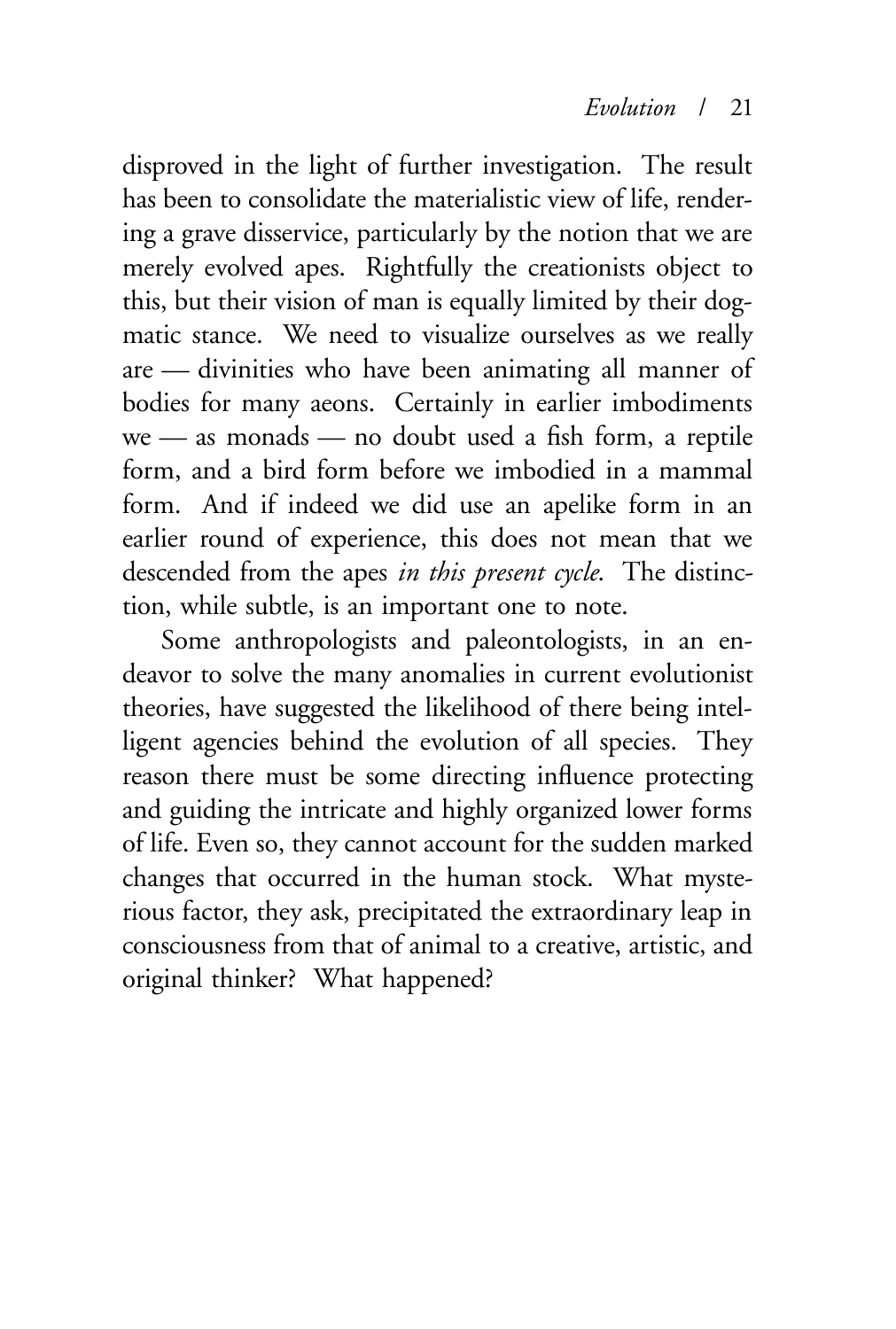disproved in the light of further investigation. The result has been to consolidate the materialistic view of life, rendering a grave disservice, particularly by the notion that we are merely evolved apes. Rightfully the creationists object to this, but their vision of man is equally limited by their dogmatic stance. We need to visualize ourselves as we really are — divinities who have been animating all manner of bodies for many aeons. Certainly in earlier imbodiments we — as monads — no doubt used a fish form, a reptile form, and a bird form before we imbodied in a mammal form. And if indeed we did use an apelike form in an earlier round of experience, this does not mean that we descended from the apes *in this present cycle*. The distinction, while subtle, is an important one to note.

Some anthropologists and paleontologists, in an endeavor to solve the many anomalies in current evolutionist theories, have suggested the likelihood of there being intelligent agencies behind the evolution of all species. They reason there must be some directing influence protecting and guiding the intricate and highly organized lower forms of life. Even so, they cannot account for the sudden marked changes that occurred in the human stock. What mysterious factor, they ask, precipitated the extraordinary leap in consciousness from that of animal to a creative, artistic, and original thinker? What happened?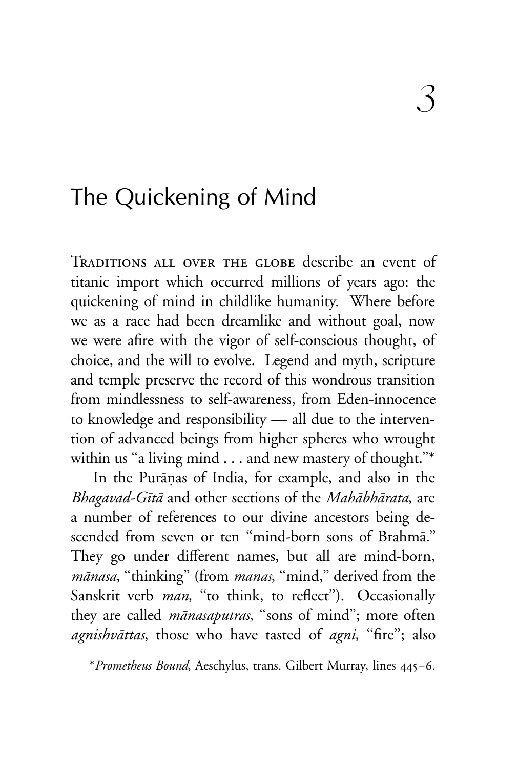# 3

# The Quickening of Mind

Traditions all over the globe describe an event of titanic import which occurred millions of years ago: the quickening of mind in childlike humanity. Where before we as a race had been dreamlike and without goal, now we were afire with the vigor of self-conscious thought, of choice, and the will to evolve. Legend and myth, scripture and temple preserve the record of this wondrous transition from mindlessness to self-awareness, from Eden-innocence to knowledge and responsibility — all due to the intervention of advanced beings from higher spheres who wrought within us "a living mind . . . and new mastery of thought."*

In the Purāṇas of India, for example, and also in the *Bhagavad-Gītā* and other sections of the *Mahābhārata*, are a number of references to our divine ancestors being descended from seven or ten "mind-born sons of Brahmā." They go under different names, but all are mind-born, *mānasa*, "thinking" (from *manas*, "mind," derived from the Sanskrit verb *man*, "to think, to reflect"). Occasionally they are called *mānasaputras*, "sons of mind"; more often *agnishvāttas*, those who have tasted of *agni*, "fire"; also

---

\* *Prometheus Bound,* Aeschylus, trans. Gilbert Murray, lines 445–6.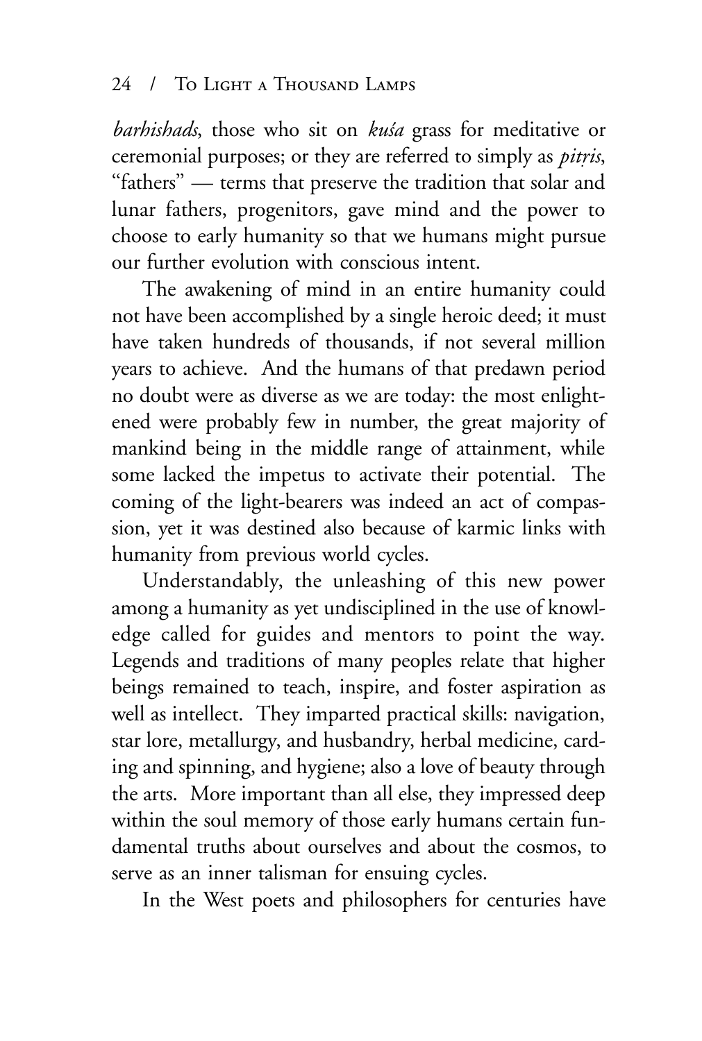*barhishads*, those who sit on *kuśa* grass for meditative or ceremonial purposes; or they are referred to simply as *pitṛis*, "fathers" — terms that preserve the tradition that solar and lunar fathers, progenitors, gave mind and the power to choose to early humanity so that we humans might pursue our further evolution with conscious intent.

The awakening of mind in an entire humanity could not have been accomplished by a single heroic deed; it must have taken hundreds of thousands, if not several million years to achieve. And the humans of that predawn period no doubt were as diverse as we are today: the most enlightened were probably few in number, the great majority of mankind being in the middle range of attainment, while some lacked the impetus to activate their potential. The coming of the light-bearers was indeed an act of compassion, yet it was destined also because of karmic links with humanity from previous world cycles.

Understandably, the unleashing of this new power among a humanity as yet undisciplined in the use of knowledge called for guides and mentors to point the way. Legends and traditions of many peoples relate that higher beings remained to teach, inspire, and foster aspiration as well as intellect. They imparted practical skills: navigation, star lore, metallurgy, and husbandry, herbal medicine, carding and spinning, and hygiene; also a love of beauty through the arts. More important than all else, they impressed deep within the soul memory of those early humans certain fundamental truths about ourselves and about the cosmos, to serve as an inner talisman for ensuing cycles.

In the West poets and philosophers for centuries have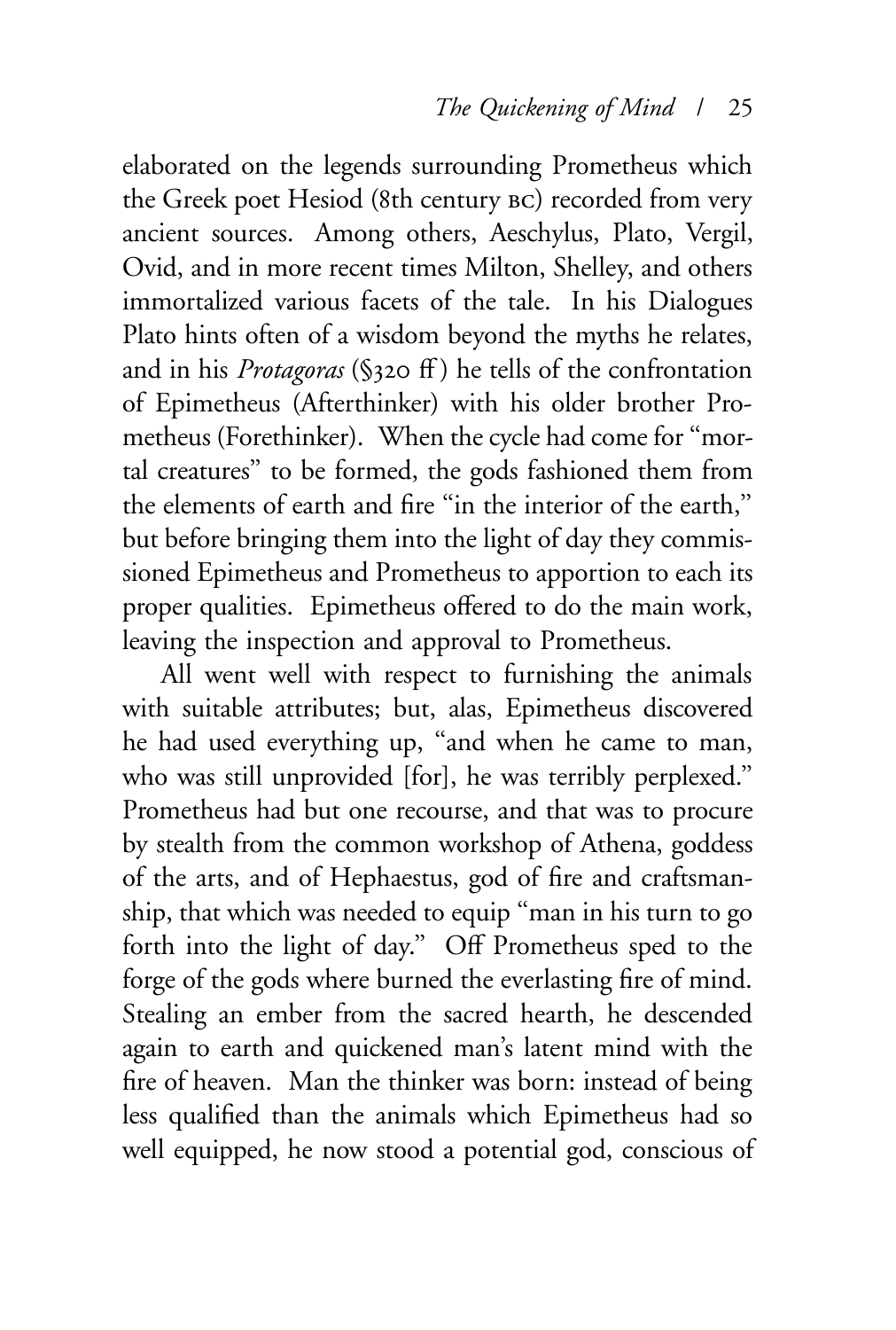elaborated on the legends surrounding Prometheus which the Greek poet Hesiod (8th century BC) recorded from very ancient sources. Among others, Aeschylus, Plato, Vergil, Ovid, and in more recent times Milton, Shelley, and others immortalized various facets of the tale. In his Dialogues Plato hints often of a wisdom beyond the myths he relates, and in his *Protagoras* (§320 ff) he tells of the confrontation of Epimetheus (Afterthinker) with his older brother Prometheus (Forethinker). When the cycle had come for "mortal creatures" to be formed, the gods fashioned them from the elements of earth and fire "in the interior of the earth," but before bringing them into the light of day they commissioned Epimetheus and Prometheus to apportion to each its proper qualities. Epimetheus offered to do the main work, leaving the inspection and approval to Prometheus.

All went well with respect to furnishing the animals with suitable attributes; but, alas, Epimetheus discovered he had used everything up, "and when he came to man, who was still unprovided [for], he was terribly perplexed." Prometheus had but one recourse, and that was to procure by stealth from the common workshop of Athena, goddess of the arts, and of Hephaestus, god of fire and craftsmanship, that which was needed to equip "man in his turn to go forth into the light of day." Off Prometheus sped to the forge of the gods where burned the everlasting fire of mind. Stealing an ember from the sacred hearth, he descended again to earth and quickened man's latent mind with the fire of heaven. Man the thinker was born: instead of being less qualified than the animals which Epimetheus had so well equipped, he now stood a potential god, conscious of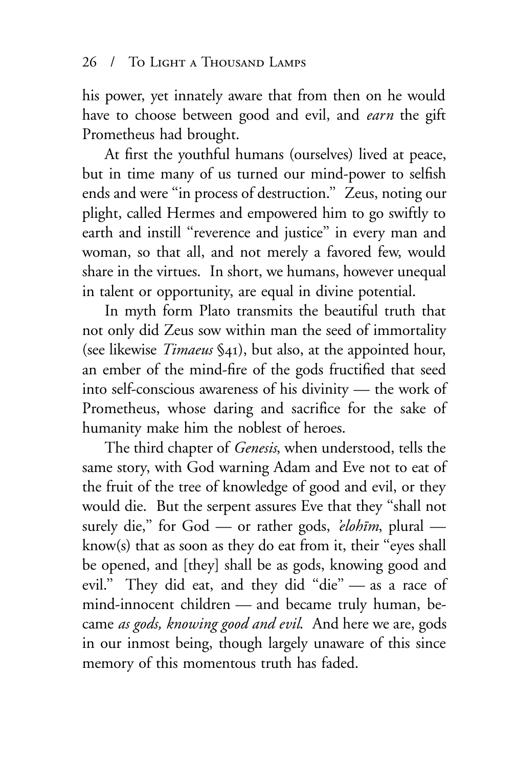his power, yet innately aware that from then on he would have to choose between good and evil, and *earn* the gift Prometheus had brought.

At first the youthful humans (ourselves) lived at peace, but in time many of us turned our mind-power to selfish ends and were "in process of destruction." Zeus, noting our plight, called Hermes and empowered him to go swiftly to earth and instill "reverence and justice" in every man and woman, so that all, and not merely a favored few, would share in the virtues. In short, we humans, however unequal in talent or opportunity, are equal in divine potential.

In myth form Plato transmits the beautiful truth that not only did Zeus sow within man the seed of immortality (see likewise *Timaeus* §41), but also, at the appointed hour, an ember of the mind-fire of the gods fructified that seed into self-conscious awareness of his divinity — the work of Prometheus, whose daring and sacrifice for the sake of humanity make him the noblest of heroes.

The third chapter of *Genesis*, when understood, tells the same story, with God warning Adam and Eve not to eat of the fruit of the tree of knowledge of good and evil, or they would die. But the serpent assures Eve that they "shall not surely die," for God — or rather gods, *'ĕlohīm*, plural — know(s) that as soon as they do eat from it, their "eyes shall be opened, and [they] shall be as gods, knowing good and evil." They did eat, and they did "die" — as a race of mind-innocent children — and became truly human, became *as gods, knowing good and evil*. And here we are, gods in our inmost being, though largely unaware of this since memory of this momentous truth has faded.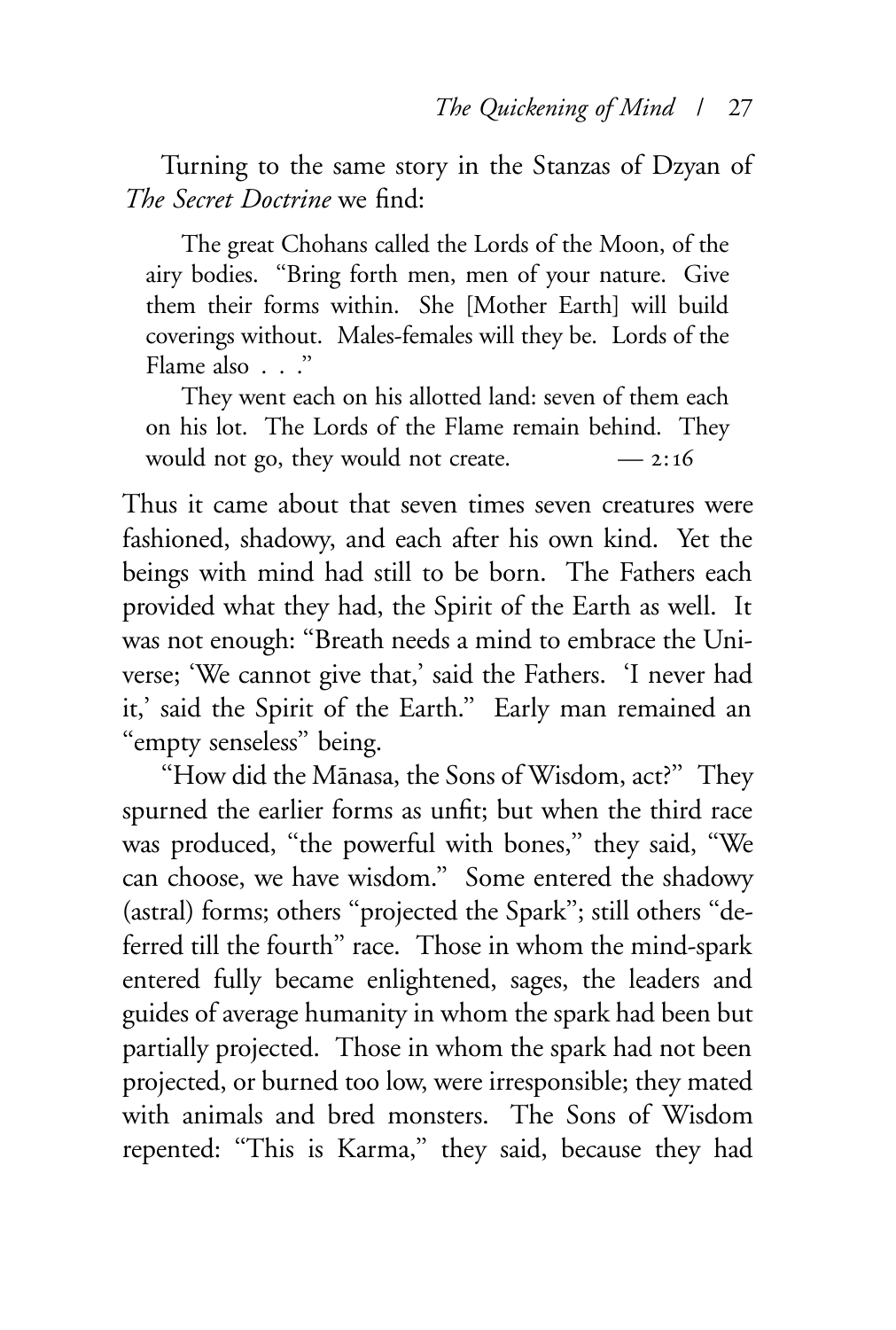Turning to the same story in the Stanzas of Dzyan of *The Secret Doctrine* we find:

> The great Chohans called the Lords of the Moon, of the airy bodies. "Bring forth men, men of your nature. Give them their forms within. She [Mother Earth] will build coverings without. Males-females will they be. Lords of the Flame also . . ."
>
> They went each on his allotted land: seven of them each on his lot. The Lords of the Flame remain behind. They would not go, they would not create. — 2:16

Thus it came about that seven times seven creatures were fashioned, shadowy, and each after his own kind. Yet the beings with mind had still to be born. The Fathers each provided what they had, the Spirit of the Earth as well. It was not enough: "Breath needs a mind to embrace the Universe; 'We cannot give that,' said the Fathers. 'I never had it,' said the Spirit of the Earth." Early man remained an "empty senseless" being.

"How did the Mānasa, the Sons of Wisdom, act?" They spurned the earlier forms as unfit; but when the third race was produced, "the powerful with bones," they said, "We can choose, we have wisdom." Some entered the shadowy (astral) forms; others "projected the Spark"; still others "deferred till the fourth" race. Those in whom the mind-spark entered fully became enlightened, sages, the leaders and guides of average humanity in whom the spark had been but partially projected. Those in whom the spark had not been projected, or burned too low, were irresponsible; they mated with animals and bred monsters. The Sons of Wisdom repented: "This is Karma," they said, because they had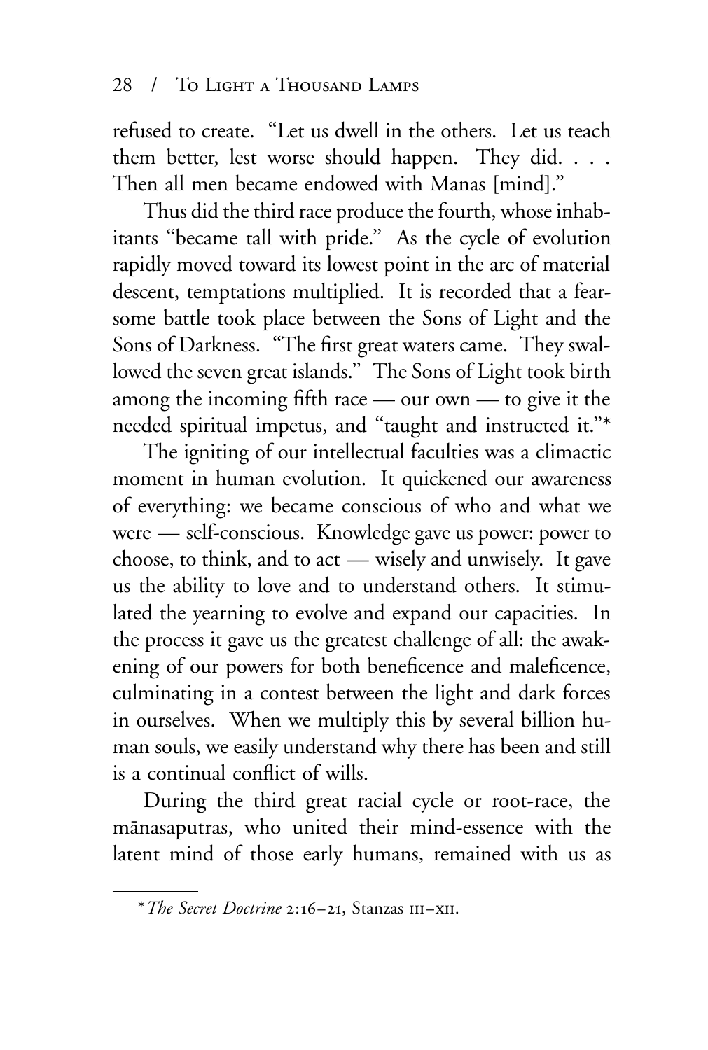refused to create. "Let us dwell in the others. Let us teach them better, lest worse should happen. They did. . . . Then all men became endowed with Manas [mind]."

Thus did the third race produce the fourth, whose inhabitants "became tall with pride." As the cycle of evolution rapidly moved toward its lowest point in the arc of material descent, temptations multiplied. It is recorded that a fearsome battle took place between the Sons of Light and the Sons of Darkness. "The first great waters came. They swallowed the seven great islands." The Sons of Light took birth among the incoming fifth race — our own — to give it the needed spiritual impetus, and "taught and instructed it."*

The igniting of our intellectual faculties was a climactic moment in human evolution. It quickened our awareness of everything: we became conscious of who and what we were — self-conscious. Knowledge gave us power: power to choose, to think, and to act — wisely and unwisely. It gave us the ability to love and to understand others. It stimulated the yearning to evolve and expand our capacities. In the process it gave us the greatest challenge of all: the awakening of our powers for both beneficence and maleficence, culminating in a contest between the light and dark forces in ourselves. When we multiply this by several billion human souls, we easily understand why there has been and still is a continual conflict of wills.

During the third great racial cycle or root-race, the mānasaputras, who united their mind-essence with the latent mind of those early humans, remained with us as

---

* *The Secret Doctrine* 2:16–21, Stanzas III–XII.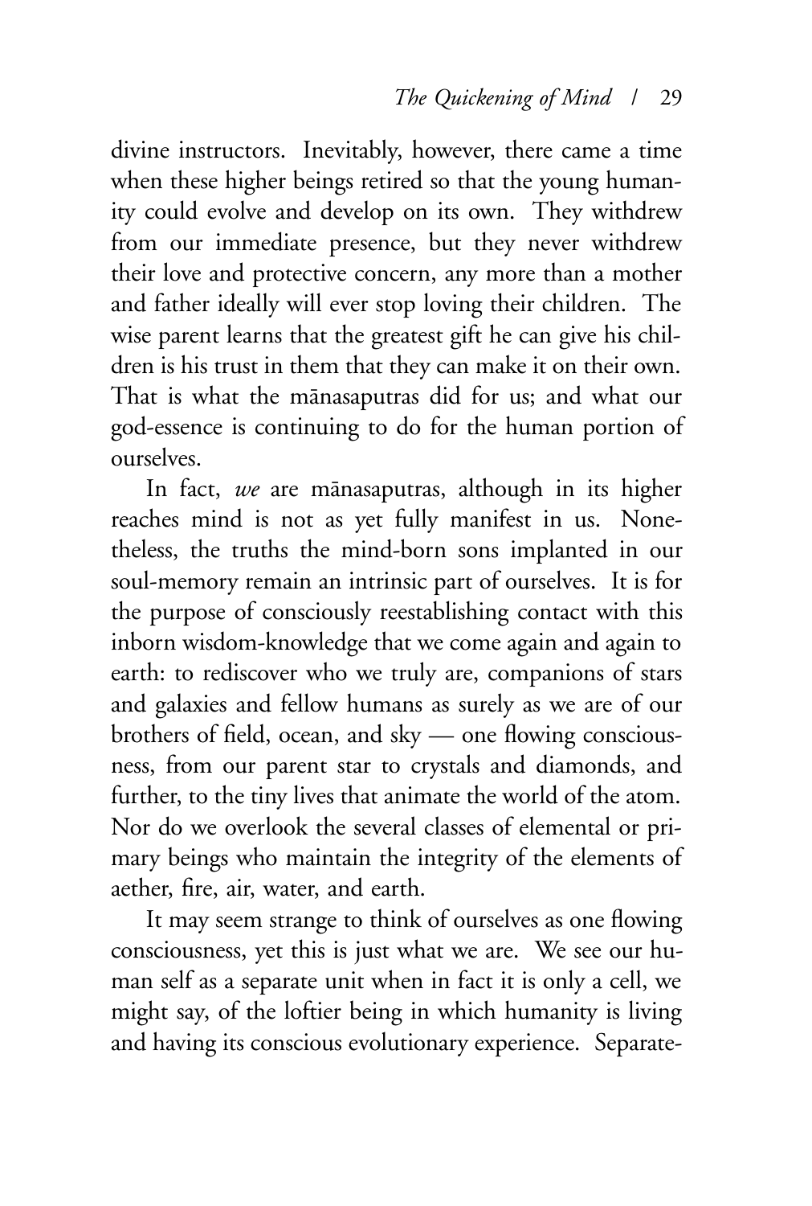divine instructors. Inevitably, however, there came a time when these higher beings retired so that the young humanity could evolve and develop on its own. They withdrew from our immediate presence, but they never withdrew their love and protective concern, any more than a mother and father ideally will ever stop loving their children. The wise parent learns that the greatest gift he can give his children is his trust in them that they can make it on their own. That is what the mānasaputras did for us; and what our god-essence is continuing to do for the human portion of ourselves.

In fact, *we* are mānasaputras, although in its higher reaches mind is not as yet fully manifest in us. Nonetheless, the truths the mind-born sons implanted in our soul-memory remain an intrinsic part of ourselves. It is for the purpose of consciously reestablishing contact with this inborn wisdom-knowledge that we come again and again to earth: to rediscover who we truly are, companions of stars and galaxies and fellow humans as surely as we are of our brothers of field, ocean, and sky — one flowing consciousness, from our parent star to crystals and diamonds, and further, to the tiny lives that animate the world of the atom. Nor do we overlook the several classes of elemental or primary beings who maintain the integrity of the elements of aether, fire, air, water, and earth.

It may seem strange to think of ourselves as one flowing consciousness, yet this is just what we are. We see our human self as a separate unit when in fact it is only a cell, we might say, of the loftier being in which humanity is living and having its conscious evolutionary experience. Separate-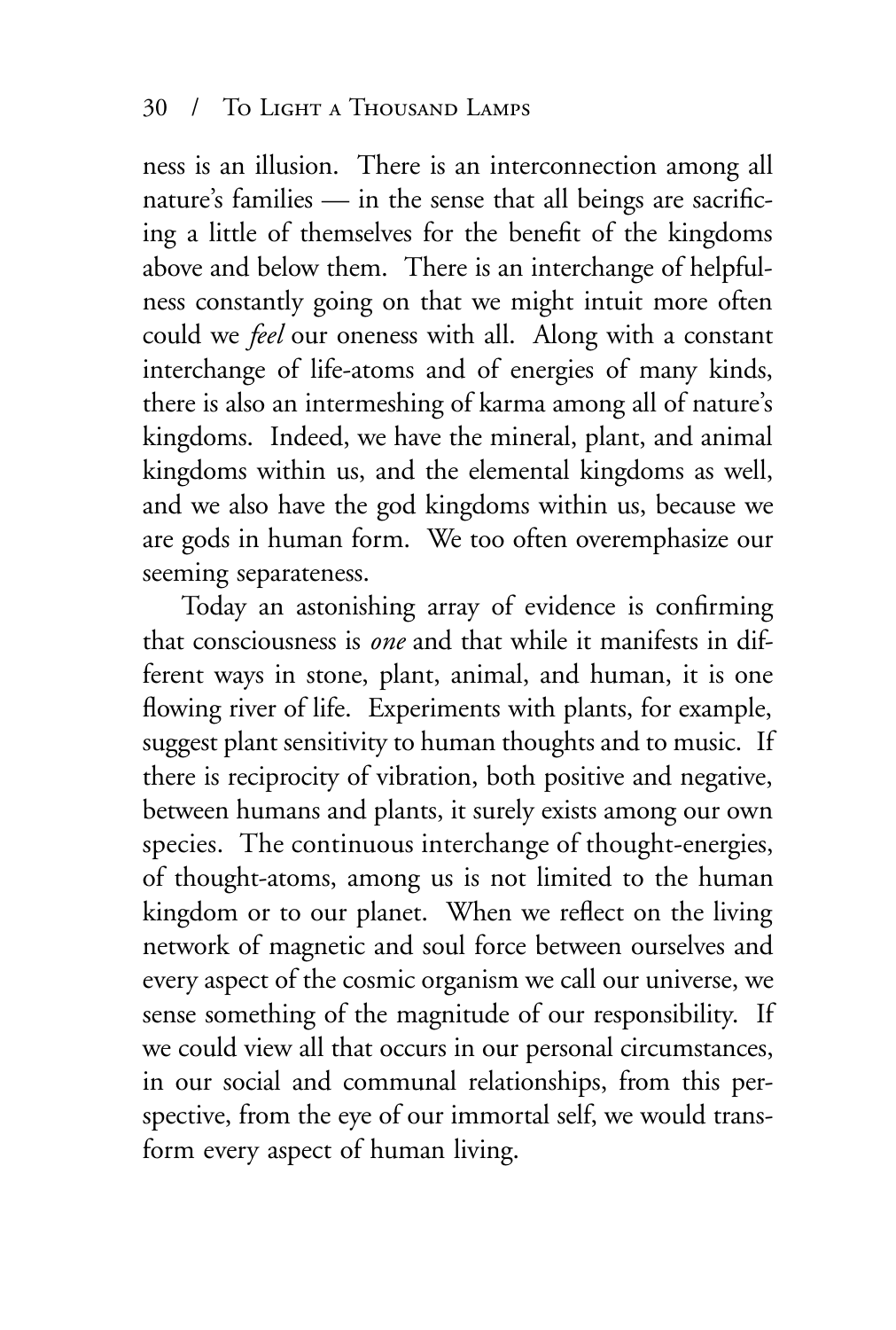ness is an illusion. There is an interconnection among all nature's families — in the sense that all beings are sacrificing a little of themselves for the benefit of the kingdoms above and below them. There is an interchange of helpfulness constantly going on that we might intuit more often could we *feel* our oneness with all. Along with a constant interchange of life-atoms and of energies of many kinds, there is also an intermeshing of karma among all of nature's kingdoms. Indeed, we have the mineral, plant, and animal kingdoms within us, and the elemental kingdoms as well, and we also have the god kingdoms within us, because we are gods in human form. We too often overemphasize our seeming separateness.

Today an astonishing array of evidence is confirming that consciousness is *one* and that while it manifests in different ways in stone, plant, animal, and human, it is one flowing river of life. Experiments with plants, for example, suggest plant sensitivity to human thoughts and to music. If there is reciprocity of vibration, both positive and negative, between humans and plants, it surely exists among our own species. The continuous interchange of thought-energies, of thought-atoms, among us is not limited to the human kingdom or to our planet. When we reflect on the living network of magnetic and soul force between ourselves and every aspect of the cosmic organism we call our universe, we sense something of the magnitude of our responsibility. If we could view all that occurs in our personal circumstances, in our social and communal relationships, from this perspective, from the eye of our immortal self, we would transform every aspect of human living.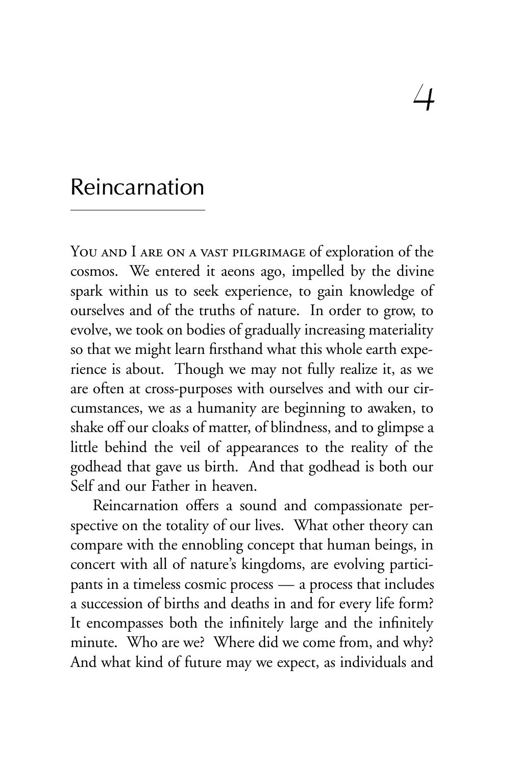# 4

## Reincarnation

YOU AND I ARE ON A VAST PILGRIMAGE of exploration of the cosmos. We entered it aeons ago, impelled by the divine spark within us to seek experience, to gain knowledge of ourselves and of the truths of nature. In order to grow, to evolve, we took on bodies of gradually increasing materiality so that we might learn firsthand what this whole earth experience is about. Though we may not fully realize it, as we are often at cross-purposes with ourselves and with our circumstances, we as a humanity are beginning to awaken, to shake off our cloaks of matter, of blindness, and to glimpse a little behind the veil of appearances to the reality of the godhead that gave us birth. And that godhead is both our Self and our Father in heaven.

Reincarnation offers a sound and compassionate perspective on the totality of our lives. What other theory can compare with the ennobling concept that human beings, in concert with all of nature's kingdoms, are evolving participants in a timeless cosmic process — a process that includes a succession of births and deaths in and for every life form? It encompasses both the infinitely large and the infinitely minute. Who are we? Where did we come from, and why? And what kind of future may we expect, as individuals and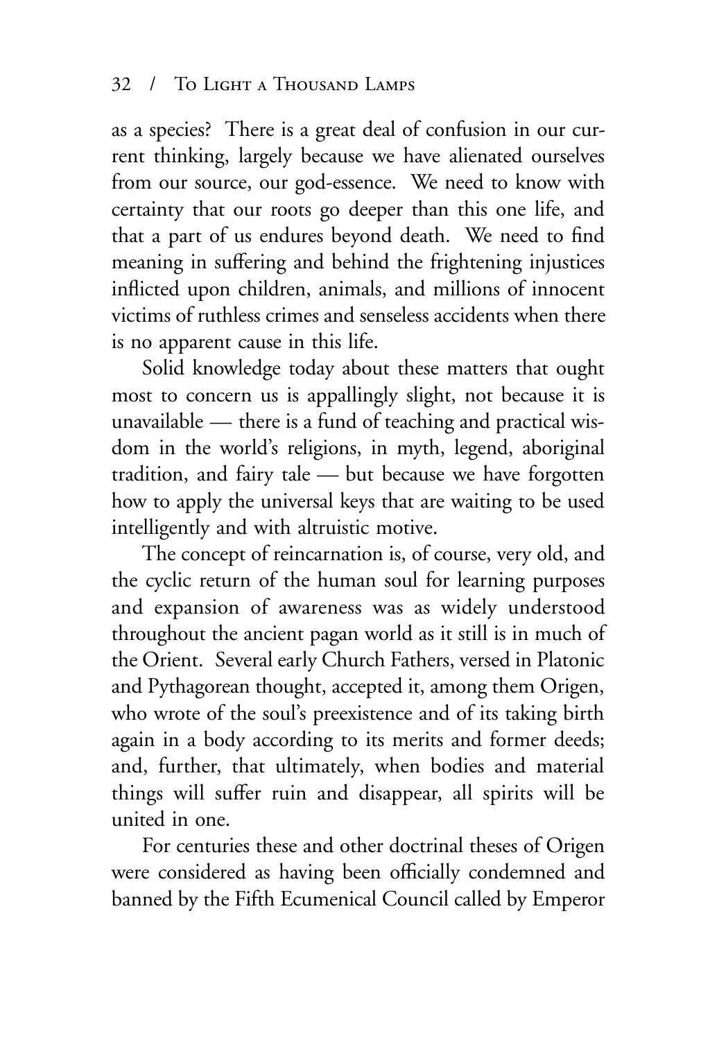as a species? There is a great deal of confusion in our current thinking, largely because we have alienated ourselves from our source, our god-essence. We need to know with certainty that our roots go deeper than this one life, and that a part of us endures beyond death. We need to find meaning in suffering and behind the frightening injustices inflicted upon children, animals, and millions of innocent victims of ruthless crimes and senseless accidents when there is no apparent cause in this life.

Solid knowledge today about these matters that ought most to concern us is appallingly slight, not because it is unavailable — there is a fund of teaching and practical wisdom in the world's religions, in myth, legend, aboriginal tradition, and fairy tale — but because we have forgotten how to apply the universal keys that are waiting to be used intelligently and with altruistic motive.

The concept of reincarnation is, of course, very old, and the cyclic return of the human soul for learning purposes and expansion of awareness was as widely understood throughout the ancient pagan world as it still is in much of the Orient. Several early Church Fathers, versed in Platonic and Pythagorean thought, accepted it, among them Origen, who wrote of the soul's preexistence and of its taking birth again in a body according to its merits and former deeds; and, further, that ultimately, when bodies and material things will suffer ruin and disappear, all spirits will be united in one.

For centuries these and other doctrinal theses of Origen were considered as having been officially condemned and banned by the Fifth Ecumenical Council called by Emperor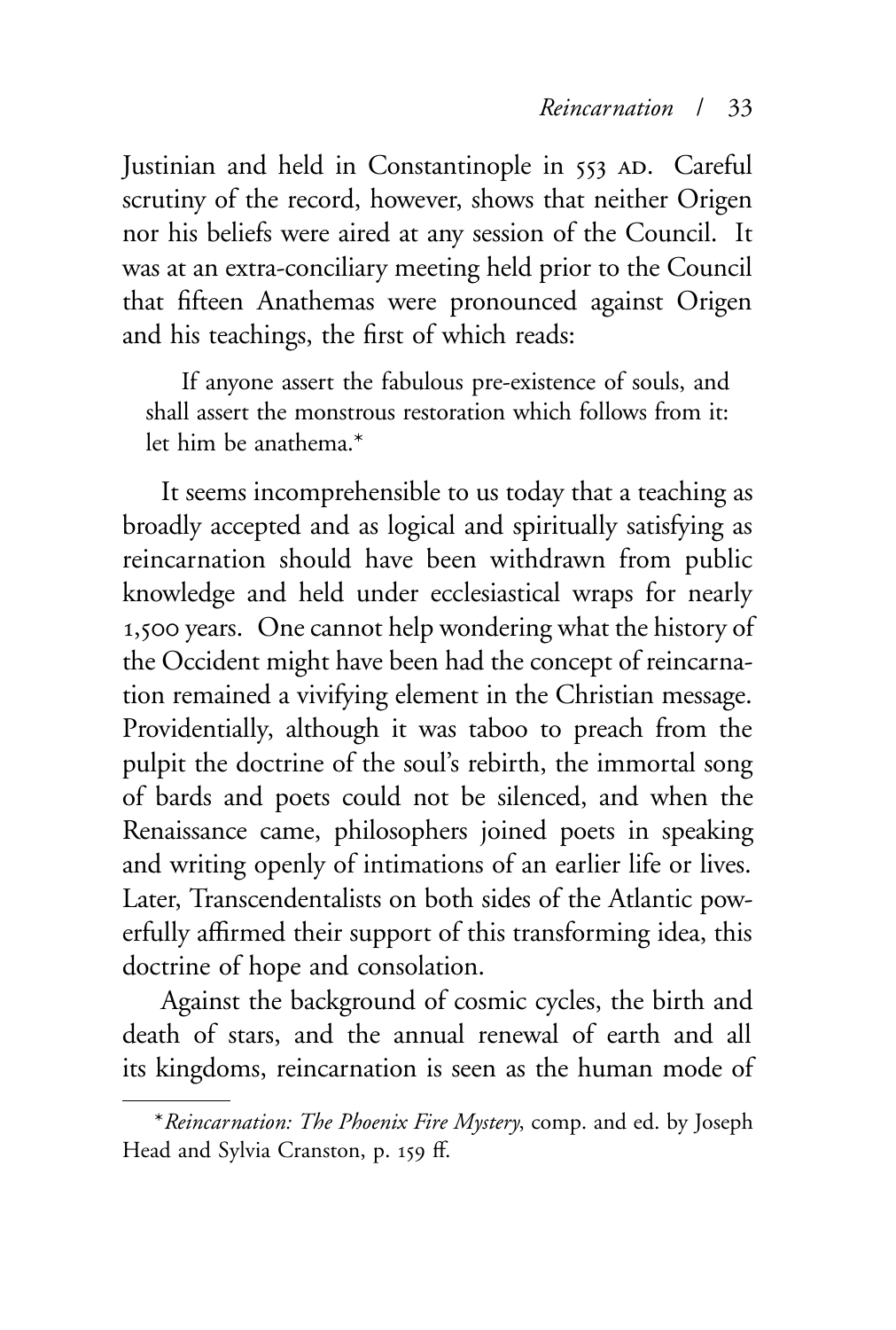Justinian and held in Constantinople in 553 AD. Careful scrutiny of the record, however, shows that neither Origen nor his beliefs were aired at any session of the Council. It was at an extra-conciliary meeting held prior to the Council that fifteen Anathemas were pronounced against Origen and his teachings, the first of which reads:

> If anyone assert the fabulous pre-existence of souls, and shall assert the monstrous restoration which follows from it: let him be anathema.*

It seems incomprehensible to us today that a teaching as broadly accepted and as logical and spiritually satisfying as reincarnation should have been withdrawn from public knowledge and held under ecclesiastical wraps for nearly 1,500 years. One cannot help wondering what the history of the Occident might have been had the concept of reincarnation remained a vivifying element in the Christian message. Providentially, although it was taboo to preach from the pulpit the doctrine of the soul's rebirth, the immortal song of bards and poets could not be silenced, and when the Renaissance came, philosophers joined poets in speaking and writing openly of intimations of an earlier life or lives. Later, Transcendentalists on both sides of the Atlantic powerfully affirmed their support of this transforming idea, this doctrine of hope and consolation.

Against the background of cosmic cycles, the birth and death of stars, and the annual renewal of earth and all its kingdoms, reincarnation is seen as the human mode of

---

*\**Reincarnation: The Phoenix Fire Mystery*, comp. and ed. by Joseph Head and Sylvia Cranston, p. 159 ff.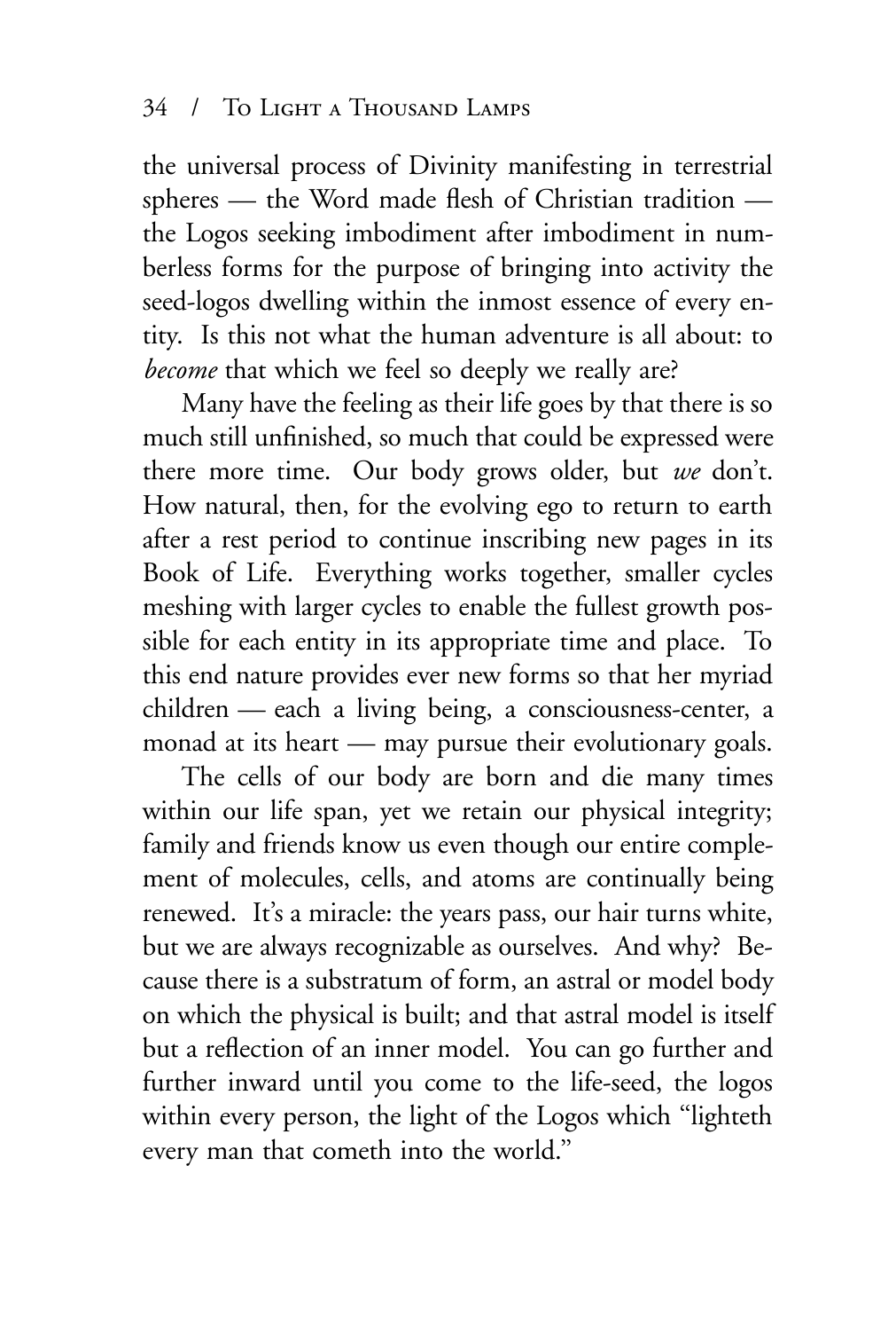the universal process of Divinity manifesting in terrestrial spheres — the Word made flesh of Christian tradition — the Logos seeking imbodiment after imbodiment in numberless forms for the purpose of bringing into activity the seed-logos dwelling within the inmost essence of every entity. Is this not what the human adventure is all about: to *become* that which we feel so deeply we really are?

Many have the feeling as their life goes by that there is so much still unfinished, so much that could be expressed were there more time. Our body grows older, but *we* don't. How natural, then, for the evolving ego to return to earth after a rest period to continue inscribing new pages in its Book of Life. Everything works together, smaller cycles meshing with larger cycles to enable the fullest growth possible for each entity in its appropriate time and place. To this end nature provides ever new forms so that her myriad children — each a living being, a consciousness-center, a monad at its heart — may pursue their evolutionary goals.

The cells of our body are born and die many times within our life span, yet we retain our physical integrity; family and friends know us even though our entire complement of molecules, cells, and atoms are continually being renewed. It's a miracle: the years pass, our hair turns white, but we are always recognizable as ourselves. And why? Because there is a substratum of form, an astral or model body on which the physical is built; and that astral model is itself but a reflection of an inner model. You can go further and further inward until you come to the life-seed, the logos within every person, the light of the Logos which "lighteth every man that cometh into the world."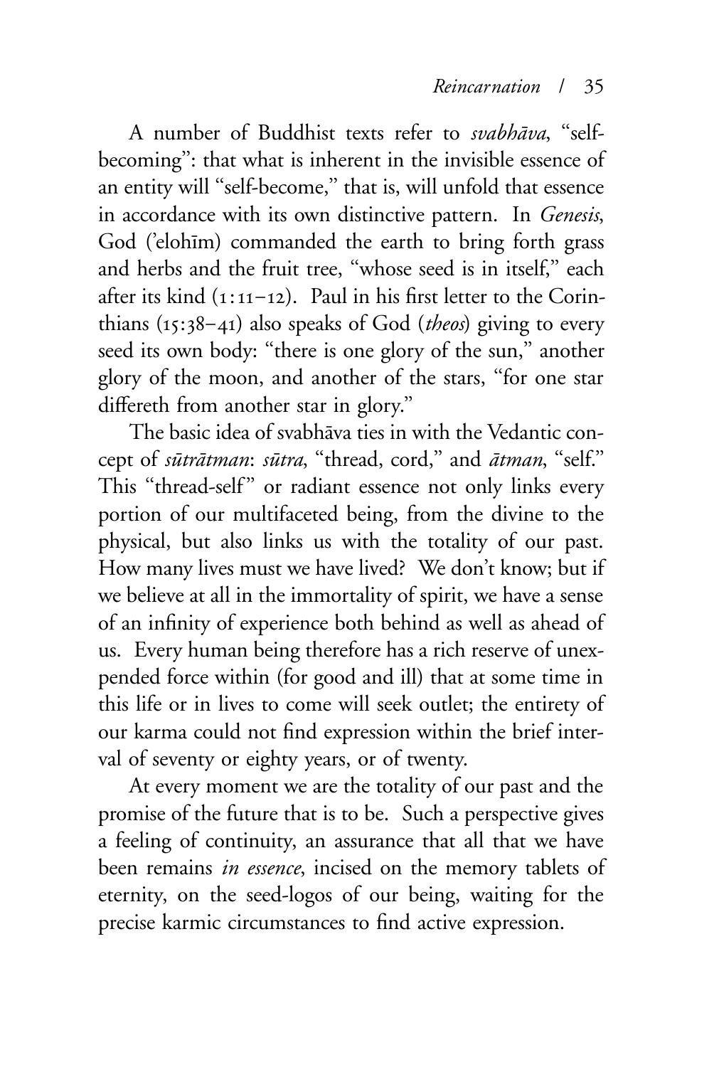A number of Buddhist texts refer to *svabhāva*, "self-becoming": that what is inherent in the invisible essence of an entity will "self-become," that is, will unfold that essence in accordance with its own distinctive pattern. In *Genesis*, God ('elohīm) commanded the earth to bring forth grass and herbs and the fruit tree, "whose seed is in itself," each after its kind (1:11–12). Paul in his first letter to the Corinthians (15:38–41) also speaks of God (*theos*) giving to every seed its own body: "there is one glory of the sun," another glory of the moon, and another of the stars, "for one star differeth from another star in glory."

The basic idea of svabhāva ties in with the Vedantic concept of *sūtrātman*: *sūtra*, "thread, cord," and *ātman*, "self." This "thread-self" or radiant essence not only links every portion of our multifaceted being, from the divine to the physical, but also links us with the totality of our past. How many lives must we have lived? We don't know; but if we believe at all in the immortality of spirit, we have a sense of an infinity of experience both behind as well as ahead of us. Every human being therefore has a rich reserve of unexpended force within (for good and ill) that at some time in this life or in lives to come will seek outlet; the entirety of our karma could not find expression within the brief interval of seventy or eighty years, or of twenty.

At every moment we are the totality of our past and the promise of the future that is to be. Such a perspective gives a feeling of continuity, an assurance that all that we have been remains *in essence*, incised on the memory tablets of eternity, on the seed-logos of our being, waiting for the precise karmic circumstances to find active expression.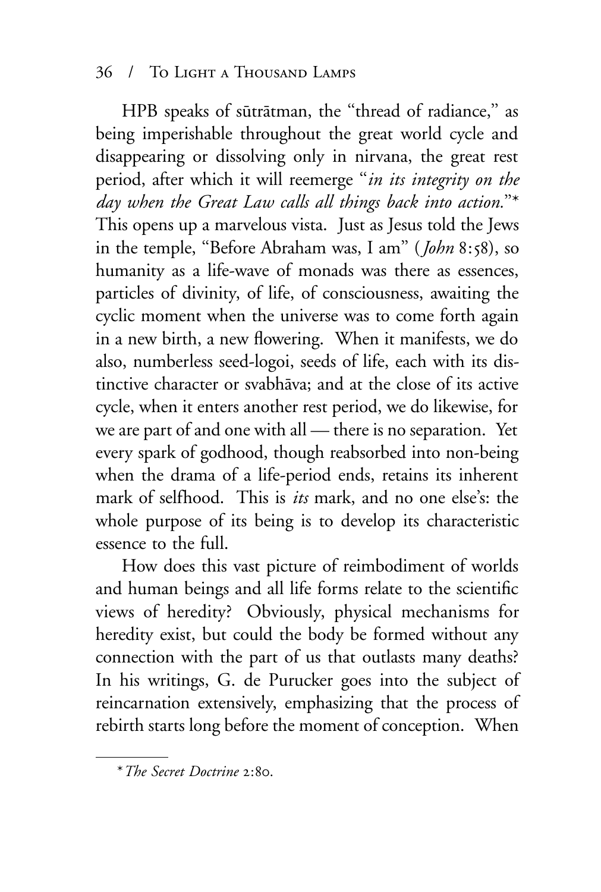HPB speaks of sūtrātman, the "thread of radiance," as being imperishable throughout the great world cycle and disappearing or dissolving only in nirvana, the great rest period, after which it will reemerge "*in its integrity on the day when the Great Law calls all things back into action.*"* This opens up a marvelous vista. Just as Jesus told the Jews in the temple, "Before Abraham was, I am" (*John* 8:58), so humanity as a life-wave of monads was there as essences, particles of divinity, of life, of consciousness, awaiting the cyclic moment when the universe was to come forth again in a new birth, a new flowering. When it manifests, we do also, numberless seed-logoi, seeds of life, each with its distinctive character or svabhāva; and at the close of its active cycle, when it enters another rest period, we do likewise, for we are part of and one with all — there is no separation. Yet every spark of godhood, though reabsorbed into non-being when the drama of a life-period ends, retains its inherent mark of selfhood. This is *its* mark, and no one else's: the whole purpose of its being is to develop its characteristic essence to the full.

How does this vast picture of reimbodiment of worlds and human beings and all life forms relate to the scientific views of heredity? Obviously, physical mechanisms for heredity exist, but could the body be formed without any connection with the part of us that outlasts many deaths? In his writings, G. de Purucker goes into the subject of reincarnation extensively, emphasizing that the process of rebirth starts long before the moment of conception. When

---

\* *The Secret Doctrine* 2:80.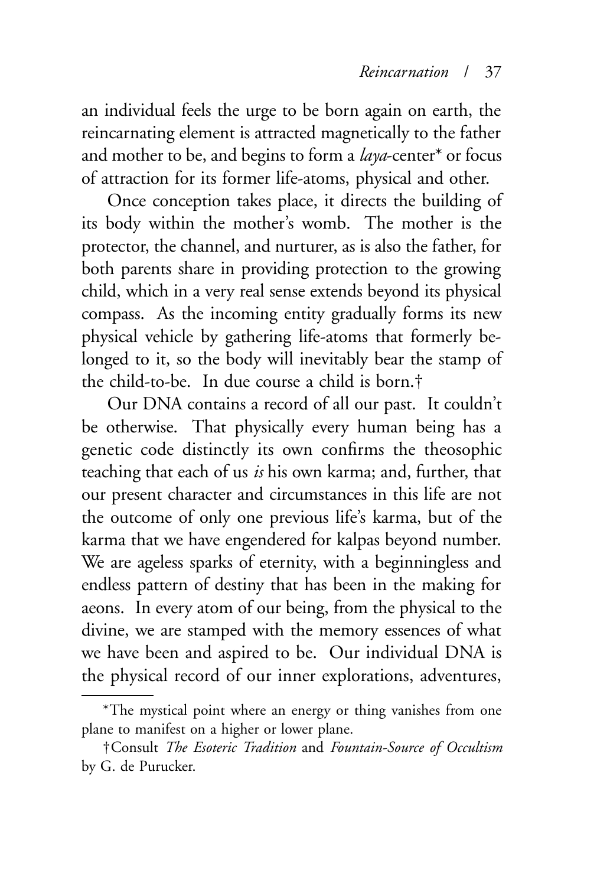an individual feels the urge to be born again on earth, the reincarnating element is attracted magnetically to the father and mother to be, and begins to form a *laya*-center* or focus of attraction for its former life-atoms, physical and other.

Once conception takes place, it directs the building of its body within the mother's womb. The mother is the protector, the channel, and nurturer, as is also the father, for both parents share in providing protection to the growing child, which in a very real sense extends beyond its physical compass. As the incoming entity gradually forms its new physical vehicle by gathering life-atoms that formerly belonged to it, so the body will inevitably bear the stamp of the child-to-be. In due course a child is born.†

Our DNA contains a record of all our past. It couldn't be otherwise. That physically every human being has a genetic code distinctly its own confirms the theosophic teaching that each of us *is* his own karma; and, further, that our present character and circumstances in this life are not the outcome of only one previous life's karma, but of the karma that we have engendered for kalpas beyond number. We are ageless sparks of eternity, with a beginningless and endless pattern of destiny that has been in the making for aeons. In every atom of our being, from the physical to the divine, we are stamped with the memory essences of what we have been and aspired to be. Our individual DNA is the physical record of our inner explorations, adventures,

---

*The mystical point where an energy or thing vanishes from one plane to manifest on a higher or lower plane.

†Consult *The Esoteric Tradition* and *Fountain-Source of Occultism* by G. de Purucker.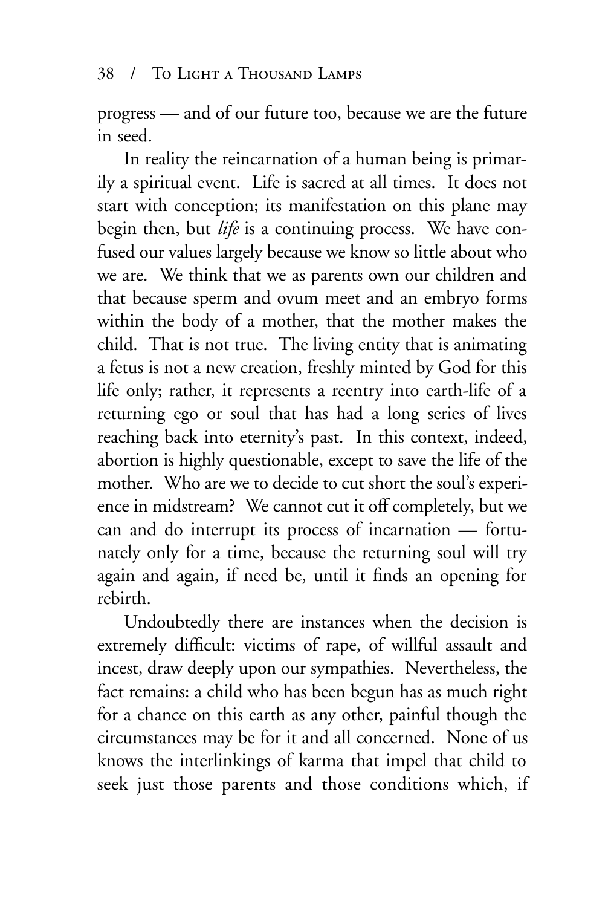progress — and of our future too, because we are the future in seed.

In reality the reincarnation of a human being is primarily a spiritual event. Life is sacred at all times. It does not start with conception; its manifestation on this plane may begin then, but *life* is a continuing process. We have confused our values largely because we know so little about who we are. We think that we as parents own our children and that because sperm and ovum meet and an embryo forms within the body of a mother, that the mother makes the child. That is not true. The living entity that is animating a fetus is not a new creation, freshly minted by God for this life only; rather, it represents a reentry into earth-life of a returning ego or soul that has had a long series of lives reaching back into eternity's past. In this context, indeed, abortion is highly questionable, except to save the life of the mother. Who are we to decide to cut short the soul's experience in midstream? We cannot cut it off completely, but we can and do interrupt its process of incarnation — fortunately only for a time, because the returning soul will try again and again, if need be, until it finds an opening for rebirth.

Undoubtedly there are instances when the decision is extremely difficult: victims of rape, of willful assault and incest, draw deeply upon our sympathies. Nevertheless, the fact remains: a child who has been begun has as much right for a chance on this earth as any other, painful though the circumstances may be for it and all concerned. None of us knows the interlinkings of karma that impel that child to seek just those parents and those conditions which, if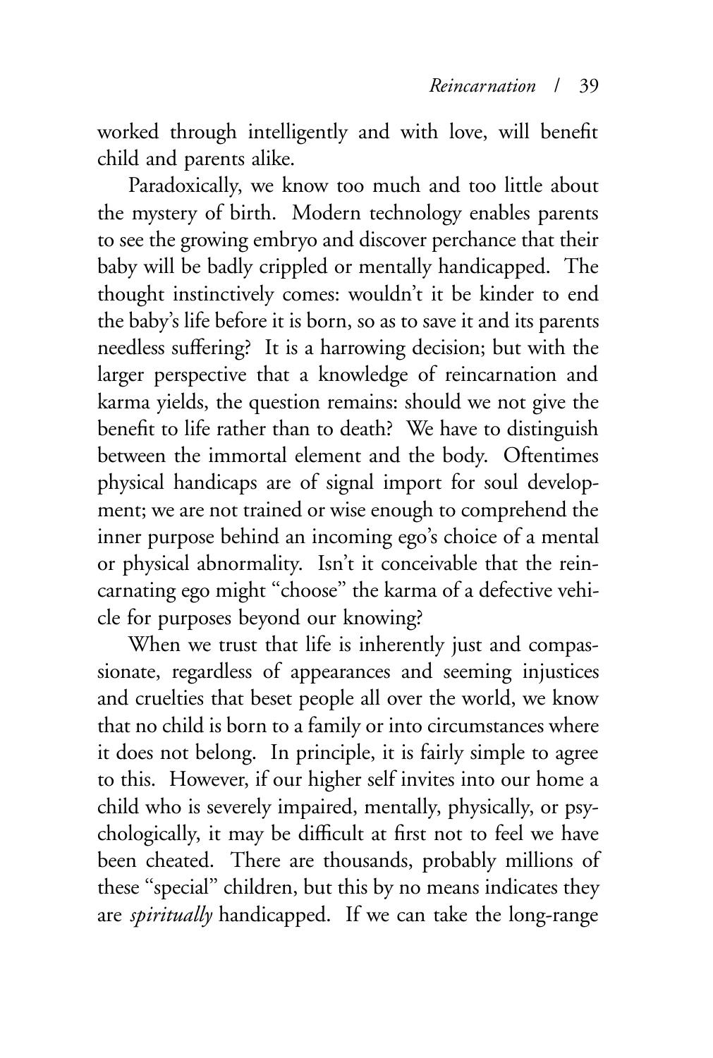worked through intelligently and with love, will benefit child and parents alike.

Paradoxically, we know too much and too little about the mystery of birth. Modern technology enables parents to see the growing embryo and discover perchance that their baby will be badly crippled or mentally handicapped. The thought instinctively comes: wouldn't it be kinder to end the baby's life before it is born, so as to save it and its parents needless suffering? It is a harrowing decision; but with the larger perspective that a knowledge of reincarnation and karma yields, the question remains: should we not give the benefit to life rather than to death? We have to distinguish between the immortal element and the body. Oftentimes physical handicaps are of signal import for soul development; we are not trained or wise enough to comprehend the inner purpose behind an incoming ego's choice of a mental or physical abnormality. Isn't it conceivable that the reincarnating ego might "choose" the karma of a defective vehicle for purposes beyond our knowing?

When we trust that life is inherently just and compassionate, regardless of appearances and seeming injustices and cruelties that beset people all over the world, we know that no child is born to a family or into circumstances where it does not belong. In principle, it is fairly simple to agree to this. However, if our higher self invites into our home a child who is severely impaired, mentally, physically, or psychologically, it may be difficult at first not to feel we have been cheated. There are thousands, probably millions of these "special" children, but this by no means indicates they are *spiritually* handicapped. If we can take the long-range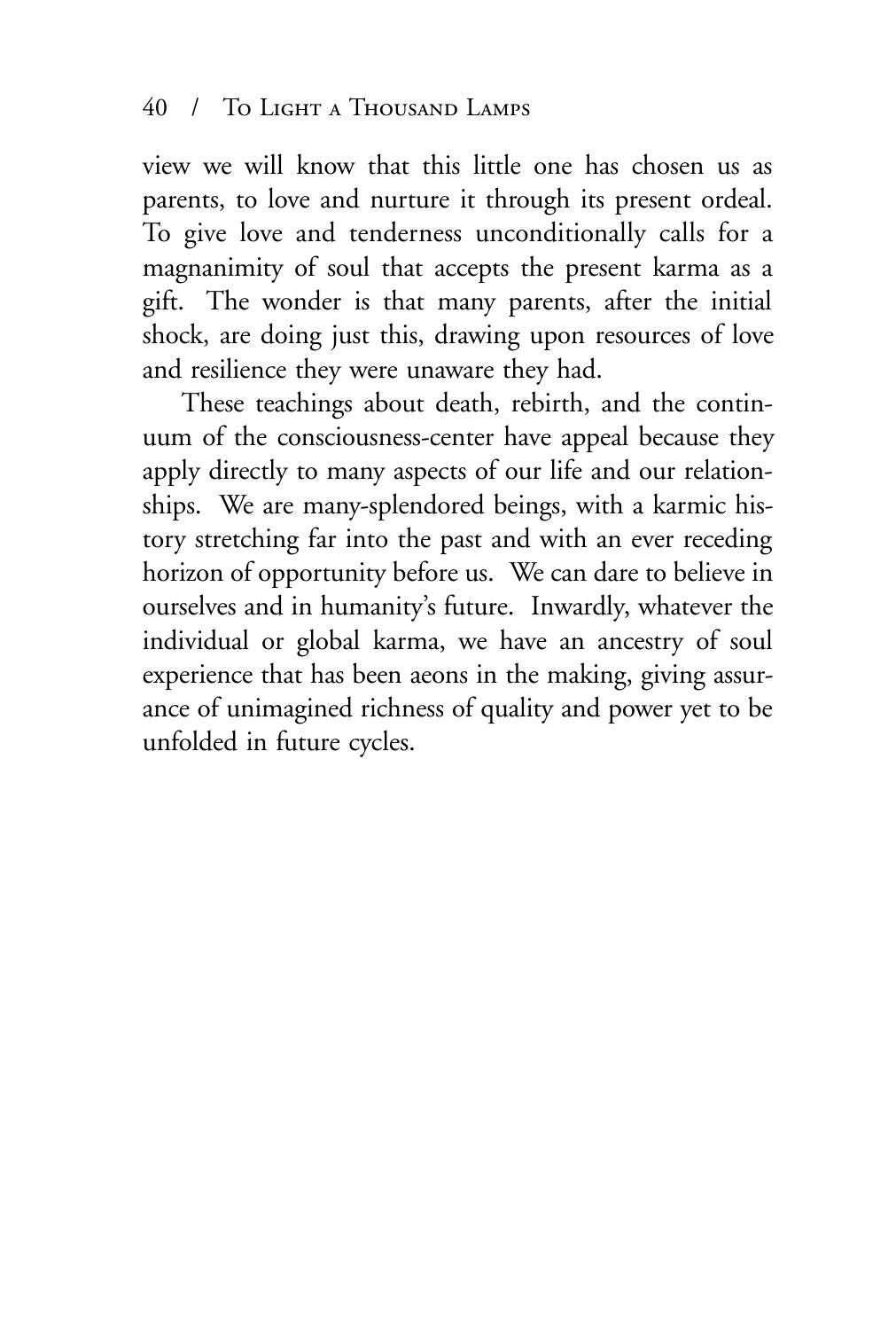view we will know that this little one has chosen us as parents, to love and nurture it through its present ordeal. To give love and tenderness unconditionally calls for a magnanimity of soul that accepts the present karma as a gift. The wonder is that many parents, after the initial shock, are doing just this, drawing upon resources of love and resilience they were unaware they had.

These teachings about death, rebirth, and the continuum of the consciousness-center have appeal because they apply directly to many aspects of our life and our relationships. We are many-splendored beings, with a karmic history stretching far into the past and with an ever receding horizon of opportunity before us. We can dare to believe in ourselves and in humanity's future. Inwardly, whatever the individual or global karma, we have an ancestry of soul experience that has been aeons in the making, giving assurance of unimagined richness of quality and power yet to be unfolded in future cycles.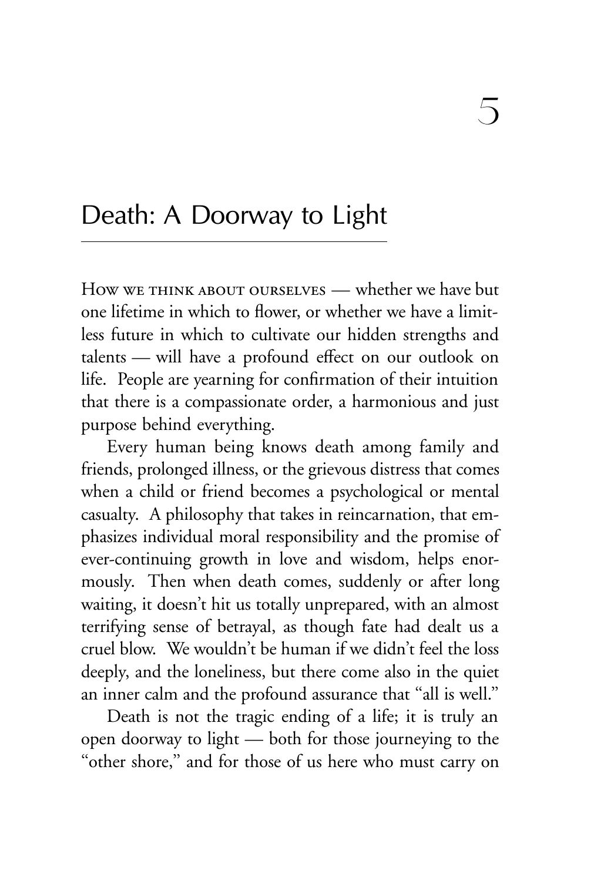# 5

## Death: A Doorway to Light

How we think about ourselves — whether we have but one lifetime in which to flower, or whether we have a limitless future in which to cultivate our hidden strengths and talents — will have a profound effect on our outlook on life. People are yearning for confirmation of their intuition that there is a compassionate order, a harmonious and just purpose behind everything.

Every human being knows death among family and friends, prolonged illness, or the grievous distress that comes when a child or friend becomes a psychological or mental casualty. A philosophy that takes in reincarnation, that emphasizes individual moral responsibility and the promise of ever-continuing growth in love and wisdom, helps enormously. Then when death comes, suddenly or after long waiting, it doesn't hit us totally unprepared, with an almost terrifying sense of betrayal, as though fate had dealt us a cruel blow. We wouldn't be human if we didn't feel the loss deeply, and the loneliness, but there come also in the quiet an inner calm and the profound assurance that "all is well."

Death is not the tragic ending of a life; it is truly an open doorway to light — both for those journeying to the "other shore," and for those of us here who must carry on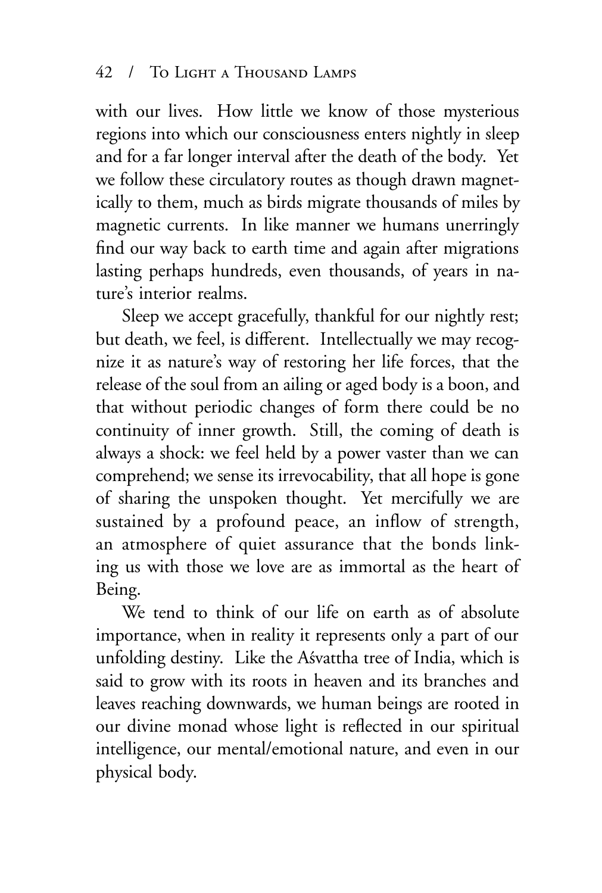with our lives. How little we know of those mysterious regions into which our consciousness enters nightly in sleep and for a far longer interval after the death of the body. Yet we follow these circulatory routes as though drawn magnetically to them, much as birds migrate thousands of miles by magnetic currents. In like manner we humans unerringly find our way back to earth time and again after migrations lasting perhaps hundreds, even thousands, of years in nature's interior realms.

Sleep we accept gracefully, thankful for our nightly rest; but death, we feel, is different. Intellectually we may recognize it as nature's way of restoring her life forces, that the release of the soul from an ailing or aged body is a boon, and that without periodic changes of form there could be no continuity of inner growth. Still, the coming of death is always a shock: we feel held by a power vaster than we can comprehend; we sense its irrevocability, that all hope is gone of sharing the unspoken thought. Yet mercifully we are sustained by a profound peace, an inflow of strength, an atmosphere of quiet assurance that the bonds linking us with those we love are as immortal as the heart of Being.

We tend to think of our life on earth as of absolute importance, when in reality it represents only a part of our unfolding destiny. Like the Aśvattha tree of India, which is said to grow with its roots in heaven and its branches and leaves reaching downwards, we human beings are rooted in our divine monad whose light is reflected in our spiritual intelligence, our mental/emotional nature, and even in our physical body.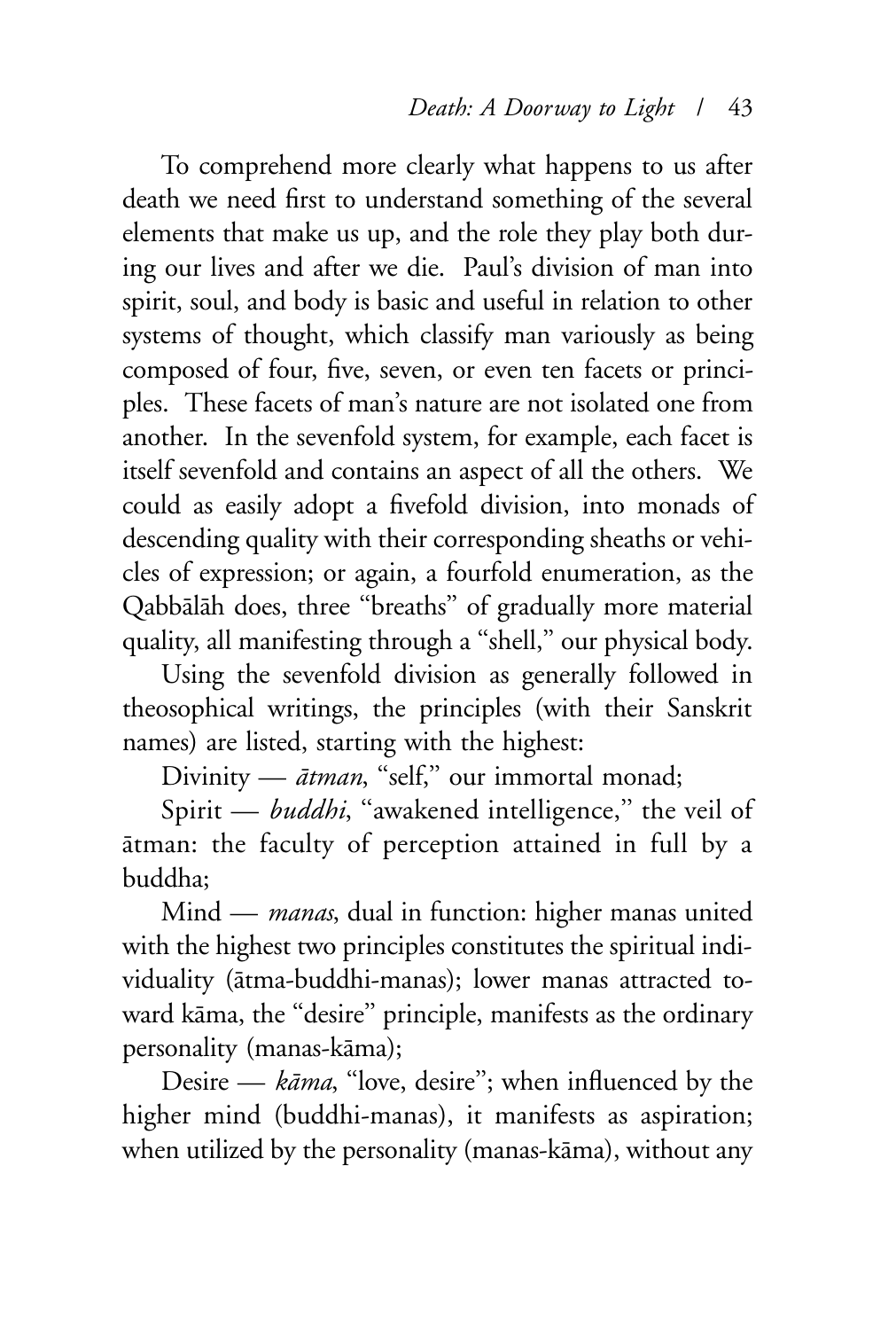To comprehend more clearly what happens to us after death we need first to understand something of the several elements that make us up, and the role they play both during our lives and after we die. Paul's division of man into spirit, soul, and body is basic and useful in relation to other systems of thought, which classify man variously as being composed of four, five, seven, or even ten facets or principles. These facets of man's nature are not isolated one from another. In the sevenfold system, for example, each facet is itself sevenfold and contains an aspect of all the others. We could as easily adopt a fivefold division, into monads of descending quality with their corresponding sheaths or vehicles of expression; or again, a fourfold enumeration, as the Qabbālāh does, three "breaths" of gradually more material quality, all manifesting through a "shell," our physical body.

Using the sevenfold division as generally followed in theosophical writings, the principles (with their Sanskrit names) are listed, starting with the highest:

Divinity — *ātman*, "self," our immortal monad;

Spirit — *buddhi*, "awakened intelligence," the veil of ātman: the faculty of perception attained in full by a buddha;

Mind — *manas*, dual in function: higher manas united with the highest two principles constitutes the spiritual individuality (ātma-buddhi-manas); lower manas attracted toward kāma, the "desire" principle, manifests as the ordinary personality (manas-kāma);

Desire — *kāma*, "love, desire"; when influenced by the higher mind (buddhi-manas), it manifests as aspiration; when utilized by the personality (manas-kāma), without any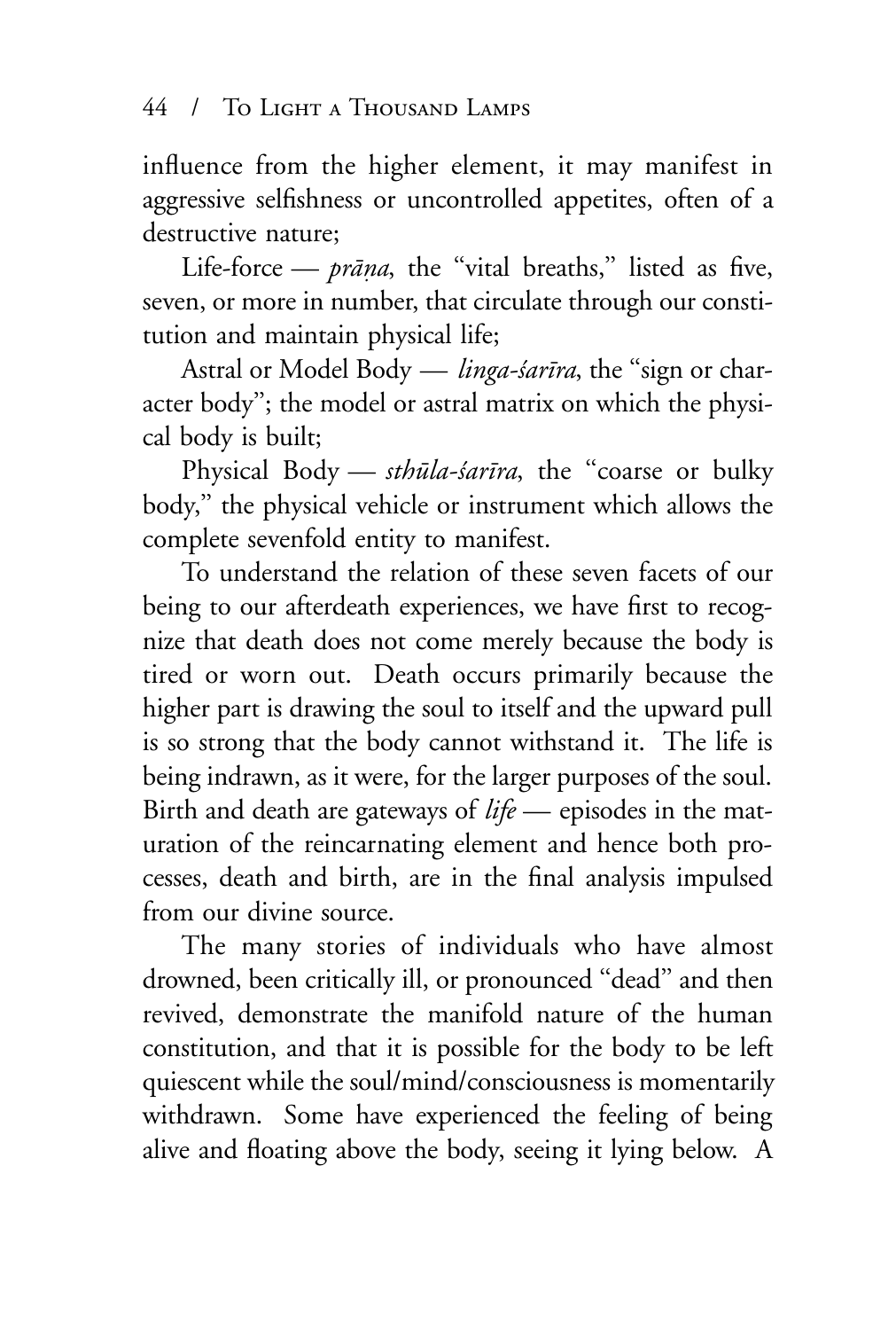influence from the higher element, it may manifest in aggressive selfishness or uncontrolled appetites, often of a destructive nature;

Life-force — *prāṇa*, the "vital breaths," listed as five, seven, or more in number, that circulate through our constitution and maintain physical life;

Astral or Model Body — *linga-śarīra*, the "sign or character body"; the model or astral matrix on which the physical body is built;

Physical Body — *sthūla-śarīra*, the "coarse or bulky body," the physical vehicle or instrument which allows the complete sevenfold entity to manifest.

To understand the relation of these seven facets of our being to our afterdeath experiences, we have first to recognize that death does not come merely because the body is tired or worn out. Death occurs primarily because the higher part is drawing the soul to itself and the upward pull is so strong that the body cannot withstand it. The life is being indrawn, as it were, for the larger purposes of the soul. Birth and death are gateways of *life* — episodes in the maturation of the reincarnating element and hence both processes, death and birth, are in the final analysis impulsed from our divine source.

The many stories of individuals who have almost drowned, been critically ill, or pronounced "dead" and then revived, demonstrate the manifold nature of the human constitution, and that it is possible for the body to be left quiescent while the soul/mind/consciousness is momentarily withdrawn. Some have experienced the feeling of being alive and floating above the body, seeing it lying below. A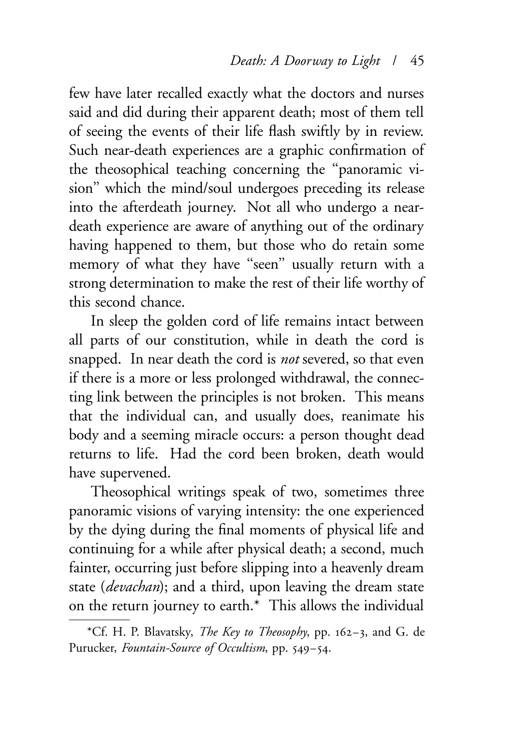few have later recalled exactly what the doctors and nurses said and did during their apparent death; most of them tell of seeing the events of their life flash swiftly by in review. Such near-death experiences are a graphic confirmation of the theosophical teaching concerning the "panoramic vision" which the mind/soul undergoes preceding its release into the afterdeath journey. Not all who undergo a near-death experience are aware of anything out of the ordinary having happened to them, but those who do retain some memory of what they have "seen" usually return with a strong determination to make the rest of their life worthy of this second chance.

In sleep the golden cord of life remains intact between all parts of our constitution, while in death the cord is snapped. In near death the cord is *not* severed, so that even if there is a more or less prolonged withdrawal, the connecting link between the principles is not broken. This means that the individual can, and usually does, reanimate his body and a seeming miracle occurs: a person thought dead returns to life. Had the cord been broken, death would have supervened.

Theosophical writings speak of two, sometimes three panoramic visions of varying intensity: the one experienced by the dying during the final moments of physical life and continuing for a while after physical death; a second, much fainter, occurring just before slipping into a heavenly dream state (*devachan*); and a third, upon leaving the dream state on the return journey to earth.* This allows the individual

---

*Cf. H. P. Blavatsky, *The Key to Theosophy*, pp. 162–3, and G. de Purucker, *Fountain-Source of Occultism*, pp. 549–54.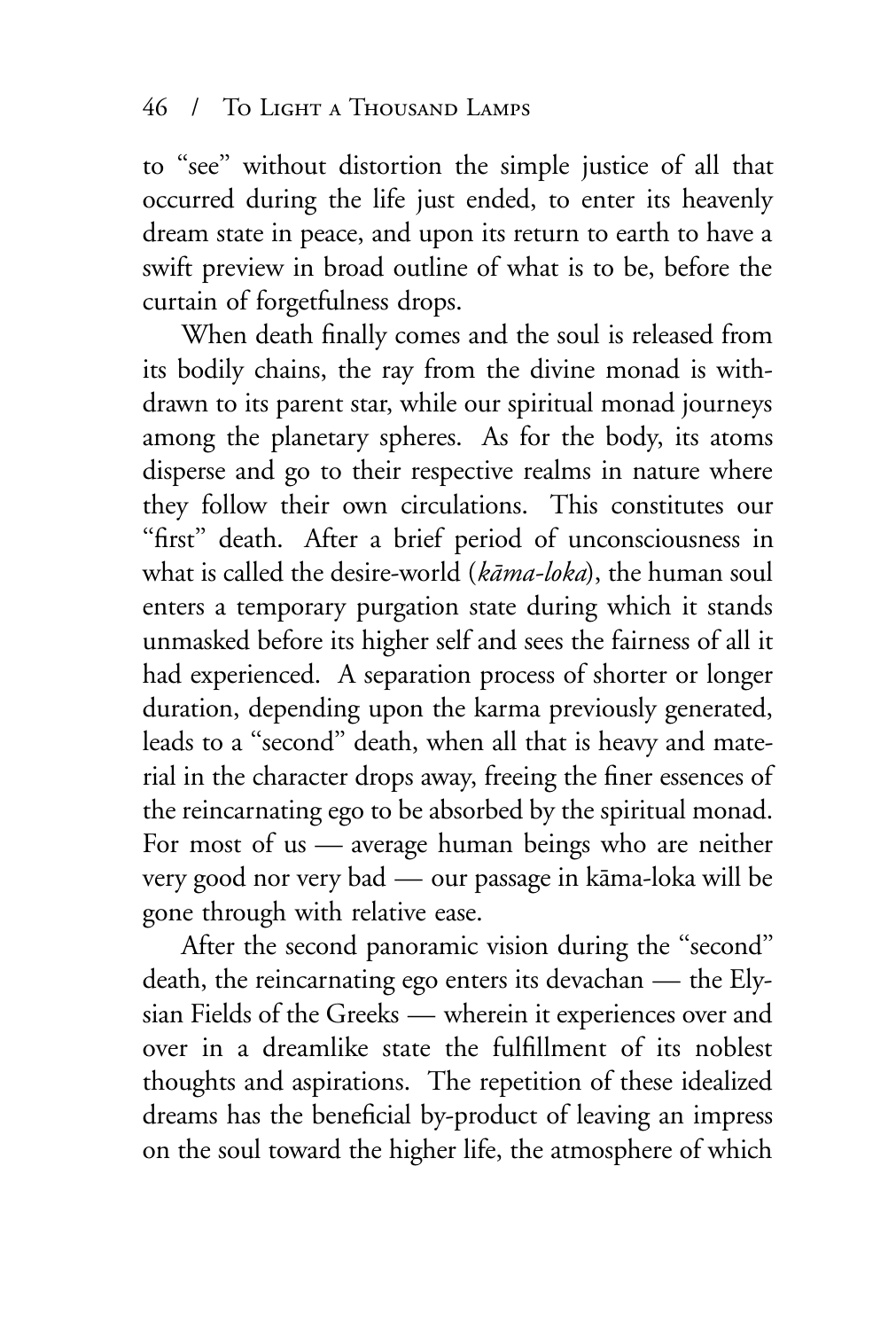to "see" without distortion the simple justice of all that occurred during the life just ended, to enter its heavenly dream state in peace, and upon its return to earth to have a swift preview in broad outline of what is to be, before the curtain of forgetfulness drops.

When death finally comes and the soul is released from its bodily chains, the ray from the divine monad is withdrawn to its parent star, while our spiritual monad journeys among the planetary spheres. As for the body, its atoms disperse and go to their respective realms in nature where they follow their own circulations. This constitutes our "first" death. After a brief period of unconsciousness in what is called the desire-world (*kāma-loka*), the human soul enters a temporary purgation state during which it stands unmasked before its higher self and sees the fairness of all it had experienced. A separation process of shorter or longer duration, depending upon the karma previously generated, leads to a "second" death, when all that is heavy and material in the character drops away, freeing the finer essences of the reincarnating ego to be absorbed by the spiritual monad. For most of us — average human beings who are neither very good nor very bad — our passage in kāma-loka will be gone through with relative ease.

After the second panoramic vision during the "second" death, the reincarnating ego enters its devachan — the Elysian Fields of the Greeks — wherein it experiences over and over in a dreamlike state the fulfillment of its noblest thoughts and aspirations. The repetition of these idealized dreams has the beneficial by-product of leaving an impress on the soul toward the higher life, the atmosphere of which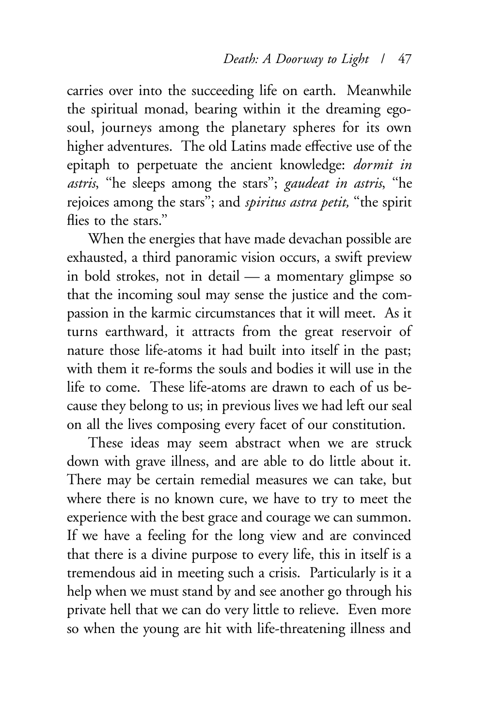carries over into the succeeding life on earth. Meanwhile the spiritual monad, bearing within it the dreaming ego-soul, journeys among the planetary spheres for its own higher adventures. The old Latins made effective use of the epitaph to perpetuate the ancient knowledge: *dormit in astris*, "he sleeps among the stars"; *gaudeat in astris*, "he rejoices among the stars"; and *spiritus astra petit,* "the spirit flies to the stars."

When the energies that have made devachan possible are exhausted, a third panoramic vision occurs, a swift preview in bold strokes, not in detail — a momentary glimpse so that the incoming soul may sense the justice and the compassion in the karmic circumstances that it will meet. As it turns earthward, it attracts from the great reservoir of nature those life-atoms it had built into itself in the past; with them it re-forms the souls and bodies it will use in the life to come. These life-atoms are drawn to each of us because they belong to us; in previous lives we had left our seal on all the lives composing every facet of our constitution.

These ideas may seem abstract when we are struck down with grave illness, and are able to do little about it. There may be certain remedial measures we can take, but where there is no known cure, we have to try to meet the experience with the best grace and courage we can summon. If we have a feeling for the long view and are convinced that there is a divine purpose to every life, this in itself is a tremendous aid in meeting such a crisis. Particularly is it a help when we must stand by and see another go through his private hell that we can do very little to relieve. Even more so when the young are hit with life-threatening illness and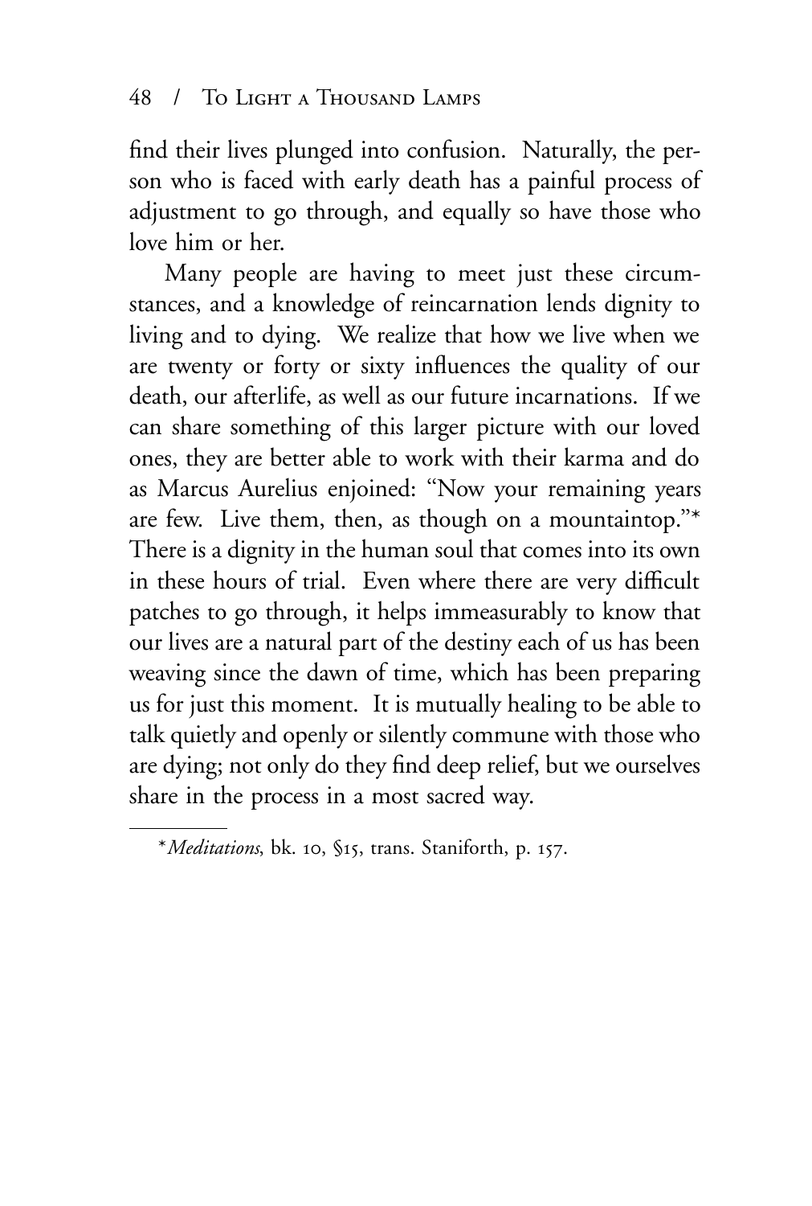find their lives plunged into confusion. Naturally, the person who is faced with early death has a painful process of adjustment to go through, and equally so have those who love him or her.

Many people are having to meet just these circumstances, and a knowledge of reincarnation lends dignity to living and to dying. We realize that how we live when we are twenty or forty or sixty influences the quality of our death, our afterlife, as well as our future incarnations. If we can share something of this larger picture with our loved ones, they are better able to work with their karma and do as Marcus Aurelius enjoined: "Now your remaining years are few. Live them, then, as though on a mountaintop."* There is a dignity in the human soul that comes into its own in these hours of trial. Even where there are very difficult patches to go through, it helps immeasurably to know that our lives are a natural part of the destiny each of us has been weaving since the dawn of time, which has been preparing us for just this moment. It is mutually healing to be able to talk quietly and openly or silently commune with those who are dying; not only do they find deep relief, but we ourselves share in the process in a most sacred way.

---

\**Meditations*, bk. 10, §15, trans. Staniforth, p. 157.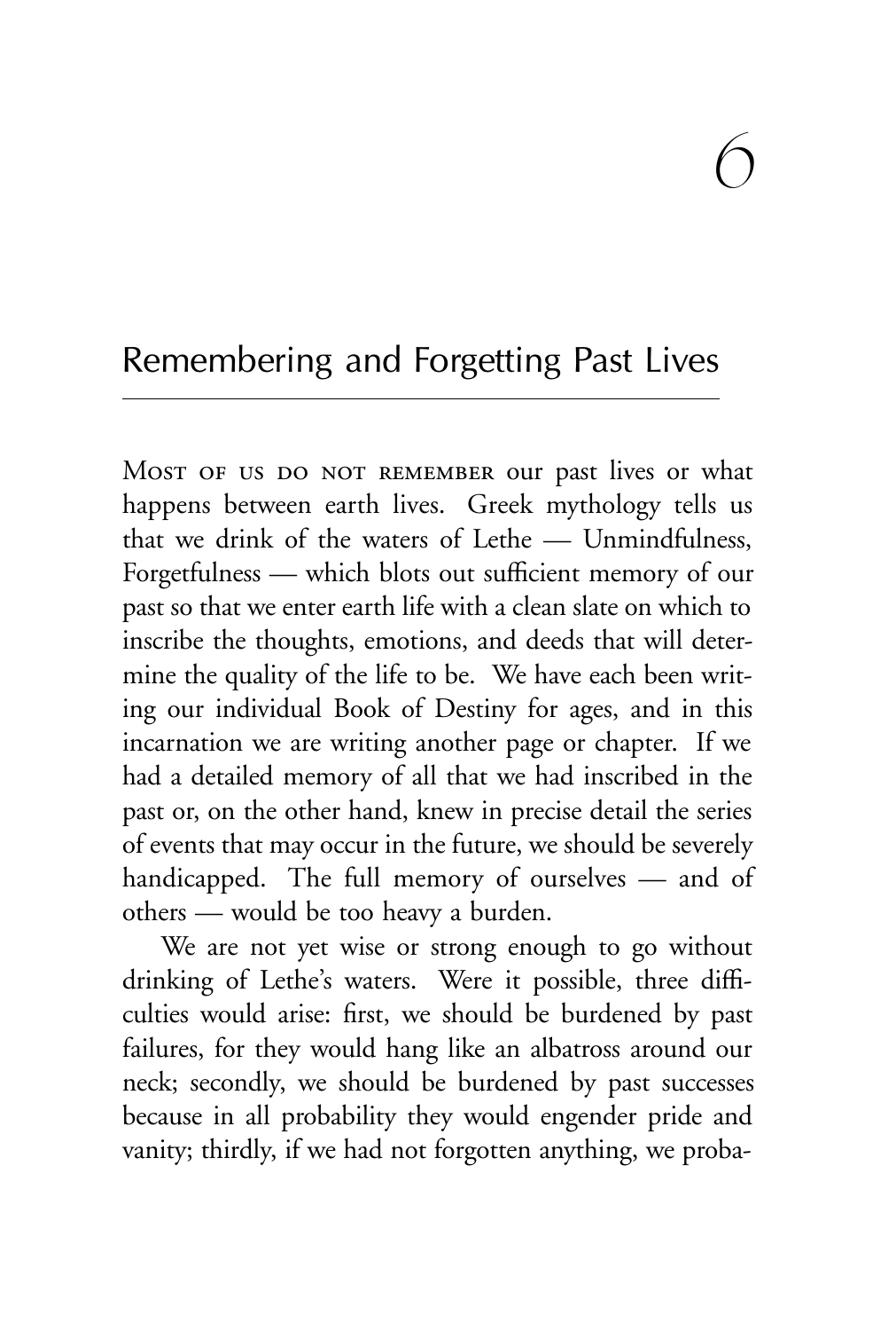# 6

## Remembering and Forgetting Past Lives

Most of us do not remember our past lives or what happens between earth lives. Greek mythology tells us that we drink of the waters of Lethe — Unmindfulness, Forgetfulness — which blots out sufficient memory of our past so that we enter earth life with a clean slate on which to inscribe the thoughts, emotions, and deeds that will determine the quality of the life to be. We have each been writing our individual Book of Destiny for ages, and in this incarnation we are writing another page or chapter. If we had a detailed memory of all that we had inscribed in the past or, on the other hand, knew in precise detail the series of events that may occur in the future, we should be severely handicapped. The full memory of ourselves — and of others — would be too heavy a burden.

We are not yet wise or strong enough to go without drinking of Lethe's waters. Were it possible, three difficulties would arise: first, we should be burdened by past failures, for they would hang like an albatross around our neck; secondly, we should be burdened by past successes because in all probability they would engender pride and vanity; thirdly, if we had not forgotten anything, we proba-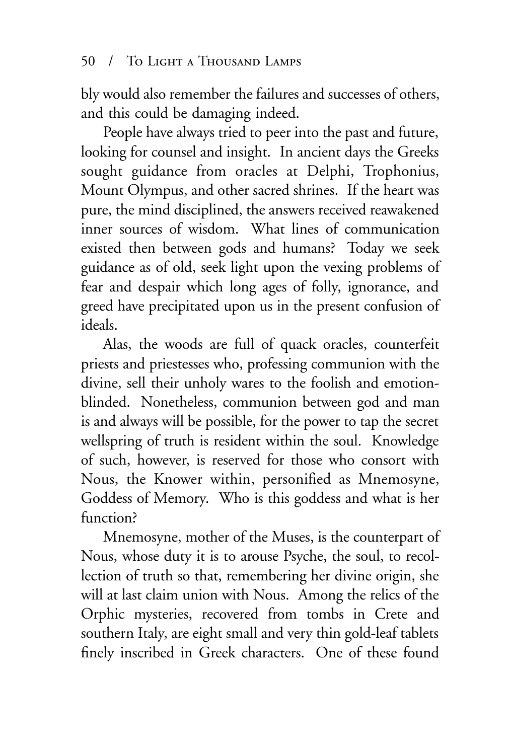bly would also remember the failures and successes of others, and this could be damaging indeed.

People have always tried to peer into the past and future, looking for counsel and insight. In ancient days the Greeks sought guidance from oracles at Delphi, Trophonius, Mount Olympus, and other sacred shrines. If the heart was pure, the mind disciplined, the answers received reawakened inner sources of wisdom. What lines of communication existed then between gods and humans? Today we seek guidance as of old, seek light upon the vexing problems of fear and despair which long ages of folly, ignorance, and greed have precipitated upon us in the present confusion of ideals.

Alas, the woods are full of quack oracles, counterfeit priests and priestesses who, professing communion with the divine, sell their unholy wares to the foolish and emotion-blinded. Nonetheless, communion between god and man is and always will be possible, for the power to tap the secret wellspring of truth is resident within the soul. Knowledge of such, however, is reserved for those who consort with Nous, the Knower within, personified as Mnemosyne, Goddess of Memory. Who is this goddess and what is her function?

Mnemosyne, mother of the Muses, is the counterpart of Nous, whose duty it is to arouse Psyche, the soul, to recollection of truth so that, remembering her divine origin, she will at last claim union with Nous. Among the relics of the Orphic mysteries, recovered from tombs in Crete and southern Italy, are eight small and very thin gold-leaf tablets finely inscribed in Greek characters. One of these found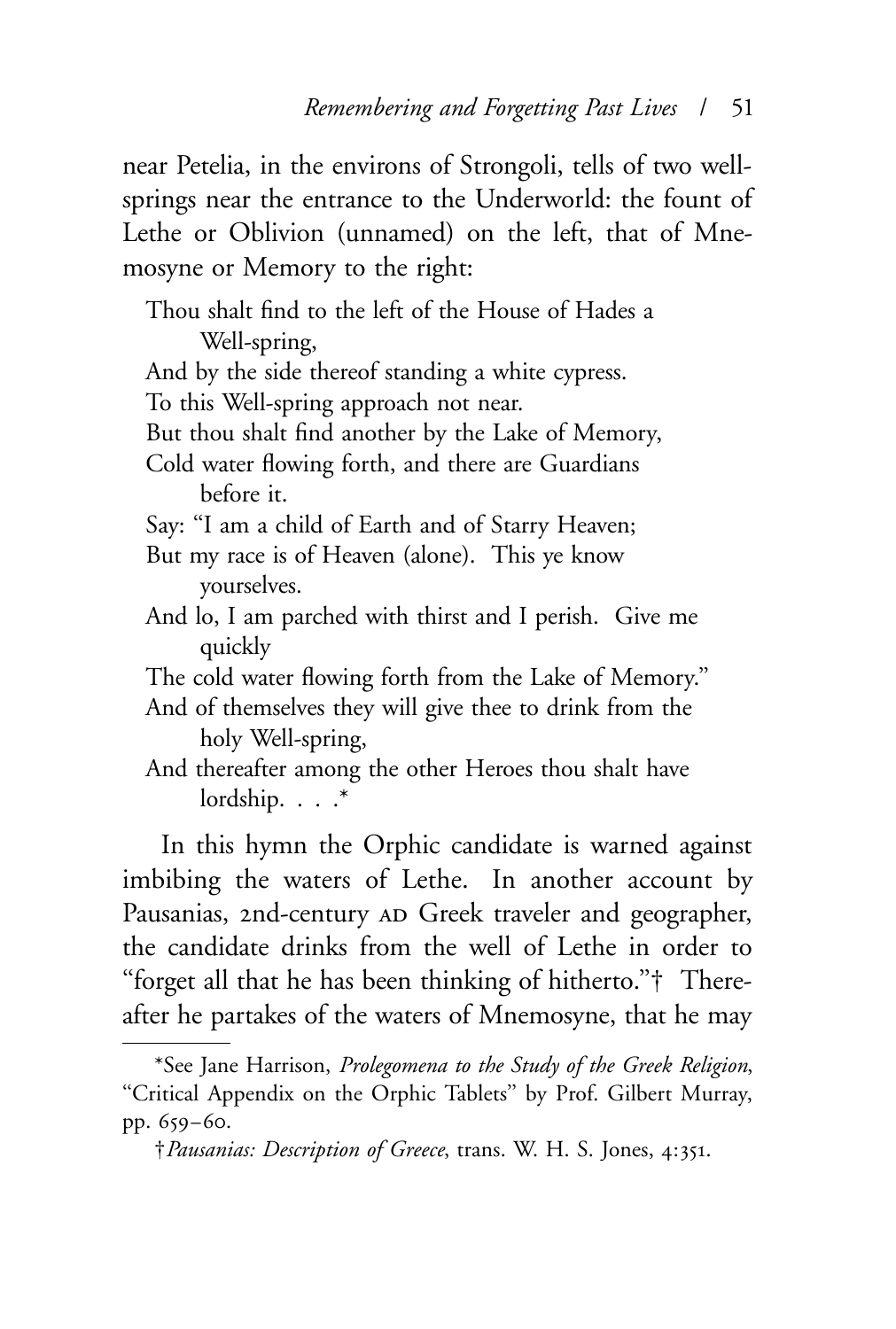near Petelia, in the environs of Strongoli, tells of two well-springs near the entrance to the Underworld: the fount of Lethe or Oblivion (unnamed) on the left, that of Mnemosyne or Memory to the right:

> Thou shalt find to the left of the House of Hades a Well-spring,
> And by the side thereof standing a white cypress.
> To this Well-spring approach not near.
> But thou shalt find another by the Lake of Memory,
> Cold water flowing forth, and there are Guardians before it.
> Say: "I am a child of Earth and of Starry Heaven;
> But my race is of Heaven (alone). This ye know yourselves.
> And lo, I am parched with thirst and I perish. Give me quickly
> The cold water flowing forth from the Lake of Memory."
> And of themselves they will give thee to drink from the holy Well-spring,
> And thereafter among the other Heroes thou shalt have lordship. . . .*

In this hymn the Orphic candidate is warned against imbibing the waters of Lethe. In another account by Pausanias, 2nd-century AD Greek traveler and geographer, the candidate drinks from the well of Lethe in order to "forget all that he has been thinking of hitherto."† Thereafter he partakes of the waters of Mnemosyne, that he may

---

*See Jane Harrison, *Prolegomena to the Study of the Greek Religion*, "Critical Appendix on the Orphic Tablets" by Prof. Gilbert Murray, pp. 659–60.

†*Pausanias: Description of Greece*, trans. W. H. S. Jones, 4:351.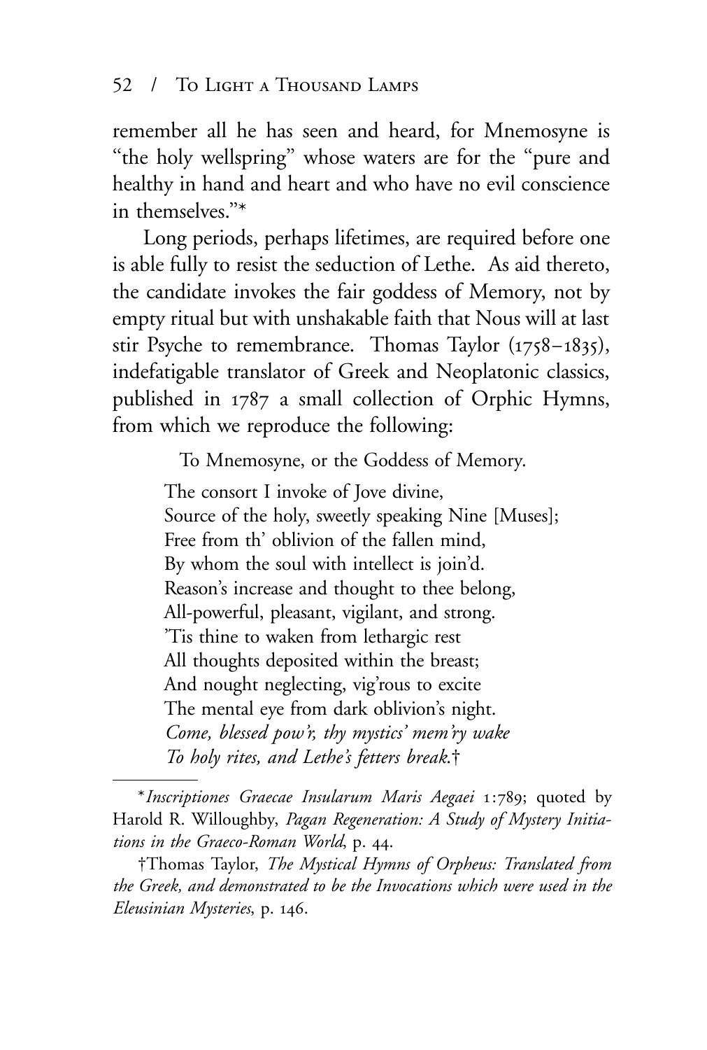remember all he has seen and heard, for Mnemosyne is "the holy wellspring" whose waters are for the "pure and healthy in hand and heart and who have no evil conscience in themselves."*

Long periods, perhaps lifetimes, are required before one is able fully to resist the seduction of Lethe. As aid thereto, the candidate invokes the fair goddess of Memory, not by empty ritual but with unshakable faith that Nous will at last stir Psyche to remembrance. Thomas Taylor (1758–1835), indefatigable translator of Greek and Neoplatonic classics, published in 1787 a small collection of Orphic Hymns, from which we reproduce the following:

> To Mnemosyne, or the Goddess of Memory.
>
> The consort I invoke of Jove divine,
> Source of the holy, sweetly speaking Nine [Muses];
> Free from th' oblivion of the fallen mind,
> By whom the soul with intellect is join'd.
> Reason's increase and thought to thee belong,
> All-powerful, pleasant, vigilant, and strong.
> 'Tis thine to waken from lethargic rest
> All thoughts deposited within the breast;
> And nought neglecting, vig'rous to excite
> The mental eye from dark oblivion's night.
> *Come, blessed pow'r, thy mystics' mem'ry wake*
> *To holy rites, and Lethe's fetters break.*†

---

\* *Inscriptiones Graecae Insularum Maris Aegaei* 1:789; quoted by Harold R. Willoughby, *Pagan Regeneration: A Study of Mystery Initiations in the Graeco-Roman World*, p. 44.

†Thomas Taylor, *The Mystical Hymns of Orpheus: Translated from the Greek, and demonstrated to be the Invocations which were used in the Eleusinian Mysteries*, p. 146.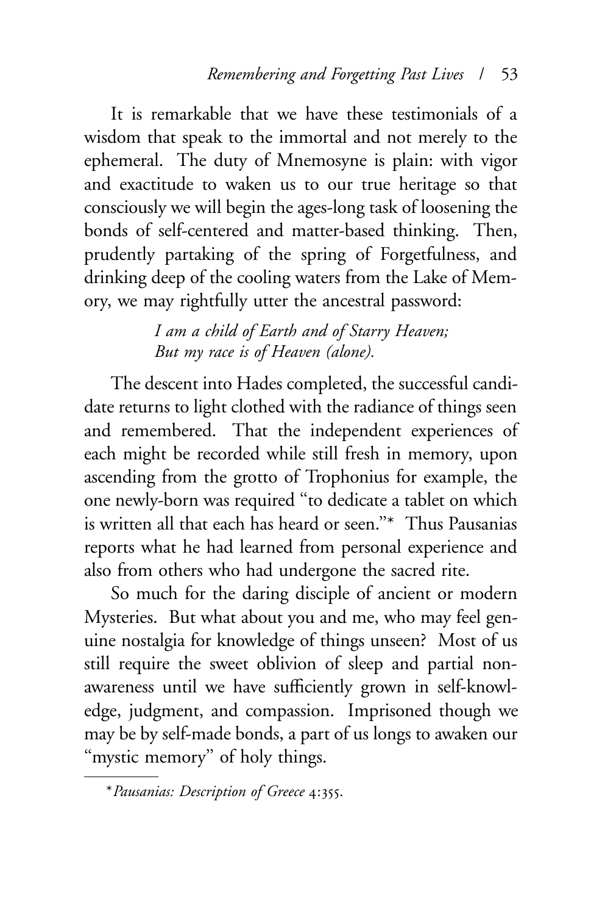It is remarkable that we have these testimonials of a wisdom that speak to the immortal and not merely to the ephemeral. The duty of Mnemosyne is plain: with vigor and exactitude to waken us to our true heritage so that consciously we will begin the ages-long task of loosening the bonds of self-centered and matter-based thinking. Then, prudently partaking of the spring of Forgetfulness, and drinking deep of the cooling waters from the Lake of Memory, we may rightfully utter the ancestral password:

> *I am a child of Earth and of Starry Heaven;*
> *But my race is of Heaven (alone).*

The descent into Hades completed, the successful candidate returns to light clothed with the radiance of things seen and remembered. That the independent experiences of each might be recorded while still fresh in memory, upon ascending from the grotto of Trophonius for example, the one newly-born was required "to dedicate a tablet on which is written all that each has heard or seen."* Thus Pausanias reports what he had learned from personal experience and also from others who had undergone the sacred rite.

So much for the daring disciple of ancient or modern Mysteries. But what about you and me, who may feel genuine nostalgia for knowledge of things unseen? Most of us still require the sweet oblivion of sleep and partial non-awareness until we have sufficiently grown in self-knowledge, judgment, and compassion. Imprisoned though we may be by self-made bonds, a part of us longs to awaken our "mystic memory" of holy things.

---

\* *Pausanias: Description of Greece* 4:355.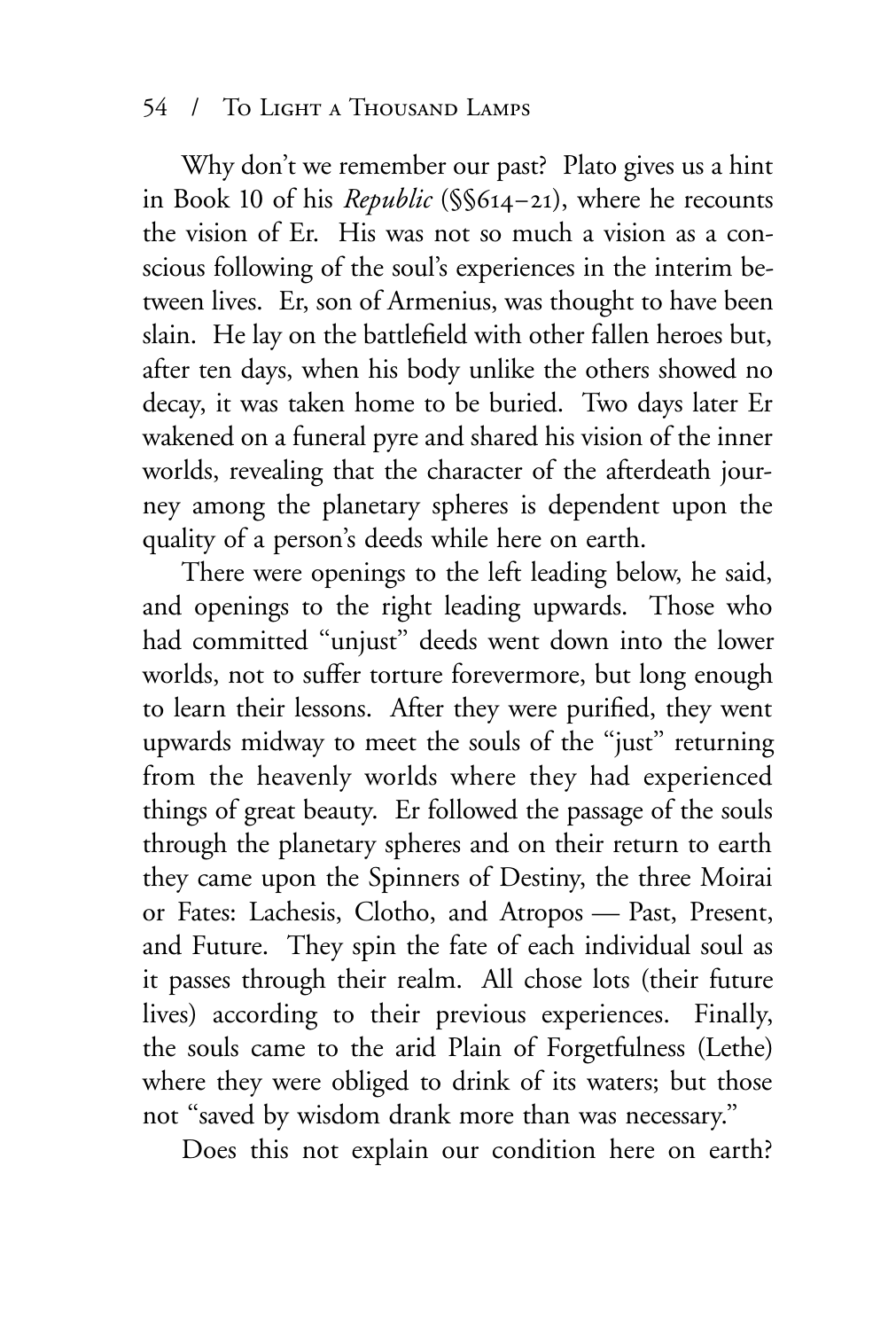Why don't we remember our past? Plato gives us a hint in Book 10 of his *Republic* (§§614–21), where he recounts the vision of Er. His was not so much a vision as a conscious following of the soul's experiences in the interim between lives. Er, son of Armenius, was thought to have been slain. He lay on the battlefield with other fallen heroes but, after ten days, when his body unlike the others showed no decay, it was taken home to be buried. Two days later Er wakened on a funeral pyre and shared his vision of the inner worlds, revealing that the character of the afterdeath journey among the planetary spheres is dependent upon the quality of a person's deeds while here on earth.

There were openings to the left leading below, he said, and openings to the right leading upwards. Those who had committed "unjust" deeds went down into the lower worlds, not to suffer torture forevermore, but long enough to learn their lessons. After they were purified, they went upwards midway to meet the souls of the "just" returning from the heavenly worlds where they had experienced things of great beauty. Er followed the passage of the souls through the planetary spheres and on their return to earth they came upon the Spinners of Destiny, the three Moirai or Fates: Lachesis, Clotho, and Atropos — Past, Present, and Future. They spin the fate of each individual soul as it passes through their realm. All chose lots (their future lives) according to their previous experiences. Finally, the souls came to the arid Plain of Forgetfulness (Lethe) where they were obliged to drink of its waters; but those not "saved by wisdom drank more than was necessary."

Does this not explain our condition here on earth?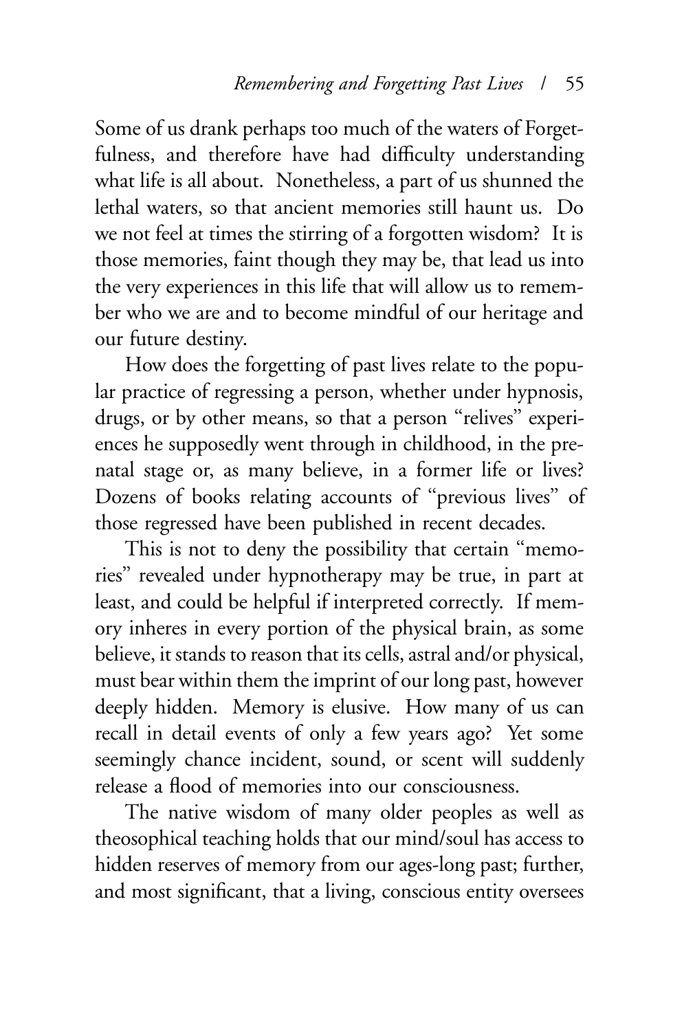Some of us drank perhaps too much of the waters of Forgetfulness, and therefore have had difficulty understanding what life is all about. Nonetheless, a part of us shunned the lethal waters, so that ancient memories still haunt us. Do we not feel at times the stirring of a forgotten wisdom? It is those memories, faint though they may be, that lead us into the very experiences in this life that will allow us to remember who we are and to become mindful of our heritage and our future destiny.

How does the forgetting of past lives relate to the popular practice of regressing a person, whether under hypnosis, drugs, or by other means, so that a person "relives" experiences he supposedly went through in childhood, in the prenatal stage or, as many believe, in a former life or lives? Dozens of books relating accounts of "previous lives" of those regressed have been published in recent decades.

This is not to deny the possibility that certain "memories" revealed under hypnotherapy may be true, in part at least, and could be helpful if interpreted correctly. If memory inheres in every portion of the physical brain, as some believe, it stands to reason that its cells, astral and/or physical, must bear within them the imprint of our long past, however deeply hidden. Memory is elusive. How many of us can recall in detail events of only a few years ago? Yet some seemingly chance incident, sound, or scent will suddenly release a flood of memories into our consciousness.

The native wisdom of many older peoples as well as theosophical teaching holds that our mind/soul has access to hidden reserves of memory from our ages-long past; further, and most significant, that a living, conscious entity oversees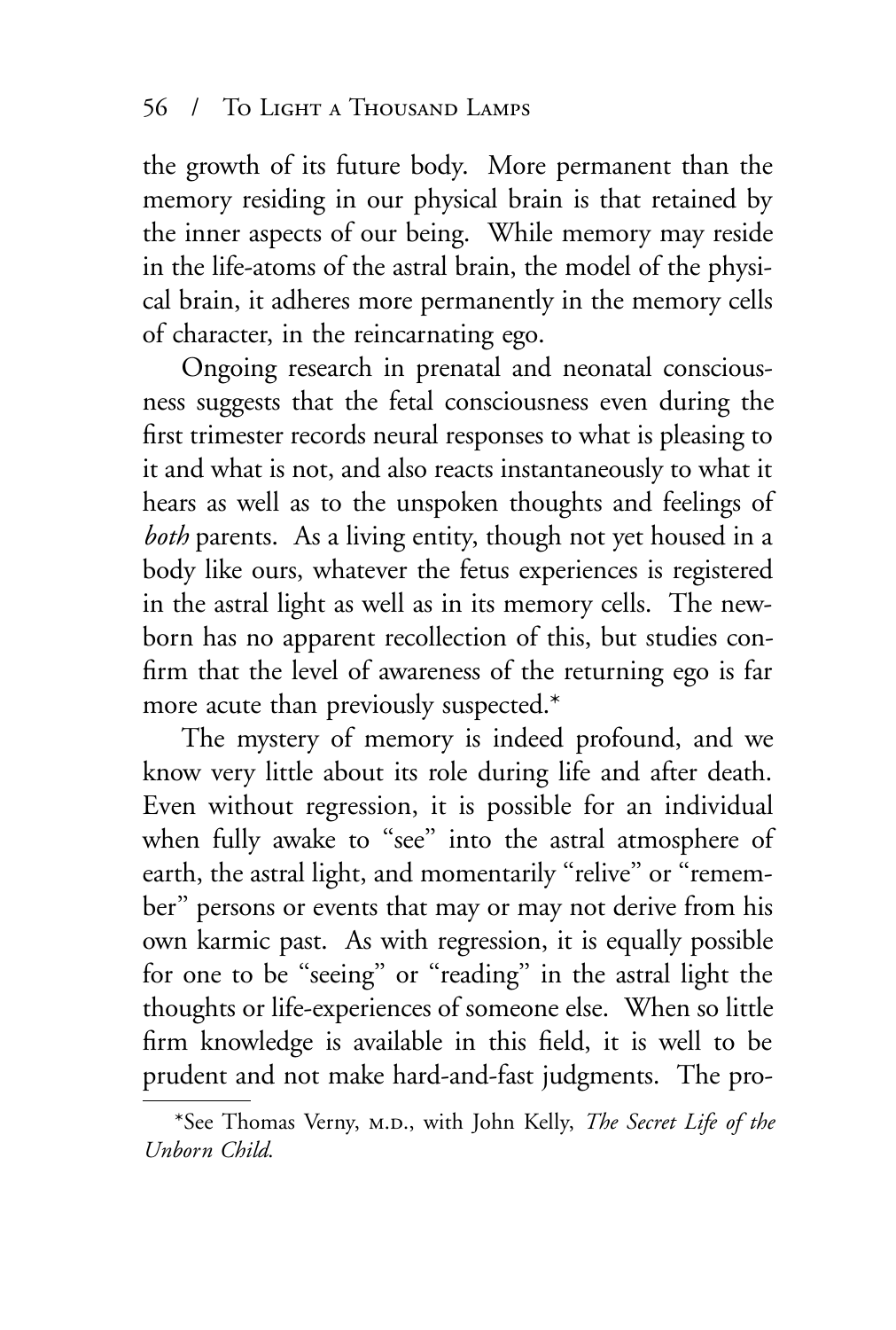the growth of its future body. More permanent than the memory residing in our physical brain is that retained by the inner aspects of our being. While memory may reside in the life-atoms of the astral brain, the model of the physical brain, it adheres more permanently in the memory cells of character, in the reincarnating ego.

Ongoing research in prenatal and neonatal consciousness suggests that the fetal consciousness even during the first trimester records neural responses to what is pleasing to it and what is not, and also reacts instantaneously to what it hears as well as to the unspoken thoughts and feelings of *both* parents. As a living entity, though not yet housed in a body like ours, whatever the fetus experiences is registered in the astral light as well as in its memory cells. The newborn has no apparent recollection of this, but studies confirm that the level of awareness of the returning ego is far more acute than previously suspected.*

The mystery of memory is indeed profound, and we know very little about its role during life and after death. Even without regression, it is possible for an individual when fully awake to "see" into the astral atmosphere of earth, the astral light, and momentarily "relive" or "remember" persons or events that may or may not derive from his own karmic past. As with regression, it is equally possible for one to be "seeing" or "reading" in the astral light the thoughts or life-experiences of someone else. When so little firm knowledge is available in this field, it is well to be prudent and not make hard-and-fast judgments. The pro-

*See Thomas Verny, M.D., with John Kelly, *The Secret Life of the Unborn Child*.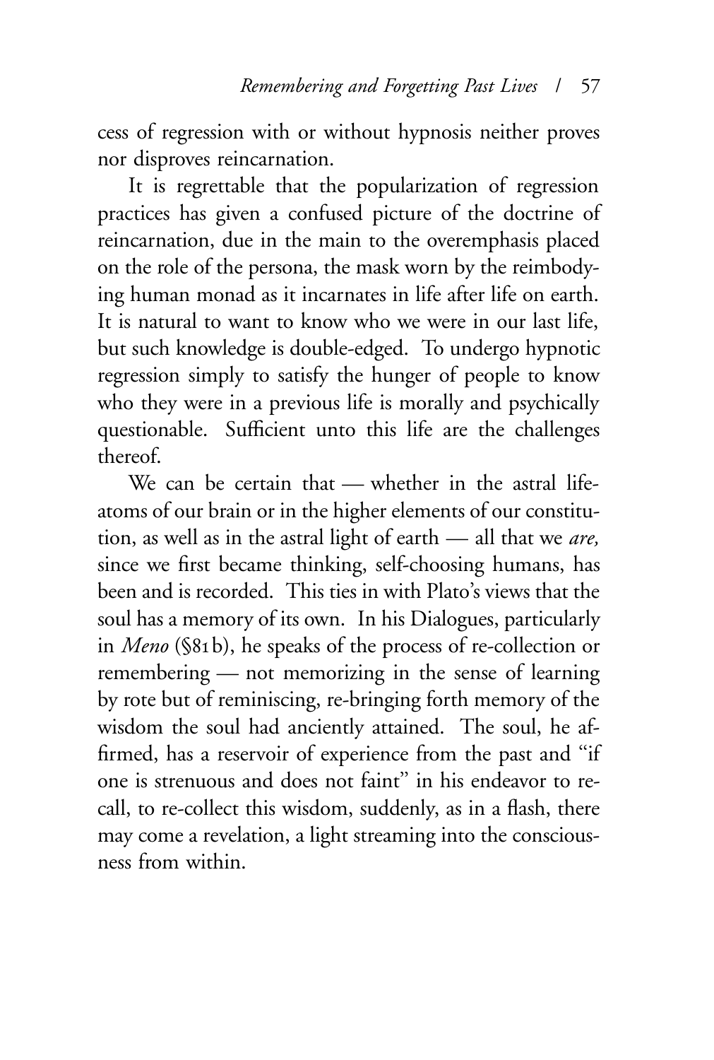cess of regression with or without hypnosis neither proves nor disproves reincarnation.

It is regrettable that the popularization of regression practices has given a confused picture of the doctrine of reincarnation, due in the main to the overemphasis placed on the role of the persona, the mask worn by the reimbodying human monad as it incarnates in life after life on earth. It is natural to want to know who we were in our last life, but such knowledge is double-edged. To undergo hypnotic regression simply to satisfy the hunger of people to know who they were in a previous life is morally and psychically questionable. Sufficient unto this life are the challenges thereof.

We can be certain that — whether in the astral life-atoms of our brain or in the higher elements of our constitution, as well as in the astral light of earth — all that we *are,* since we first became thinking, self-choosing humans, has been and is recorded. This ties in with Plato's views that the soul has a memory of its own. In his Dialogues, particularly in *Meno* (§81b), he speaks of the process of re-collection or remembering — not memorizing in the sense of learning by rote but of reminiscing, re-bringing forth memory of the wisdom the soul had anciently attained. The soul, he affirmed, has a reservoir of experience from the past and "if one is strenuous and does not faint" in his endeavor to recall, to re-collect this wisdom, suddenly, as in a flash, there may come a revelation, a light streaming into the consciousness from within.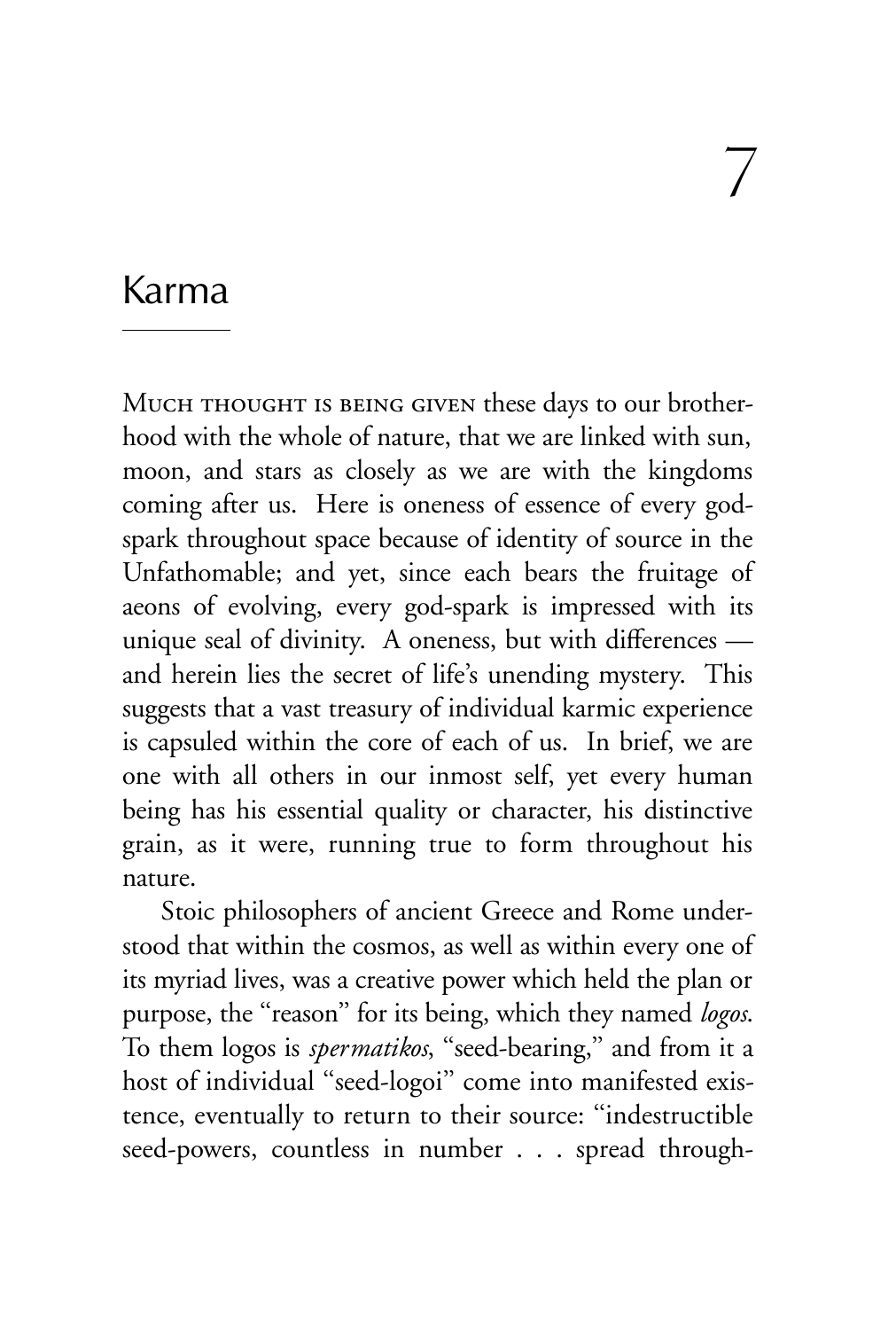# 7

## Karma

Much thought is being given these days to our brotherhood with the whole of nature, that we are linked with sun, moon, and stars as closely as we are with the kingdoms coming after us. Here is oneness of essence of every god-spark throughout space because of identity of source in the Unfathomable; and yet, since each bears the fruitage of aeons of evolving, every god-spark is impressed with its unique seal of divinity. A oneness, but with differences — and herein lies the secret of life's unending mystery. This suggests that a vast treasury of individual karmic experience is capsuled within the core of each of us. In brief, we are one with all others in our inmost self, yet every human being has his essential quality or character, his distinctive grain, as it were, running true to form throughout his nature.

Stoic philosophers of ancient Greece and Rome understood that within the cosmos, as well as within every one of its myriad lives, was a creative power which held the plan or purpose, the "reason" for its being, which they named *logos*. To them logos is *spermatikos*, "seed-bearing," and from it a host of individual "seed-logoi" come into manifested existence, eventually to return to their source: "indestructible seed-powers, countless in number . . . spread through-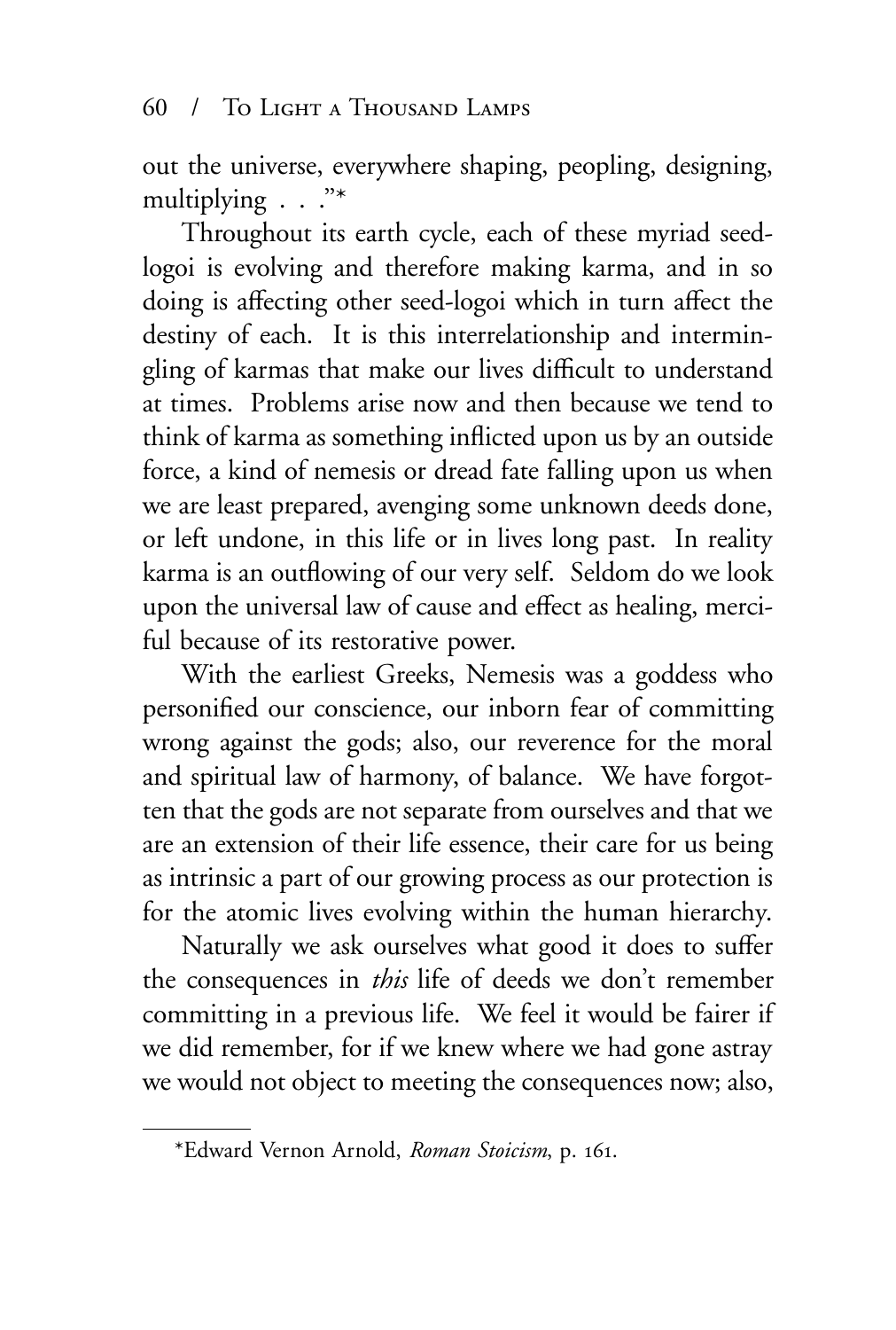out the universe, everywhere shaping, peopling, designing, multiplying . . ."*

Throughout its earth cycle, each of these myriad seed-logoi is evolving and therefore making karma, and in so doing is affecting other seed-logoi which in turn affect the destiny of each. It is this interrelationship and intermingling of karmas that make our lives difficult to understand at times. Problems arise now and then because we tend to think of karma as something inflicted upon us by an outside force, a kind of nemesis or dread fate falling upon us when we are least prepared, avenging some unknown deeds done, or left undone, in this life or in lives long past. In reality karma is an outflowing of our very self. Seldom do we look upon the universal law of cause and effect as healing, merciful because of its restorative power.

With the earliest Greeks, Nemesis was a goddess who personified our conscience, our inborn fear of committing wrong against the gods; also, our reverence for the moral and spiritual law of harmony, of balance. We have forgotten that the gods are not separate from ourselves and that we are an extension of their life essence, their care for us being as intrinsic a part of our growing process as our protection is for the atomic lives evolving within the human hierarchy.

Naturally we ask ourselves what good it does to suffer the consequences in *this* life of deeds we don't remember committing in a previous life. We feel it would be fairer if we did remember, for if we knew where we had gone astray we would not object to meeting the consequences now; also,

---

*Edward Vernon Arnold, *Roman Stoicism*, p. 161.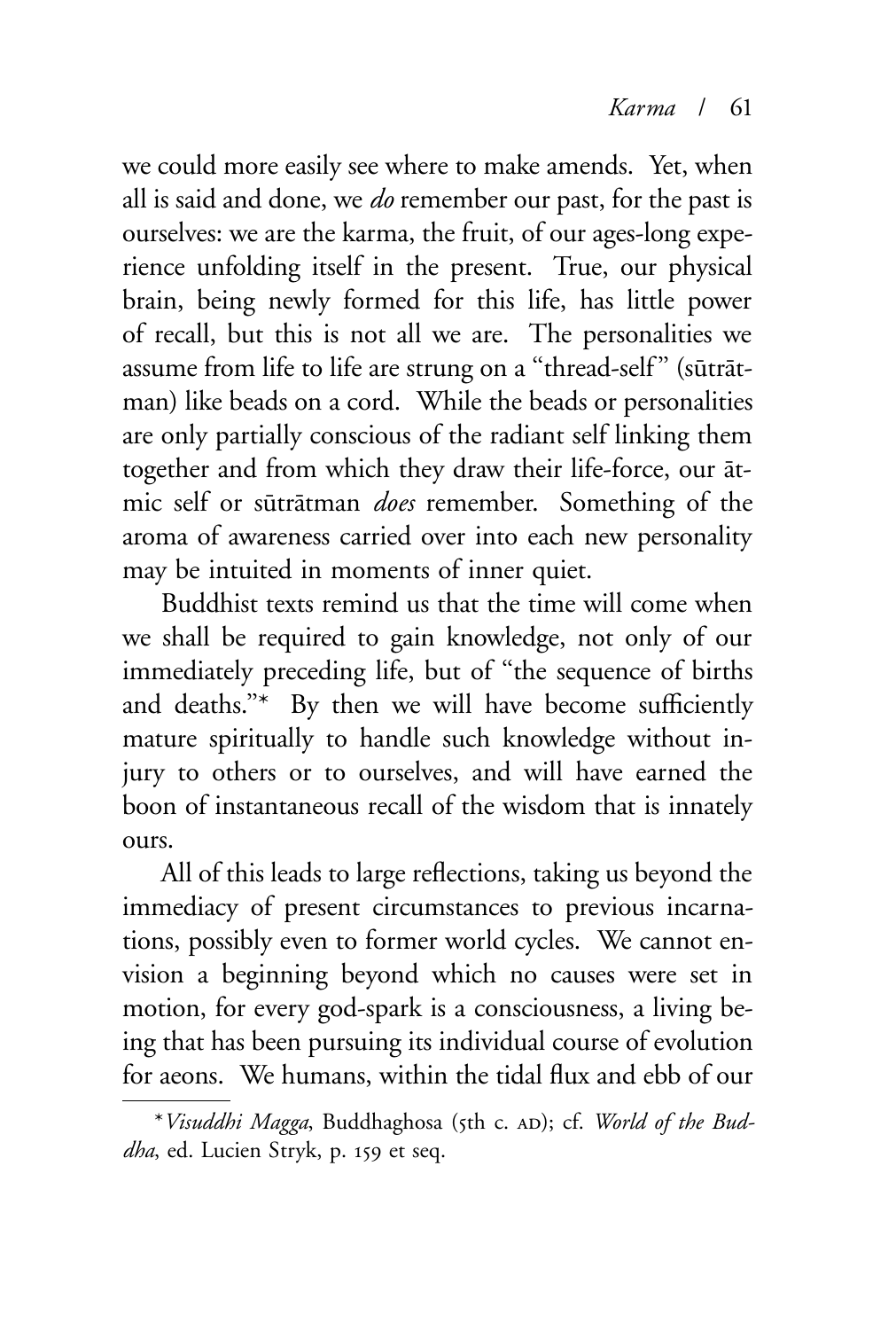we could more easily see where to make amends. Yet, when all is said and done, we *do* remember our past, for the past is ourselves: we are the karma, the fruit, of our ages-long experience unfolding itself in the present. True, our physical brain, being newly formed for this life, has little power of recall, but this is not all we are. The personalities we assume from life to life are strung on a "thread-self" (sūtrātman) like beads on a cord. While the beads or personalities are only partially conscious of the radiant self linking them together and from which they draw their life-force, our ātmic self or sūtrātman *does* remember. Something of the aroma of awareness carried over into each new personality may be intuited in moments of inner quiet.

Buddhist texts remind us that the time will come when we shall be required to gain knowledge, not only of our immediately preceding life, but of "the sequence of births and deaths."* By then we will have become sufficiently mature spiritually to handle such knowledge without injury to others or to ourselves, and will have earned the boon of instantaneous recall of the wisdom that is innately ours.

All of this leads to large reflections, taking us beyond the immediacy of present circumstances to previous incarnations, possibly even to former world cycles. We cannot envision a beginning beyond which no causes were set in motion, for every god-spark is a consciousness, a living being that has been pursuing its individual course of evolution for aeons. We humans, within the tidal flux and ebb of our

---

*\*Visuddhi Magga*, Buddhaghosa (5th c. AD); cf. *World of the Buddha*, ed. Lucien Stryk, p. 159 et seq.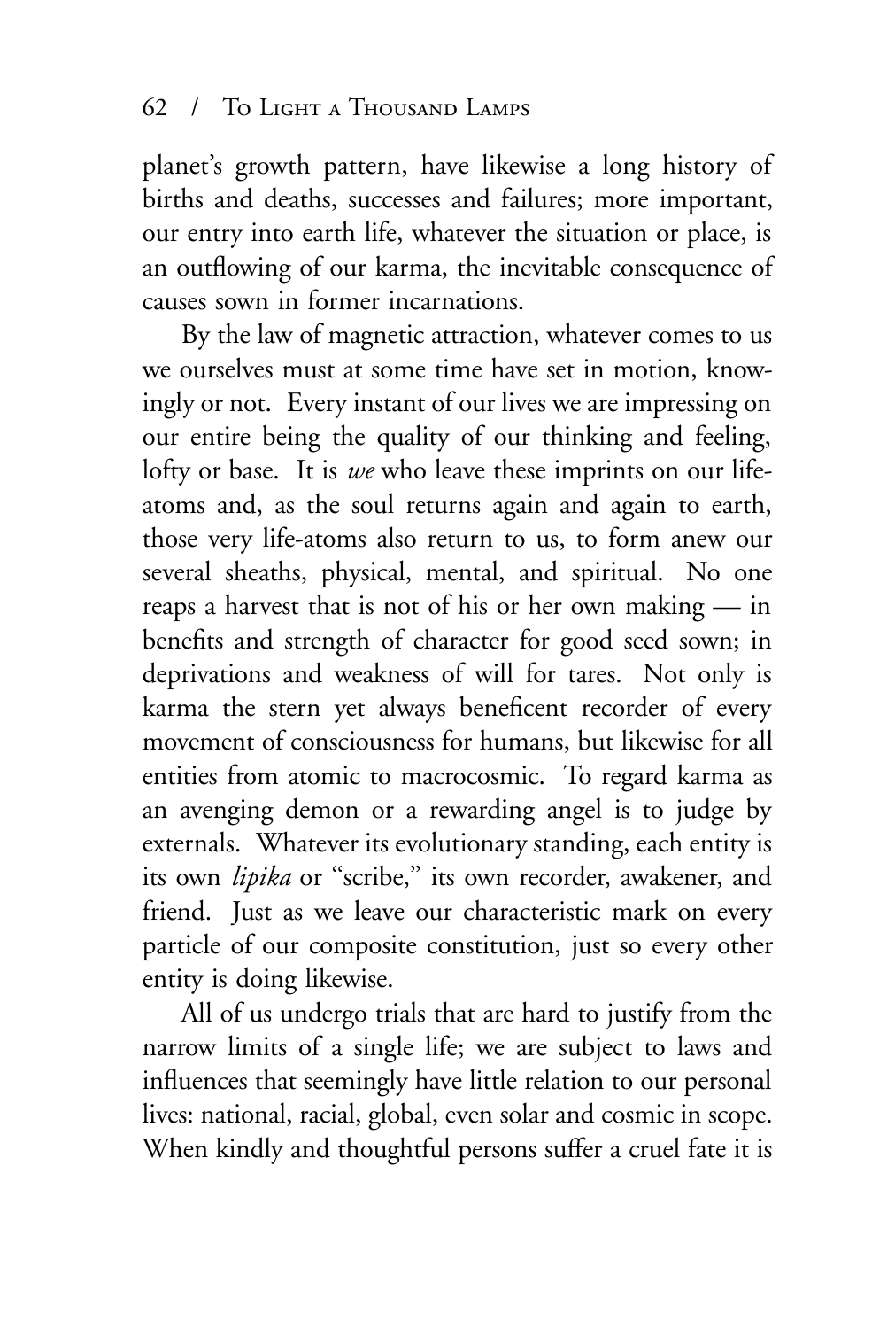planet's growth pattern, have likewise a long history of births and deaths, successes and failures; more important, our entry into earth life, whatever the situation or place, is an outflowing of our karma, the inevitable consequence of causes sown in former incarnations.

By the law of magnetic attraction, whatever comes to us we ourselves must at some time have set in motion, knowingly or not. Every instant of our lives we are impressing on our entire being the quality of our thinking and feeling, lofty or base. It is *we* who leave these imprints on our life-atoms and, as the soul returns again and again to earth, those very life-atoms also return to us, to form anew our several sheaths, physical, mental, and spiritual. No one reaps a harvest that is not of his or her own making — in benefits and strength of character for good seed sown; in deprivations and weakness of will for tares. Not only is karma the stern yet always beneficent recorder of every movement of consciousness for humans, but likewise for all entities from atomic to macrocosmic. To regard karma as an avenging demon or a rewarding angel is to judge by externals. Whatever its evolutionary standing, each entity is its own *lipika* or "scribe," its own recorder, awakener, and friend. Just as we leave our characteristic mark on every particle of our composite constitution, just so every other entity is doing likewise.

All of us undergo trials that are hard to justify from the narrow limits of a single life; we are subject to laws and influences that seemingly have little relation to our personal lives: national, racial, global, even solar and cosmic in scope. When kindly and thoughtful persons suffer a cruel fate it is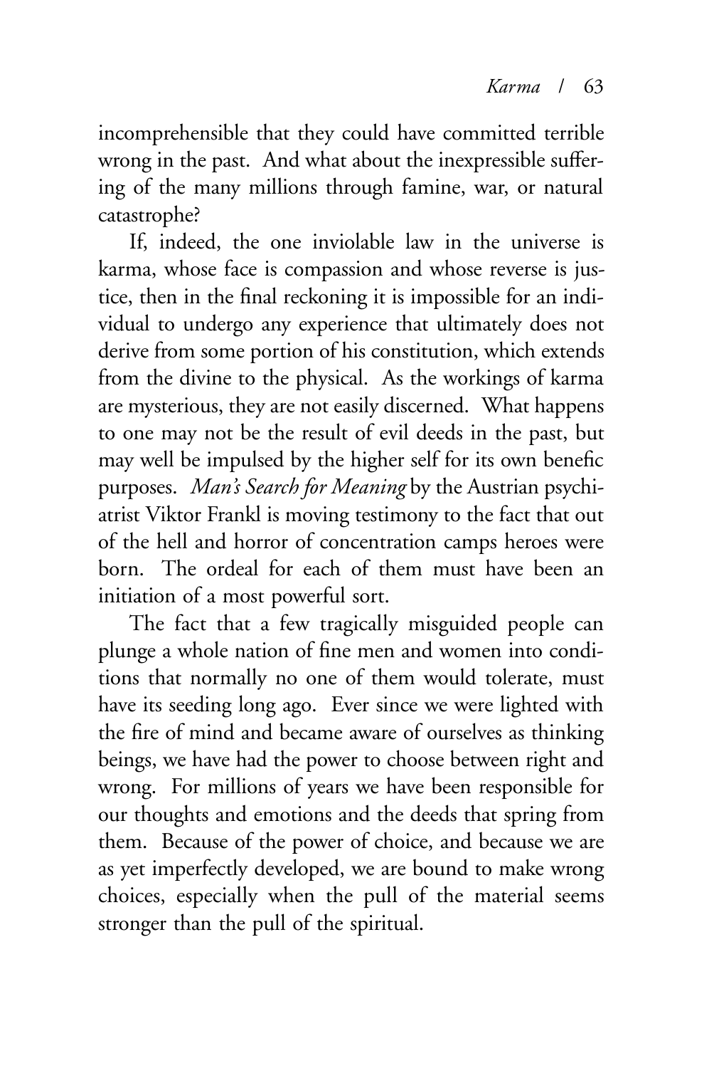incomprehensible that they could have committed terrible wrong in the past. And what about the inexpressible suffering of the many millions through famine, war, or natural catastrophe?

If, indeed, the one inviolable law in the universe is karma, whose face is compassion and whose reverse is justice, then in the final reckoning it is impossible for an individual to undergo any experience that ultimately does not derive from some portion of his constitution, which extends from the divine to the physical. As the workings of karma are mysterious, they are not easily discerned. What happens to one may not be the result of evil deeds in the past, but may well be impulsed by the higher self for its own benefic purposes. *Man's Search for Meaning* by the Austrian psychiatrist Viktor Frankl is moving testimony to the fact that out of the hell and horror of concentration camps heroes were born. The ordeal for each of them must have been an initiation of a most powerful sort.

The fact that a few tragically misguided people can plunge a whole nation of fine men and women into conditions that normally no one of them would tolerate, must have its seeding long ago. Ever since we were lighted with the fire of mind and became aware of ourselves as thinking beings, we have had the power to choose between right and wrong. For millions of years we have been responsible for our thoughts and emotions and the deeds that spring from them. Because of the power of choice, and because we are as yet imperfectly developed, we are bound to make wrong choices, especially when the pull of the material seems stronger than the pull of the spiritual.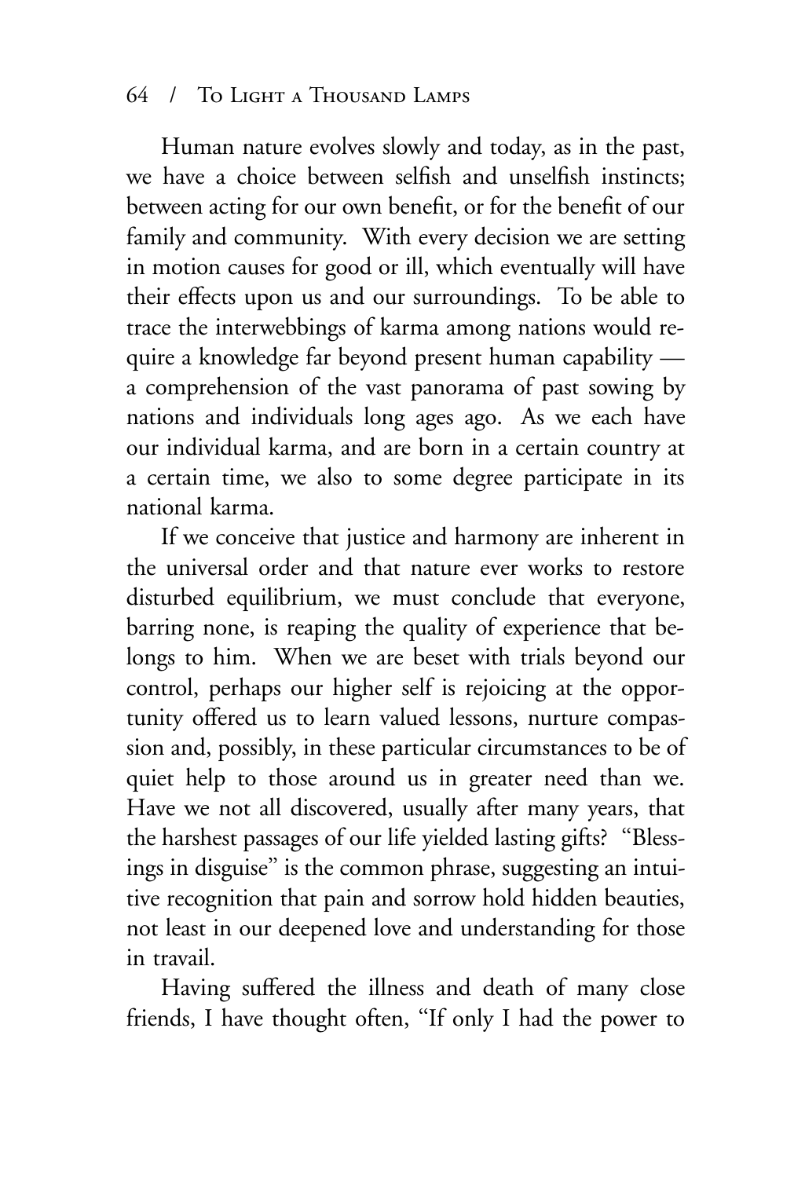Human nature evolves slowly and today, as in the past, we have a choice between selfish and unselfish instincts; between acting for our own benefit, or for the benefit of our family and community. With every decision we are setting in motion causes for good or ill, which eventually will have their effects upon us and our surroundings. To be able to trace the interwebbings of karma among nations would require a knowledge far beyond present human capability — a comprehension of the vast panorama of past sowing by nations and individuals long ages ago. As we each have our individual karma, and are born in a certain country at a certain time, we also to some degree participate in its national karma.

If we conceive that justice and harmony are inherent in the universal order and that nature ever works to restore disturbed equilibrium, we must conclude that everyone, barring none, is reaping the quality of experience that belongs to him. When we are beset with trials beyond our control, perhaps our higher self is rejoicing at the opportunity offered us to learn valued lessons, nurture compassion and, possibly, in these particular circumstances to be of quiet help to those around us in greater need than we. Have we not all discovered, usually after many years, that the harshest passages of our life yielded lasting gifts? "Blessings in disguise" is the common phrase, suggesting an intuitive recognition that pain and sorrow hold hidden beauties, not least in our deepened love and understanding for those in travail.

Having suffered the illness and death of many close friends, I have thought often, "If only I had the power to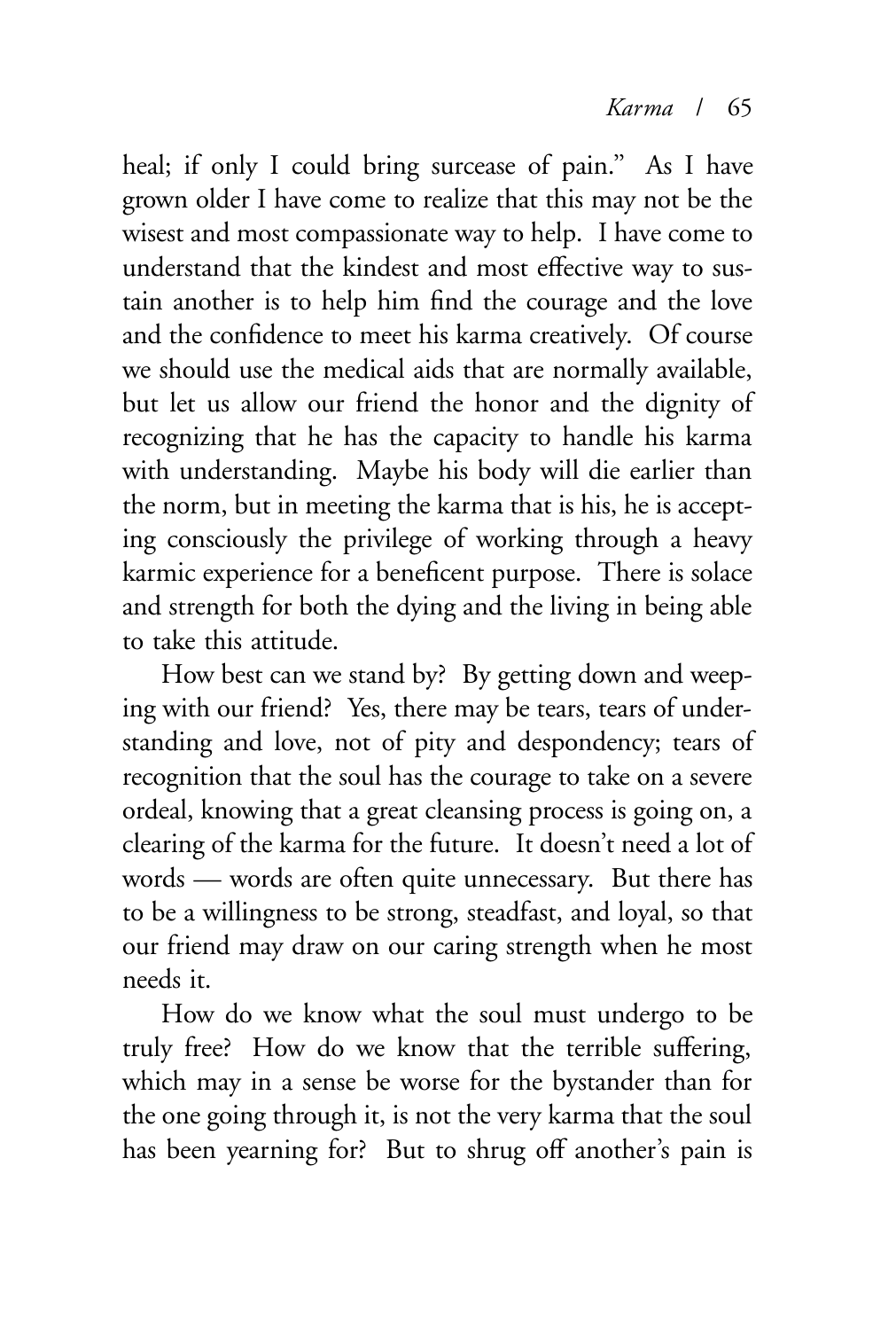heal; if only I could bring surcease of pain." As I have grown older I have come to realize that this may not be the wisest and most compassionate way to help. I have come to understand that the kindest and most effective way to sustain another is to help him find the courage and the love and the confidence to meet his karma creatively. Of course we should use the medical aids that are normally available, but let us allow our friend the honor and the dignity of recognizing that he has the capacity to handle his karma with understanding. Maybe his body will die earlier than the norm, but in meeting the karma that is his, he is accepting consciously the privilege of working through a heavy karmic experience for a beneficent purpose. There is solace and strength for both the dying and the living in being able to take this attitude.

How best can we stand by? By getting down and weeping with our friend? Yes, there may be tears, tears of understanding and love, not of pity and despondency; tears of recognition that the soul has the courage to take on a severe ordeal, knowing that a great cleansing process is going on, a clearing of the karma for the future. It doesn't need a lot of words — words are often quite unnecessary. But there has to be a willingness to be strong, steadfast, and loyal, so that our friend may draw on our caring strength when he most needs it.

How do we know what the soul must undergo to be truly free? How do we know that the terrible suffering, which may in a sense be worse for the bystander than for the one going through it, is not the very karma that the soul has been yearning for? But to shrug off another's pain is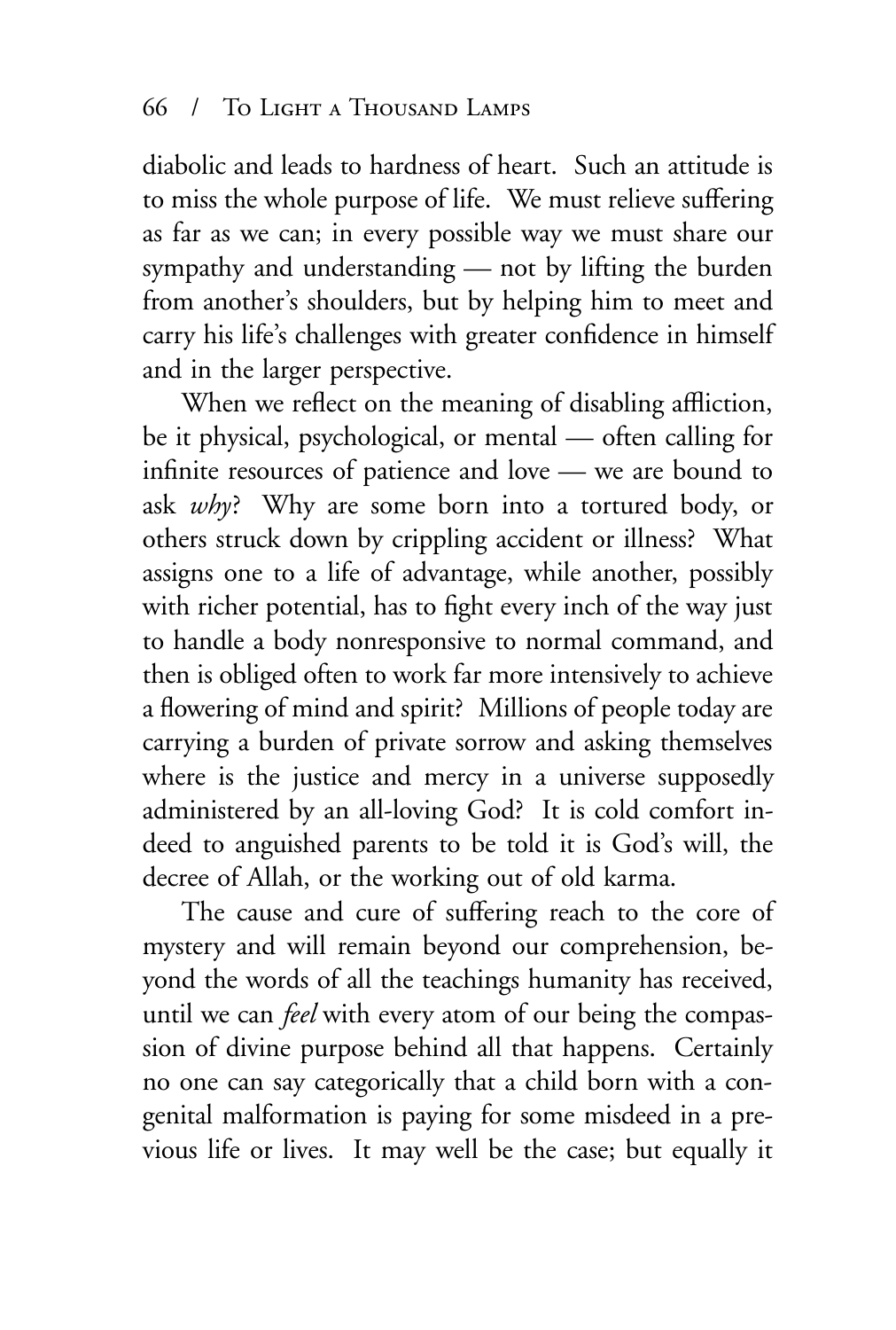diabolic and leads to hardness of heart. Such an attitude is to miss the whole purpose of life. We must relieve suffering as far as we can; in every possible way we must share our sympathy and understanding — not by lifting the burden from another's shoulders, but by helping him to meet and carry his life's challenges with greater confidence in himself and in the larger perspective.

When we reflect on the meaning of disabling affliction, be it physical, psychological, or mental — often calling for infinite resources of patience and love — we are bound to ask *why*? Why are some born into a tortured body, or others struck down by crippling accident or illness? What assigns one to a life of advantage, while another, possibly with richer potential, has to fight every inch of the way just to handle a body nonresponsive to normal command, and then is obliged often to work far more intensively to achieve a flowering of mind and spirit? Millions of people today are carrying a burden of private sorrow and asking themselves where is the justice and mercy in a universe supposedly administered by an all-loving God? It is cold comfort indeed to anguished parents to be told it is God's will, the decree of Allah, or the working out of old karma.

The cause and cure of suffering reach to the core of mystery and will remain beyond our comprehension, beyond the words of all the teachings humanity has received, until we can *feel* with every atom of our being the compassion of divine purpose behind all that happens. Certainly no one can say categorically that a child born with a congenital malformation is paying for some misdeed in a previous life or lives. It may well be the case; but equally it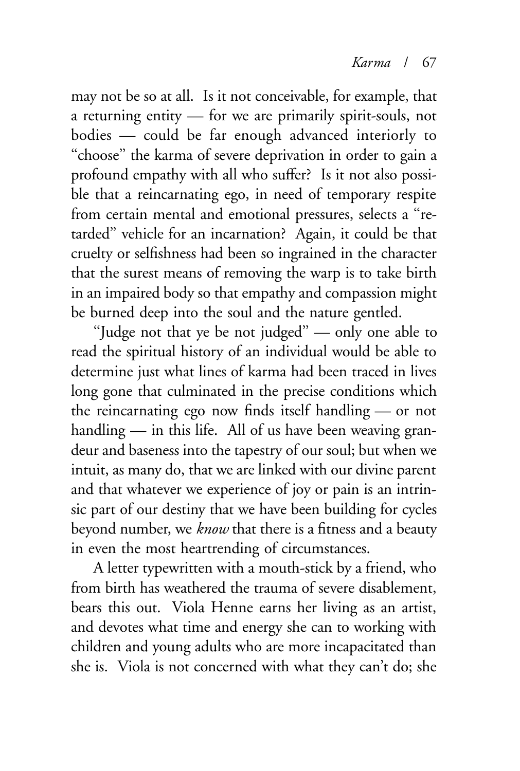may not be so at all. Is it not conceivable, for example, that a returning entity — for we are primarily spirit-souls, not bodies — could be far enough advanced interiorly to "choose" the karma of severe deprivation in order to gain a profound empathy with all who suffer? Is it not also possible that a reincarnating ego, in need of temporary respite from certain mental and emotional pressures, selects a "retarded" vehicle for an incarnation? Again, it could be that cruelty or selfishness had been so ingrained in the character that the surest means of removing the warp is to take birth in an impaired body so that empathy and compassion might be burned deep into the soul and the nature gentled.

"Judge not that ye be not judged" — only one able to read the spiritual history of an individual would be able to determine just what lines of karma had been traced in lives long gone that culminated in the precise conditions which the reincarnating ego now finds itself handling — or not handling — in this life. All of us have been weaving grandeur and baseness into the tapestry of our soul; but when we intuit, as many do, that we are linked with our divine parent and that whatever we experience of joy or pain is an intrinsic part of our destiny that we have been building for cycles beyond number, we *know* that there is a fitness and a beauty in even the most heartrending of circumstances.

A letter typewritten with a mouth-stick by a friend, who from birth has weathered the trauma of severe disablement, bears this out. Viola Henne earns her living as an artist, and devotes what time and energy she can to working with children and young adults who are more incapacitated than she is. Viola is not concerned with what they can't do; she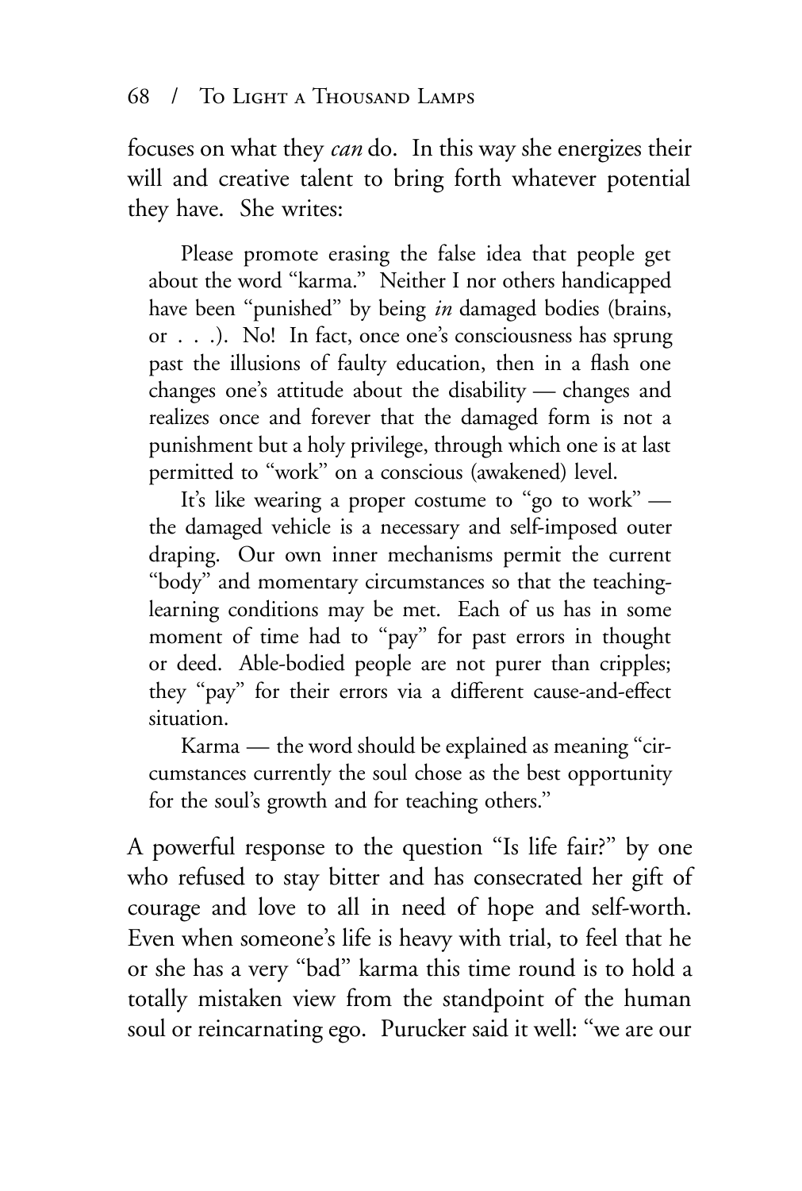focuses on what they *can* do. In this way she energizes their will and creative talent to bring forth whatever potential they have. She writes:

> Please promote erasing the false idea that people get about the word "karma." Neither I nor others handicapped have been "punished" by being *in* damaged bodies (brains, or . . .). No! In fact, once one's consciousness has sprung past the illusions of faulty education, then in a flash one changes one's attitude about the disability — changes and realizes once and forever that the damaged form is not a punishment but a holy privilege, through which one is at last permitted to "work" on a conscious (awakened) level.
>
> It's like wearing a proper costume to "go to work" — the damaged vehicle is a necessary and self-imposed outer draping. Our own inner mechanisms permit the current "body" and momentary circumstances so that the teaching-learning conditions may be met. Each of us has in some moment of time had to "pay" for past errors in thought or deed. Able-bodied people are not purer than cripples; they "pay" for their errors via a different cause-and-effect situation.
>
> Karma — the word should be explained as meaning "circumstances currently the soul chose as the best opportunity for the soul's growth and for teaching others."

A powerful response to the question "Is life fair?" by one who refused to stay bitter and has consecrated her gift of courage and love to all in need of hope and self-worth. Even when someone's life is heavy with trial, to feel that he or she has a very "bad" karma this time round is to hold a totally mistaken view from the standpoint of the human soul or reincarnating ego. Purucker said it well: "we are our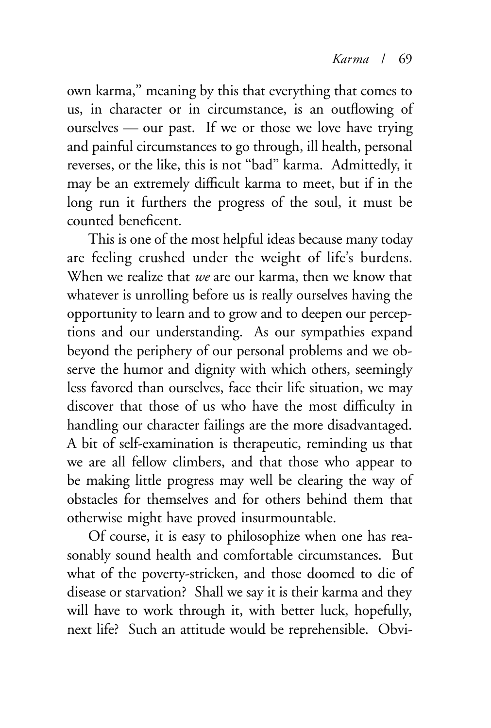own karma," meaning by this that everything that comes to us, in character or in circumstance, is an outflowing of ourselves — our past. If we or those we love have trying and painful circumstances to go through, ill health, personal reverses, or the like, this is not "bad" karma. Admittedly, it may be an extremely difficult karma to meet, but if in the long run it furthers the progress of the soul, it must be counted beneficent.

This is one of the most helpful ideas because many today are feeling crushed under the weight of life's burdens. When we realize that *we* are our karma, then we know that whatever is unrolling before us is really ourselves having the opportunity to learn and to grow and to deepen our perceptions and our understanding. As our sympathies expand beyond the periphery of our personal problems and we observe the humor and dignity with which others, seemingly less favored than ourselves, face their life situation, we may discover that those of us who have the most difficulty in handling our character failings are the more disadvantaged. A bit of self-examination is therapeutic, reminding us that we are all fellow climbers, and that those who appear to be making little progress may well be clearing the way of obstacles for themselves and for others behind them that otherwise might have proved insurmountable.

Of course, it is easy to philosophize when one has reasonably sound health and comfortable circumstances. But what of the poverty-stricken, and those doomed to die of disease or starvation? Shall we say it is their karma and they will have to work through it, with better luck, hopefully, next life? Such an attitude would be reprehensible. Obvi-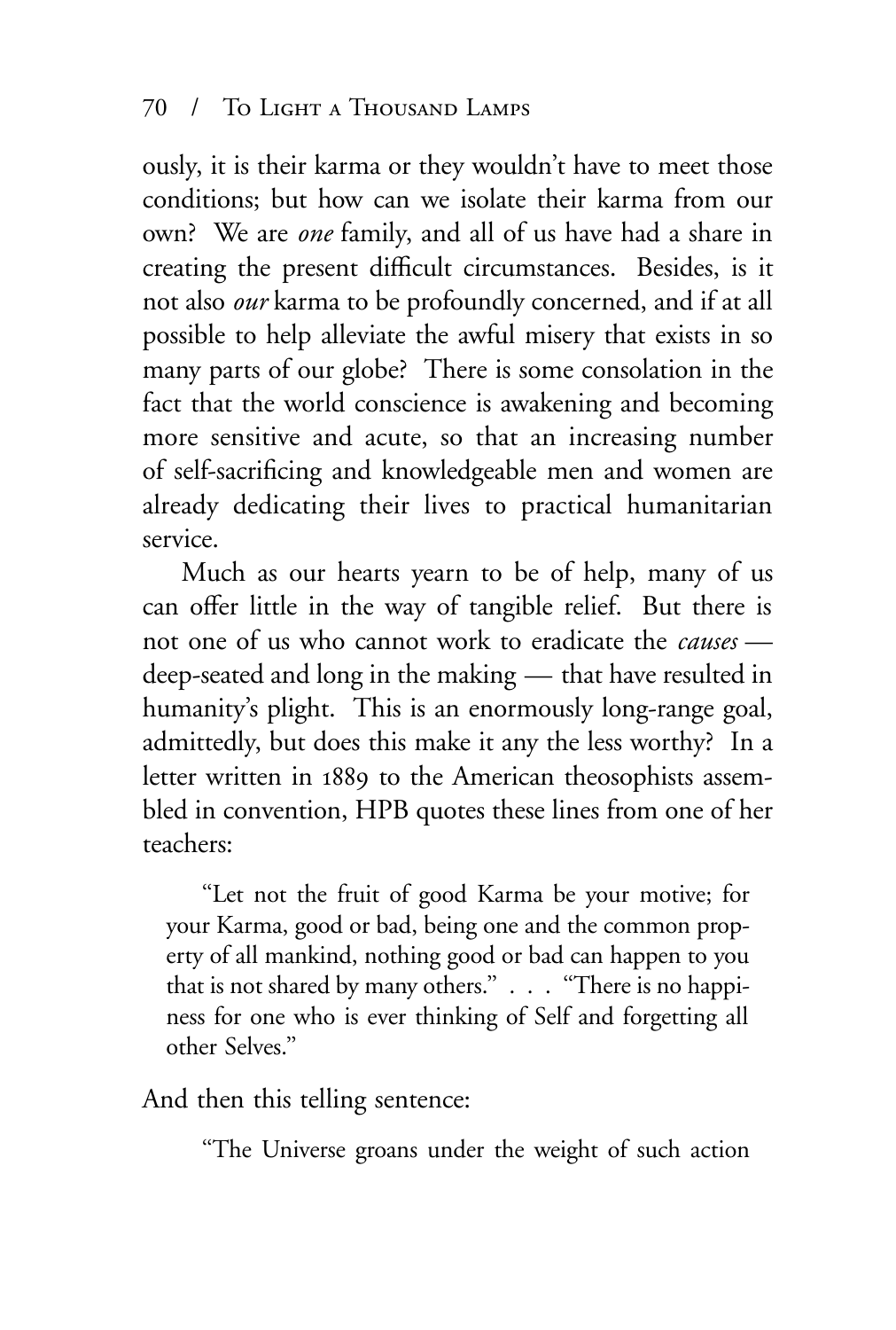ously, it is their karma or they wouldn't have to meet those conditions; but how can we isolate their karma from our own? We are *one* family, and all of us have had a share in creating the present difficult circumstances. Besides, is it not also *our* karma to be profoundly concerned, and if at all possible to help alleviate the awful misery that exists in so many parts of our globe? There is some consolation in the fact that the world conscience is awakening and becoming more sensitive and acute, so that an increasing number of self-sacrificing and knowledgeable men and women are already dedicating their lives to practical humanitarian service.

Much as our hearts yearn to be of help, many of us can offer little in the way of tangible relief. But there is not one of us who cannot work to eradicate the *causes* — deep-seated and long in the making — that have resulted in humanity's plight. This is an enormously long-range goal, admittedly, but does this make it any the less worthy? In a letter written in 1889 to the American theosophists assembled in convention, HPB quotes these lines from one of her teachers:

> "Let not the fruit of good Karma be your motive; for your Karma, good or bad, being one and the common property of all mankind, nothing good or bad can happen to you that is not shared by many others." . . . "There is no happiness for one who is ever thinking of Self and forgetting all other Selves."

And then this telling sentence:

> "The Universe groans under the weight of such action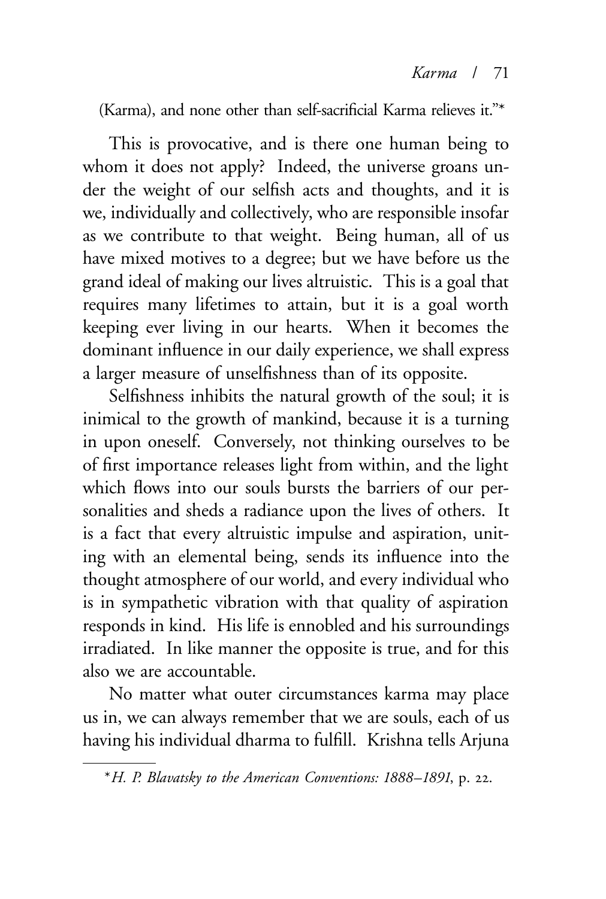(Karma), and none other than self-sacrificial Karma relieves it."*

This is provocative, and is there one human being to whom it does not apply? Indeed, the universe groans under the weight of our selfish acts and thoughts, and it is we, individually and collectively, who are responsible insofar as we contribute to that weight. Being human, all of us have mixed motives to a degree; but we have before us the grand ideal of making our lives altruistic. This is a goal that requires many lifetimes to attain, but it is a goal worth keeping ever living in our hearts. When it becomes the dominant influence in our daily experience, we shall express a larger measure of unselfishness than of its opposite.

Selfishness inhibits the natural growth of the soul; it is inimical to the growth of mankind, because it is a turning in upon oneself. Conversely, not thinking ourselves to be of first importance releases light from within, and the light which flows into our souls bursts the barriers of our personalities and sheds a radiance upon the lives of others. It is a fact that every altruistic impulse and aspiration, uniting with an elemental being, sends its influence into the thought atmosphere of our world, and every individual who is in sympathetic vibration with that quality of aspiration responds in kind. His life is ennobled and his surroundings irradiated. In like manner the opposite is true, and for this also we are accountable.

No matter what outer circumstances karma may place us in, we can always remember that we are souls, each of us having his individual dharma to fulfill. Krishna tells Arjuna

---

\* *H. P. Blavatsky to the American Conventions: 1888–1891*, p. 22.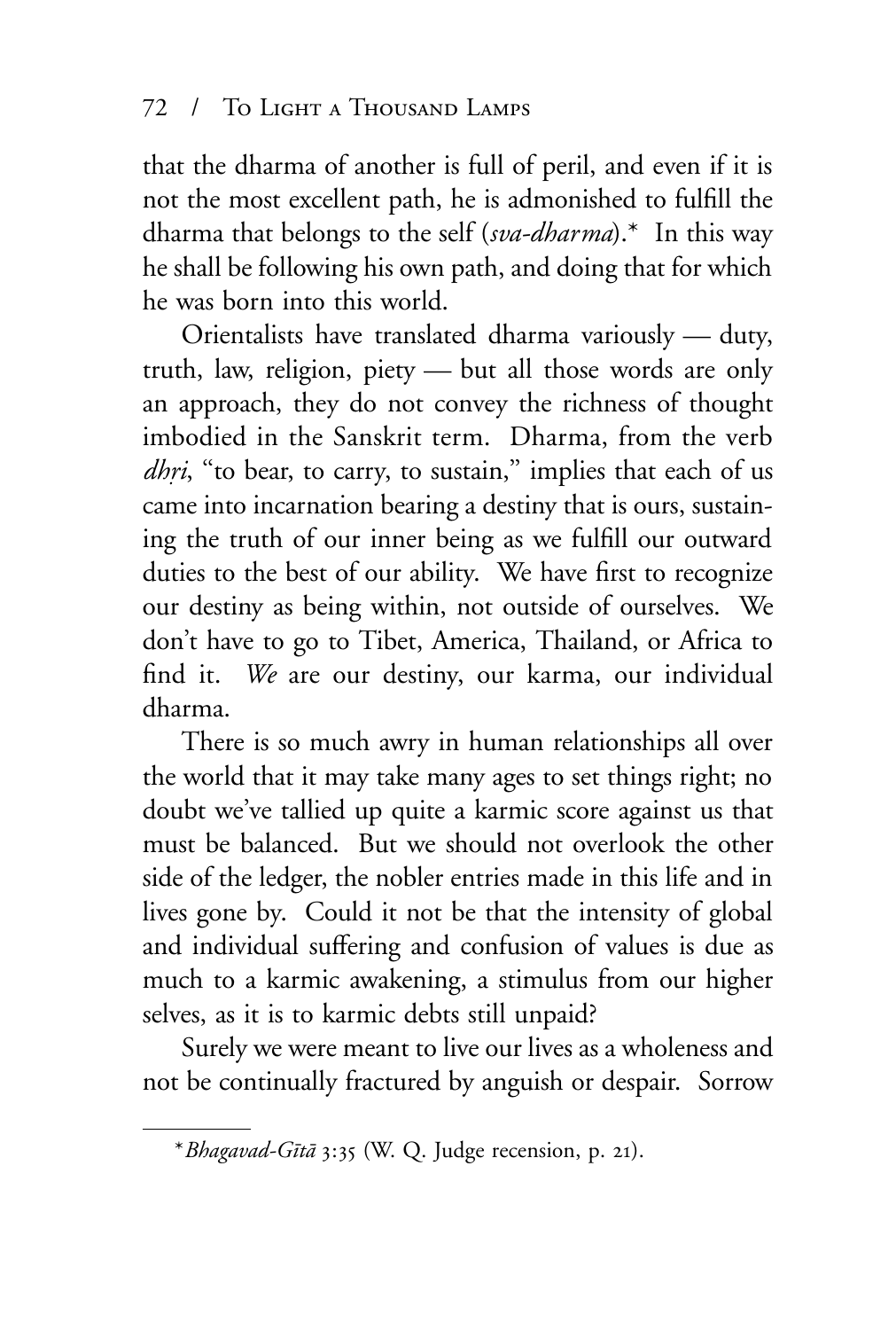that the dharma of another is full of peril, and even if it is not the most excellent path, he is admonished to fulfill the dharma that belongs to the self (*sva-dharma*).* In this way he shall be following his own path, and doing that for which he was born into this world.

Orientalists have translated dharma variously — duty, truth, law, religion, piety — but all those words are only an approach, they do not convey the richness of thought imbodied in the Sanskrit term. Dharma, from the verb *dhṛi*, "to bear, to carry, to sustain," implies that each of us came into incarnation bearing a destiny that is ours, sustaining the truth of our inner being as we fulfill our outward duties to the best of our ability. We have first to recognize our destiny as being within, not outside of ourselves. We don't have to go to Tibet, America, Thailand, or Africa to find it. *We* are our destiny, our karma, our individual dharma.

There is so much awry in human relationships all over the world that it may take many ages to set things right; no doubt we've tallied up quite a karmic score against us that must be balanced. But we should not overlook the other side of the ledger, the nobler entries made in this life and in lives gone by. Could it not be that the intensity of global and individual suffering and confusion of values is due as much to a karmic awakening, a stimulus from our higher selves, as it is to karmic debts still unpaid?

Surely we were meant to live our lives as a wholeness and not be continually fractured by anguish or despair. Sorrow

---

*\**Bhagavad-Gītā* 3:35 (W. Q. Judge recension, p. 21).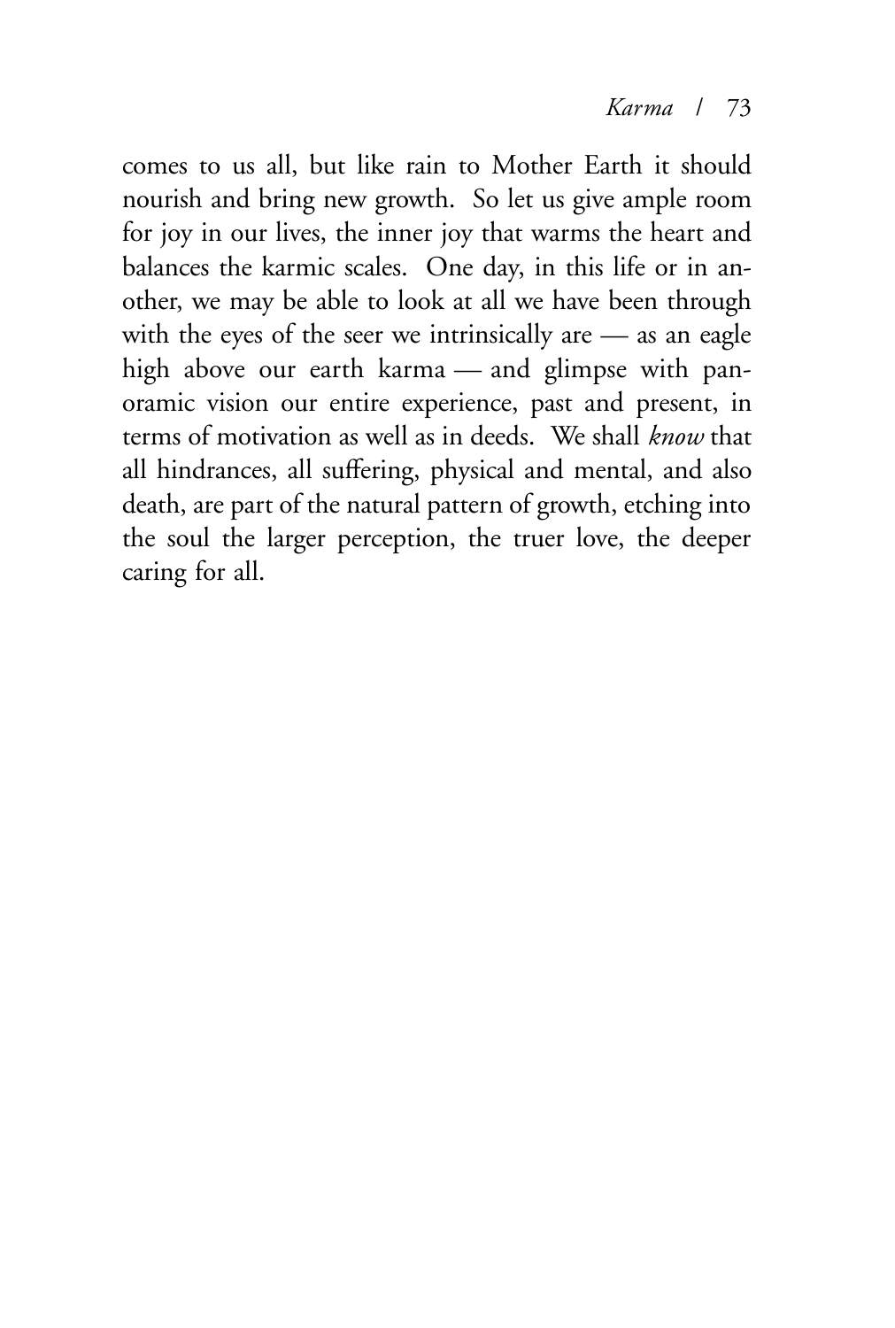comes to us all, but like rain to Mother Earth it should nourish and bring new growth. So let us give ample room for joy in our lives, the inner joy that warms the heart and balances the karmic scales. One day, in this life or in another, we may be able to look at all we have been through with the eyes of the seer we intrinsically are — as an eagle high above our earth karma — and glimpse with panoramic vision our entire experience, past and present, in terms of motivation as well as in deeds. We shall *know* that all hindrances, all suffering, physical and mental, and also death, are part of the natural pattern of growth, etching into the soul the larger perception, the truer love, the deeper caring for all.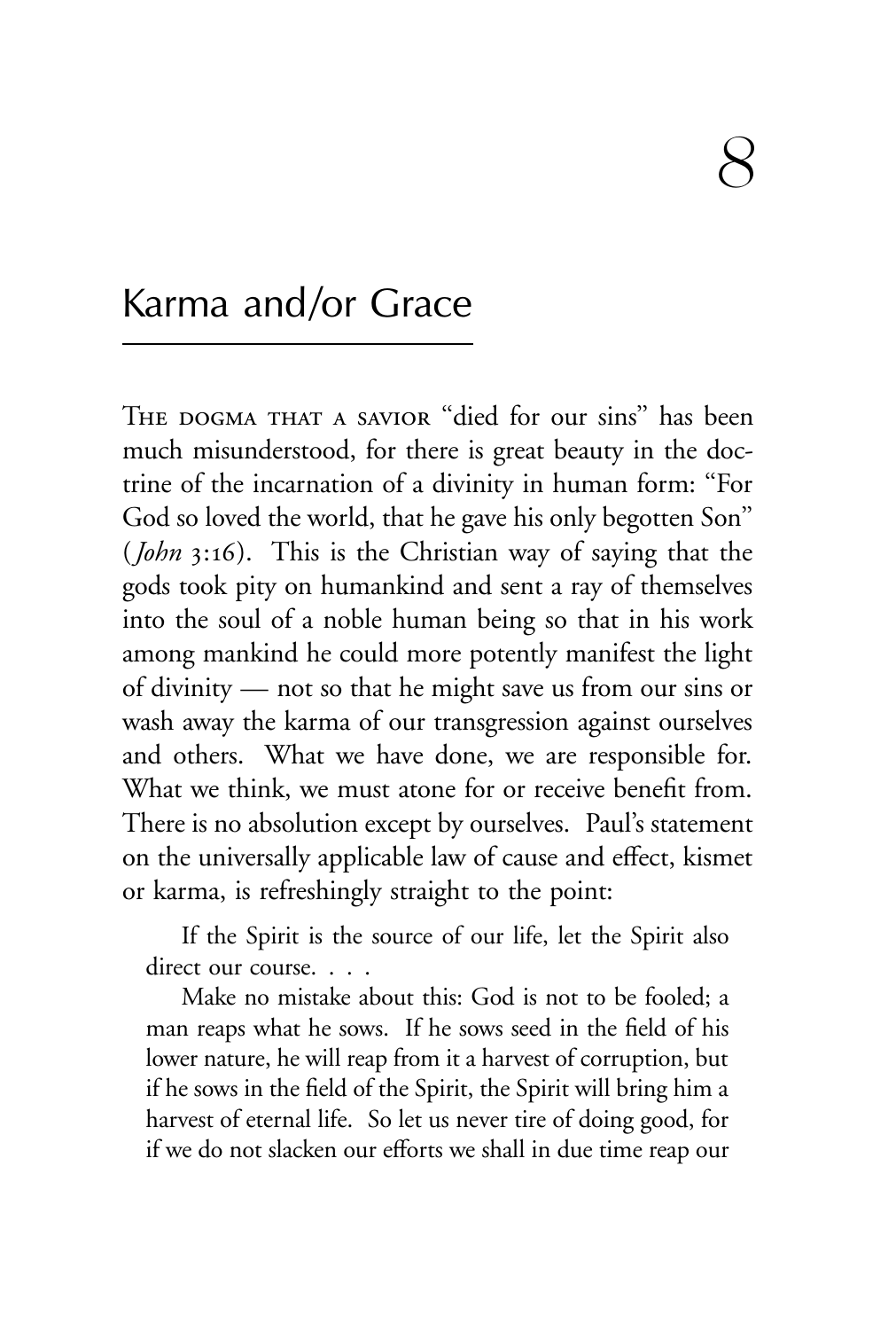# 8

## Karma and/or Grace

THE DOGMA THAT A SAVIOR "died for our sins" has been much misunderstood, for there is great beauty in the doctrine of the incarnation of a divinity in human form: "For God so loved the world, that he gave his only begotten Son" (*John* 3:16). This is the Christian way of saying that the gods took pity on humankind and sent a ray of themselves into the soul of a noble human being so that in his work among mankind he could more potently manifest the light of divinity — not so that he might save us from our sins or wash away the karma of our transgression against ourselves and others. What we have done, we are responsible for. What we think, we must atone for or receive benefit from. There is no absolution except by ourselves. Paul's statement on the universally applicable law of cause and effect, kismet or karma, is refreshingly straight to the point:

> If the Spirit is the source of our life, let the Spirit also direct our course. . . .
>
> Make no mistake about this: God is not to be fooled; a man reaps what he sows. If he sows seed in the field of his lower nature, he will reap from it a harvest of corruption, but if he sows in the field of the Spirit, the Spirit will bring him a harvest of eternal life. So let us never tire of doing good, for if we do not slacken our efforts we shall in due time reap our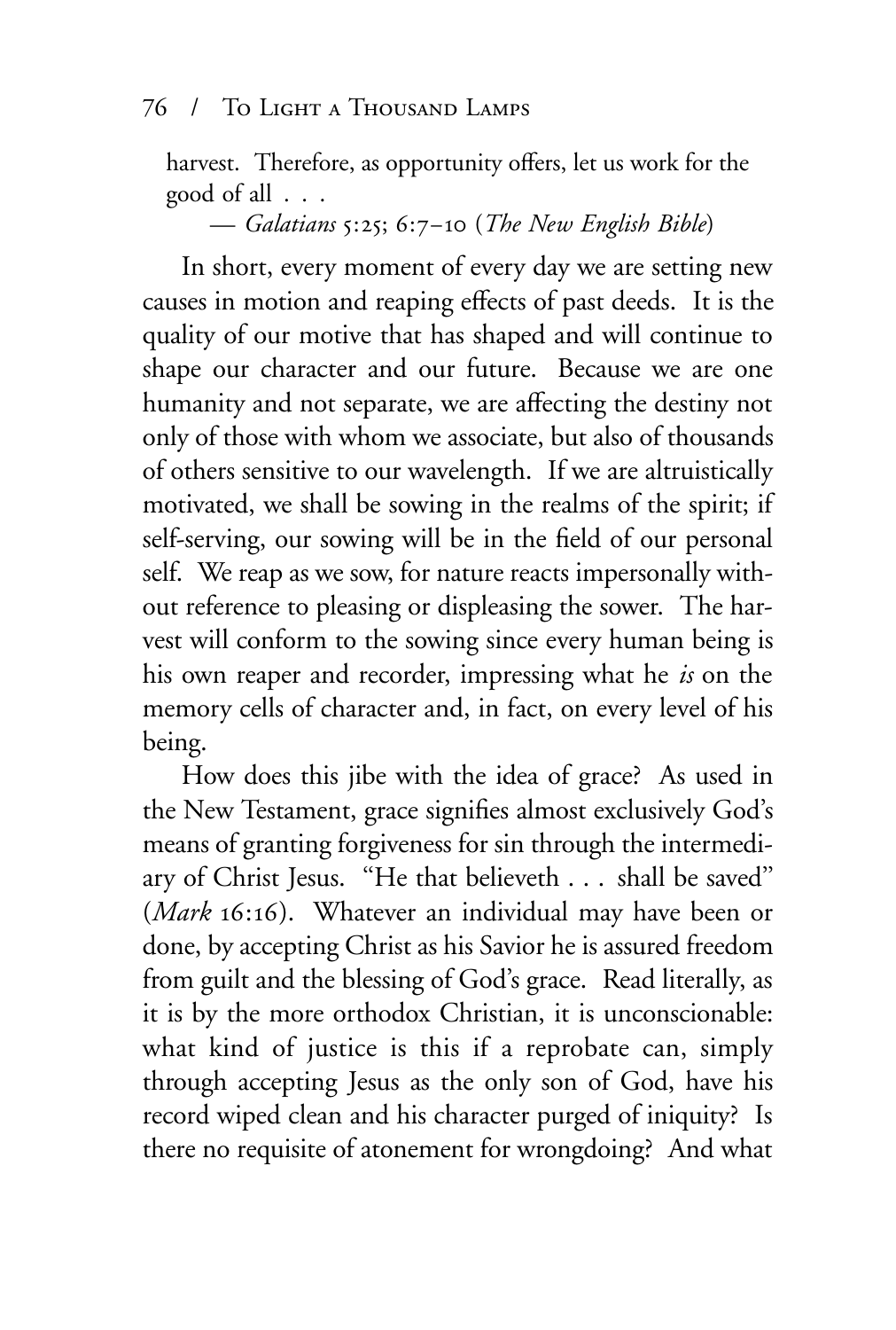harvest. Therefore, as opportunity offers, let us work for the good of all . . .

— *Galatians* 5:25; 6:7–10 (*The New English Bible*)

In short, every moment of every day we are setting new causes in motion and reaping effects of past deeds. It is the quality of our motive that has shaped and will continue to shape our character and our future. Because we are one humanity and not separate, we are affecting the destiny not only of those with whom we associate, but also of thousands of others sensitive to our wavelength. If we are altruistically motivated, we shall be sowing in the realms of the spirit; if self-serving, our sowing will be in the field of our personal self. We reap as we sow, for nature reacts impersonally without reference to pleasing or displeasing the sower. The harvest will conform to the sowing since every human being is his own reaper and recorder, impressing what he *is* on the memory cells of character and, in fact, on every level of his being.

How does this jibe with the idea of grace? As used in the New Testament, grace signifies almost exclusively God's means of granting forgiveness for sin through the intermediary of Christ Jesus. "He that believeth . . . shall be saved" (*Mark* 16:16). Whatever an individual may have been or done, by accepting Christ as his Savior he is assured freedom from guilt and the blessing of God's grace. Read literally, as it is by the more orthodox Christian, it is unconscionable: what kind of justice is this if a reprobate can, simply through accepting Jesus as the only son of God, have his record wiped clean and his character purged of iniquity? Is there no requisite of atonement for wrongdoing? And what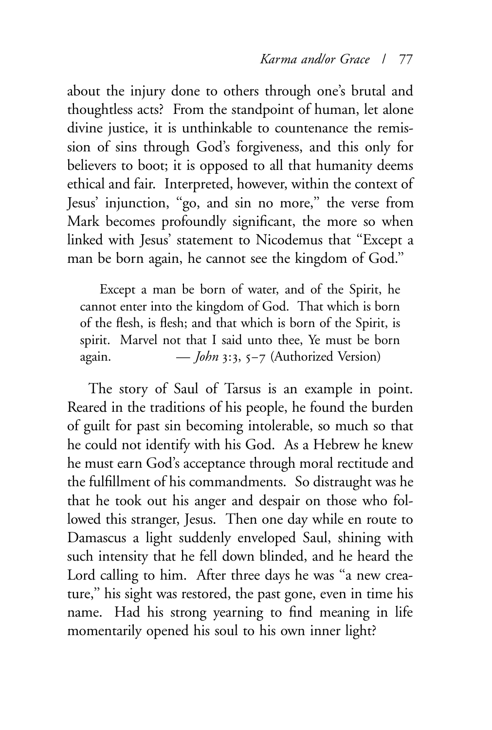about the injury done to others through one's brutal and thoughtless acts? From the standpoint of human, let alone divine justice, it is unthinkable to countenance the remission of sins through God's forgiveness, and this only for believers to boot; it is opposed to all that humanity deems ethical and fair. Interpreted, however, within the context of Jesus' injunction, "go, and sin no more," the verse from Mark becomes profoundly significant, the more so when linked with Jesus' statement to Nicodemus that "Except a man be born again, he cannot see the kingdom of God."

> Except a man be born of water, and of the Spirit, he cannot enter into the kingdom of God. That which is born of the flesh, is flesh; and that which is born of the Spirit, is spirit. Marvel not that I said unto thee, Ye must be born again. — *John* 3:3, 5–7 (Authorized Version)

The story of Saul of Tarsus is an example in point. Reared in the traditions of his people, he found the burden of guilt for past sin becoming intolerable, so much so that he could not identify with his God. As a Hebrew he knew he must earn God's acceptance through moral rectitude and the fulfillment of his commandments. So distraught was he that he took out his anger and despair on those who followed this stranger, Jesus. Then one day while en route to Damascus a light suddenly enveloped Saul, shining with such intensity that he fell down blinded, and he heard the Lord calling to him. After three days he was "a new creature," his sight was restored, the past gone, even in time his name. Had his strong yearning to find meaning in life momentarily opened his soul to his own inner light?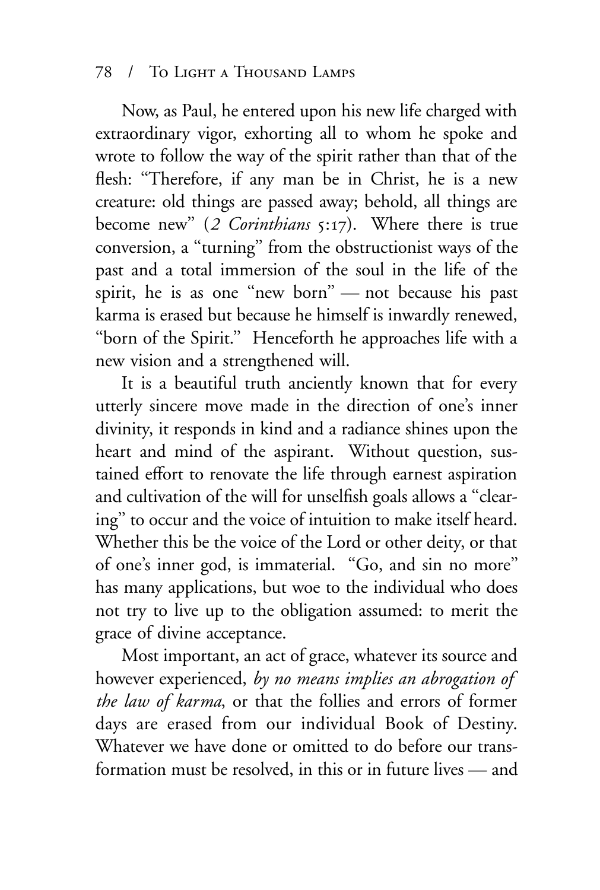Now, as Paul, he entered upon his new life charged with extraordinary vigor, exhorting all to whom he spoke and wrote to follow the way of the spirit rather than that of the flesh: "Therefore, if any man be in Christ, he is a new creature: old things are passed away; behold, all things are become new" (*2 Corinthians* 5:17). Where there is true conversion, a "turning" from the obstructionist ways of the past and a total immersion of the soul in the life of the spirit, he is as one "new born" — not because his past karma is erased but because he himself is inwardly renewed, "born of the Spirit." Henceforth he approaches life with a new vision and a strengthened will.

It is a beautiful truth anciently known that for every utterly sincere move made in the direction of one's inner divinity, it responds in kind and a radiance shines upon the heart and mind of the aspirant. Without question, sustained effort to renovate the life through earnest aspiration and cultivation of the will for unselfish goals allows a "clearing" to occur and the voice of intuition to make itself heard. Whether this be the voice of the Lord or other deity, or that of one's inner god, is immaterial. "Go, and sin no more" has many applications, but woe to the individual who does not try to live up to the obligation assumed: to merit the grace of divine acceptance.

Most important, an act of grace, whatever its source and however experienced, *by no means implies an abrogation of the law of karma*, or that the follies and errors of former days are erased from our individual Book of Destiny. Whatever we have done or omitted to do before our transformation must be resolved, in this or in future lives — and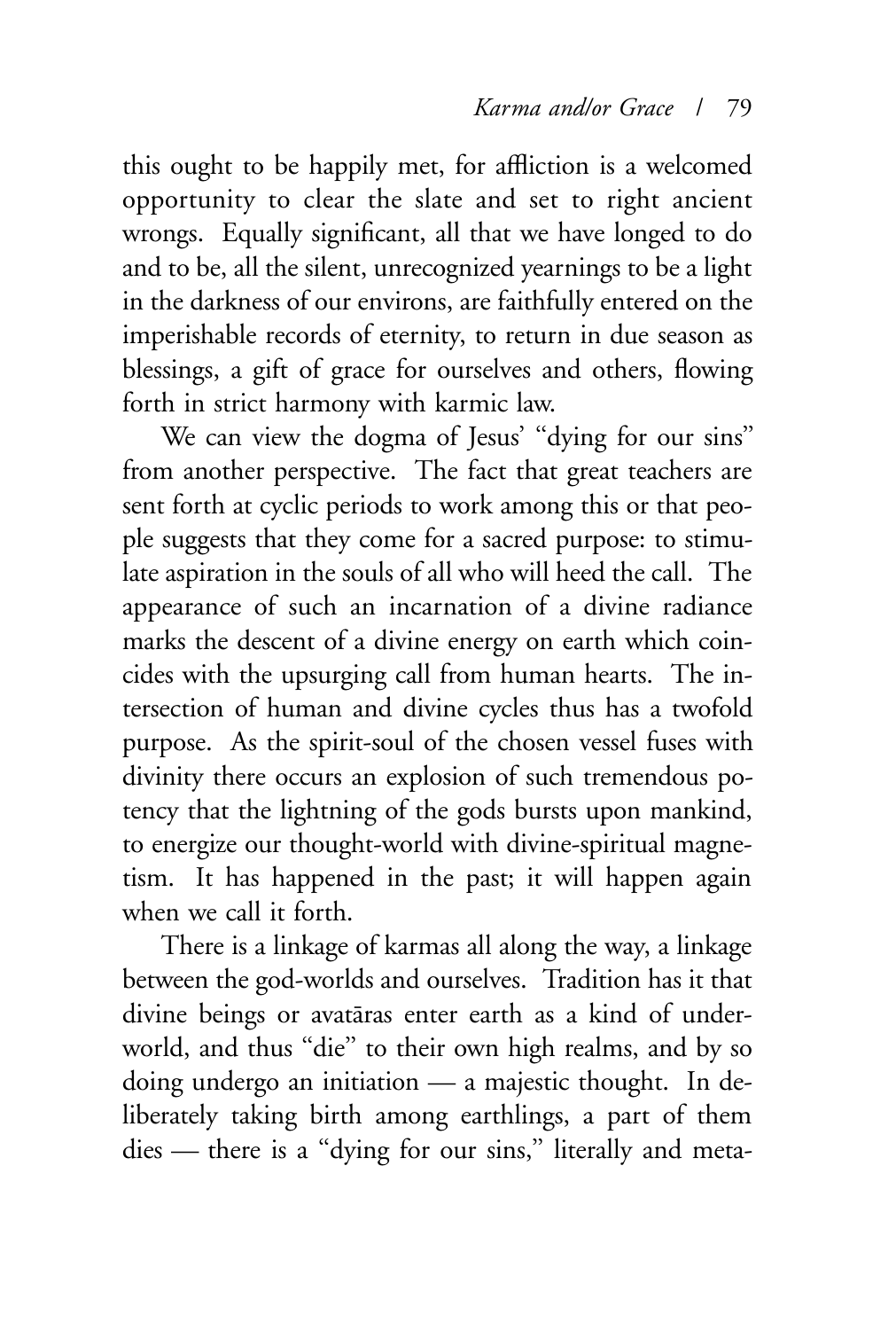this ought to be happily met, for affliction is a welcomed opportunity to clear the slate and set to right ancient wrongs. Equally significant, all that we have longed to do and to be, all the silent, unrecognized yearnings to be a light in the darkness of our environs, are faithfully entered on the imperishable records of eternity, to return in due season as blessings, a gift of grace for ourselves and others, flowing forth in strict harmony with karmic law.

We can view the dogma of Jesus' "dying for our sins" from another perspective. The fact that great teachers are sent forth at cyclic periods to work among this or that people suggests that they come for a sacred purpose: to stimulate aspiration in the souls of all who will heed the call. The appearance of such an incarnation of a divine radiance marks the descent of a divine energy on earth which coincides with the upsurging call from human hearts. The intersection of human and divine cycles thus has a twofold purpose. As the spirit-soul of the chosen vessel fuses with divinity there occurs an explosion of such tremendous potency that the lightning of the gods bursts upon mankind, to energize our thought-world with divine-spiritual magnetism. It has happened in the past; it will happen again when we call it forth.

There is a linkage of karmas all along the way, a linkage between the god-worlds and ourselves. Tradition has it that divine beings or avatāras enter earth as a kind of underworld, and thus "die" to their own high realms, and by so doing undergo an initiation — a majestic thought. In deliberately taking birth among earthlings, a part of them dies — there is a "dying for our sins," literally and meta-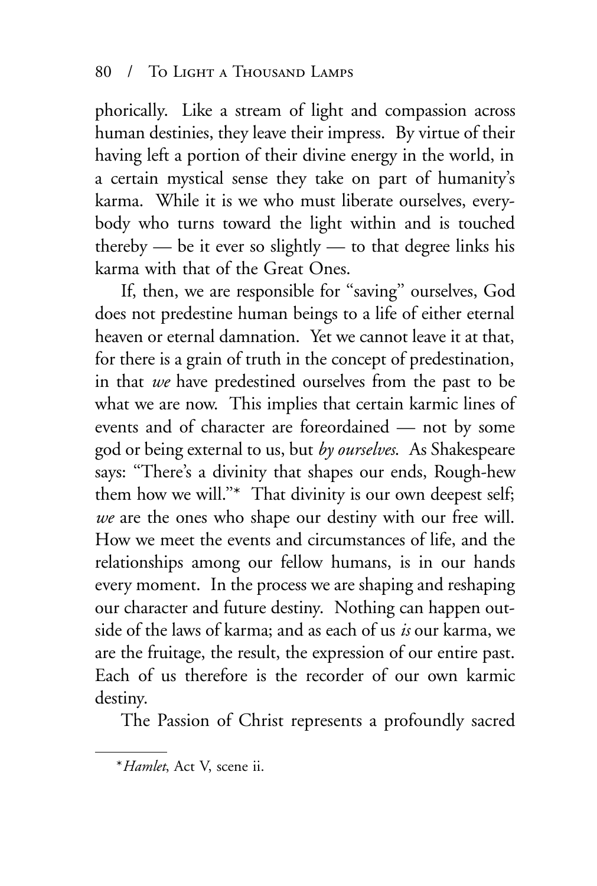phorically. Like a stream of light and compassion across human destinies, they leave their impress. By virtue of their having left a portion of their divine energy in the world, in a certain mystical sense they take on part of humanity's karma. While it is we who must liberate ourselves, everybody who turns toward the light within and is touched thereby — be it ever so slightly — to that degree links his karma with that of the Great Ones.

If, then, we are responsible for "saving" ourselves, God does not predestine human beings to a life of either eternal heaven or eternal damnation. Yet we cannot leave it at that, for there is a grain of truth in the concept of predestination, in that *we* have predestined ourselves from the past to be what we are now. This implies that certain karmic lines of events and of character are foreordained — not by some god or being external to us, but *by ourselves*. As Shakespeare says: "There's a divinity that shapes our ends, Rough-hew them how we will."* That divinity is our own deepest self; *we* are the ones who shape our destiny with our free will. How we meet the events and circumstances of life, and the relationships among our fellow humans, is in our hands every moment. In the process we are shaping and reshaping our character and future destiny. Nothing can happen outside of the laws of karma; and as each of us *is* our karma, we are the fruitage, the result, the expression of our entire past. Each of us therefore is the recorder of our own karmic destiny.

The Passion of Christ represents a profoundly sacred

---

*\**Hamlet*, Act V, scene ii.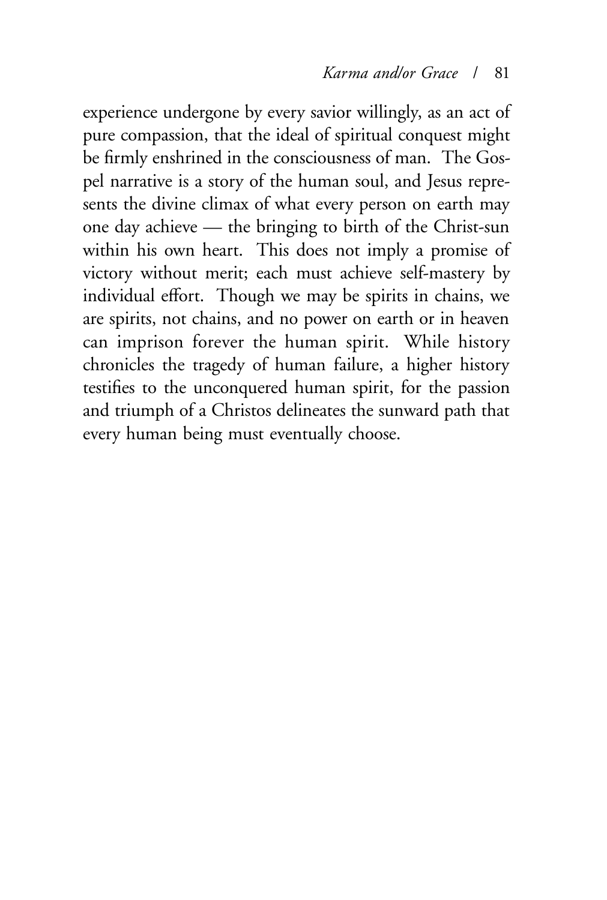experience undergone by every savior willingly, as an act of pure compassion, that the ideal of spiritual conquest might be firmly enshrined in the consciousness of man. The Gospel narrative is a story of the human soul, and Jesus represents the divine climax of what every person on earth may one day achieve — the bringing to birth of the Christ-sun within his own heart. This does not imply a promise of victory without merit; each must achieve self-mastery by individual effort. Though we may be spirits in chains, we are spirits, not chains, and no power on earth or in heaven can imprison forever the human spirit. While history chronicles the tragedy of human failure, a higher history testifies to the unconquered human spirit, for the passion and triumph of a Christos delineates the sunward path that every human being must eventually choose.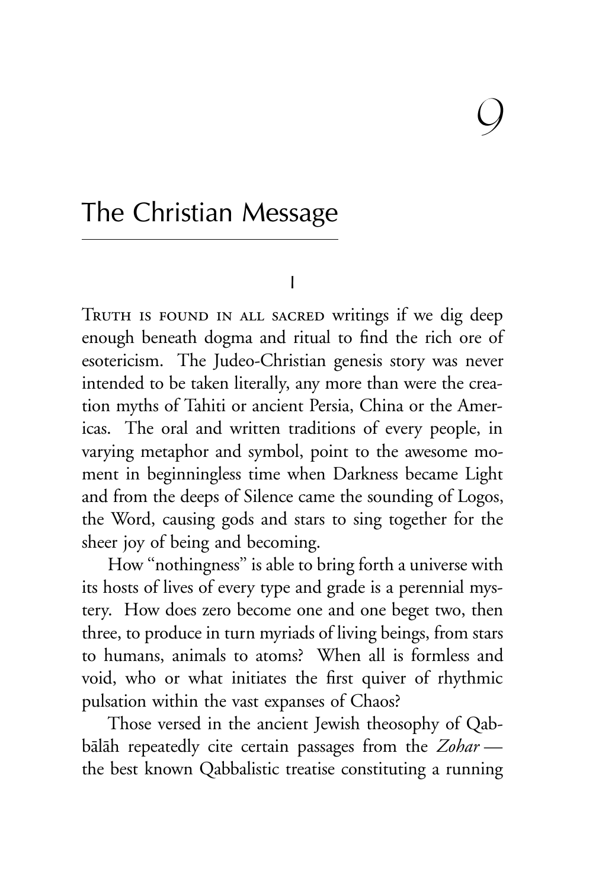# 9

# The Christian Message

I

TRUTH IS FOUND IN ALL SACRED writings if we dig deep enough beneath dogma and ritual to find the rich ore of esotericism. The Judeo-Christian genesis story was never intended to be taken literally, any more than were the creation myths of Tahiti or ancient Persia, China or the Americas. The oral and written traditions of every people, in varying metaphor and symbol, point to the awesome moment in beginningless time when Darkness became Light and from the deeps of Silence came the sounding of Logos, the Word, causing gods and stars to sing together for the sheer joy of being and becoming.

How "nothingness" is able to bring forth a universe with its hosts of lives of every type and grade is a perennial mystery. How does zero become one and one beget two, then three, to produce in turn myriads of living beings, from stars to humans, animals to atoms? When all is formless and void, who or what initiates the first quiver of rhythmic pulsation within the vast expanses of Chaos?

Those versed in the ancient Jewish theosophy of Qabbālāh repeatedly cite certain passages from the *Zohar* — the best known Qabbalistic treatise constituting a running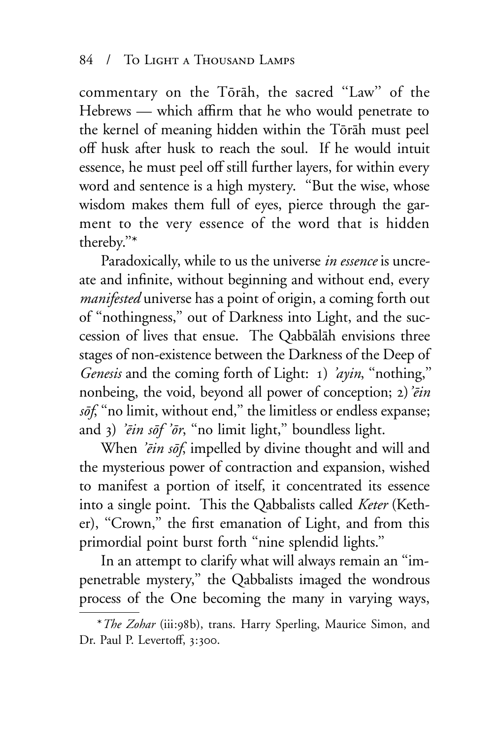commentary on the Tōrāh, the sacred "Law" of the Hebrews — which affirm that he who would penetrate to the kernel of meaning hidden within the Tōrāh must peel off husk after husk to reach the soul. If he would intuit essence, he must peel off still further layers, for within every word and sentence is a high mystery. "But the wise, whose wisdom makes them full of eyes, pierce through the garment to the very essence of the word that is hidden thereby."*

Paradoxically, while to us the universe *in essence* is uncreate and infinite, without beginning and without end, every *manifested* universe has a point of origin, a coming forth out of "nothingness," out of Darkness into Light, and the succession of lives that ensue. The Qabbālāh envisions three stages of non-existence between the Darkness of the Deep of *Genesis* and the coming forth of Light: 1) *'ayin*, "nothing," nonbeing, the void, beyond all power of conception; 2) *'ēin sōf*, "no limit, without end," the limitless or endless expanse; and 3) *'ēin sōf 'ōr*, "no limit light," boundless light.

When *'ēin sōf*, impelled by divine thought and will and the mysterious power of contraction and expansion, wished to manifest a portion of itself, it concentrated its essence into a single point. This the Qabbalists called *Keter* (Kether), "Crown," the first emanation of Light, and from this primordial point burst forth "nine splendid lights."

In an attempt to clarify what will always remain an "impenetrable mystery," the Qabbalists imaged the wondrous process of the One becoming the many in varying ways,

---

* *The Zohar* (iii:98b), trans. Harry Sperling, Maurice Simon, and Dr. Paul P. Levertoff, 3:300.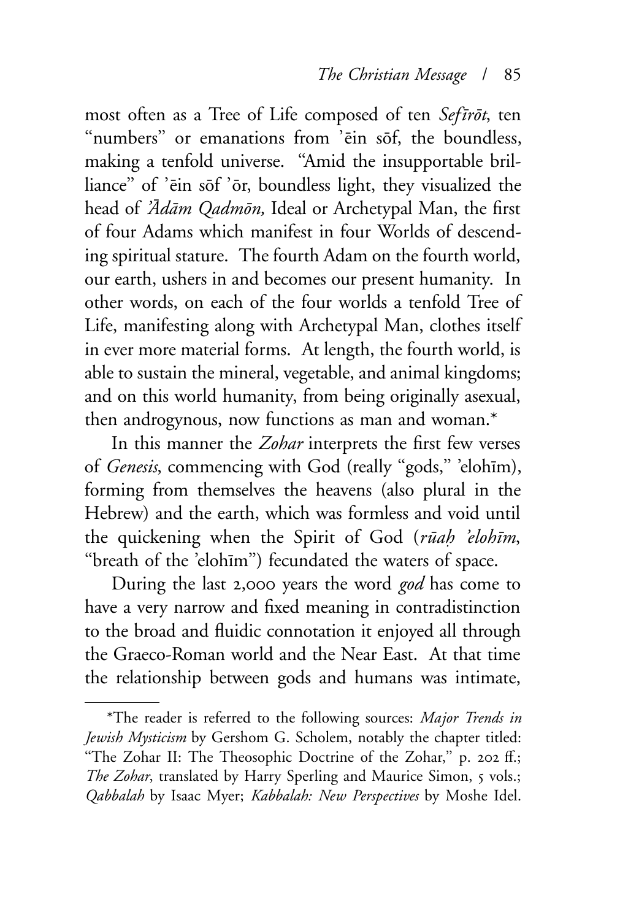most often as a Tree of Life composed of ten *Sefīrōt*, ten "numbers" or emanations from 'ēin sōf, the boundless, making a tenfold universe. "Amid the insupportable brilliance" of 'ēin sōf 'ōr, boundless light, they visualized the head of *'Ādām Qadmōn,* Ideal or Archetypal Man, the first of four Adams which manifest in four Worlds of descending spiritual stature. The fourth Adam on the fourth world, our earth, ushers in and becomes our present humanity. In other words, on each of the four worlds a tenfold Tree of Life, manifesting along with Archetypal Man, clothes itself in ever more material forms. At length, the fourth world, is able to sustain the mineral, vegetable, and animal kingdoms; and on this world humanity, from being originally asexual, then androgynous, now functions as man and woman.*

In this manner the *Zohar* interprets the first few verses of *Genesis*, commencing with God (really "gods," 'elohīm), forming from themselves the heavens (also plural in the Hebrew) and the earth, which was formless and void until the quickening when the Spirit of God (*rūaḥ 'elohīm*, "breath of the 'elohīm") fecundated the waters of space.

During the last 2,000 years the word *god* has come to have a very narrow and fixed meaning in contradistinction to the broad and fluidic connotation it enjoyed all through the Graeco-Roman world and the Near East. At that time the relationship between gods and humans was intimate,

---

*The reader is referred to the following sources: *Major Trends in Jewish Mysticism* by Gershom G. Scholem, notably the chapter titled: "The Zohar II: The Theosophic Doctrine of the Zohar," p. 202 ff.; *The Zohar*, translated by Harry Sperling and Maurice Simon, 5 vols.; *Qabbalah* by Isaac Myer; *Kabbalah: New Perspectives* by Moshe Idel.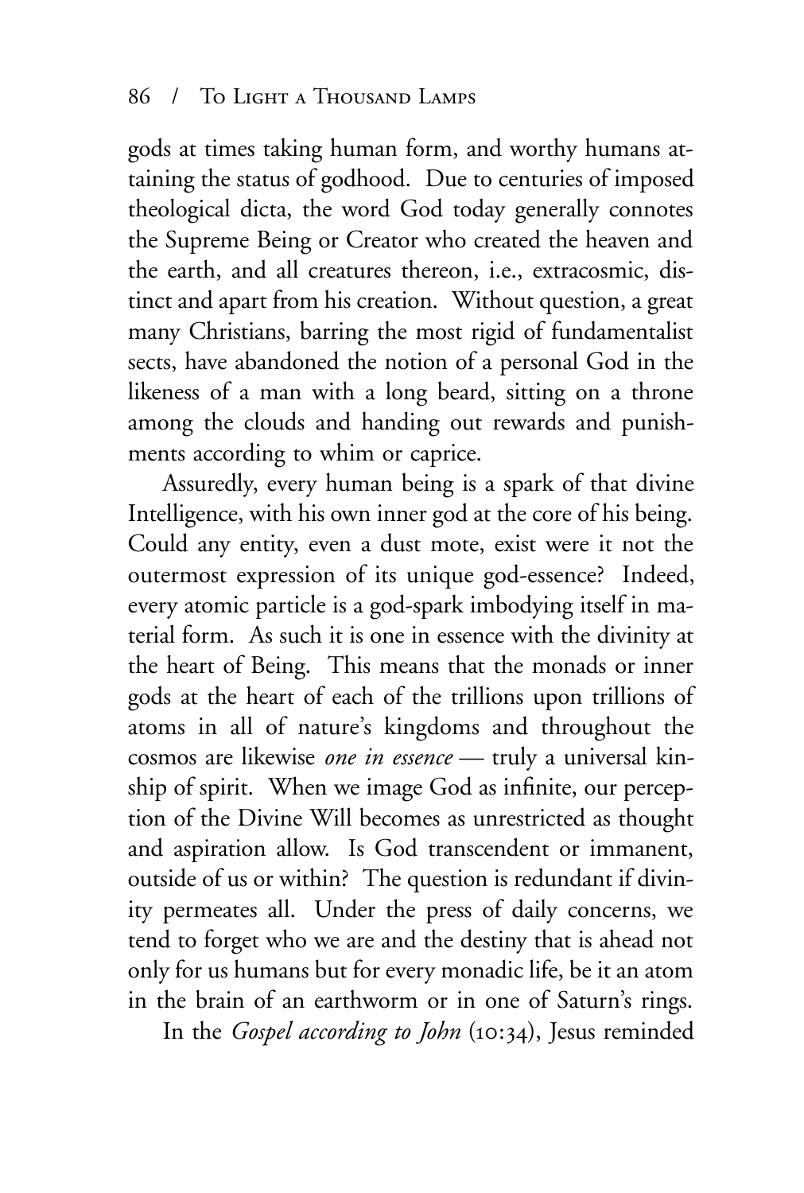gods at times taking human form, and worthy humans attaining the status of godhood. Due to centuries of imposed theological dicta, the word God today generally connotes the Supreme Being or Creator who created the heaven and the earth, and all creatures thereon, i.e., extracosmic, distinct and apart from his creation. Without question, a great many Christians, barring the most rigid of fundamentalist sects, have abandoned the notion of a personal God in the likeness of a man with a long beard, sitting on a throne among the clouds and handing out rewards and punishments according to whim or caprice.

Assuredly, every human being is a spark of that divine Intelligence, with his own inner god at the core of his being. Could any entity, even a dust mote, exist were it not the outermost expression of its unique god-essence? Indeed, every atomic particle is a god-spark imbodying itself in material form. As such it is one in essence with the divinity at the heart of Being. This means that the monads or inner gods at the heart of each of the trillions upon trillions of atoms in all of nature's kingdoms and throughout the cosmos are likewise *one in essence* — truly a universal kinship of spirit. When we image God as infinite, our perception of the Divine Will becomes as unrestricted as thought and aspiration allow. Is God transcendent or immanent, outside of us or within? The question is redundant if divinity permeates all. Under the press of daily concerns, we tend to forget who we are and the destiny that is ahead not only for us humans but for every monadic life, be it an atom in the brain of an earthworm or in one of Saturn's rings.

In the *Gospel according to John* (10:34), Jesus reminded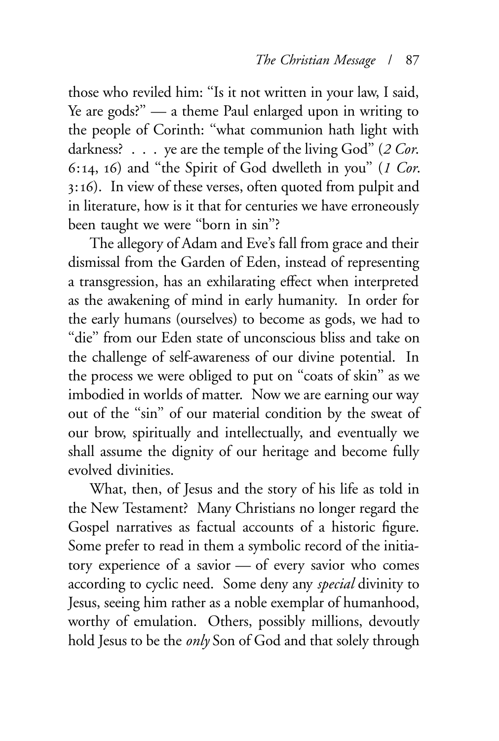those who reviled him: "Is it not written in your law, I said, Ye are gods?" — a theme Paul enlarged upon in writing to the people of Corinth: "what communion hath light with darkness? . . . ye are the temple of the living God" (*2 Cor.* 6:14, 16) and "the Spirit of God dwelleth in you" (*1 Cor.* 3:16). In view of these verses, often quoted from pulpit and in literature, how is it that for centuries we have erroneously been taught we were "born in sin"?

The allegory of Adam and Eve's fall from grace and their dismissal from the Garden of Eden, instead of representing a transgression, has an exhilarating effect when interpreted as the awakening of mind in early humanity. In order for the early humans (ourselves) to become as gods, we had to "die" from our Eden state of unconscious bliss and take on the challenge of self-awareness of our divine potential. In the process we were obliged to put on "coats of skin" as we imbodied in worlds of matter. Now we are earning our way out of the "sin" of our material condition by the sweat of our brow, spiritually and intellectually, and eventually we shall assume the dignity of our heritage and become fully evolved divinities.

What, then, of Jesus and the story of his life as told in the New Testament? Many Christians no longer regard the Gospel narratives as factual accounts of a historic figure. Some prefer to read in them a symbolic record of the initiatory experience of a savior — of every savior who comes according to cyclic need. Some deny any *special* divinity to Jesus, seeing him rather as a noble exemplar of humanhood, worthy of emulation. Others, possibly millions, devoutly hold Jesus to be the *only* Son of God and that solely through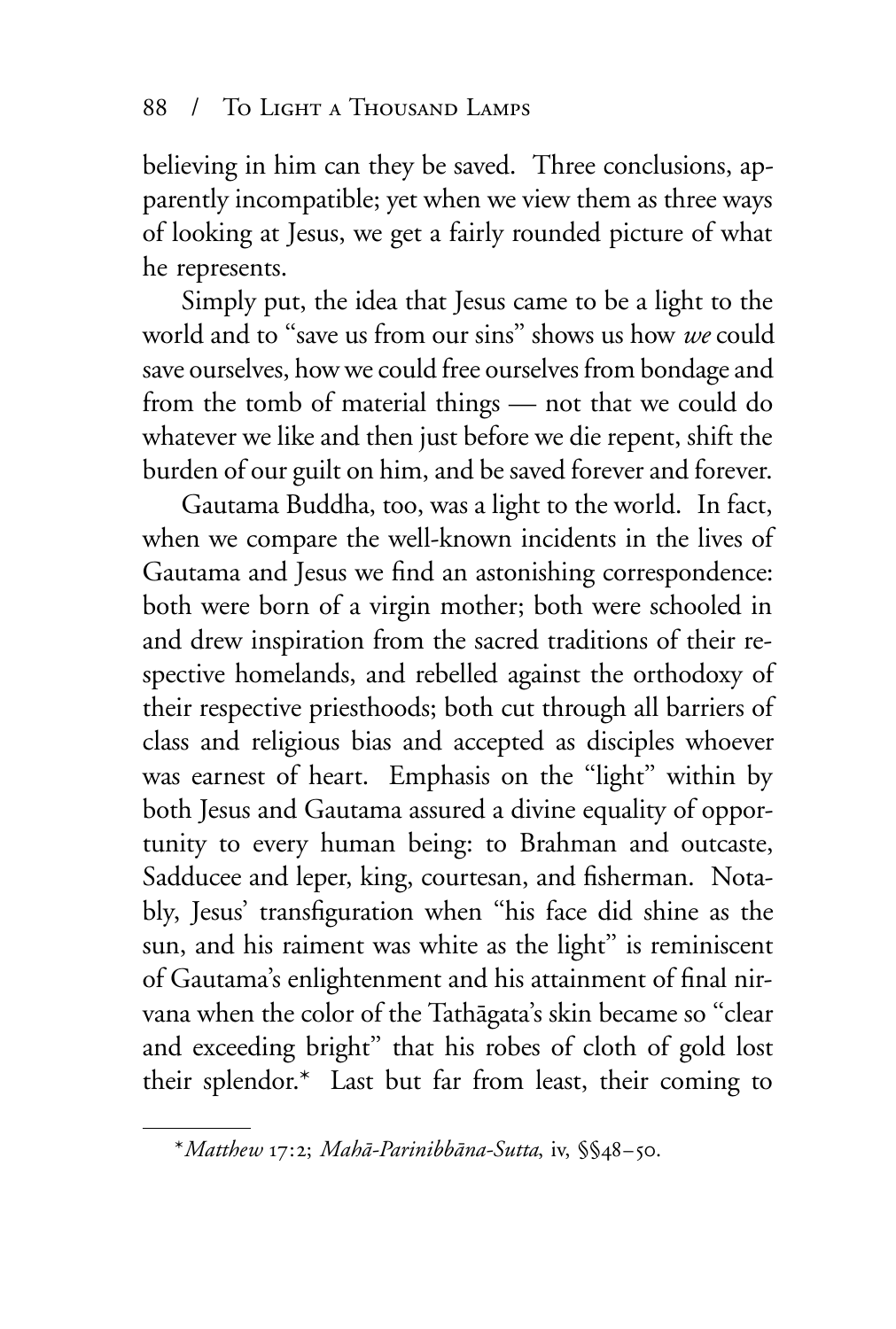believing in him can they be saved. Three conclusions, apparently incompatible; yet when we view them as three ways of looking at Jesus, we get a fairly rounded picture of what he represents.

Simply put, the idea that Jesus came to be a light to the world and to "save us from our sins" shows us how *we* could save ourselves, how we could free ourselves from bondage and from the tomb of material things — not that we could do whatever we like and then just before we die repent, shift the burden of our guilt on him, and be saved forever and forever.

Gautama Buddha, too, was a light to the world. In fact, when we compare the well-known incidents in the lives of Gautama and Jesus we find an astonishing correspondence: both were born of a virgin mother; both were schooled in and drew inspiration from the sacred traditions of their respective homelands, and rebelled against the orthodoxy of their respective priesthoods; both cut through all barriers of class and religious bias and accepted as disciples whoever was earnest of heart. Emphasis on the "light" within by both Jesus and Gautama assured a divine equality of opportunity to every human being: to Brahman and outcaste, Sadducee and leper, king, courtesan, and fisherman. Notably, Jesus' transfiguration when "his face did shine as the sun, and his raiment was white as the light" is reminiscent of Gautama's enlightenment and his attainment of final nirvana when the color of the Tathāgata's skin became so "clear and exceeding bright" that his robes of cloth of gold lost their splendor.* Last but far from least, their coming to

---

\**Matthew* 17:2; *Mahā-Parinibbāna-Sutta*, iv, §§48–50.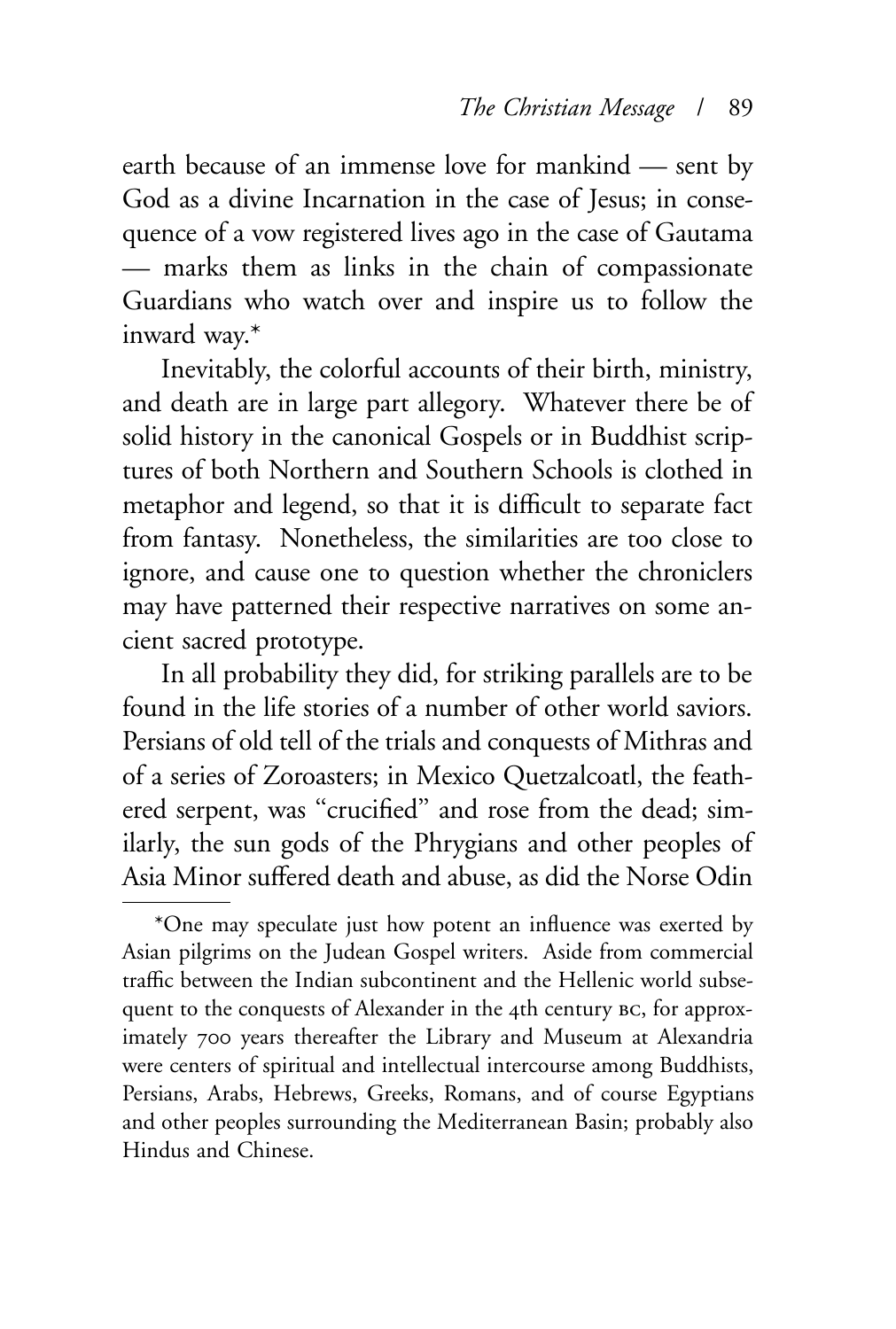earth because of an immense love for mankind — sent by God as a divine Incarnation in the case of Jesus; in consequence of a vow registered lives ago in the case of Gautama — marks them as links in the chain of compassionate Guardians who watch over and inspire us to follow the inward way.*

Inevitably, the colorful accounts of their birth, ministry, and death are in large part allegory. Whatever there be of solid history in the canonical Gospels or in Buddhist scriptures of both Northern and Southern Schools is clothed in metaphor and legend, so that it is difficult to separate fact from fantasy. Nonetheless, the similarities are too close to ignore, and cause one to question whether the chroniclers may have patterned their respective narratives on some ancient sacred prototype.

In all probability they did, for striking parallels are to be found in the life stories of a number of other world saviors. Persians of old tell of the trials and conquests of Mithras and of a series of Zoroasters; in Mexico Quetzalcoatl, the feathered serpent, was "crucified" and rose from the dead; similarly, the sun gods of the Phrygians and other peoples of Asia Minor suffered death and abuse, as did the Norse Odin

---

*One may speculate just how potent an influence was exerted by Asian pilgrims on the Judean Gospel writers. Aside from commercial traffic between the Indian subcontinent and the Hellenic world subsequent to the conquests of Alexander in the 4th century BC, for approximately 700 years thereafter the Library and Museum at Alexandria were centers of spiritual and intellectual intercourse among Buddhists, Persians, Arabs, Hebrews, Greeks, Romans, and of course Egyptians and other peoples surrounding the Mediterranean Basin; probably also Hindus and Chinese.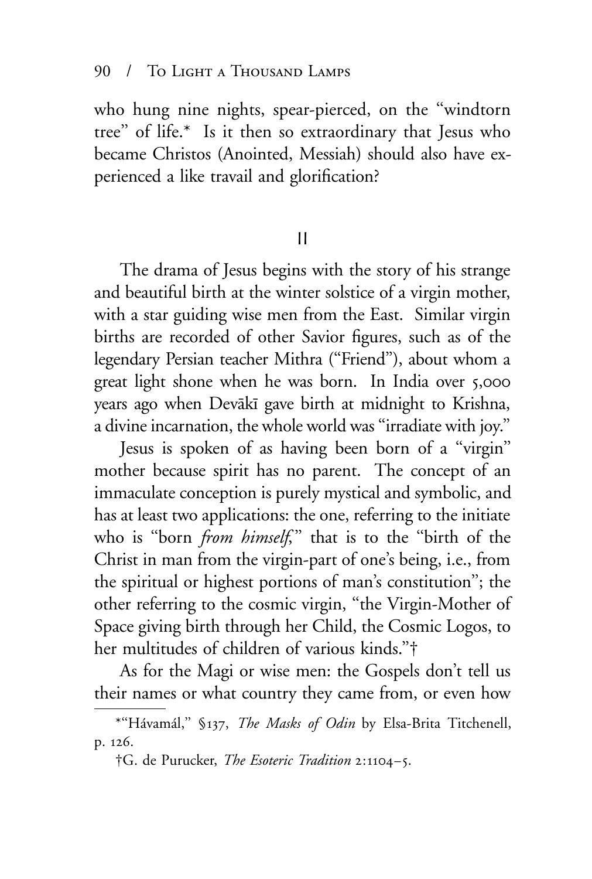who hung nine nights, spear-pierced, on the "windtorn tree" of life.* Is it then so extraordinary that Jesus who became Christos (Anointed, Messiah) should also have experienced a like travail and glorification?

## II

The drama of Jesus begins with the story of his strange and beautiful birth at the winter solstice of a virgin mother, with a star guiding wise men from the East. Similar virgin births are recorded of other Savior figures, such as of the legendary Persian teacher Mithra ("Friend"), about whom a great light shone when he was born. In India over 5,000 years ago when Devākī gave birth at midnight to Krishna, a divine incarnation, the whole world was "irradiate with joy."

Jesus is spoken of as having been born of a "virgin" mother because spirit has no parent. The concept of an immaculate conception is purely mystical and symbolic, and has at least two applications: the one, referring to the initiate who is "born *from himself*," that is to the "birth of the Christ in man from the virgin-part of one's being, i.e., from the spiritual or highest portions of man's constitution"; the other referring to the cosmic virgin, "the Virgin-Mother of Space giving birth through her Child, the Cosmic Logos, to her multitudes of children of various kinds."†

As for the Magi or wise men: the Gospels don't tell us their names or what country they came from, or even how

---

*"Hávamál," §137, *The Masks of Odin* by Elsa-Brita Titchenell, p. 126.

†G. de Purucker, *The Esoteric Tradition* 2:1104–5.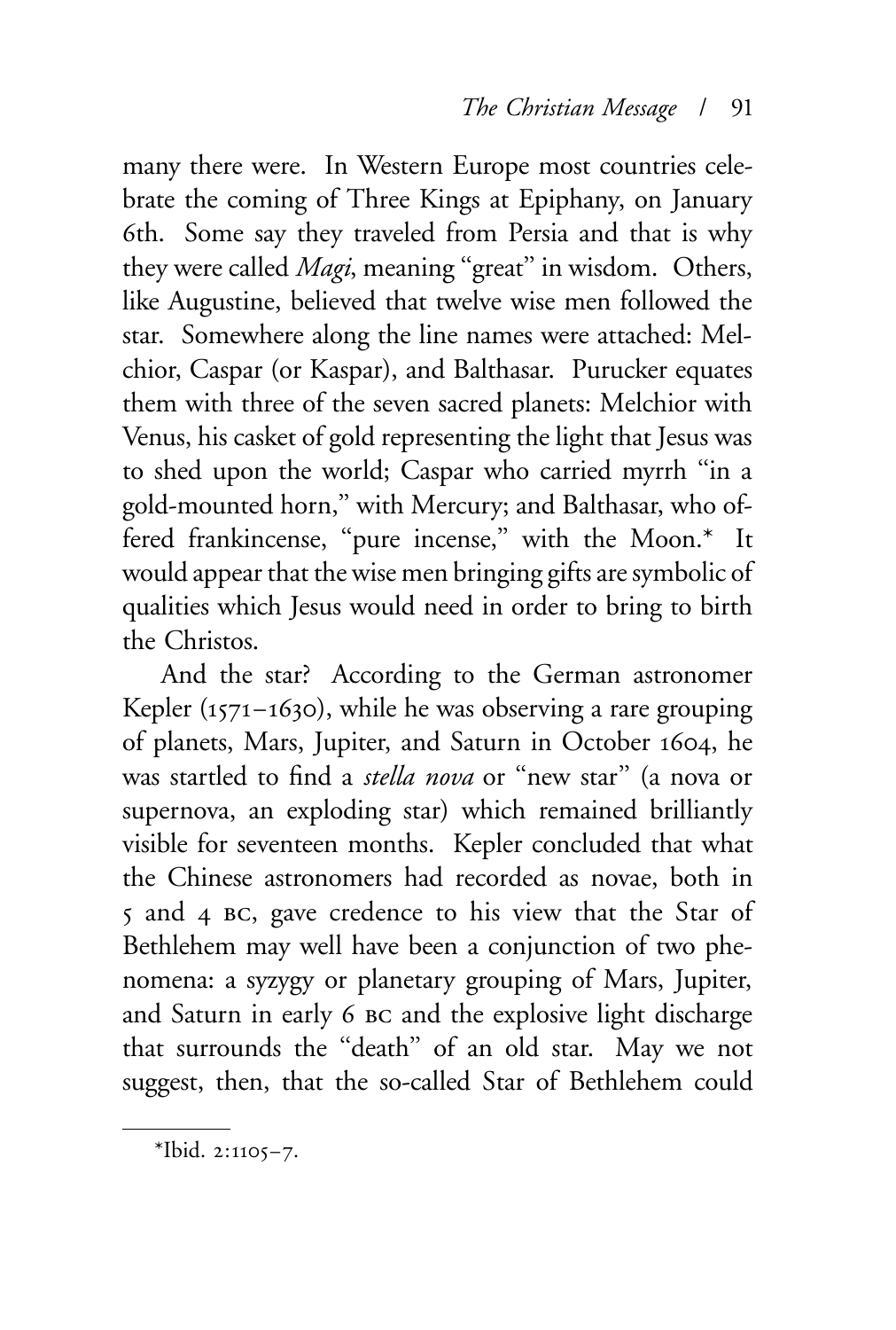many there were. In Western Europe most countries celebrate the coming of Three Kings at Epiphany, on January 6th. Some say they traveled from Persia and that is why they were called *Magi*, meaning "great" in wisdom. Others, like Augustine, believed that twelve wise men followed the star. Somewhere along the line names were attached: Melchior, Caspar (or Kaspar), and Balthasar. Purucker equates them with three of the seven sacred planets: Melchior with Venus, his casket of gold representing the light that Jesus was to shed upon the world; Caspar who carried myrrh "in a gold-mounted horn," with Mercury; and Balthasar, who offered frankincense, "pure incense," with the Moon.* It would appear that the wise men bringing gifts are symbolic of qualities which Jesus would need in order to bring to birth the Christos.

And the star? According to the German astronomer Kepler (1571–1630), while he was observing a rare grouping of planets, Mars, Jupiter, and Saturn in October 1604, he was startled to find a *stella nova* or "new star" (a nova or supernova, an exploding star) which remained brilliantly visible for seventeen months. Kepler concluded that what the Chinese astronomers had recorded as novae, both in 5 and 4 BC, gave credence to his view that the Star of Bethlehem may well have been a conjunction of two phenomena: a syzygy or planetary grouping of Mars, Jupiter, and Saturn in early 6 BC and the explosive light discharge that surrounds the "death" of an old star. May we not suggest, then, that the so-called Star of Bethlehem could

---

*Ibid. 2:1105–7.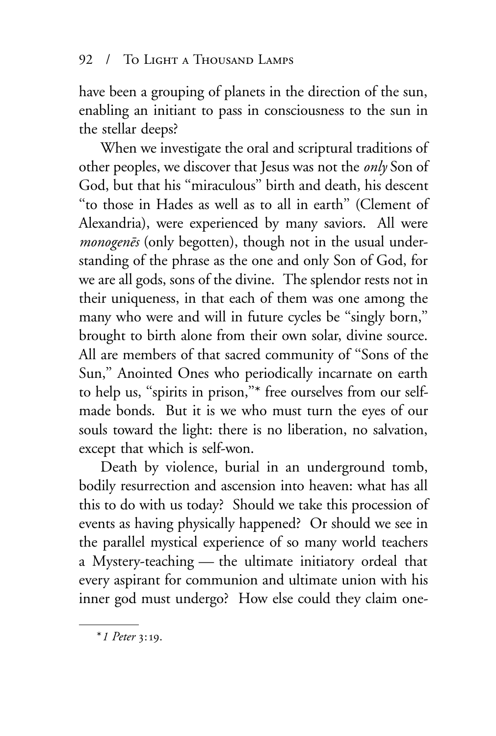have been a grouping of planets in the direction of the sun, enabling an initiant to pass in consciousness to the sun in the stellar deeps?

When we investigate the oral and scriptural traditions of other peoples, we discover that Jesus was not the *only* Son of God, but that his "miraculous" birth and death, his descent "to those in Hades as well as to all in earth" (Clement of Alexandria), were experienced by many saviors. All were *monogenēs* (only begotten), though not in the usual understanding of the phrase as the one and only Son of God, for we are all gods, sons of the divine. The splendor rests not in their uniqueness, in that each of them was one among the many who were and will in future cycles be "singly born," brought to birth alone from their own solar, divine source. All are members of that sacred community of "Sons of the Sun," Anointed Ones who periodically incarnate on earth to help us, "spirits in prison,"* free ourselves from our self-made bonds. But it is we who must turn the eyes of our souls toward the light: there is no liberation, no salvation, except that which is self-won.

Death by violence, burial in an underground tomb, bodily resurrection and ascension into heaven: what has all this to do with us today? Should we take this procession of events as having physically happened? Or should we see in the parallel mystical experience of so many world teachers a Mystery-teaching — the ultimate initiatory ordeal that every aspirant for communion and ultimate union with his inner god must undergo? How else could they claim one-

---

\* *1 Peter* 3:19.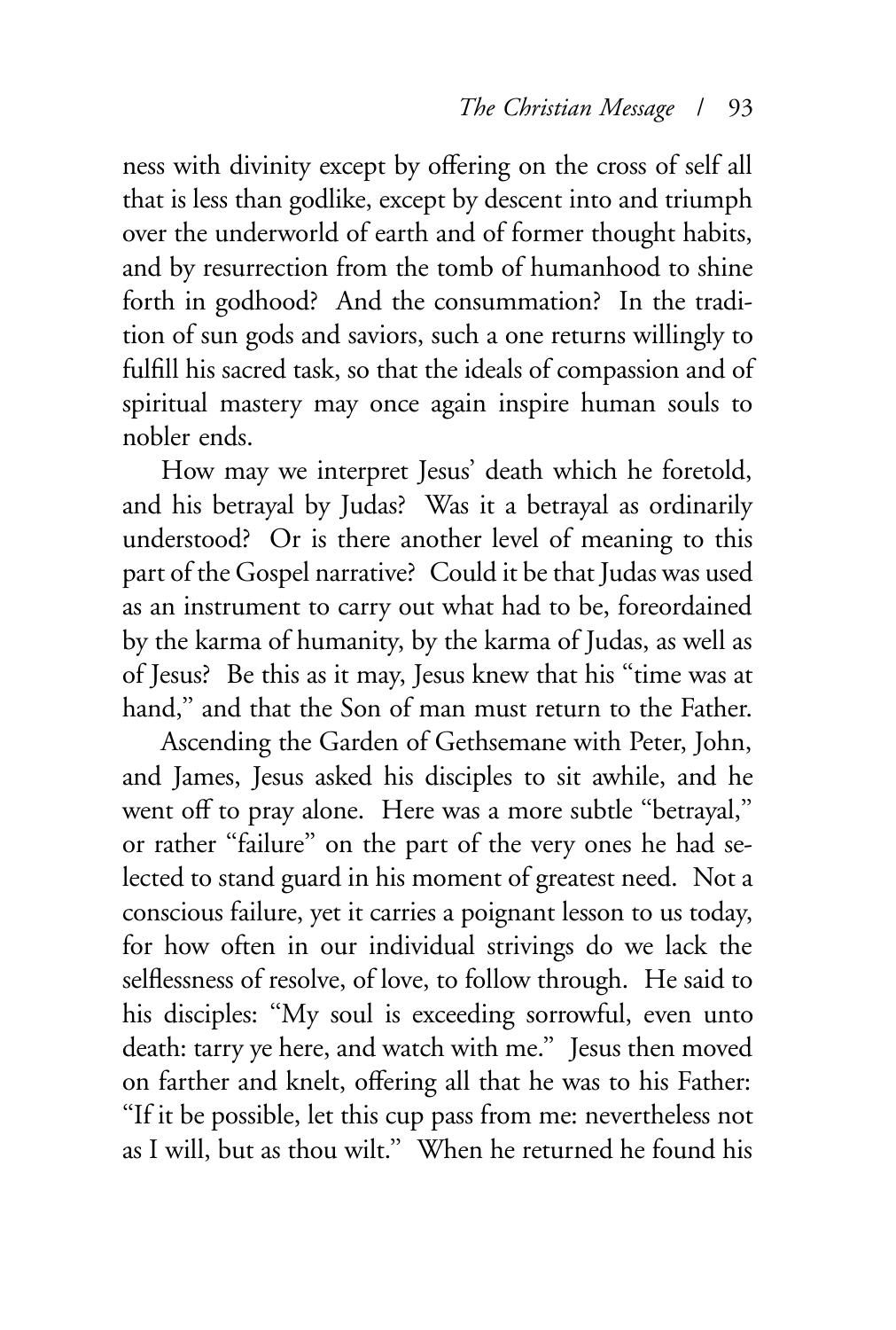ness with divinity except by offering on the cross of self all that is less than godlike, except by descent into and triumph over the underworld of earth and of former thought habits, and by resurrection from the tomb of humanhood to shine forth in godhood? And the consummation? In the tradition of sun gods and saviors, such a one returns willingly to fulfill his sacred task, so that the ideals of compassion and of spiritual mastery may once again inspire human souls to nobler ends.

How may we interpret Jesus' death which he foretold, and his betrayal by Judas? Was it a betrayal as ordinarily understood? Or is there another level of meaning to this part of the Gospel narrative? Could it be that Judas was used as an instrument to carry out what had to be, foreordained by the karma of humanity, by the karma of Judas, as well as of Jesus? Be this as it may, Jesus knew that his "time was at hand," and that the Son of man must return to the Father.

Ascending the Garden of Gethsemane with Peter, John, and James, Jesus asked his disciples to sit awhile, and he went off to pray alone. Here was a more subtle "betrayal," or rather "failure" on the part of the very ones he had selected to stand guard in his moment of greatest need. Not a conscious failure, yet it carries a poignant lesson to us today, for how often in our individual strivings do we lack the selflessness of resolve, of love, to follow through. He said to his disciples: "My soul is exceeding sorrowful, even unto death: tarry ye here, and watch with me." Jesus then moved on farther and knelt, offering all that he was to his Father: "If it be possible, let this cup pass from me: nevertheless not as I will, but as thou wilt." When he returned he found his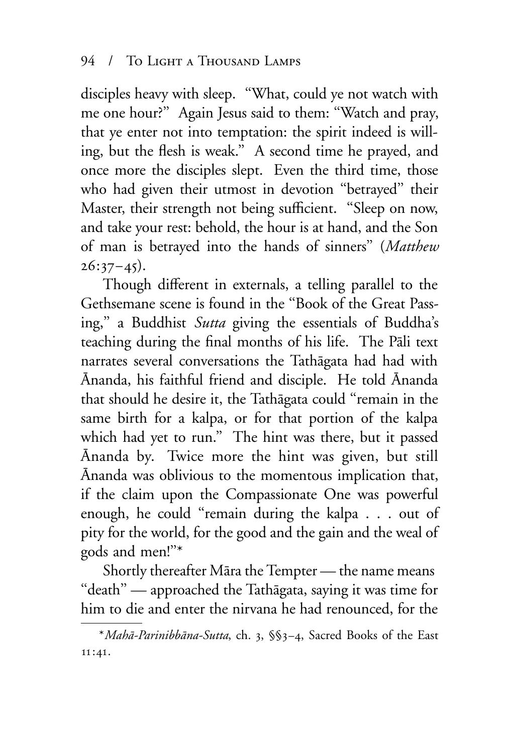disciples heavy with sleep. "What, could ye not watch with me one hour?" Again Jesus said to them: "Watch and pray, that ye enter not into temptation: the spirit indeed is willing, but the flesh is weak." A second time he prayed, and once more the disciples slept. Even the third time, those who had given their utmost in devotion "betrayed" their Master, their strength not being sufficient. "Sleep on now, and take your rest: behold, the hour is at hand, and the Son of man is betrayed into the hands of sinners" (*Matthew* 26:37–45).

Though different in externals, a telling parallel to the Gethsemane scene is found in the "Book of the Great Passing," a Buddhist *Sutta* giving the essentials of Buddha's teaching during the final months of his life. The Pāli text narrates several conversations the Tathāgata had had with Ānanda, his faithful friend and disciple. He told Ānanda that should he desire it, the Tathāgata could "remain in the same birth for a kalpa, or for that portion of the kalpa which had yet to run." The hint was there, but it passed Ānanda by. Twice more the hint was given, but still Ānanda was oblivious to the momentous implication that, if the claim upon the Compassionate One was powerful enough, he could "remain during the kalpa . . . out of pity for the world, for the good and the gain and the weal of gods and men!"*

Shortly thereafter Māra the Tempter — the name means "death" — approached the Tathāgata, saying it was time for him to die and enter the nirvana he had renounced, for the

---

*\**Mahā-Parinibbāna-Sutta*, ch. 3, §§3–4, Sacred Books of the East 11:41.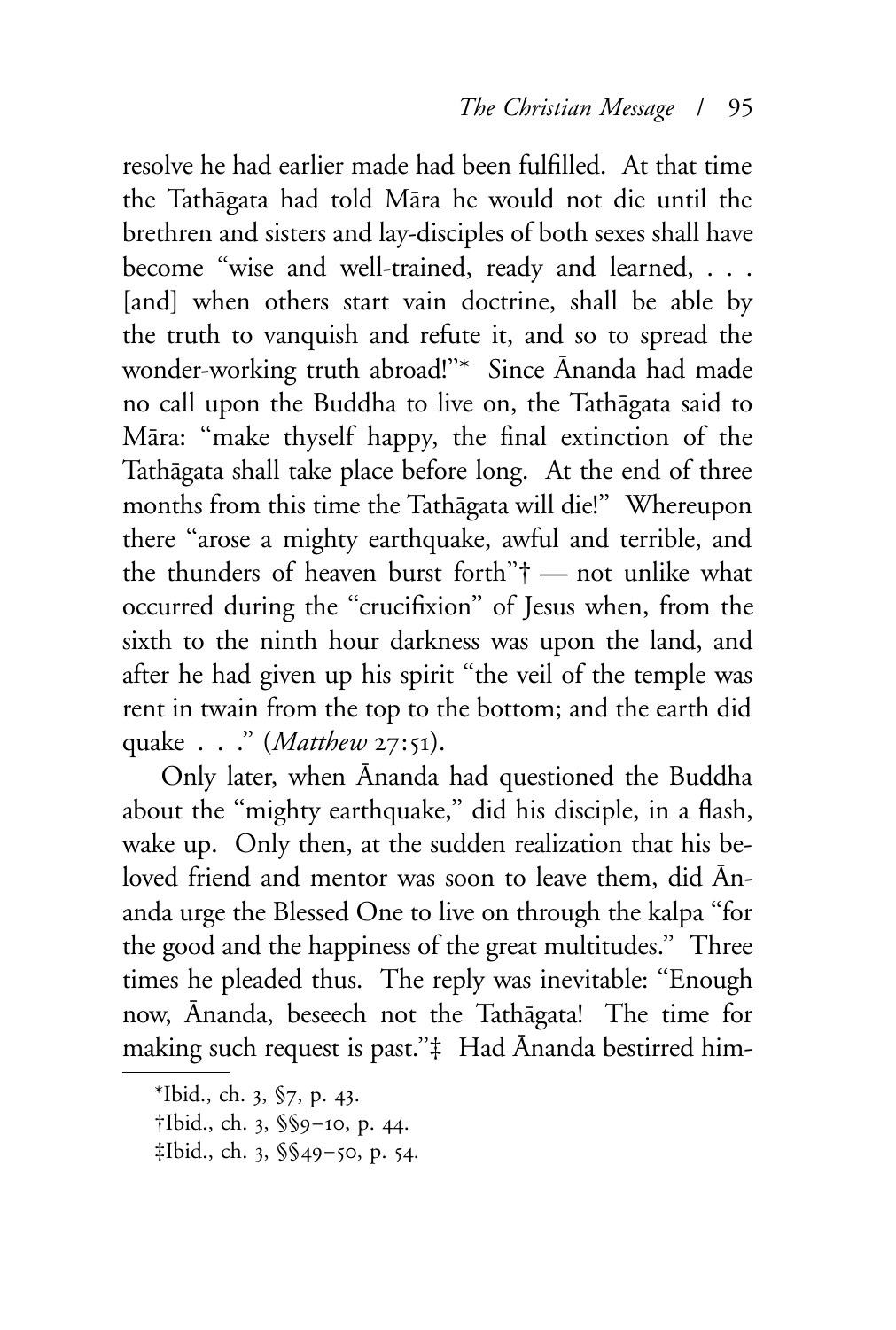resolve he had earlier made had been fulfilled. At that time the Tathāgata had told Māra he would not die until the brethren and sisters and lay-disciples of both sexes shall have become "wise and well-trained, ready and learned, . . . [and] when others start vain doctrine, shall be able by the truth to vanquish and refute it, and so to spread the wonder-working truth abroad!"* Since Ānanda had made no call upon the Buddha to live on, the Tathāgata said to Māra: "make thyself happy, the final extinction of the Tathāgata shall take place before long. At the end of three months from this time the Tathāgata will die!" Whereupon there "arose a mighty earthquake, awful and terrible, and the thunders of heaven burst forth"† — not unlike what occurred during the "crucifixion" of Jesus when, from the sixth to the ninth hour darkness was upon the land, and after he had given up his spirit "the veil of the temple was rent in twain from the top to the bottom; and the earth did quake . . ." (*Matthew* 27:51).

Only later, when Ānanda had questioned the Buddha about the "mighty earthquake," did his disciple, in a flash, wake up. Only then, at the sudden realization that his beloved friend and mentor was soon to leave them, did Ānanda urge the Blessed One to live on through the kalpa "for the good and the happiness of the great multitudes." Three times he pleaded thus. The reply was inevitable: "Enough now, Ānanda, beseech not the Tathāgata! The time for making such request is past."‡ Had Ānanda bestirred him-

---

*Ibid., ch. 3, §7, p. 43.

†Ibid., ch. 3, §§9–10, p. 44.

‡Ibid., ch. 3, §§49–50, p. 54.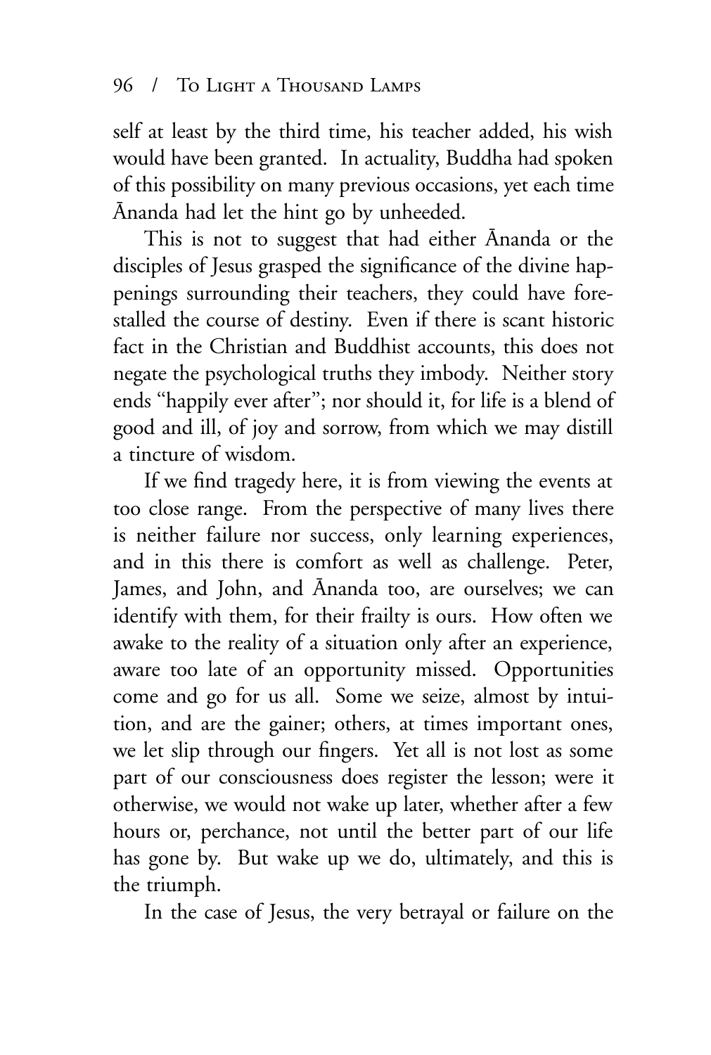self at least by the third time, his teacher added, his wish would have been granted. In actuality, Buddha had spoken of this possibility on many previous occasions, yet each time Ānanda had let the hint go by unheeded.

This is not to suggest that had either Ānanda or the disciples of Jesus grasped the significance of the divine happenings surrounding their teachers, they could have forestalled the course of destiny. Even if there is scant historic fact in the Christian and Buddhist accounts, this does not negate the psychological truths they imbody. Neither story ends "happily ever after"; nor should it, for life is a blend of good and ill, of joy and sorrow, from which we may distill a tincture of wisdom.

If we find tragedy here, it is from viewing the events at too close range. From the perspective of many lives there is neither failure nor success, only learning experiences, and in this there is comfort as well as challenge. Peter, James, and John, and Ānanda too, are ourselves; we can identify with them, for their frailty is ours. How often we awake to the reality of a situation only after an experience, aware too late of an opportunity missed. Opportunities come and go for us all. Some we seize, almost by intuition, and are the gainer; others, at times important ones, we let slip through our fingers. Yet all is not lost as some part of our consciousness does register the lesson; were it otherwise, we would not wake up later, whether after a few hours or, perchance, not until the better part of our life has gone by. But wake up we do, ultimately, and this is the triumph.

In the case of Jesus, the very betrayal or failure on the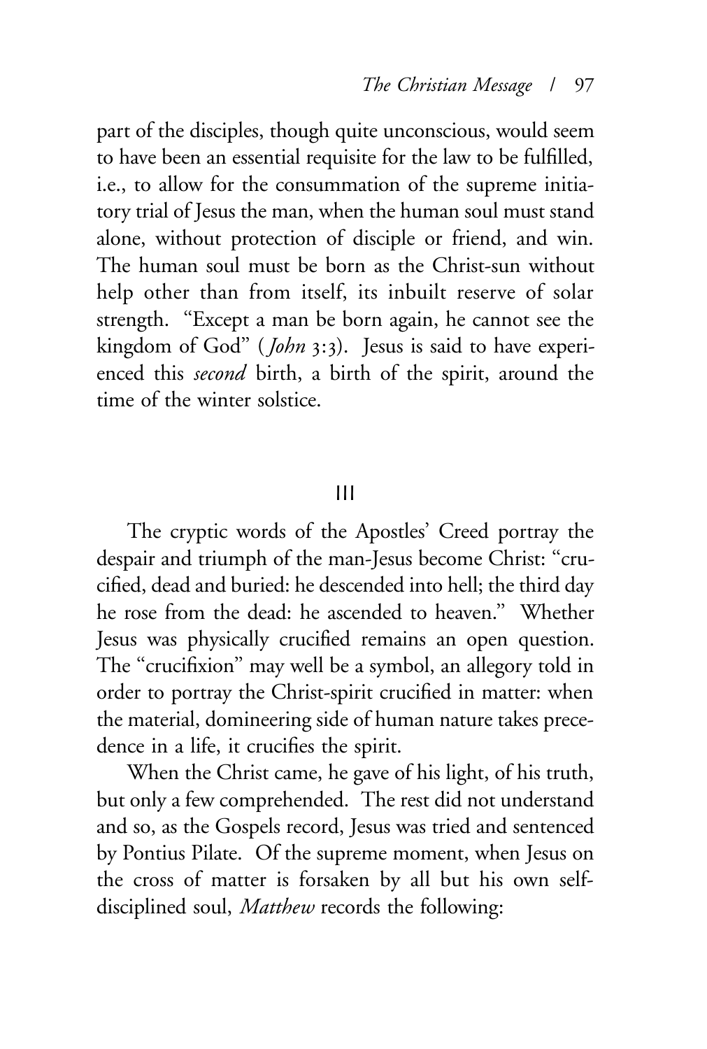part of the disciples, though quite unconscious, would seem to have been an essential requisite for the law to be fulfilled, i.e., to allow for the consummation of the supreme initiatory trial of Jesus the man, when the human soul must stand alone, without protection of disciple or friend, and win. The human soul must be born as the Christ-sun without help other than from itself, its inbuilt reserve of solar strength. "Except a man be born again, he cannot see the kingdom of God" (*John* 3:3). Jesus is said to have experienced this *second* birth, a birth of the spirit, around the time of the winter solstice.

## III

The cryptic words of the Apostles' Creed portray the despair and triumph of the man-Jesus become Christ: "crucified, dead and buried: he descended into hell; the third day he rose from the dead: he ascended to heaven." Whether Jesus was physically crucified remains an open question. The "crucifixion" may well be a symbol, an allegory told in order to portray the Christ-spirit crucified in matter: when the material, domineering side of human nature takes precedence in a life, it crucifies the spirit.

When the Christ came, he gave of his light, of his truth, but only a few comprehended. The rest did not understand and so, as the Gospels record, Jesus was tried and sentenced by Pontius Pilate. Of the supreme moment, when Jesus on the cross of matter is forsaken by all but his own self-disciplined soul, *Matthew* records the following: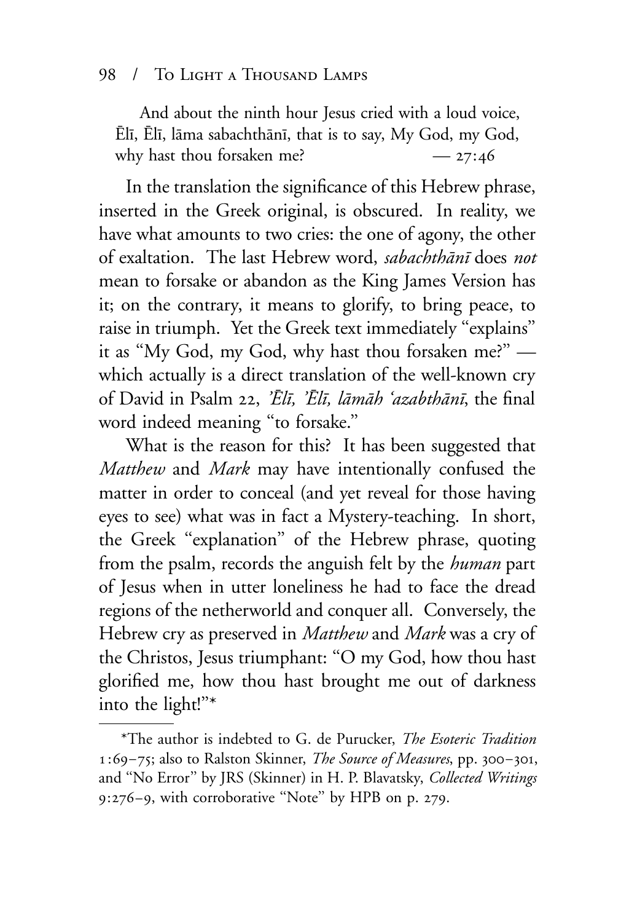> And about the ninth hour Jesus cried with a loud voice, Ēlī, Ēlī, lāma sabachthānī, that is to say, My God, my God, why hast thou forsaken me? — 27:46

In the translation the significance of this Hebrew phrase, inserted in the Greek original, is obscured. In reality, we have what amounts to two cries: the one of agony, the other of exaltation. The last Hebrew word, *sabachthānī* does *not* mean to forsake or abandon as the King James Version has it; on the contrary, it means to glorify, to bring peace, to raise in triumph. Yet the Greek text immediately "explains" it as "My God, my God, why hast thou forsaken me?" — which actually is a direct translation of the well-known cry of David in Psalm 22, *'Ēlī, 'Ēlī, lāmāh 'azabthānī*, the final word indeed meaning "to forsake."

What is the reason for this? It has been suggested that *Matthew* and *Mark* may have intentionally confused the matter in order to conceal (and yet reveal for those having eyes to see) what was in fact a Mystery-teaching. In short, the Greek "explanation" of the Hebrew phrase, quoting from the psalm, records the anguish felt by the *human* part of Jesus when in utter loneliness he had to face the dread regions of the netherworld and conquer all. Conversely, the Hebrew cry as preserved in *Matthew* and *Mark* was a cry of the Christos, Jesus triumphant: "O my God, how thou hast glorified me, how thou hast brought me out of darkness into the light!"*

---

*The author is indebted to G. de Purucker, *The Esoteric Tradition* 1:69–75; also to Ralston Skinner, *The Source of Measures*, pp. 300–301, and "No Error" by JRS (Skinner) in H. P. Blavatsky, *Collected Writings* 9:276–9, with corroborative "Note" by HPB on p. 279.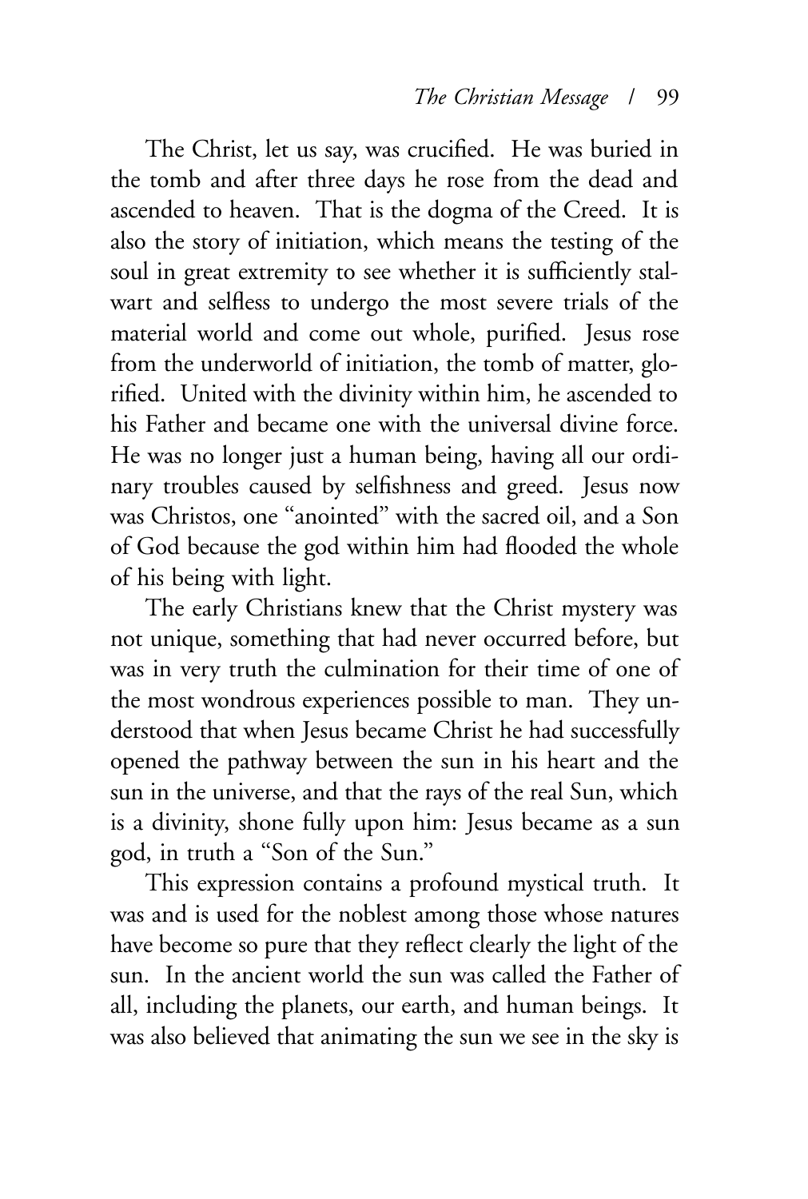The Christ, let us say, was crucified. He was buried in the tomb and after three days he rose from the dead and ascended to heaven. That is the dogma of the Creed. It is also the story of initiation, which means the testing of the soul in great extremity to see whether it is sufficiently stalwart and selfless to undergo the most severe trials of the material world and come out whole, purified. Jesus rose from the underworld of initiation, the tomb of matter, glorified. United with the divinity within him, he ascended to his Father and became one with the universal divine force. He was no longer just a human being, having all our ordinary troubles caused by selfishness and greed. Jesus now was Christos, one "anointed" with the sacred oil, and a Son of God because the god within him had flooded the whole of his being with light.

The early Christians knew that the Christ mystery was not unique, something that had never occurred before, but was in very truth the culmination for their time of one of the most wondrous experiences possible to man. They understood that when Jesus became Christ he had successfully opened the pathway between the sun in his heart and the sun in the universe, and that the rays of the real Sun, which is a divinity, shone fully upon him: Jesus became as a sun god, in truth a "Son of the Sun."

This expression contains a profound mystical truth. It was and is used for the noblest among those whose natures have become so pure that they reflect clearly the light of the sun. In the ancient world the sun was called the Father of all, including the planets, our earth, and human beings. It was also believed that animating the sun we see in the sky is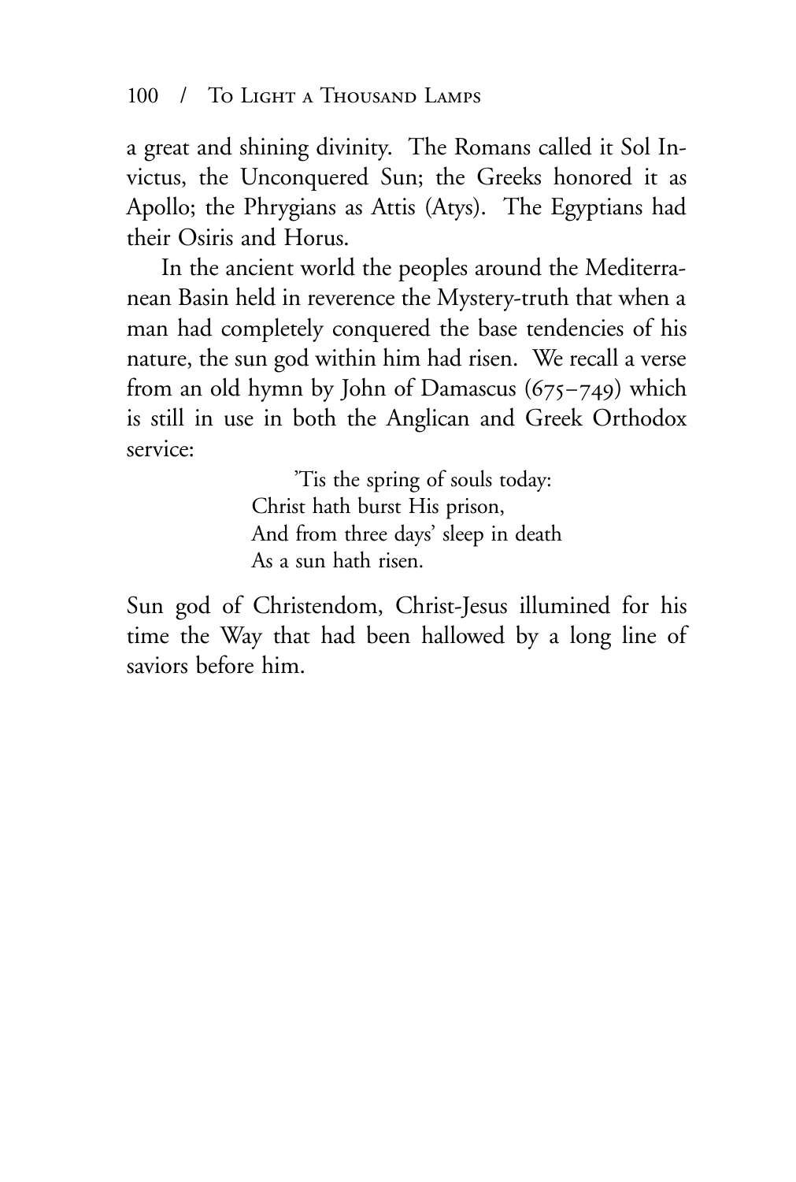a great and shining divinity. The Romans called it Sol Invictus, the Unconquered Sun; the Greeks honored it as Apollo; the Phrygians as Attis (Atys). The Egyptians had their Osiris and Horus.

In the ancient world the peoples around the Mediterranean Basin held in reverence the Mystery-truth that when a man had completely conquered the base tendencies of his nature, the sun god within him had risen. We recall a verse from an old hymn by John of Damascus (675–749) which is still in use in both the Anglican and Greek Orthodox service:

> 'Tis the spring of souls today:  
> Christ hath burst His prison,  
> And from three days' sleep in death  
> As a sun hath risen.

Sun god of Christendom, Christ-Jesus illumined for his time the Way that had been hallowed by a long line of saviors before him.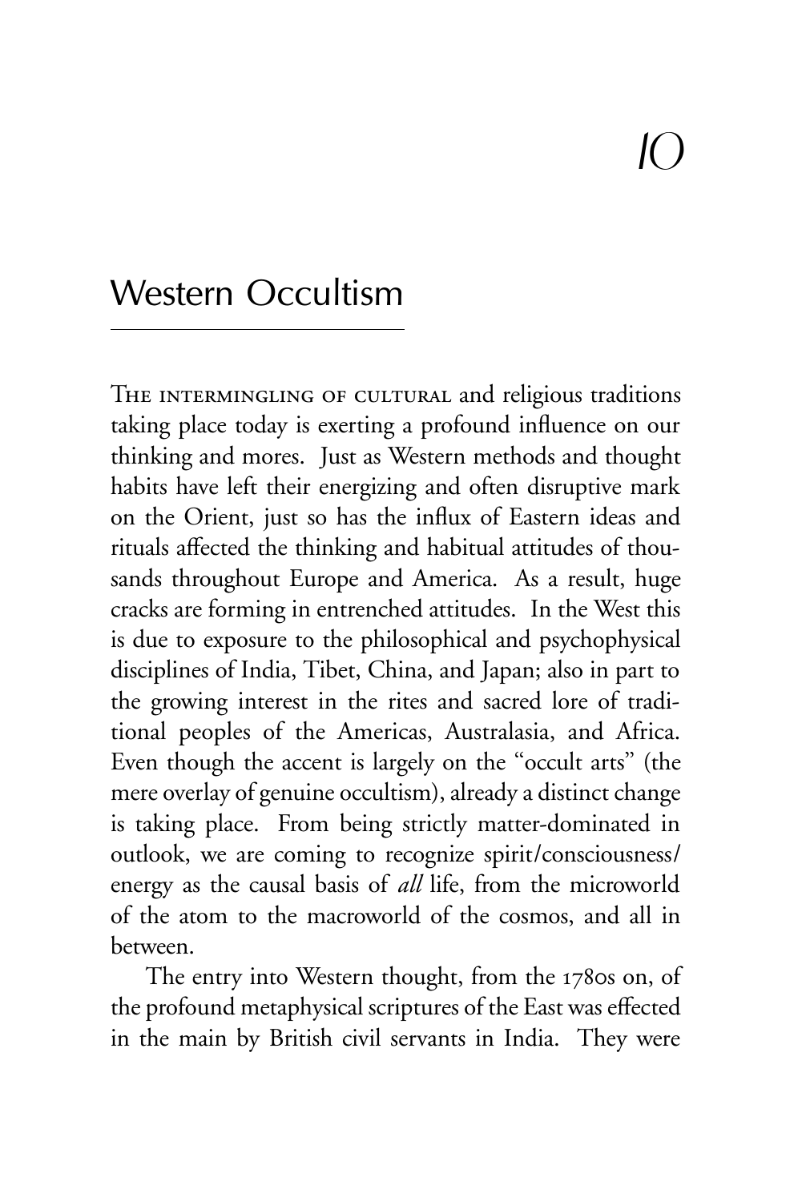# 10

## Western Occultism

The intermingling of cultural and religious traditions taking place today is exerting a profound influence on our thinking and mores. Just as Western methods and thought habits have left their energizing and often disruptive mark on the Orient, just so has the influx of Eastern ideas and rituals affected the thinking and habitual attitudes of thousands throughout Europe and America. As a result, huge cracks are forming in entrenched attitudes. In the West this is due to exposure to the philosophical and psychophysical disciplines of India, Tibet, China, and Japan; also in part to the growing interest in the rites and sacred lore of traditional peoples of the Americas, Australasia, and Africa. Even though the accent is largely on the "occult arts" (the mere overlay of genuine occultism), already a distinct change is taking place. From being strictly matter-dominated in outlook, we are coming to recognize spirit/consciousness/energy as the causal basis of *all* life, from the microworld of the atom to the macroworld of the cosmos, and all in between.

The entry into Western thought, from the 1780s on, of the profound metaphysical scriptures of the East was effected in the main by British civil servants in India. They were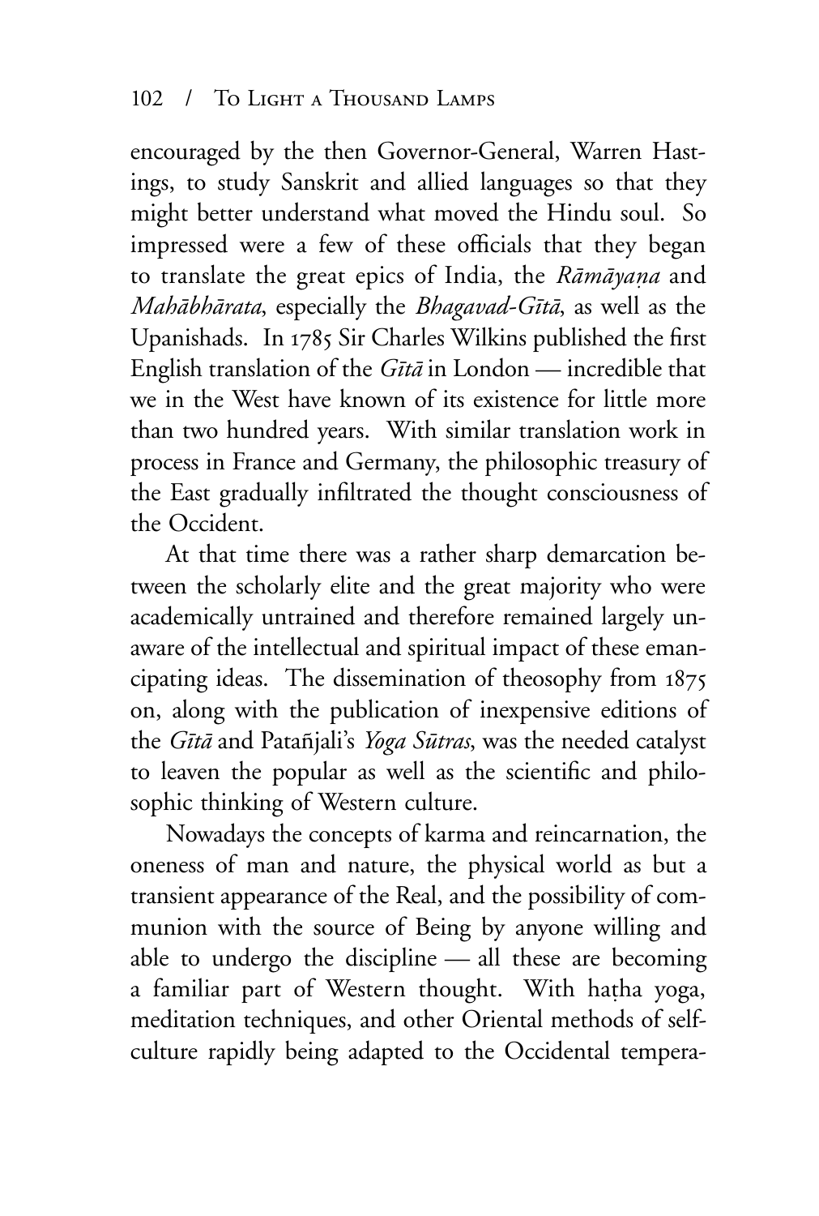encouraged by the then Governor-General, Warren Hastings, to study Sanskrit and allied languages so that they might better understand what moved the Hindu soul. So impressed were a few of these officials that they began to translate the great epics of India, the *Rāmāyaṇa* and *Mahābhārata*, especially the *Bhagavad-Gītā*, as well as the Upanishads. In 1785 Sir Charles Wilkins published the first English translation of the *Gītā* in London — incredible that we in the West have known of its existence for little more than two hundred years. With similar translation work in process in France and Germany, the philosophic treasury of the East gradually infiltrated the thought consciousness of the Occident.

At that time there was a rather sharp demarcation between the scholarly elite and the great majority who were academically untrained and therefore remained largely unaware of the intellectual and spiritual impact of these emancipating ideas. The dissemination of theosophy from 1875 on, along with the publication of inexpensive editions of the *Gītā* and Patañjali's *Yoga Sūtras*, was the needed catalyst to leaven the popular as well as the scientific and philosophic thinking of Western culture.

Nowadays the concepts of karma and reincarnation, the oneness of man and nature, the physical world as but a transient appearance of the Real, and the possibility of communion with the source of Being by anyone willing and able to undergo the discipline — all these are becoming a familiar part of Western thought. With haṭha yoga, meditation techniques, and other Oriental methods of self-culture rapidly being adapted to the Occidental tempera-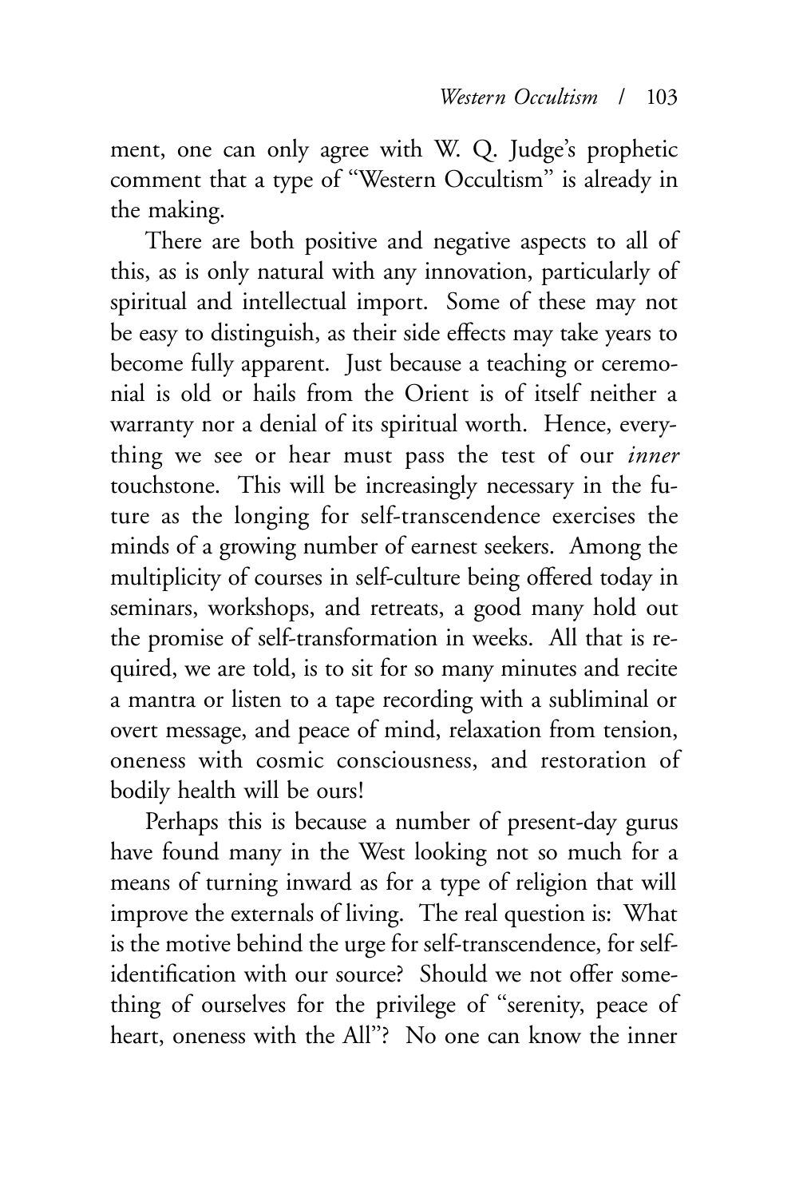ment, one can only agree with W. Q. Judge's prophetic comment that a type of "Western Occultism" is already in the making.

There are both positive and negative aspects to all of this, as is only natural with any innovation, particularly of spiritual and intellectual import. Some of these may not be easy to distinguish, as their side effects may take years to become fully apparent. Just because a teaching or ceremonial is old or hails from the Orient is of itself neither a warranty nor a denial of its spiritual worth. Hence, everything we see or hear must pass the test of our *inner* touchstone. This will be increasingly necessary in the future as the longing for self-transcendence exercises the minds of a growing number of earnest seekers. Among the multiplicity of courses in self-culture being offered today in seminars, workshops, and retreats, a good many hold out the promise of self-transformation in weeks. All that is required, we are told, is to sit for so many minutes and recite a mantra or listen to a tape recording with a subliminal or overt message, and peace of mind, relaxation from tension, oneness with cosmic consciousness, and restoration of bodily health will be ours!

Perhaps this is because a number of present-day gurus have found many in the West looking not so much for a means of turning inward as for a type of religion that will improve the externals of living. The real question is: What is the motive behind the urge for self-transcendence, for self-identification with our source? Should we not offer something of ourselves for the privilege of "serenity, peace of heart, oneness with the All"? No one can know the inner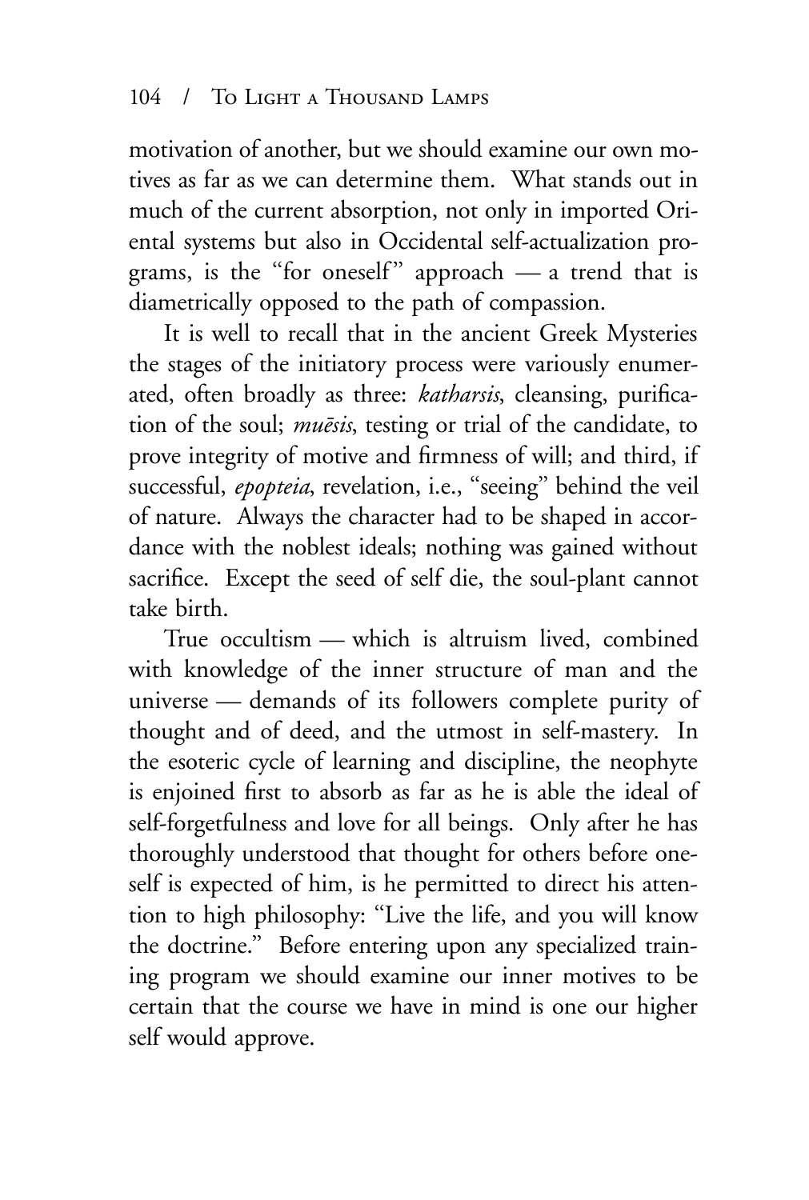motivation of another, but we should examine our own motives as far as we can determine them. What stands out in much of the current absorption, not only in imported Oriental systems but also in Occidental self-actualization programs, is the "for oneself" approach — a trend that is diametrically opposed to the path of compassion.

It is well to recall that in the ancient Greek Mysteries the stages of the initiatory process were variously enumerated, often broadly as three: *katharsis*, cleansing, purification of the soul; *muēsis*, testing or trial of the candidate, to prove integrity of motive and firmness of will; and third, if successful, *epopteia*, revelation, i.e., "seeing" behind the veil of nature. Always the character had to be shaped in accordance with the noblest ideals; nothing was gained without sacrifice. Except the seed of self die, the soul-plant cannot take birth.

True occultism — which is altruism lived, combined with knowledge of the inner structure of man and the universe — demands of its followers complete purity of thought and of deed, and the utmost in self-mastery. In the esoteric cycle of learning and discipline, the neophyte is enjoined first to absorb as far as he is able the ideal of self-forgetfulness and love for all beings. Only after he has thoroughly understood that thought for others before oneself is expected of him, is he permitted to direct his attention to high philosophy: "Live the life, and you will know the doctrine." Before entering upon any specialized training program we should examine our inner motives to be certain that the course we have in mind is one our higher self would approve.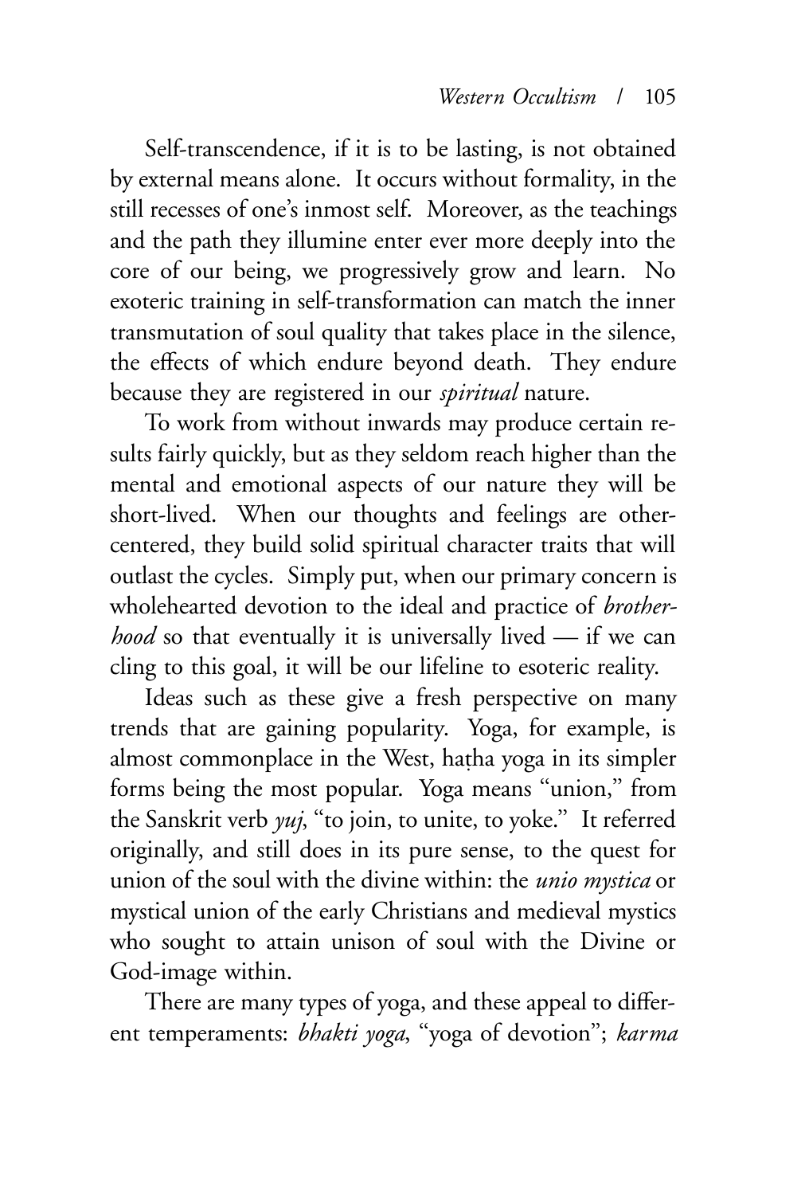Self-transcendence, if it is to be lasting, is not obtained by external means alone. It occurs without formality, in the still recesses of one's inmost self. Moreover, as the teachings and the path they illumine enter ever more deeply into the core of our being, we progressively grow and learn. No exoteric training in self-transformation can match the inner transmutation of soul quality that takes place in the silence, the effects of which endure beyond death. They endure because they are registered in our *spiritual* nature.

To work from without inwards may produce certain results fairly quickly, but as they seldom reach higher than the mental and emotional aspects of our nature they will be short-lived. When our thoughts and feelings are other-centered, they build solid spiritual character traits that will outlast the cycles. Simply put, when our primary concern is wholehearted devotion to the ideal and practice of *brotherhood* so that eventually it is universally lived — if we can cling to this goal, it will be our lifeline to esoteric reality.

Ideas such as these give a fresh perspective on many trends that are gaining popularity. Yoga, for example, is almost commonplace in the West, haṭha yoga in its simpler forms being the most popular. Yoga means "union," from the Sanskrit verb *yuj*, "to join, to unite, to yoke." It referred originally, and still does in its pure sense, to the quest for union of the soul with the divine within: the *unio mystica* or mystical union of the early Christians and medieval mystics who sought to attain unison of soul with the Divine or God-image within.

There are many types of yoga, and these appeal to different temperaments: *bhakti yoga*, "yoga of devotion"; *karma*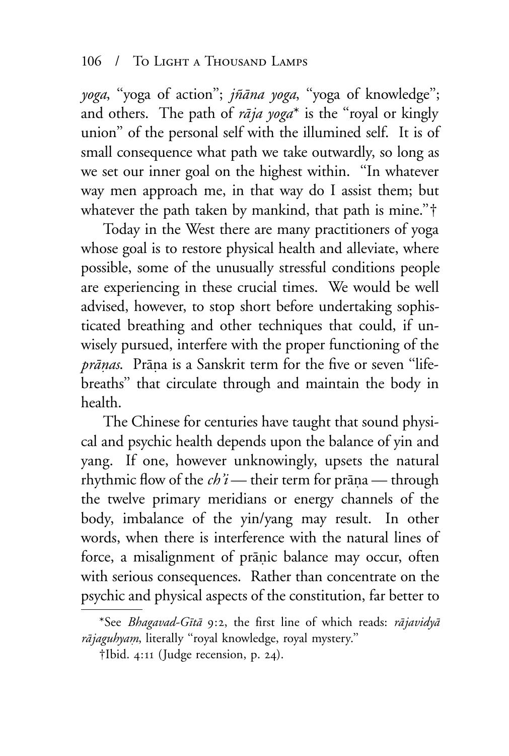*yoga*, "yoga of action"; *jñāna yoga*, "yoga of knowledge"; and others. The path of *rāja yoga** is the "royal or kingly union" of the personal self with the illumined self. It is of small consequence what path we take outwardly, so long as we set our inner goal on the highest within. "In whatever way men approach me, in that way do I assist them; but whatever the path taken by mankind, that path is mine."†

Today in the West there are many practitioners of yoga whose goal is to restore physical health and alleviate, where possible, some of the unusually stressful conditions people are experiencing in these crucial times. We would be well advised, however, to stop short before undertaking sophisticated breathing and other techniques that could, if unwisely pursued, interfere with the proper functioning of the *prāṇas*. Prāṇa is a Sanskrit term for the five or seven "life-breaths" that circulate through and maintain the body in health.

The Chinese for centuries have taught that sound physical and psychic health depends upon the balance of yin and yang. If one, however unknowingly, upsets the natural rhythmic flow of the *ch'i* — their term for prāṇa — through the twelve primary meridians or energy channels of the body, imbalance of the yin/yang may result. In other words, when there is interference with the natural lines of force, a misalignment of prāṇic balance may occur, often with serious consequences. Rather than concentrate on the psychic and physical aspects of the constitution, far better to

---

*See *Bhagavad-Gītā* 9:2, the first line of which reads: *rājavidyā rājaguhyaṃ*, literally "royal knowledge, royal mystery."

†Ibid. 4:11 (Judge recension, p. 24).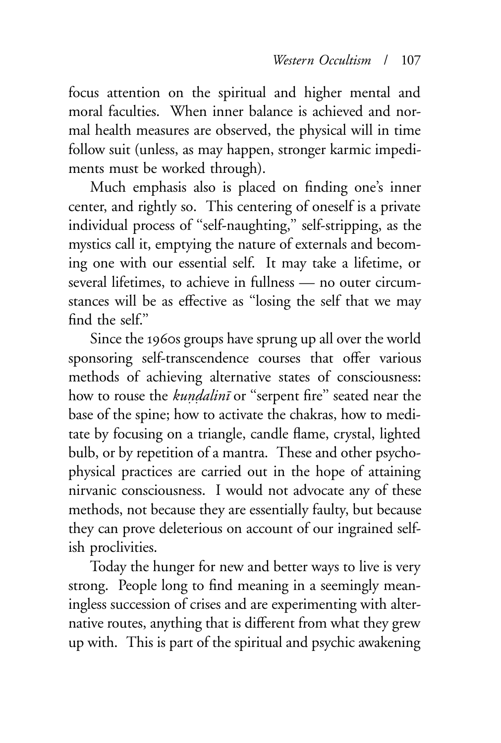focus attention on the spiritual and higher mental and moral faculties. When inner balance is achieved and normal health measures are observed, the physical will in time follow suit (unless, as may happen, stronger karmic impediments must be worked through).

Much emphasis also is placed on finding one's inner center, and rightly so. This centering of oneself is a private individual process of "self-naughting," self-stripping, as the mystics call it, emptying the nature of externals and becoming one with our essential self. It may take a lifetime, or several lifetimes, to achieve in fullness — no outer circumstances will be as effective as "losing the self that we may find the self."

Since the 1960s groups have sprung up all over the world sponsoring self-transcendence courses that offer various methods of achieving alternative states of consciousness: how to rouse the *kuṇḍalinī* or "serpent fire" seated near the base of the spine; how to activate the chakras, how to meditate by focusing on a triangle, candle flame, crystal, lighted bulb, or by repetition of a mantra. These and other psychophysical practices are carried out in the hope of attaining nirvanic consciousness. I would not advocate any of these methods, not because they are essentially faulty, but because they can prove deleterious on account of our ingrained selfish proclivities.

Today the hunger for new and better ways to live is very strong. People long to find meaning in a seemingly meaningless succession of crises and are experimenting with alternative routes, anything that is different from what they grew up with. This is part of the spiritual and psychic awakening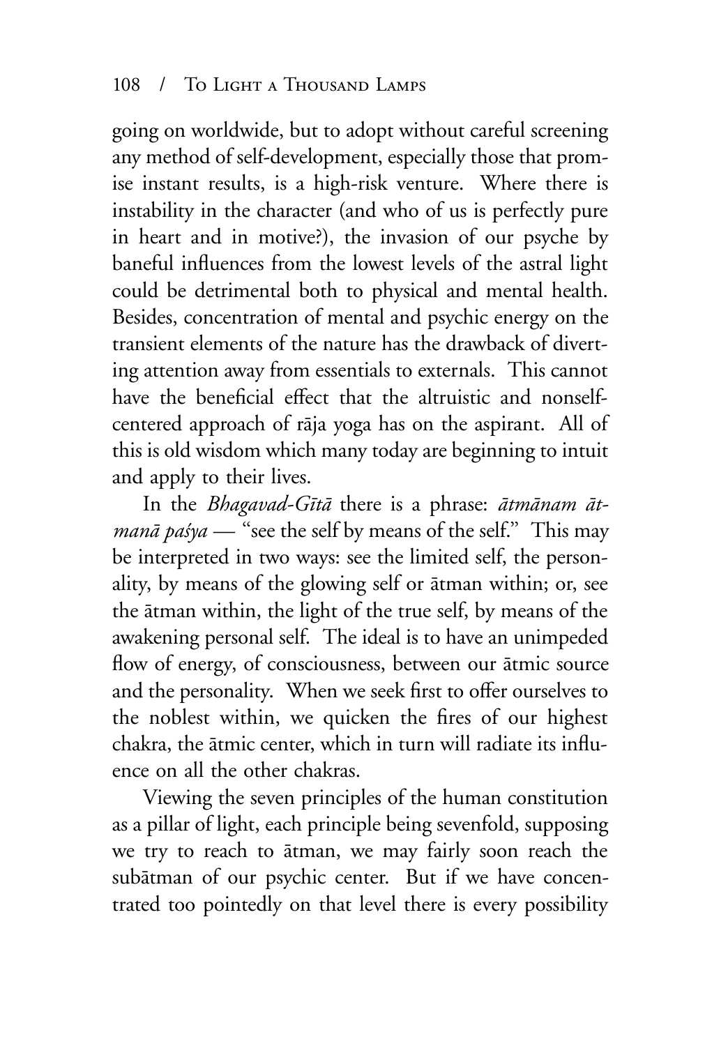going on worldwide, but to adopt without careful screening any method of self-development, especially those that promise instant results, is a high-risk venture. Where there is instability in the character (and who of us is perfectly pure in heart and in motive?), the invasion of our psyche by baneful influences from the lowest levels of the astral light could be detrimental both to physical and mental health. Besides, concentration of mental and psychic energy on the transient elements of the nature has the drawback of diverting attention away from essentials to externals. This cannot have the beneficial effect that the altruistic and nonself-centered approach of rāja yoga has on the aspirant. All of this is old wisdom which many today are beginning to intuit and apply to their lives.

In the *Bhagavad-Gītā* there is a phrase: *ātmānam ātmanā paśya* — "see the self by means of the self." This may be interpreted in two ways: see the limited self, the personality, by means of the glowing self or ātman within; or, see the ātman within, the light of the true self, by means of the awakening personal self. The ideal is to have an unimpeded flow of energy, of consciousness, between our ātmic source and the personality. When we seek first to offer ourselves to the noblest within, we quicken the fires of our highest chakra, the ātmic center, which in turn will radiate its influence on all the other chakras.

Viewing the seven principles of the human constitution as a pillar of light, each principle being sevenfold, supposing we try to reach to ātman, we may fairly soon reach the subātman of our psychic center. But if we have concentrated too pointedly on that level there is every possibility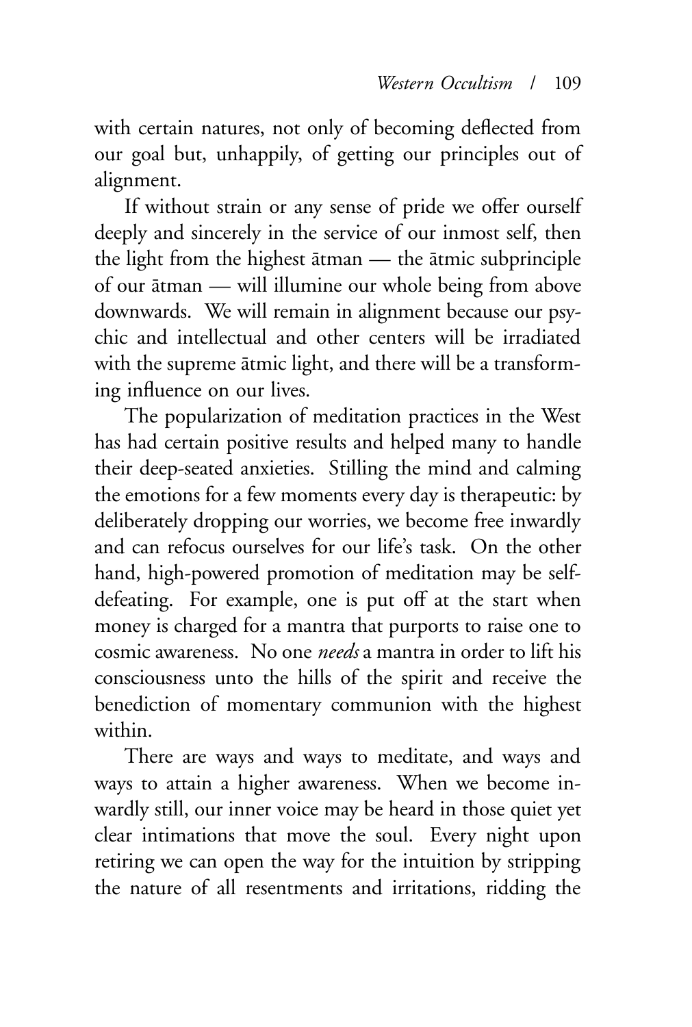with certain natures, not only of becoming deflected from our goal but, unhappily, of getting our principles out of alignment.

If without strain or any sense of pride we offer ourself deeply and sincerely in the service of our inmost self, then the light from the highest ātman — the ātmic subprinciple of our ātman — will illumine our whole being from above downwards. We will remain in alignment because our psychic and intellectual and other centers will be irradiated with the supreme ātmic light, and there will be a transforming influence on our lives.

The popularization of meditation practices in the West has had certain positive results and helped many to handle their deep-seated anxieties. Stilling the mind and calming the emotions for a few moments every day is therapeutic: by deliberately dropping our worries, we become free inwardly and can refocus ourselves for our life's task. On the other hand, high-powered promotion of meditation may be self-defeating. For example, one is put off at the start when money is charged for a mantra that purports to raise one to cosmic awareness. No one *needs* a mantra in order to lift his consciousness unto the hills of the spirit and receive the benediction of momentary communion with the highest within.

There are ways and ways to meditate, and ways and ways to attain a higher awareness. When we become inwardly still, our inner voice may be heard in those quiet yet clear intimations that move the soul. Every night upon retiring we can open the way for the intuition by stripping the nature of all resentments and irritations, ridding the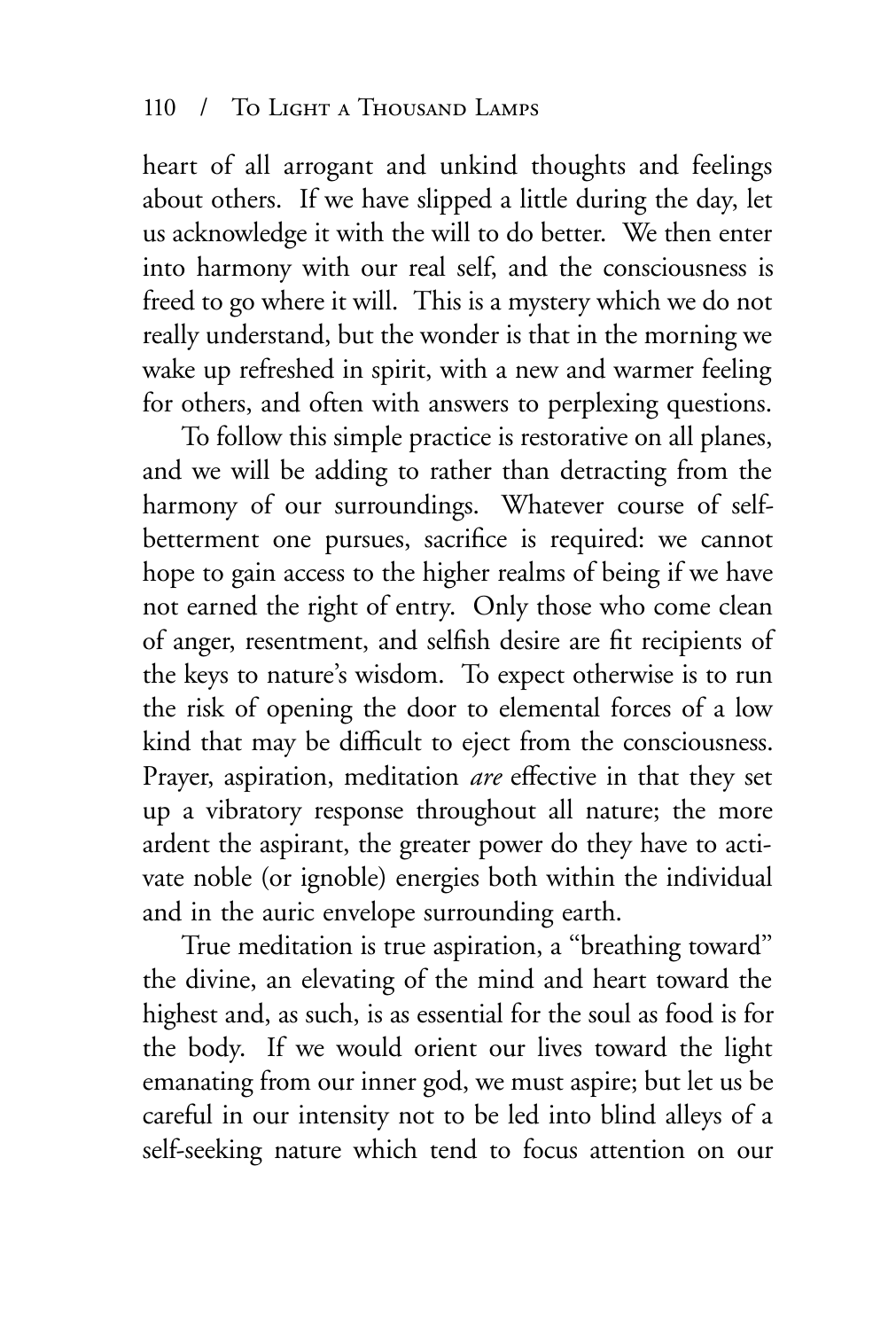heart of all arrogant and unkind thoughts and feelings about others. If we have slipped a little during the day, let us acknowledge it with the will to do better. We then enter into harmony with our real self, and the consciousness is freed to go where it will. This is a mystery which we do not really understand, but the wonder is that in the morning we wake up refreshed in spirit, with a new and warmer feeling for others, and often with answers to perplexing questions.

To follow this simple practice is restorative on all planes, and we will be adding to rather than detracting from the harmony of our surroundings. Whatever course of self-betterment one pursues, sacrifice is required: we cannot hope to gain access to the higher realms of being if we have not earned the right of entry. Only those who come clean of anger, resentment, and selfish desire are fit recipients of the keys to nature's wisdom. To expect otherwise is to run the risk of opening the door to elemental forces of a low kind that may be difficult to eject from the consciousness. Prayer, aspiration, meditation *are* effective in that they set up a vibratory response throughout all nature; the more ardent the aspirant, the greater power do they have to activate noble (or ignoble) energies both within the individual and in the auric envelope surrounding earth.

True meditation is true aspiration, a "breathing toward" the divine, an elevating of the mind and heart toward the highest and, as such, is as essential for the soul as food is for the body. If we would orient our lives toward the light emanating from our inner god, we must aspire; but let us be careful in our intensity not to be led into blind alleys of a self-seeking nature which tend to focus attention on our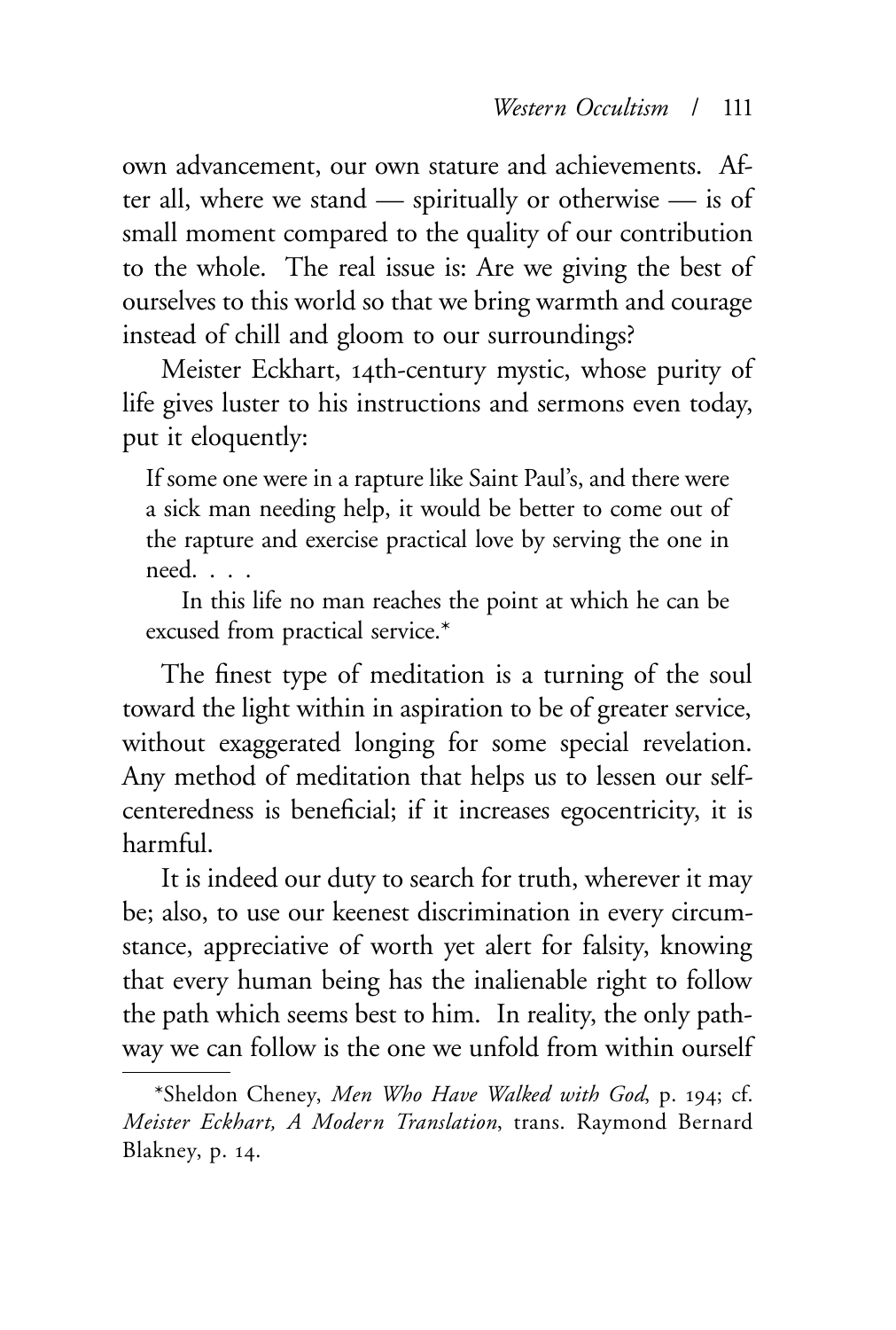own advancement, our own stature and achievements. After all, where we stand — spiritually or otherwise — is of small moment compared to the quality of our contribution to the whole. The real issue is: Are we giving the best of ourselves to this world so that we bring warmth and courage instead of chill and gloom to our surroundings?

Meister Eckhart, 14th-century mystic, whose purity of life gives luster to his instructions and sermons even today, put it eloquently:

> If some one were in a rapture like Saint Paul's, and there were a sick man needing help, it would be better to come out of the rapture and exercise practical love by serving the one in need. . . .
>
> In this life no man reaches the point at which he can be excused from practical service.*

The finest type of meditation is a turning of the soul toward the light within in aspiration to be of greater service, without exaggerated longing for some special revelation. Any method of meditation that helps us to lessen our self-centeredness is beneficial; if it increases egocentricity, it is harmful.

It is indeed our duty to search for truth, wherever it may be; also, to use our keenest discrimination in every circumstance, appreciative of worth yet alert for falsity, knowing that every human being has the inalienable right to follow the path which seems best to him. In reality, the only pathway we can follow is the one we unfold from within ourself

---

*Sheldon Cheney, *Men Who Have Walked with God*, p. 194; cf. *Meister Eckhart, A Modern Translation*, trans. Raymond Bernard Blakney, p. 14.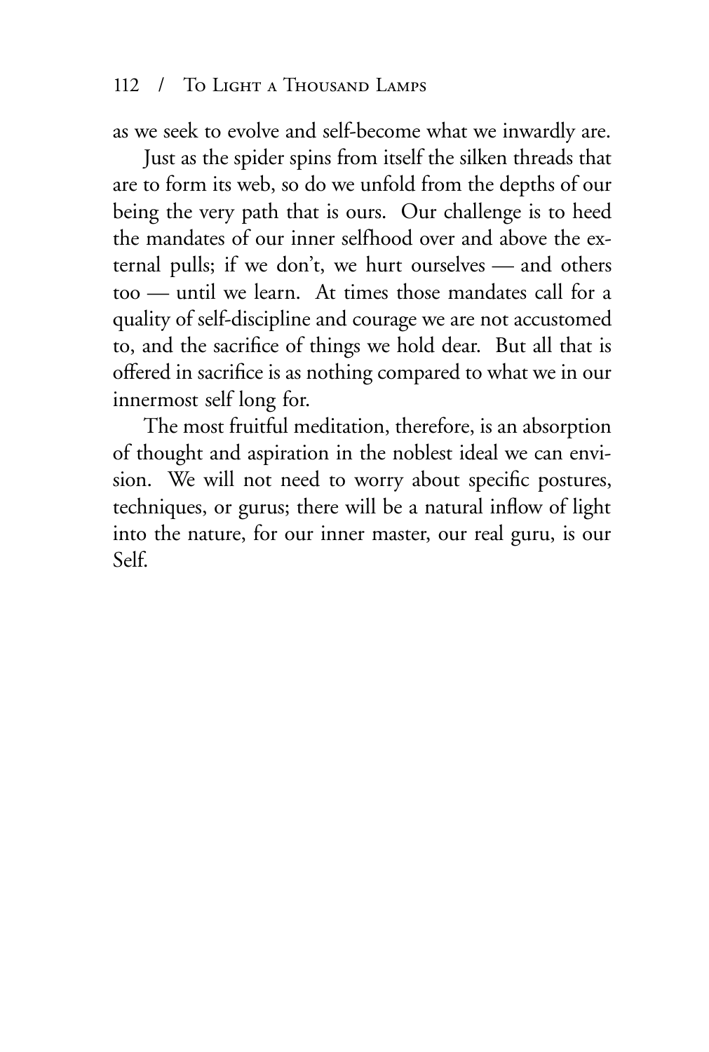as we seek to evolve and self-become what we inwardly are.

Just as the spider spins from itself the silken threads that are to form its web, so do we unfold from the depths of our being the very path that is ours. Our challenge is to heed the mandates of our inner selfhood over and above the external pulls; if we don't, we hurt ourselves — and others too — until we learn. At times those mandates call for a quality of self-discipline and courage we are not accustomed to, and the sacrifice of things we hold dear. But all that is offered in sacrifice is as nothing compared to what we in our innermost self long for.

The most fruitful meditation, therefore, is an absorption of thought and aspiration in the noblest ideal we can envision. We will not need to worry about specific postures, techniques, or gurus; there will be a natural inflow of light into the nature, for our inner master, our real guru, is our Self.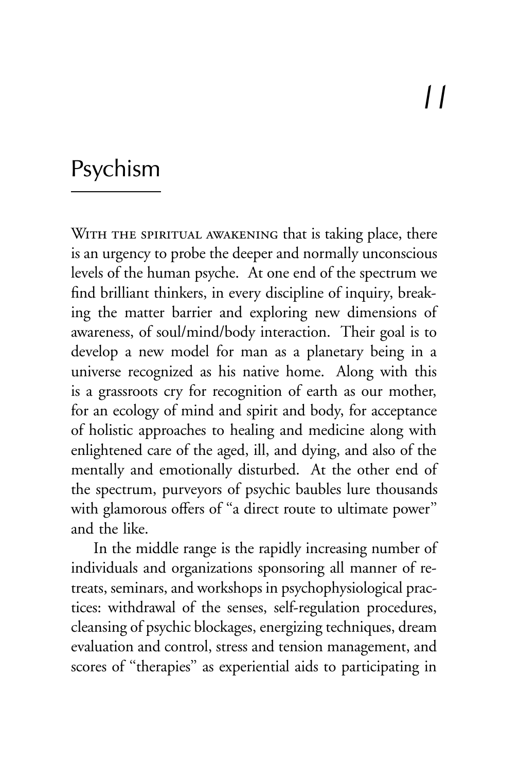# 11

## Psychism

WITH THE SPIRITUAL AWAKENING that is taking place, there is an urgency to probe the deeper and normally unconscious levels of the human psyche. At one end of the spectrum we find brilliant thinkers, in every discipline of inquiry, breaking the matter barrier and exploring new dimensions of awareness, of soul/mind/body interaction. Their goal is to develop a new model for man as a planetary being in a universe recognized as his native home. Along with this is a grassroots cry for recognition of earth as our mother, for an ecology of mind and spirit and body, for acceptance of holistic approaches to healing and medicine along with enlightened care of the aged, ill, and dying, and also of the mentally and emotionally disturbed. At the other end of the spectrum, purveyors of psychic baubles lure thousands with glamorous offers of "a direct route to ultimate power" and the like.

In the middle range is the rapidly increasing number of individuals and organizations sponsoring all manner of retreats, seminars, and workshops in psychophysiological practices: withdrawal of the senses, self-regulation procedures, cleansing of psychic blockages, energizing techniques, dream evaluation and control, stress and tension management, and scores of "therapies" as experiential aids to participating in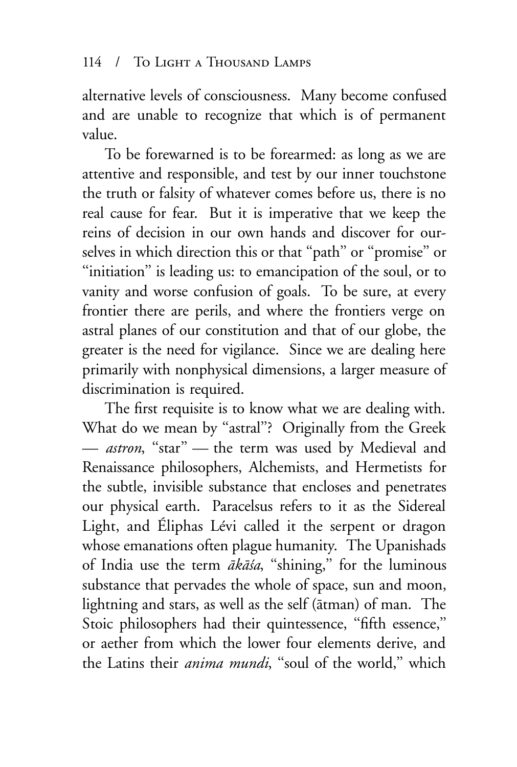alternative levels of consciousness. Many become confused and are unable to recognize that which is of permanent value.

To be forewarned is to be forearmed: as long as we are attentive and responsible, and test by our inner touchstone the truth or falsity of whatever comes before us, there is no real cause for fear. But it is imperative that we keep the reins of decision in our own hands and discover for ourselves in which direction this or that "path" or "promise" or "initiation" is leading us: to emancipation of the soul, or to vanity and worse confusion of goals. To be sure, at every frontier there are perils, and where the frontiers verge on astral planes of our constitution and that of our globe, the greater is the need for vigilance. Since we are dealing here primarily with nonphysical dimensions, a larger measure of discrimination is required.

The first requisite is to know what we are dealing with. What do we mean by "astral"? Originally from the Greek — *astron*, "star" — the term was used by Medieval and Renaissance philosophers, Alchemists, and Hermetists for the subtle, invisible substance that encloses and penetrates our physical earth. Paracelsus refers to it as the Sidereal Light, and Éliphas Lévi called it the serpent or dragon whose emanations often plague humanity. The Upanishads of India use the term *ākāśa*, "shining," for the luminous substance that pervades the whole of space, sun and moon, lightning and stars, as well as the self (ātman) of man. The Stoic philosophers had their quintessence, "fifth essence," or aether from which the lower four elements derive, and the Latins their *anima mundi*, "soul of the world," which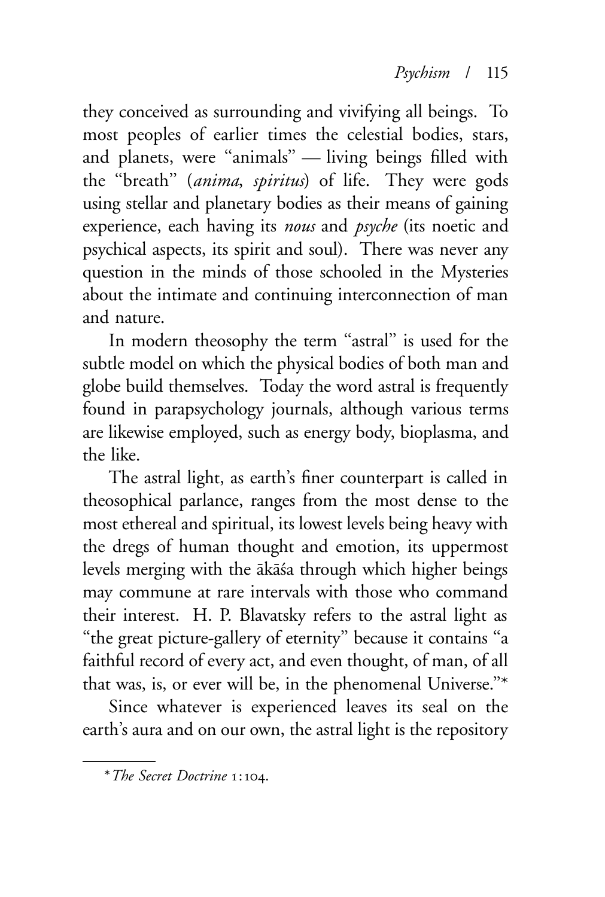they conceived as surrounding and vivifying all beings. To most peoples of earlier times the celestial bodies, stars, and planets, were "animals" — living beings filled with the "breath" (*anima*, *spiritus*) of life. They were gods using stellar and planetary bodies as their means of gaining experience, each having its *nous* and *psyche* (its noetic and psychical aspects, its spirit and soul). There was never any question in the minds of those schooled in the Mysteries about the intimate and continuing interconnection of man and nature.

In modern theosophy the term "astral" is used for the subtle model on which the physical bodies of both man and globe build themselves. Today the word astral is frequently found in parapsychology journals, although various terms are likewise employed, such as energy body, bioplasma, and the like.

The astral light, as earth's finer counterpart is called in theosophical parlance, ranges from the most dense to the most ethereal and spiritual, its lowest levels being heavy with the dregs of human thought and emotion, its uppermost levels merging with the ākāśa through which higher beings may commune at rare intervals with those who command their interest. H. P. Blavatsky refers to the astral light as "the great picture-gallery of eternity" because it contains "a faithful record of every act, and even thought, of man, of all that was, is, or ever will be, in the phenomenal Universe."*

Since whatever is experienced leaves its seal on the earth's aura and on our own, the astral light is the repository

---

* *The Secret Doctrine* 1:104.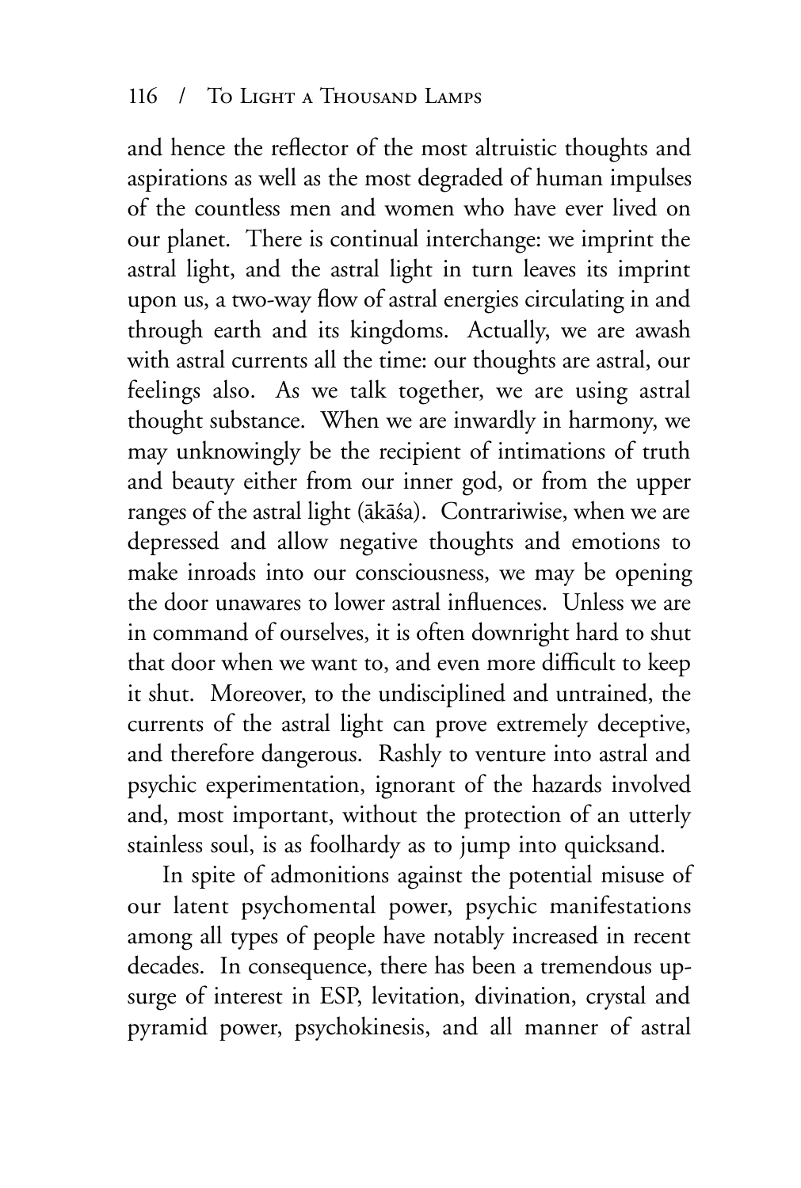and hence the reflector of the most altruistic thoughts and aspirations as well as the most degraded of human impulses of the countless men and women who have ever lived on our planet. There is continual interchange: we imprint the astral light, and the astral light in turn leaves its imprint upon us, a two-way flow of astral energies circulating in and through earth and its kingdoms. Actually, we are awash with astral currents all the time: our thoughts are astral, our feelings also. As we talk together, we are using astral thought substance. When we are inwardly in harmony, we may unknowingly be the recipient of intimations of truth and beauty either from our inner god, or from the upper ranges of the astral light (ākāśa). Contrariwise, when we are depressed and allow negative thoughts and emotions to make inroads into our consciousness, we may be opening the door unawares to lower astral influences. Unless we are in command of ourselves, it is often downright hard to shut that door when we want to, and even more difficult to keep it shut. Moreover, to the undisciplined and untrained, the currents of the astral light can prove extremely deceptive, and therefore dangerous. Rashly to venture into astral and psychic experimentation, ignorant of the hazards involved and, most important, without the protection of an utterly stainless soul, is as foolhardy as to jump into quicksand.

In spite of admonitions against the potential misuse of our latent psychomental power, psychic manifestations among all types of people have notably increased in recent decades. In consequence, there has been a tremendous upsurge of interest in ESP, levitation, divination, crystal and pyramid power, psychokinesis, and all manner of astral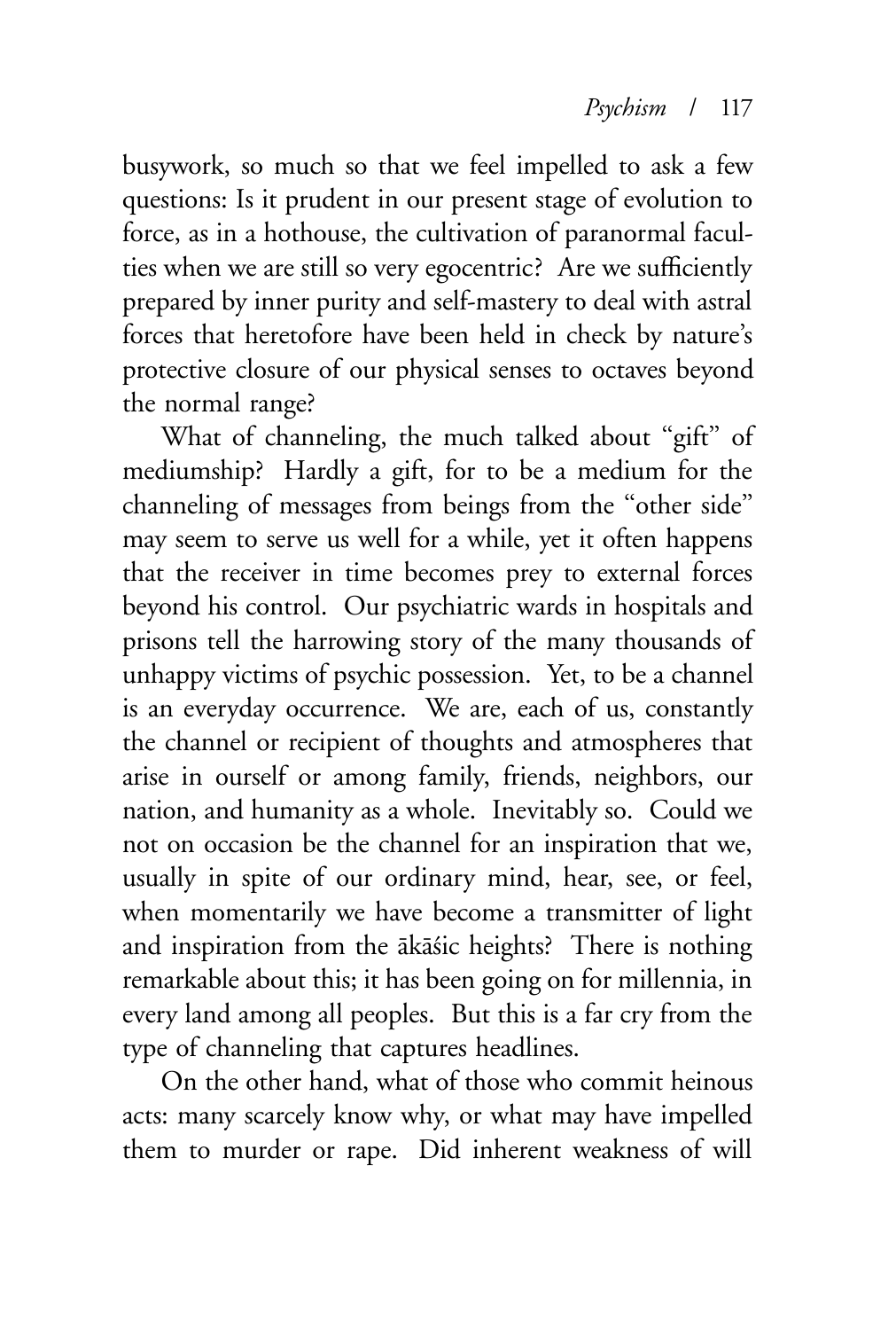busywork, so much so that we feel impelled to ask a few questions: Is it prudent in our present stage of evolution to force, as in a hothouse, the cultivation of paranormal faculties when we are still so very egocentric? Are we sufficiently prepared by inner purity and self-mastery to deal with astral forces that heretofore have been held in check by nature's protective closure of our physical senses to octaves beyond the normal range?

What of channeling, the much talked about "gift" of mediumship? Hardly a gift, for to be a medium for the channeling of messages from beings from the "other side" may seem to serve us well for a while, yet it often happens that the receiver in time becomes prey to external forces beyond his control. Our psychiatric wards in hospitals and prisons tell the harrowing story of the many thousands of unhappy victims of psychic possession. Yet, to be a channel is an everyday occurrence. We are, each of us, constantly the channel or recipient of thoughts and atmospheres that arise in ourself or among family, friends, neighbors, our nation, and humanity as a whole. Inevitably so. Could we not on occasion be the channel for an inspiration that we, usually in spite of our ordinary mind, hear, see, or feel, when momentarily we have become a transmitter of light and inspiration from the ākāśic heights? There is nothing remarkable about this; it has been going on for millennia, in every land among all peoples. But this is a far cry from the type of channeling that captures headlines.

On the other hand, what of those who commit heinous acts: many scarcely know why, or what may have impelled them to murder or rape. Did inherent weakness of will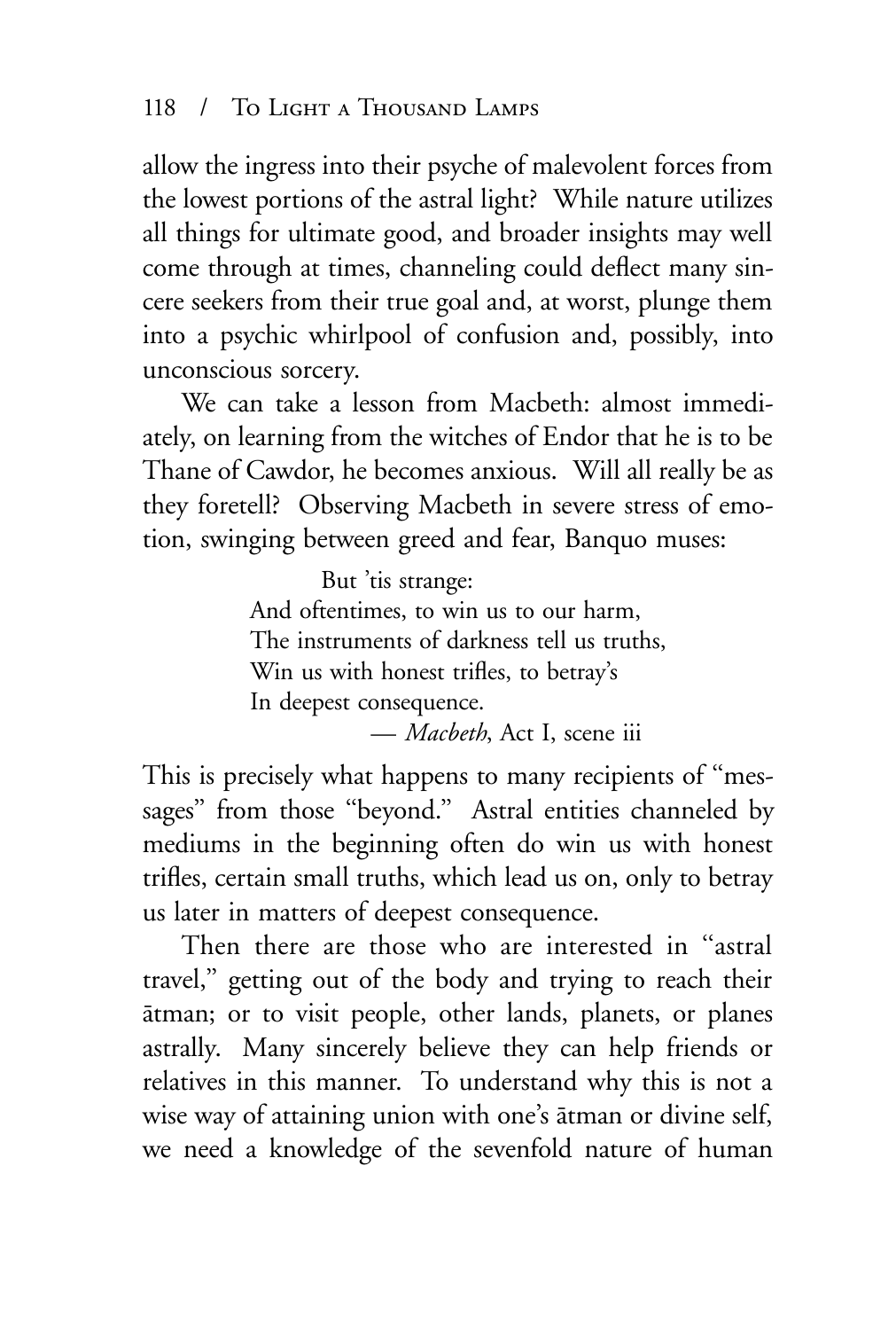allow the ingress into their psyche of malevolent forces from the lowest portions of the astral light? While nature utilizes all things for ultimate good, and broader insights may well come through at times, channeling could deflect many sincere seekers from their true goal and, at worst, plunge them into a psychic whirlpool of confusion and, possibly, into unconscious sorcery.

We can take a lesson from Macbeth: almost immediately, on learning from the witches of Endor that he is to be Thane of Cawdor, he becomes anxious. Will all really be as they foretell? Observing Macbeth in severe stress of emotion, swinging between greed and fear, Banquo muses:

> But 'tis strange:
> And oftentimes, to win us to our harm,
> The instruments of darkness tell us truths,
> Win us with honest trifles, to betray's
> In deepest consequence.
>
> — *Macbeth*, Act I, scene iii

This is precisely what happens to many recipients of "messages" from those "beyond." Astral entities channeled by mediums in the beginning often do win us with honest trifles, certain small truths, which lead us on, only to betray us later in matters of deepest consequence.

Then there are those who are interested in "astral travel," getting out of the body and trying to reach their ātman; or to visit people, other lands, planets, or planes astrally. Many sincerely believe they can help friends or relatives in this manner. To understand why this is not a wise way of attaining union with one's ātman or divine self, we need a knowledge of the sevenfold nature of human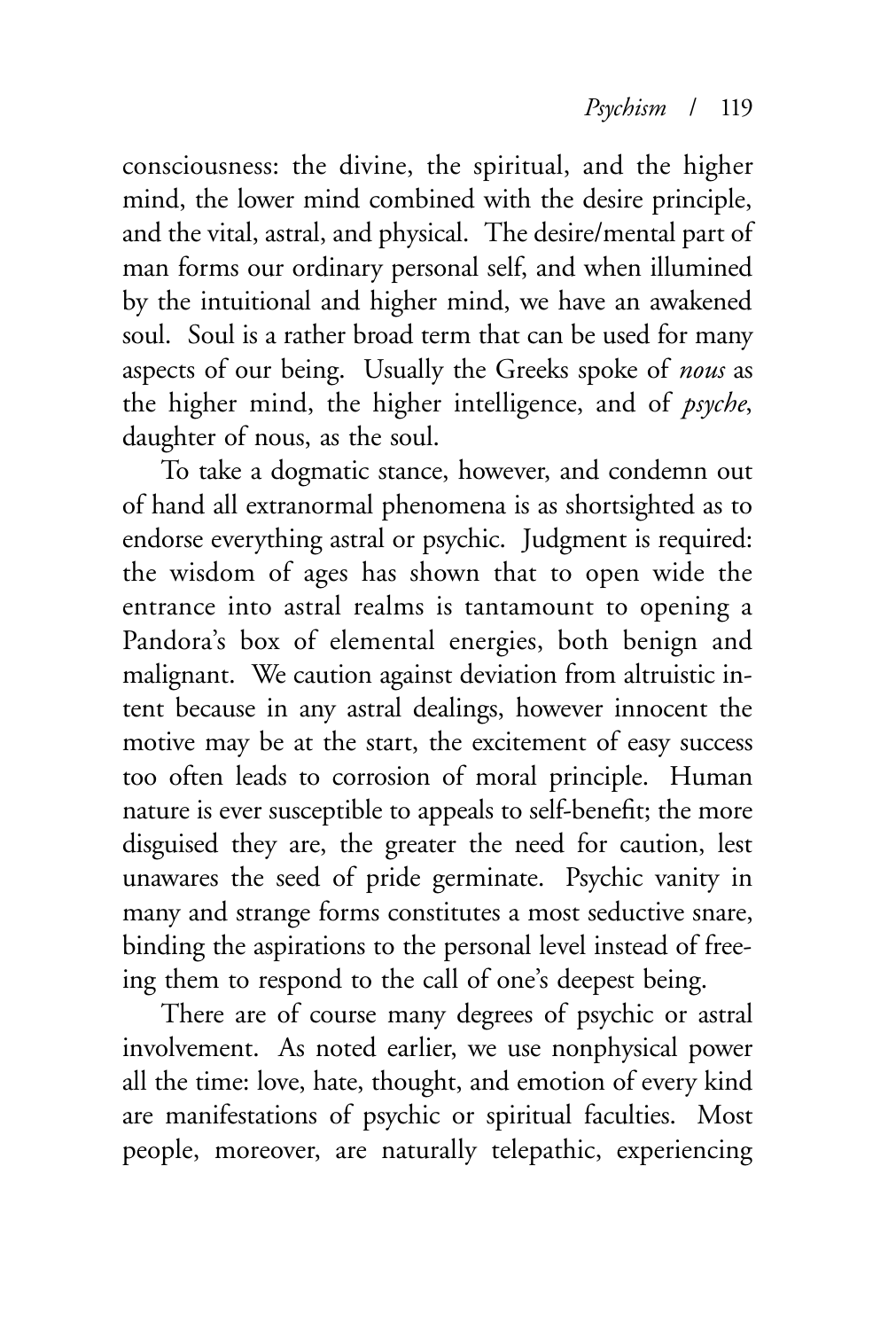consciousness: the divine, the spiritual, and the higher mind, the lower mind combined with the desire principle, and the vital, astral, and physical. The desire/mental part of man forms our ordinary personal self, and when illumined by the intuitional and higher mind, we have an awakened soul. Soul is a rather broad term that can be used for many aspects of our being. Usually the Greeks spoke of *nous* as the higher mind, the higher intelligence, and of *psyche*, daughter of nous, as the soul.

To take a dogmatic stance, however, and condemn out of hand all extranormal phenomena is as shortsighted as to endorse everything astral or psychic. Judgment is required: the wisdom of ages has shown that to open wide the entrance into astral realms is tantamount to opening a Pandora's box of elemental energies, both benign and malignant. We caution against deviation from altruistic intent because in any astral dealings, however innocent the motive may be at the start, the excitement of easy success too often leads to corrosion of moral principle. Human nature is ever susceptible to appeals to self-benefit; the more disguised they are, the greater the need for caution, lest unawares the seed of pride germinate. Psychic vanity in many and strange forms constitutes a most seductive snare, binding the aspirations to the personal level instead of freeing them to respond to the call of one's deepest being.

There are of course many degrees of psychic or astral involvement. As noted earlier, we use nonphysical power all the time: love, hate, thought, and emotion of every kind are manifestations of psychic or spiritual faculties. Most people, moreover, are naturally telepathic, experiencing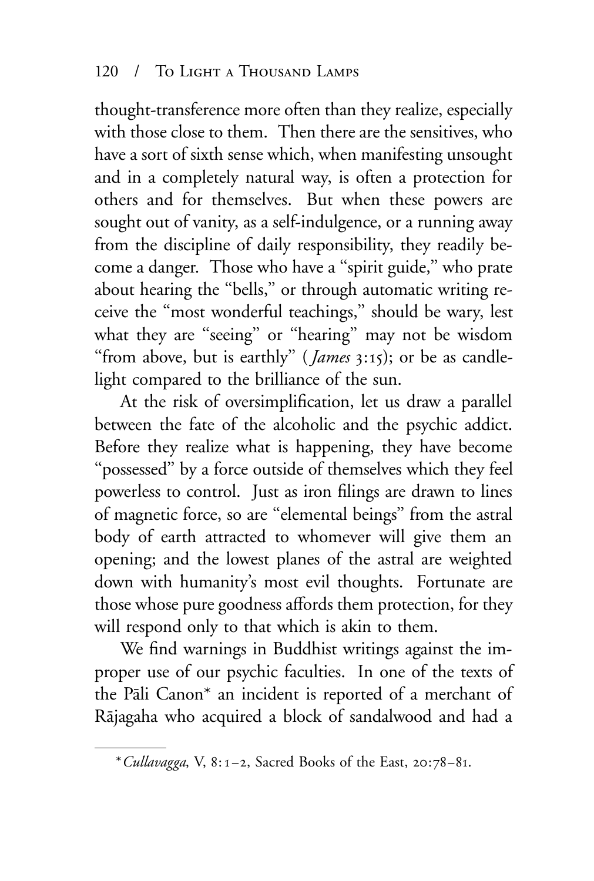thought-transference more often than they realize, especially with those close to them. Then there are the sensitives, who have a sort of sixth sense which, when manifesting unsought and in a completely natural way, is often a protection for others and for themselves. But when these powers are sought out of vanity, as a self-indulgence, or a running away from the discipline of daily responsibility, they readily become a danger. Those who have a "spirit guide," who prate about hearing the "bells," or through automatic writing receive the "most wonderful teachings," should be wary, lest what they are "seeing" or "hearing" may not be wisdom "from above, but is earthly" (*James* 3:15); or be as candlelight compared to the brilliance of the sun.

At the risk of oversimplification, let us draw a parallel between the fate of the alcoholic and the psychic addict. Before they realize what is happening, they have become "possessed" by a force outside of themselves which they feel powerless to control. Just as iron filings are drawn to lines of magnetic force, so are "elemental beings" from the astral body of earth attracted to whomever will give them an opening; and the lowest planes of the astral are weighted down with humanity's most evil thoughts. Fortunate are those whose pure goodness affords them protection, for they will respond only to that which is akin to them.

We find warnings in Buddhist writings against the improper use of our psychic faculties. In one of the texts of the Pāli Canon* an incident is reported of a merchant of Rājagaha who acquired a block of sandalwood and had a

---

* *Cullavagga*, V, 8:1–2, Sacred Books of the East, 20:78–81.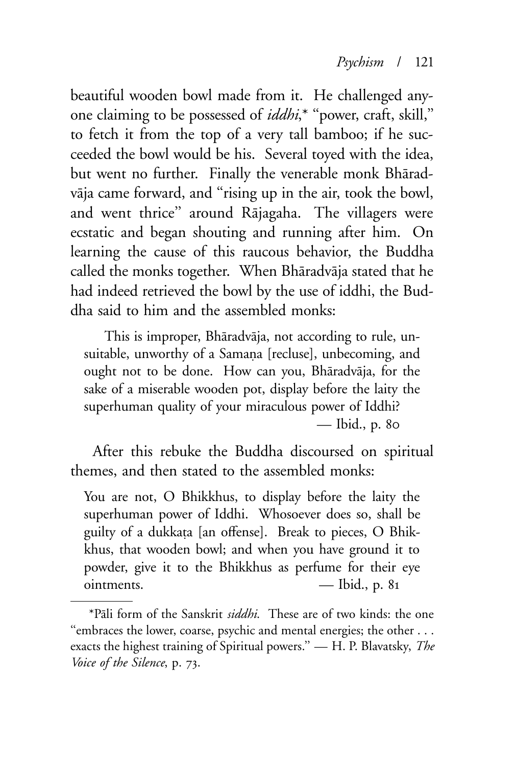beautiful wooden bowl made from it. He challenged anyone claiming to be possessed of *iddhi*,* "power, craft, skill," to fetch it from the top of a very tall bamboo; if he succeeded the bowl would be his. Several toyed with the idea, but went no further. Finally the venerable monk Bhāradvāja came forward, and "rising up in the air, took the bowl, and went thrice" around Rājagaha. The villagers were ecstatic and began shouting and running after him. On learning the cause of this raucous behavior, the Buddha called the monks together. When Bhāradvāja stated that he had indeed retrieved the bowl by the use of iddhi, the Buddha said to him and the assembled monks:

> This is improper, Bhāradvāja, not according to rule, unsuitable, unworthy of a Samaṇa [recluse], unbecoming, and ought not to be done. How can you, Bhāradvāja, for the sake of a miserable wooden pot, display before the laity the superhuman quality of your miraculous power of Iddhi?
>
> — Ibid., p. 80

After this rebuke the Buddha discoursed on spiritual themes, and then stated to the assembled monks:

> You are not, O Bhikkhus, to display before the laity the superhuman power of Iddhi. Whosoever does so, shall be guilty of a dukkaṭa [an offense]. Break to pieces, O Bhikkhus, that wooden bowl; and when you have ground it to powder, give it to the Bhikkhus as perfume for their eye ointments.
>
> — Ibid., p. 81

---

*Pāli form of the Sanskrit *siddhi*. These are of two kinds: the one "embraces the lower, coarse, psychic and mental energies; the other . . . exacts the highest training of Spiritual powers." — H. P. Blavatsky, *The Voice of the Silence*, p. 73.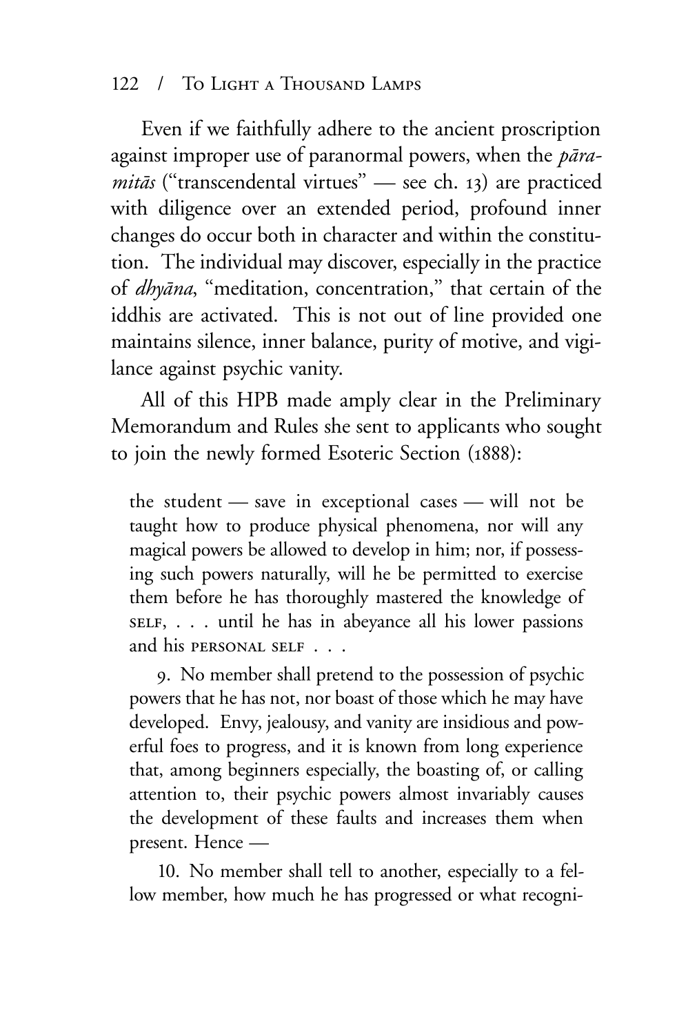Even if we faithfully adhere to the ancient proscription against improper use of paranormal powers, when the *pāramitās* ("transcendental virtues" — see ch. 13) are practiced with diligence over an extended period, profound inner changes do occur both in character and within the constitution. The individual may discover, especially in the practice of *dhyāna*, "meditation, concentration," that certain of the iddhis are activated. This is not out of line provided one maintains silence, inner balance, purity of motive, and vigilance against psychic vanity.

All of this HPB made amply clear in the Preliminary Memorandum and Rules she sent to applicants who sought to join the newly formed Esoteric Section (1888):

> the student — save in exceptional cases — will not be taught how to produce physical phenomena, nor will any magical powers be allowed to develop in him; nor, if possessing such powers naturally, will he be permitted to exercise them before he has thoroughly mastered the knowledge of SELF, . . . until he has in abeyance all his lower passions and his PERSONAL SELF . . .
>
> 9. No member shall pretend to the possession of psychic powers that he has not, nor boast of those which he may have developed. Envy, jealousy, and vanity are insidious and powerful foes to progress, and it is known from long experience that, among beginners especially, the boasting of, or calling attention to, their psychic powers almost invariably causes the development of these faults and increases them when present. Hence —
>
> 10. No member shall tell to another, especially to a fellow member, how much he has progressed or what recogni-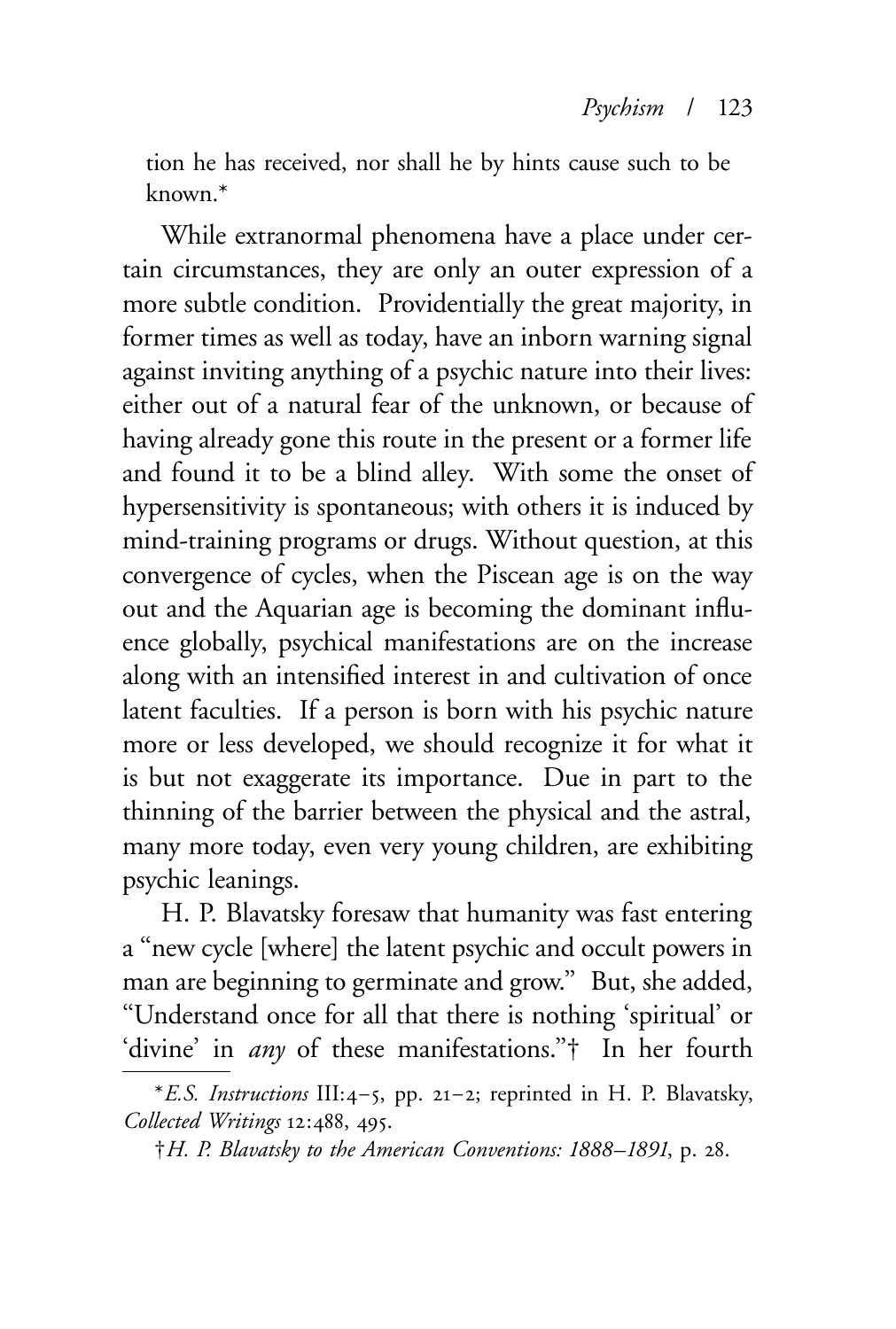tion he has received, nor shall he by hints cause such to be known.*

While extranormal phenomena have a place under certain circumstances, they are only an outer expression of a more subtle condition. Providentially the great majority, in former times as well as today, have an inborn warning signal against inviting anything of a psychic nature into their lives: either out of a natural fear of the unknown, or because of having already gone this route in the present or a former life and found it to be a blind alley. With some the onset of hypersensitivity is spontaneous; with others it is induced by mind-training programs or drugs. Without question, at this convergence of cycles, when the Piscean age is on the way out and the Aquarian age is becoming the dominant influence globally, psychical manifestations are on the increase along with an intensified interest in and cultivation of once latent faculties. If a person is born with his psychic nature more or less developed, we should recognize it for what it is but not exaggerate its importance. Due in part to the thinning of the barrier between the physical and the astral, many more today, even very young children, are exhibiting psychic leanings.

H. P. Blavatsky foresaw that humanity was fast entering a "new cycle [where] the latent psychic and occult powers in man are beginning to germinate and grow." But, she added, "Understand once for all that there is nothing 'spiritual' or 'divine' in *any* of these manifestations."† In her fourth

---

**E.S. Instructions* III:4–5, pp. 21–2; reprinted in H. P. Blavatsky, *Collected Writings* 12:488, 495.

†*H. P. Blavatsky to the American Conventions: 1888–1891*, p. 28.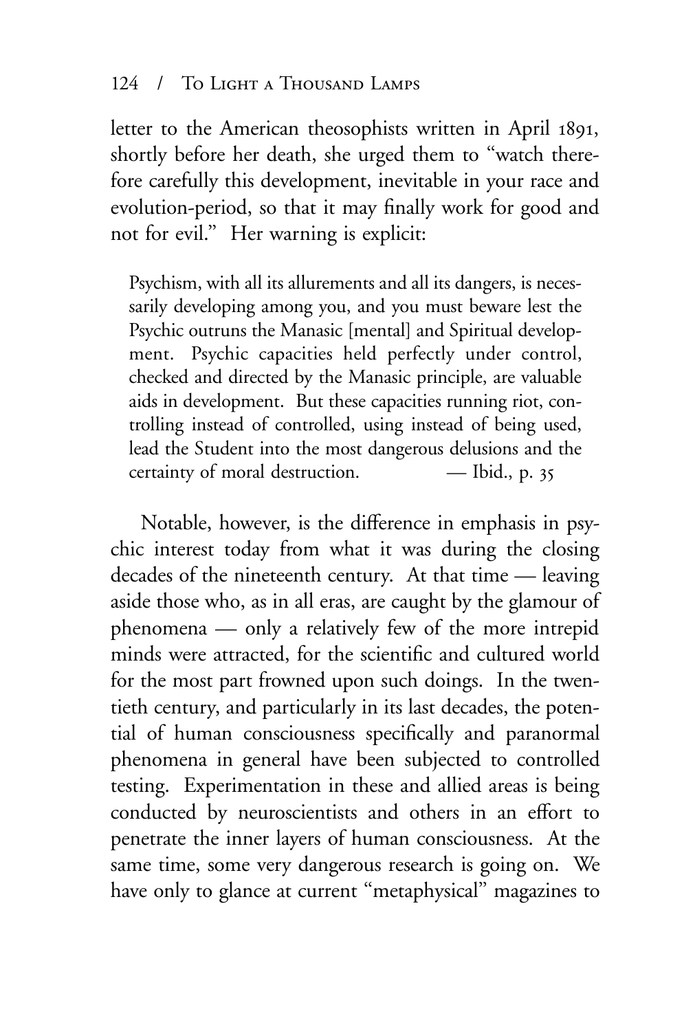letter to the American theosophists written in April 1891, shortly before her death, she urged them to "watch therefore carefully this development, inevitable in your race and evolution-period, so that it may finally work for good and not for evil." Her warning is explicit:

> Psychism, with all its allurements and all its dangers, is necessarily developing among you, and you must beware lest the Psychic outruns the Manasic [mental] and Spiritual development. Psychic capacities held perfectly under control, checked and directed by the Manasic principle, are valuable aids in development. But these capacities running riot, controlling instead of controlled, using instead of being used, lead the Student into the most dangerous delusions and the certainty of moral destruction. — Ibid., p. 35

Notable, however, is the difference in emphasis in psychic interest today from what it was during the closing decades of the nineteenth century. At that time — leaving aside those who, as in all eras, are caught by the glamour of phenomena — only a relatively few of the more intrepid minds were attracted, for the scientific and cultured world for the most part frowned upon such doings. In the twentieth century, and particularly in its last decades, the potential of human consciousness specifically and paranormal phenomena in general have been subjected to controlled testing. Experimentation in these and allied areas is being conducted by neuroscientists and others in an effort to penetrate the inner layers of human consciousness. At the same time, some very dangerous research is going on. We have only to glance at current "metaphysical" magazines to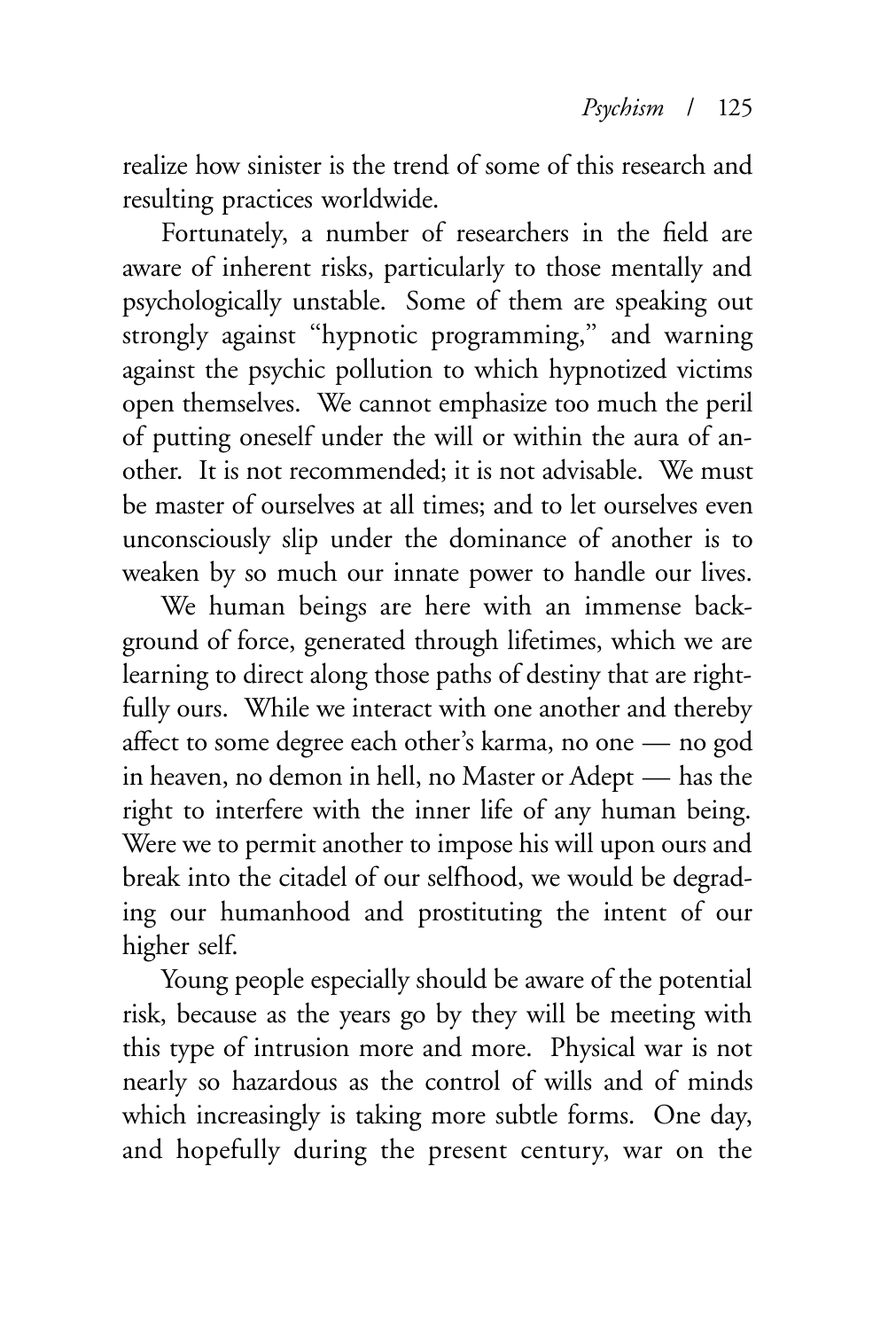realize how sinister is the trend of some of this research and resulting practices worldwide.

Fortunately, a number of researchers in the field are aware of inherent risks, particularly to those mentally and psychologically unstable. Some of them are speaking out strongly against "hypnotic programming," and warning against the psychic pollution to which hypnotized victims open themselves. We cannot emphasize too much the peril of putting oneself under the will or within the aura of another. It is not recommended; it is not advisable. We must be master of ourselves at all times; and to let ourselves even unconsciously slip under the dominance of another is to weaken by so much our innate power to handle our lives.

We human beings are here with an immense background of force, generated through lifetimes, which we are learning to direct along those paths of destiny that are rightfully ours. While we interact with one another and thereby affect to some degree each other's karma, no one — no god in heaven, no demon in hell, no Master or Adept — has the right to interfere with the inner life of any human being. Were we to permit another to impose his will upon ours and break into the citadel of our selfhood, we would be degrading our humanhood and prostituting the intent of our higher self.

Young people especially should be aware of the potential risk, because as the years go by they will be meeting with this type of intrusion more and more. Physical war is not nearly so hazardous as the control of wills and of minds which increasingly is taking more subtle forms. One day, and hopefully during the present century, war on the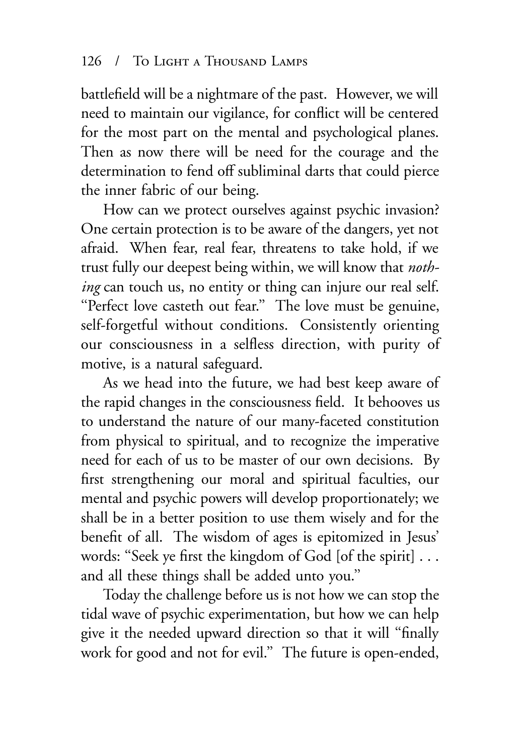battlefield will be a nightmare of the past. However, we will need to maintain our vigilance, for conflict will be centered for the most part on the mental and psychological planes. Then as now there will be need for the courage and the determination to fend off subliminal darts that could pierce the inner fabric of our being.

How can we protect ourselves against psychic invasion? One certain protection is to be aware of the dangers, yet not afraid. When fear, real fear, threatens to take hold, if we trust fully our deepest being within, we will know that *nothing* can touch us, no entity or thing can injure our real self. "Perfect love casteth out fear." The love must be genuine, self-forgetful without conditions. Consistently orienting our consciousness in a selfless direction, with purity of motive, is a natural safeguard.

As we head into the future, we had best keep aware of the rapid changes in the consciousness field. It behooves us to understand the nature of our many-faceted constitution from physical to spiritual, and to recognize the imperative need for each of us to be master of our own decisions. By first strengthening our moral and spiritual faculties, our mental and psychic powers will develop proportionately; we shall be in a better position to use them wisely and for the benefit of all. The wisdom of ages is epitomized in Jesus' words: "Seek ye first the kingdom of God [of the spirit] . . . and all these things shall be added unto you."

Today the challenge before us is not how we can stop the tidal wave of psychic experimentation, but how we can help give it the needed upward direction so that it will "finally work for good and not for evil." The future is open-ended,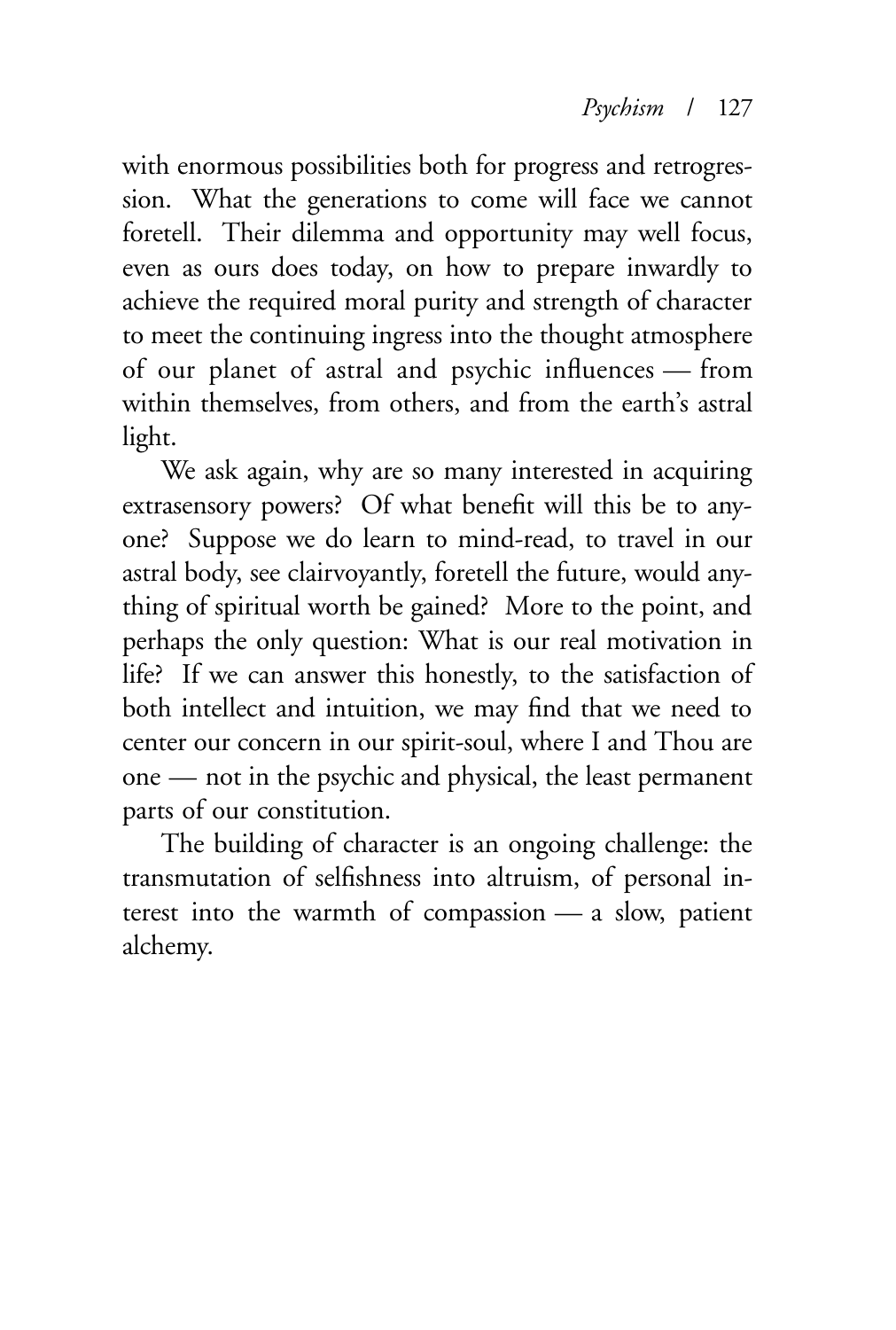with enormous possibilities both for progress and retrogression. What the generations to come will face we cannot foretell. Their dilemma and opportunity may well focus, even as ours does today, on how to prepare inwardly to achieve the required moral purity and strength of character to meet the continuing ingress into the thought atmosphere of our planet of astral and psychic influences — from within themselves, from others, and from the earth's astral light.

We ask again, why are so many interested in acquiring extrasensory powers? Of what benefit will this be to anyone? Suppose we do learn to mind-read, to travel in our astral body, see clairvoyantly, foretell the future, would anything of spiritual worth be gained? More to the point, and perhaps the only question: What is our real motivation in life? If we can answer this honestly, to the satisfaction of both intellect and intuition, we may find that we need to center our concern in our spirit-soul, where I and Thou are one — not in the psychic and physical, the least permanent parts of our constitution.

The building of character is an ongoing challenge: the transmutation of selfishness into altruism, of personal interest into the warmth of compassion — a slow, patient alchemy.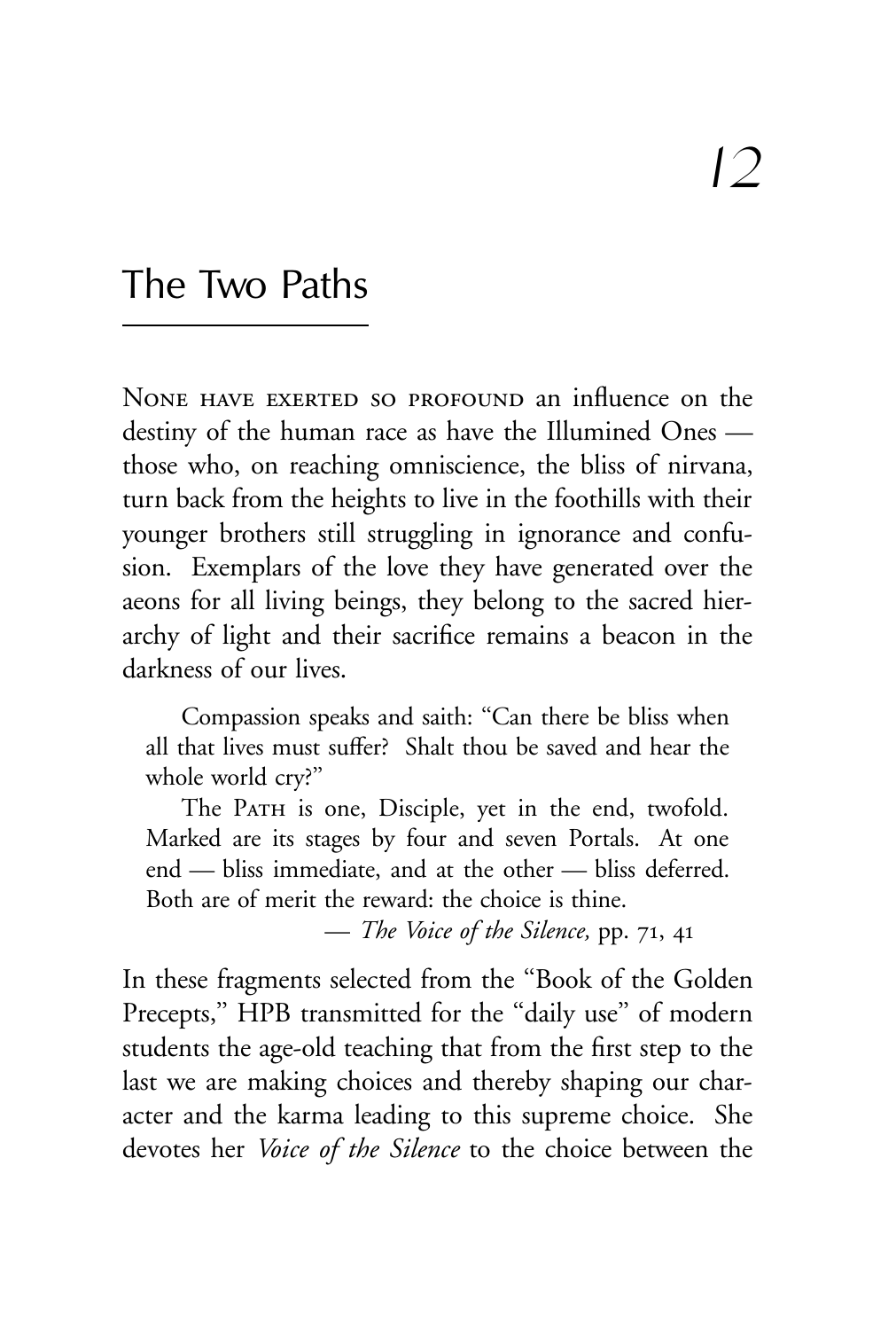# 12

## The Two Paths

None have exerted so profound an influence on the destiny of the human race as have the Illumined Ones — those who, on reaching omniscience, the bliss of nirvana, turn back from the heights to live in the foothills with their younger brothers still struggling in ignorance and confusion. Exemplars of the love they have generated over the aeons for all living beings, they belong to the sacred hierarchy of light and their sacrifice remains a beacon in the darkness of our lives.

> Compassion speaks and saith: "Can there be bliss when all that lives must suffer? Shalt thou be saved and hear the whole world cry?"
>
> The Path is one, Disciple, yet in the end, twofold. Marked are its stages by four and seven Portals. At one end — bliss immediate, and at the other — bliss deferred. Both are of merit the reward: the choice is thine.
>
> — *The Voice of the Silence,* pp. 71, 41

In these fragments selected from the "Book of the Golden Precepts," HPB transmitted for the "daily use" of modern students the age-old teaching that from the first step to the last we are making choices and thereby shaping our character and the karma leading to this supreme choice. She devotes her *Voice of the Silence* to the choice between the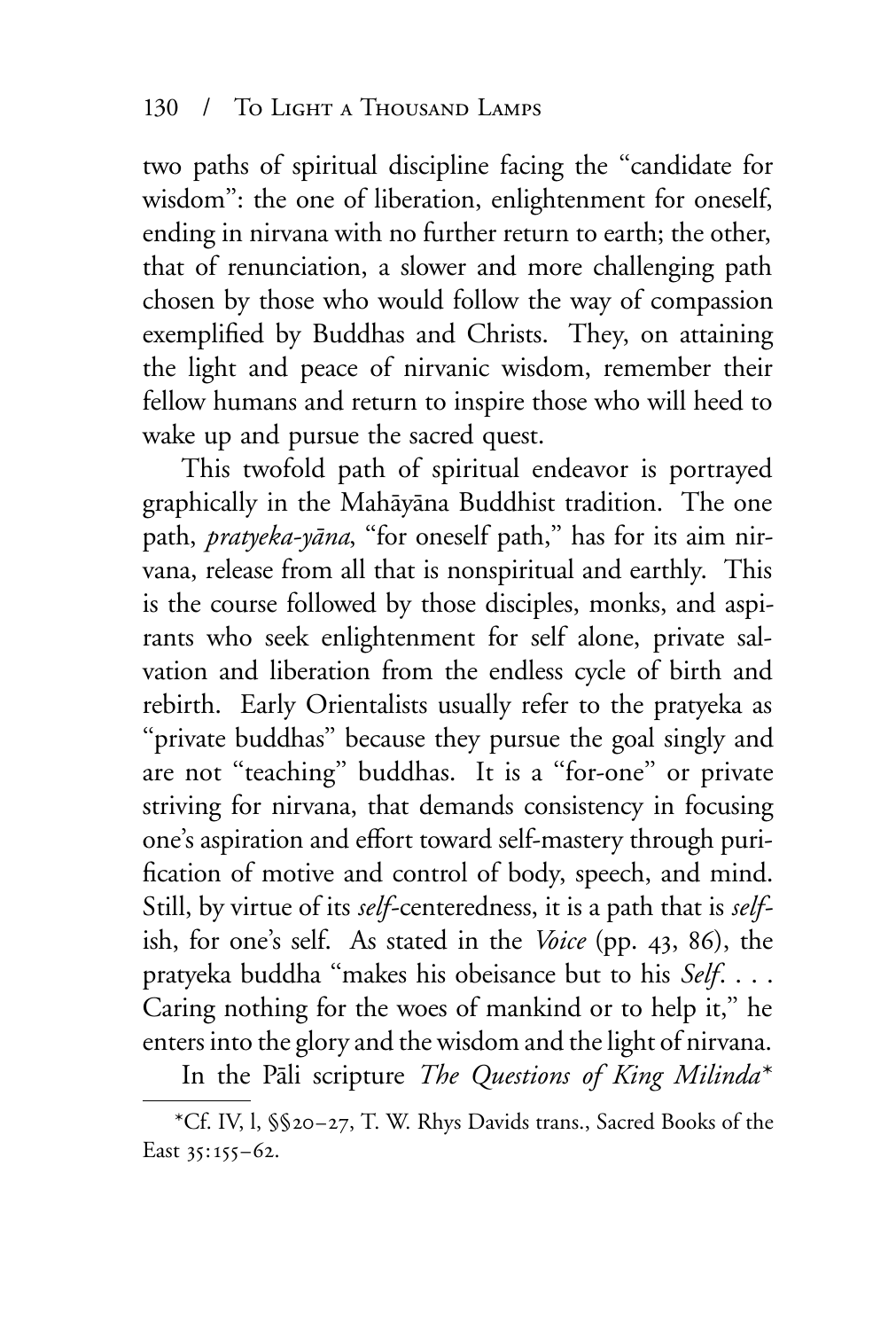two paths of spiritual discipline facing the "candidate for wisdom": the one of liberation, enlightenment for oneself, ending in nirvana with no further return to earth; the other, that of renunciation, a slower and more challenging path chosen by those who would follow the way of compassion exemplified by Buddhas and Christs. They, on attaining the light and peace of nirvanic wisdom, remember their fellow humans and return to inspire those who will heed to wake up and pursue the sacred quest.

This twofold path of spiritual endeavor is portrayed graphically in the Mahāyāna Buddhist tradition. The one path, *pratyeka-yāna*, "for oneself path," has for its aim nirvana, release from all that is nonspiritual and earthly. This is the course followed by those disciples, monks, and aspirants who seek enlightenment for self alone, private salvation and liberation from the endless cycle of birth and rebirth. Early Orientalists usually refer to the pratyeka as "private buddhas" because they pursue the goal singly and are not "teaching" buddhas. It is a "for-one" or private striving for nirvana, that demands consistency in focusing one's aspiration and effort toward self-mastery through purification of motive and control of body, speech, and mind. Still, by virtue of its *self*-centeredness, it is a path that is *self*-ish, for one's self. As stated in the *Voice* (pp. 43, 86), the pratyeka buddha "makes his obeisance but to his *Self*. . . . Caring nothing for the woes of mankind or to help it," he enters into the glory and the wisdom and the light of nirvana.

In the Pāli scripture *The Questions of King Milinda**

*Cf. IV, l, §§20–27, T. W. Rhys Davids trans., Sacred Books of the East 35:155–62.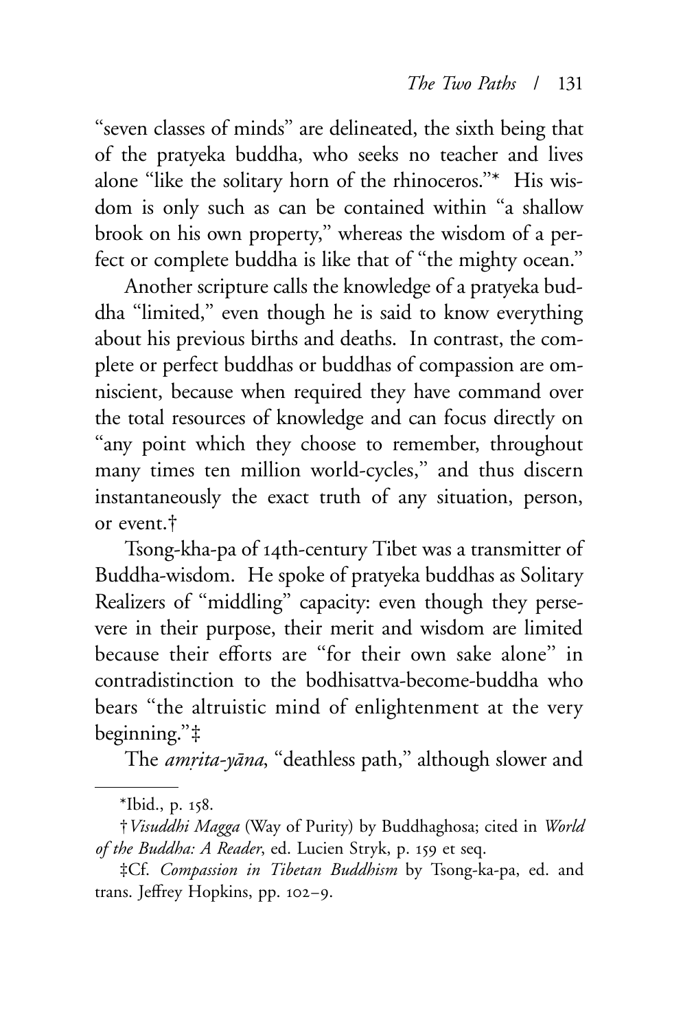"seven classes of minds" are delineated, the sixth being that of the pratyeka buddha, who seeks no teacher and lives alone "like the solitary horn of the rhinoceros."* His wisdom is only such as can be contained within "a shallow brook on his own property," whereas the wisdom of a perfect or complete buddha is like that of "the mighty ocean."

Another scripture calls the knowledge of a pratyeka buddha "limited," even though he is said to know everything about his previous births and deaths. In contrast, the complete or perfect buddhas or buddhas of compassion are omniscient, because when required they have command over the total resources of knowledge and can focus directly on "any point which they choose to remember, throughout many times ten million world-cycles," and thus discern instantaneously the exact truth of any situation, person, or event.†

Tsong-kha-pa of 14th-century Tibet was a transmitter of Buddha-wisdom. He spoke of pratyeka buddhas as Solitary Realizers of "middling" capacity: even though they persevere in their purpose, their merit and wisdom are limited because their efforts are "for their own sake alone" in contradistinction to the bodhisattva-become-buddha who bears "the altruistic mind of enlightenment at the very beginning."‡

The *amṛita-yāna*, "deathless path," although slower and

---

*Ibid., p. 158.

†*Visuddhi Magga* (Way of Purity) by Buddhaghosa; cited in *World of the Buddha: A Reader*, ed. Lucien Stryk, p. 159 et seq.

‡Cf. *Compassion in Tibetan Buddhism* by Tsong-ka-pa, ed. and trans. Jeffrey Hopkins, pp. 102–9.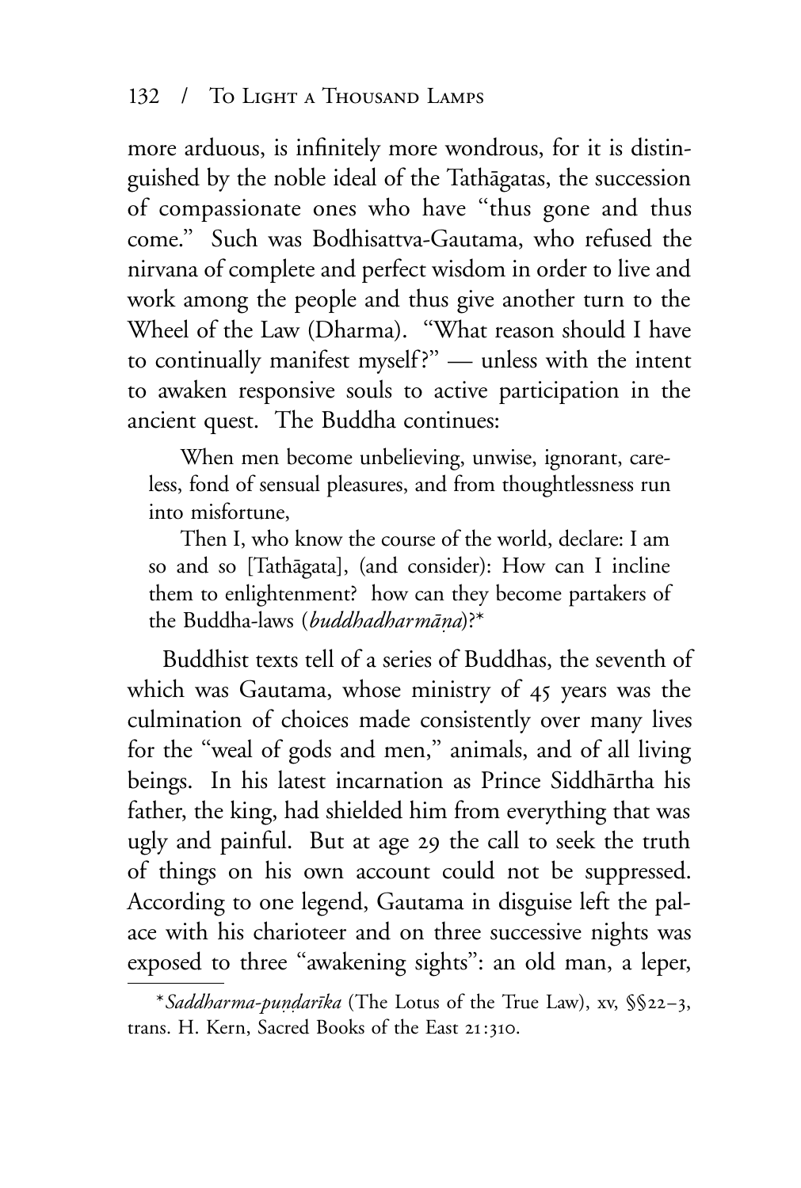more arduous, is infinitely more wondrous, for it is distinguished by the noble ideal of the Tathāgatas, the succession of compassionate ones who have "thus gone and thus come." Such was Bodhisattva-Gautama, who refused the nirvana of complete and perfect wisdom in order to live and work among the people and thus give another turn to the Wheel of the Law (Dharma). "What reason should I have to continually manifest myself?" — unless with the intent to awaken responsive souls to active participation in the ancient quest. The Buddha continues:

> When men become unbelieving, unwise, ignorant, careless, fond of sensual pleasures, and from thoughtlessness run into misfortune,
>
> Then I, who know the course of the world, declare: I am so and so [Tathāgata], (and consider): How can I incline them to enlightenment? how can they become partakers of the Buddha-laws (*buddhadharmāṇa*)?*

Buddhist texts tell of a series of Buddhas, the seventh of which was Gautama, whose ministry of 45 years was the culmination of choices made consistently over many lives for the "weal of gods and men," animals, and of all living beings. In his latest incarnation as Prince Siddhārtha his father, the king, had shielded him from everything that was ugly and painful. But at age 29 the call to seek the truth of things on his own account could not be suppressed. According to one legend, Gautama in disguise left the palace with his charioteer and on three successive nights was exposed to three "awakening sights": an old man, a leper,

---

**Saddharma-puṇḍarīka* (The Lotus of the True Law), xv, §§22–3, trans. H. Kern, Sacred Books of the East 21:310.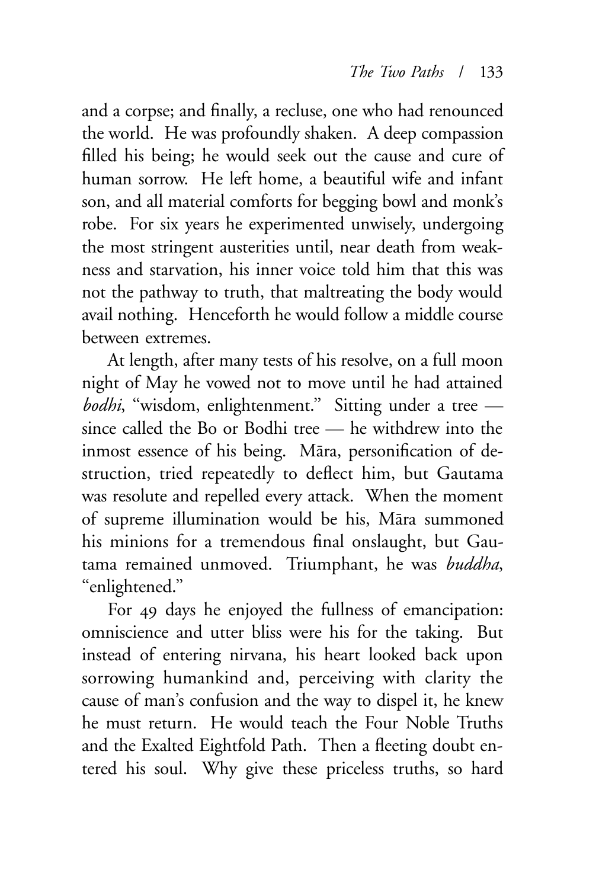and a corpse; and finally, a recluse, one who had renounced the world. He was profoundly shaken. A deep compassion filled his being; he would seek out the cause and cure of human sorrow. He left home, a beautiful wife and infant son, and all material comforts for begging bowl and monk's robe. For six years he experimented unwisely, undergoing the most stringent austerities until, near death from weakness and starvation, his inner voice told him that this was not the pathway to truth, that maltreating the body would avail nothing. Henceforth he would follow a middle course between extremes.

At length, after many tests of his resolve, on a full moon night of May he vowed not to move until he had attained *bodhi*, "wisdom, enlightenment." Sitting under a tree — since called the Bo or Bodhi tree — he withdrew into the inmost essence of his being. Māra, personification of destruction, tried repeatedly to deflect him, but Gautama was resolute and repelled every attack. When the moment of supreme illumination would be his, Māra summoned his minions for a tremendous final onslaught, but Gautama remained unmoved. Triumphant, he was *buddha*, "enlightened."

For 49 days he enjoyed the fullness of emancipation: omniscience and utter bliss were his for the taking. But instead of entering nirvana, his heart looked back upon sorrowing humankind and, perceiving with clarity the cause of man's confusion and the way to dispel it, he knew he must return. He would teach the Four Noble Truths and the Exalted Eightfold Path. Then a fleeting doubt entered his soul. Why give these priceless truths, so hard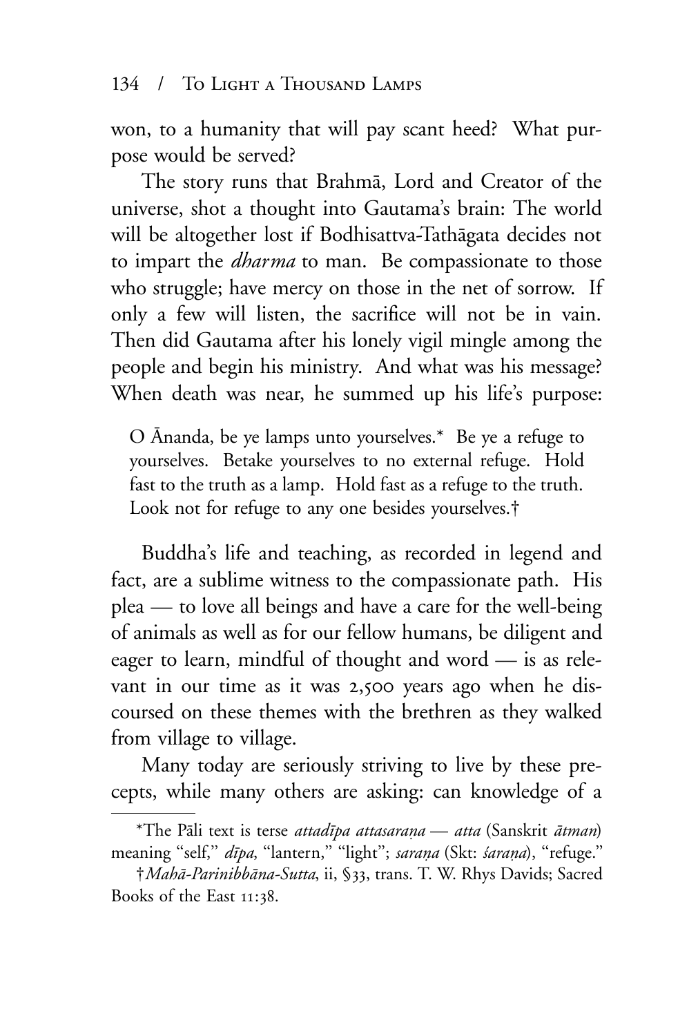won, to a humanity that will pay scant heed? What purpose would be served?

The story runs that Brahmā, Lord and Creator of the universe, shot a thought into Gautama's brain: The world will be altogether lost if Bodhisattva-Tathāgata decides not to impart the *dharma* to man. Be compassionate to those who struggle; have mercy on those in the net of sorrow. If only a few will listen, the sacrifice will not be in vain. Then did Gautama after his lonely vigil mingle among the people and begin his ministry. And what was his message? When death was near, he summed up his life's purpose:

> O Ānanda, be ye lamps unto yourselves.* Be ye a refuge to yourselves. Betake yourselves to no external refuge. Hold fast to the truth as a lamp. Hold fast as a refuge to the truth. Look not for refuge to any one besides yourselves.†

Buddha's life and teaching, as recorded in legend and fact, are a sublime witness to the compassionate path. His plea — to love all beings and have a care for the well-being of animals as well as for our fellow humans, be diligent and eager to learn, mindful of thought and word — is as relevant in our time as it was 2,500 years ago when he discoursed on these themes with the brethren as they walked from village to village.

Many today are seriously striving to live by these precepts, while many others are asking: can knowledge of a

---

*The Pāli text is terse *attadīpa attasaraṇa* — *atta* (Sanskrit *ātman*) meaning "self," *dīpa*, "lantern," "light"; *saraṇa* (Skt: *śaraṇa*), "refuge."

†*Mahā-Parinibbāna-Sutta*, ii, §33, trans. T. W. Rhys Davids; Sacred Books of the East 11:38.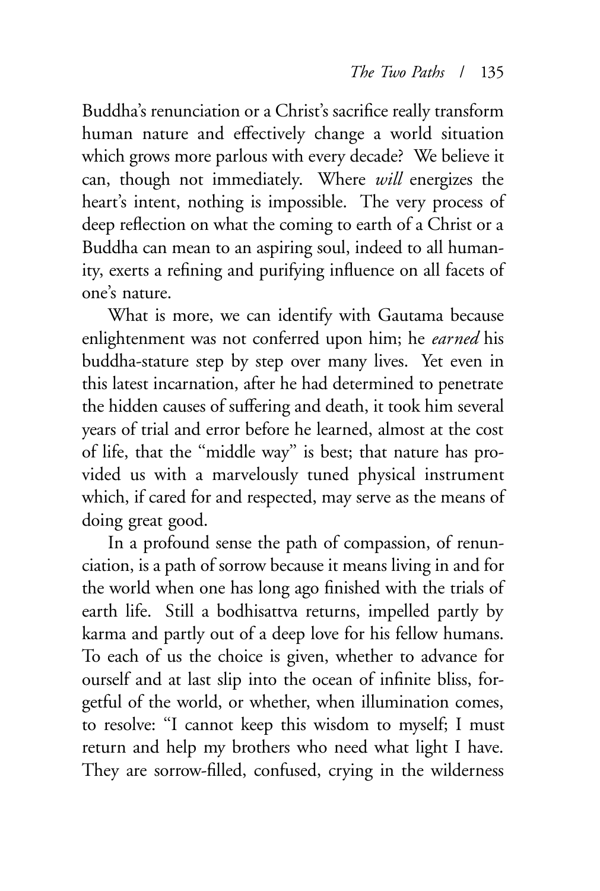Buddha's renunciation or a Christ's sacrifice really transform human nature and effectively change a world situation which grows more parlous with every decade? We believe it can, though not immediately. Where *will* energizes the heart's intent, nothing is impossible. The very process of deep reflection on what the coming to earth of a Christ or a Buddha can mean to an aspiring soul, indeed to all humanity, exerts a refining and purifying influence on all facets of one's nature.

What is more, we can identify with Gautama because enlightenment was not conferred upon him; he *earned* his buddha-stature step by step over many lives. Yet even in this latest incarnation, after he had determined to penetrate the hidden causes of suffering and death, it took him several years of trial and error before he learned, almost at the cost of life, that the "middle way" is best; that nature has provided us with a marvelously tuned physical instrument which, if cared for and respected, may serve as the means of doing great good.

In a profound sense the path of compassion, of renunciation, is a path of sorrow because it means living in and for the world when one has long ago finished with the trials of earth life. Still a bodhisattva returns, impelled partly by karma and partly out of a deep love for his fellow humans. To each of us the choice is given, whether to advance for ourself and at last slip into the ocean of infinite bliss, forgetful of the world, or whether, when illumination comes, to resolve: "I cannot keep this wisdom to myself; I must return and help my brothers who need what light I have. They are sorrow-filled, confused, crying in the wilderness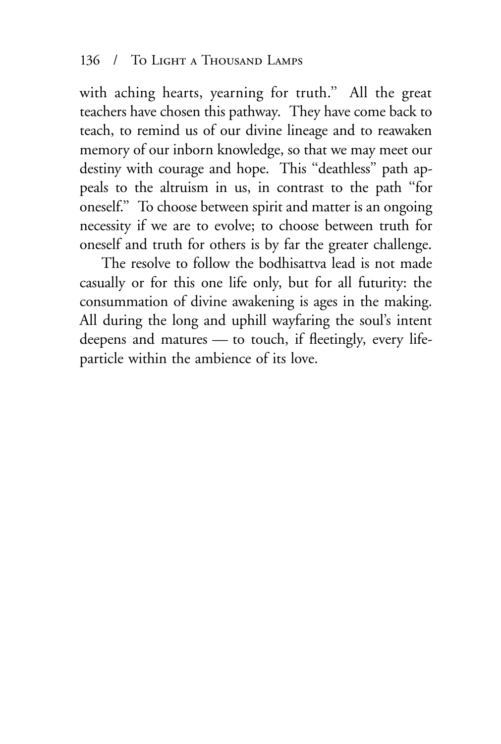with aching hearts, yearning for truth." All the great teachers have chosen this pathway. They have come back to teach, to remind us of our divine lineage and to reawaken memory of our inborn knowledge, so that we may meet our destiny with courage and hope. This "deathless" path appeals to the altruism in us, in contrast to the path "for oneself." To choose between spirit and matter is an ongoing necessity if we are to evolve; to choose between truth for oneself and truth for others is by far the greater challenge.

The resolve to follow the bodhisattva lead is not made casually or for this one life only, but for all futurity: the consummation of divine awakening is ages in the making. All during the long and uphill wayfaring the soul's intent deepens and matures — to touch, if fleetingly, every life-particle within the ambience of its love.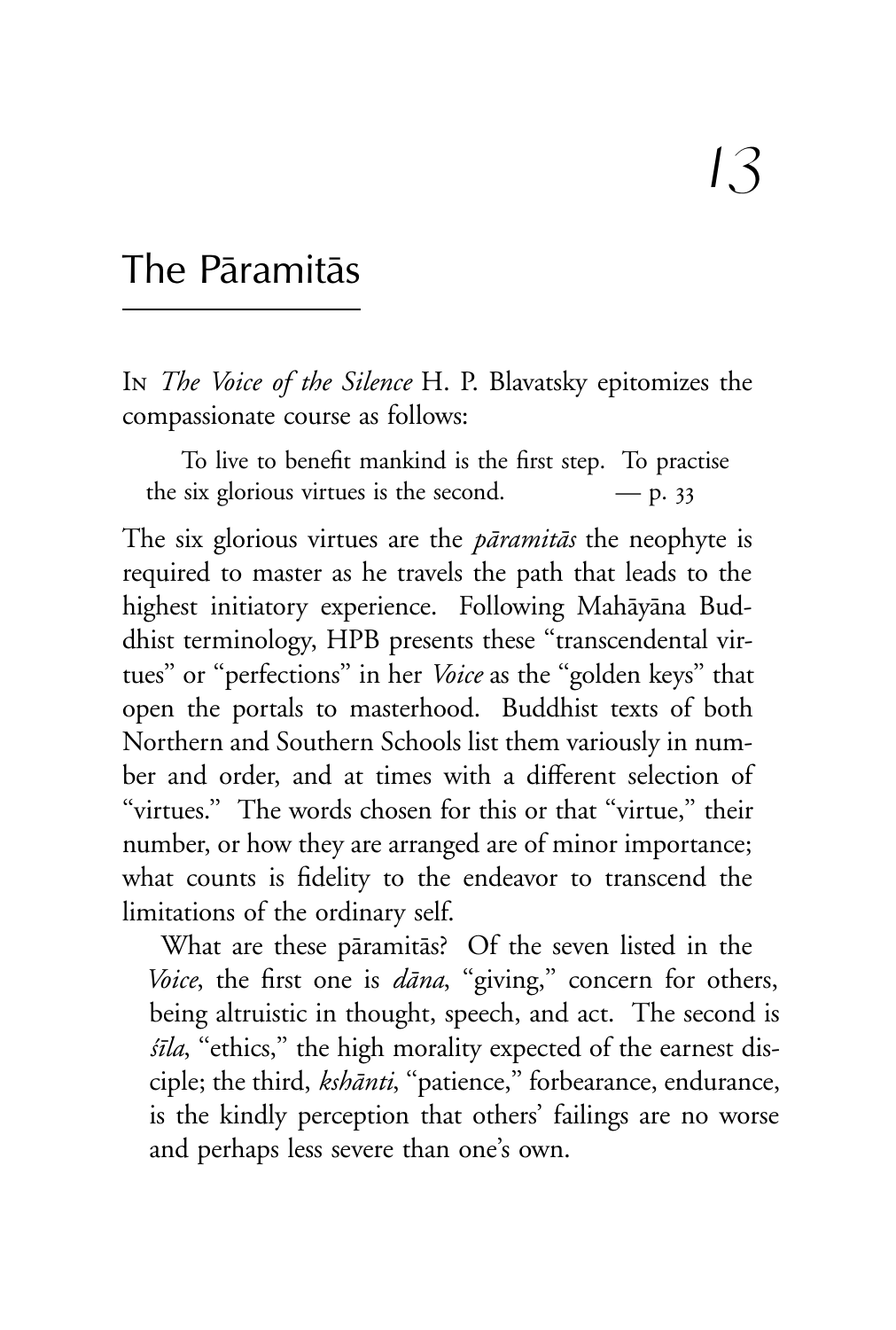# 13

## The Pāramitās

In *The Voice of the Silence* H. P. Blavatsky epitomizes the compassionate course as follows:

> To live to benefit mankind is the first step. To practise the six glorious virtues is the second. — p. 33

The six glorious virtues are the *pāramitās* the neophyte is required to master as he travels the path that leads to the highest initiatory experience. Following Mahāyāna Buddhist terminology, HPB presents these "transcendental virtues" or "perfections" in her *Voice* as the "golden keys" that open the portals to masterhood. Buddhist texts of both Northern and Southern Schools list them variously in number and order, and at times with a different selection of "virtues." The words chosen for this or that "virtue," their number, or how they are arranged are of minor importance; what counts is fidelity to the endeavor to transcend the limitations of the ordinary self.

What are these pāramitās? Of the seven listed in the *Voice*, the first one is *dāna*, "giving," concern for others, being altruistic in thought, speech, and act. The second is *śīla*, "ethics," the high morality expected of the earnest disciple; the third, *kshānti*, "patience," forbearance, endurance, is the kindly perception that others' failings are no worse and perhaps less severe than one's own.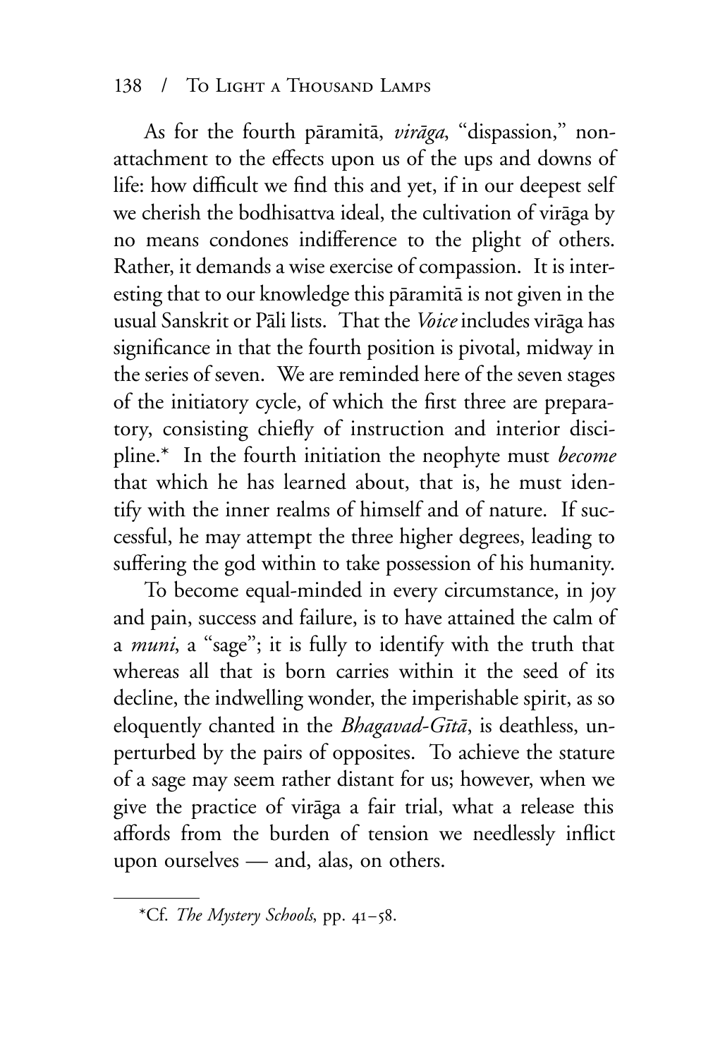As for the fourth pāramitā, *virāga*, "dispassion," non-attachment to the effects upon us of the ups and downs of life: how difficult we find this and yet, if in our deepest self we cherish the bodhisattva ideal, the cultivation of virāga by no means condones indifference to the plight of others. Rather, it demands a wise exercise of compassion. It is interesting that to our knowledge this pāramitā is not given in the usual Sanskrit or Pāli lists. That the *Voice* includes virāga has significance in that the fourth position is pivotal, midway in the series of seven. We are reminded here of the seven stages of the initiatory cycle, of which the first three are preparatory, consisting chiefly of instruction and interior discipline.* In the fourth initiation the neophyte must *become* that which he has learned about, that is, he must identify with the inner realms of himself and of nature. If successful, he may attempt the three higher degrees, leading to suffering the god within to take possession of his humanity.

To become equal-minded in every circumstance, in joy and pain, success and failure, is to have attained the calm of a *muni*, a "sage"; it is fully to identify with the truth that whereas all that is born carries within it the seed of its decline, the indwelling wonder, the imperishable spirit, as so eloquently chanted in the *Bhagavad-Gītā*, is deathless, unperturbed by the pairs of opposites. To achieve the stature of a sage may seem rather distant for us; however, when we give the practice of virāga a fair trial, what a release this affords from the burden of tension we needlessly inflict upon ourselves — and, alas, on others.

---

*Cf. *The Mystery Schools*, pp. 41–58.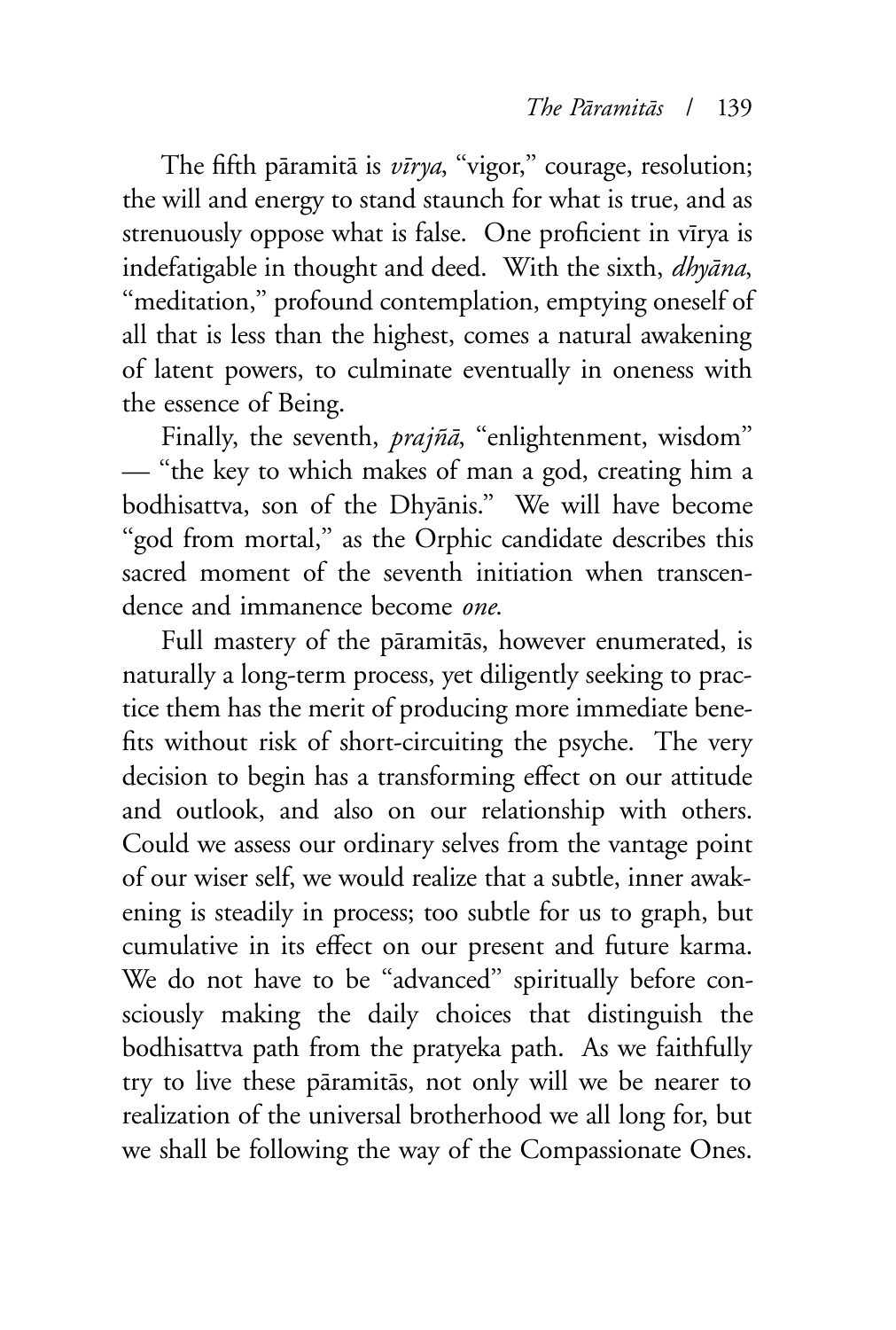The fifth pāramitā is *vīrya*, "vigor," courage, resolution; the will and energy to stand staunch for what is true, and as strenuously oppose what is false. One proficient in vīrya is indefatigable in thought and deed. With the sixth, *dhyāna*, "meditation," profound contemplation, emptying oneself of all that is less than the highest, comes a natural awakening of latent powers, to culminate eventually in oneness with the essence of Being.

Finally, the seventh, *prajñā*, "enlightenment, wisdom" — "the key to which makes of man a god, creating him a bodhisattva, son of the Dhyānis." We will have become "god from mortal," as the Orphic candidate describes this sacred moment of the seventh initiation when transcendence and immanence become *one*.

Full mastery of the pāramitās, however enumerated, is naturally a long-term process, yet diligently seeking to practice them has the merit of producing more immediate benefits without risk of short-circuiting the psyche. The very decision to begin has a transforming effect on our attitude and outlook, and also on our relationship with others. Could we assess our ordinary selves from the vantage point of our wiser self, we would realize that a subtle, inner awakening is steadily in process; too subtle for us to graph, but cumulative in its effect on our present and future karma. We do not have to be "advanced" spiritually before consciously making the daily choices that distinguish the bodhisattva path from the pratyeka path. As we faithfully try to live these pāramitās, not only will we be nearer to realization of the universal brotherhood we all long for, but we shall be following the way of the Compassionate Ones.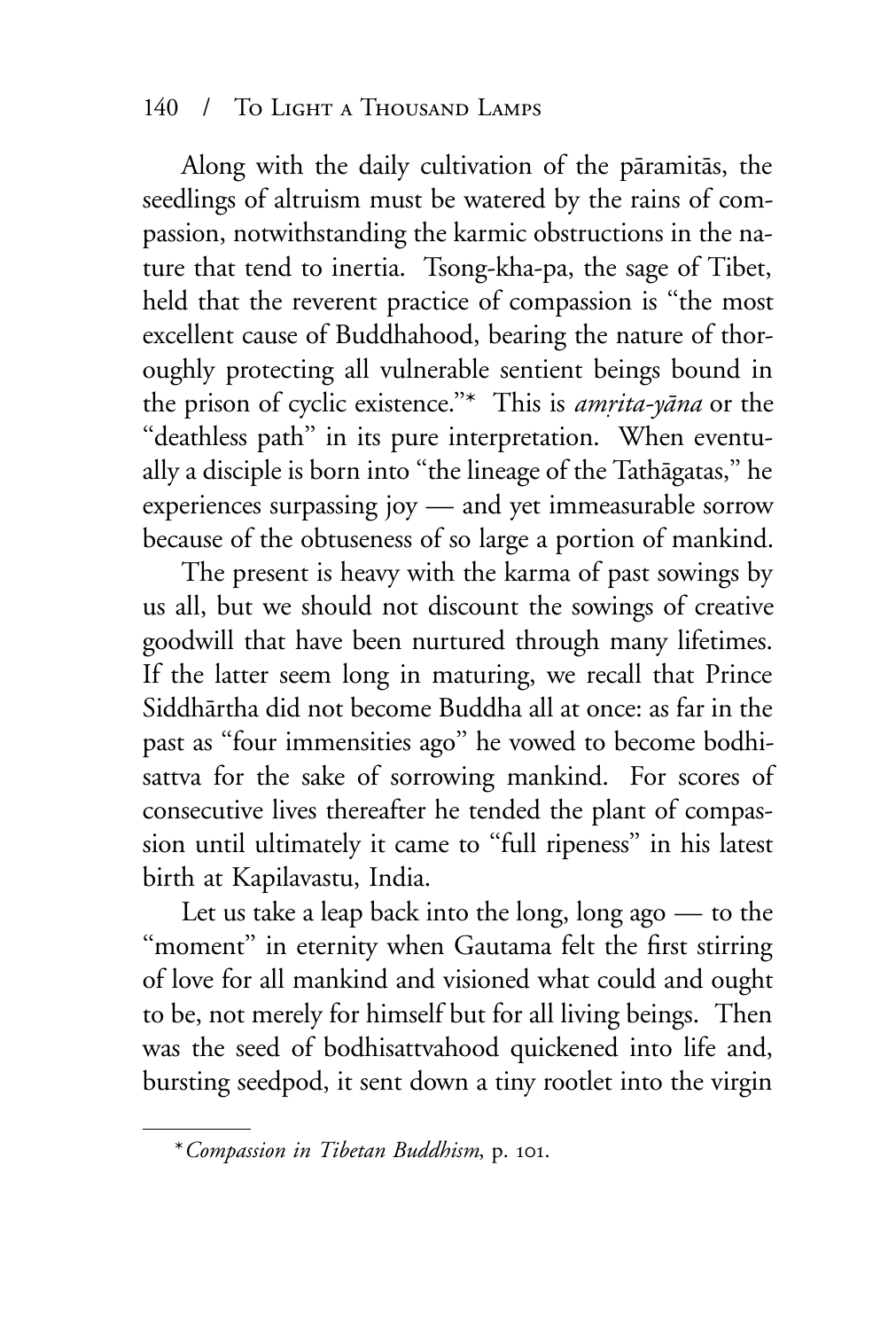Along with the daily cultivation of the pāramitās, the seedlings of altruism must be watered by the rains of compassion, notwithstanding the karmic obstructions in the nature that tend to inertia. Tsong-kha-pa, the sage of Tibet, held that the reverent practice of compassion is "the most excellent cause of Buddhahood, bearing the nature of thoroughly protecting all vulnerable sentient beings bound in the prison of cyclic existence."* This is *amṛita-yāna* or the "deathless path" in its pure interpretation. When eventually a disciple is born into "the lineage of the Tathāgatas," he experiences surpassing joy — and yet immeasurable sorrow because of the obtuseness of so large a portion of mankind.

The present is heavy with the karma of past sowings by us all, but we should not discount the sowings of creative goodwill that have been nurtured through many lifetimes. If the latter seem long in maturing, we recall that Prince Siddhārtha did not become Buddha all at once: as far in the past as "four immensities ago" he vowed to become bodhisattva for the sake of sorrowing mankind. For scores of consecutive lives thereafter he tended the plant of compassion until ultimately it came to "full ripeness" in his latest birth at Kapilavastu, India.

Let us take a leap back into the long, long ago — to the "moment" in eternity when Gautama felt the first stirring of love for all mankind and visioned what could and ought to be, not merely for himself but for all living beings. Then was the seed of bodhisattvahood quickened into life and, bursting seedpod, it sent down a tiny rootlet into the virgin

---

\* *Compassion in Tibetan Buddhism*, p. 101.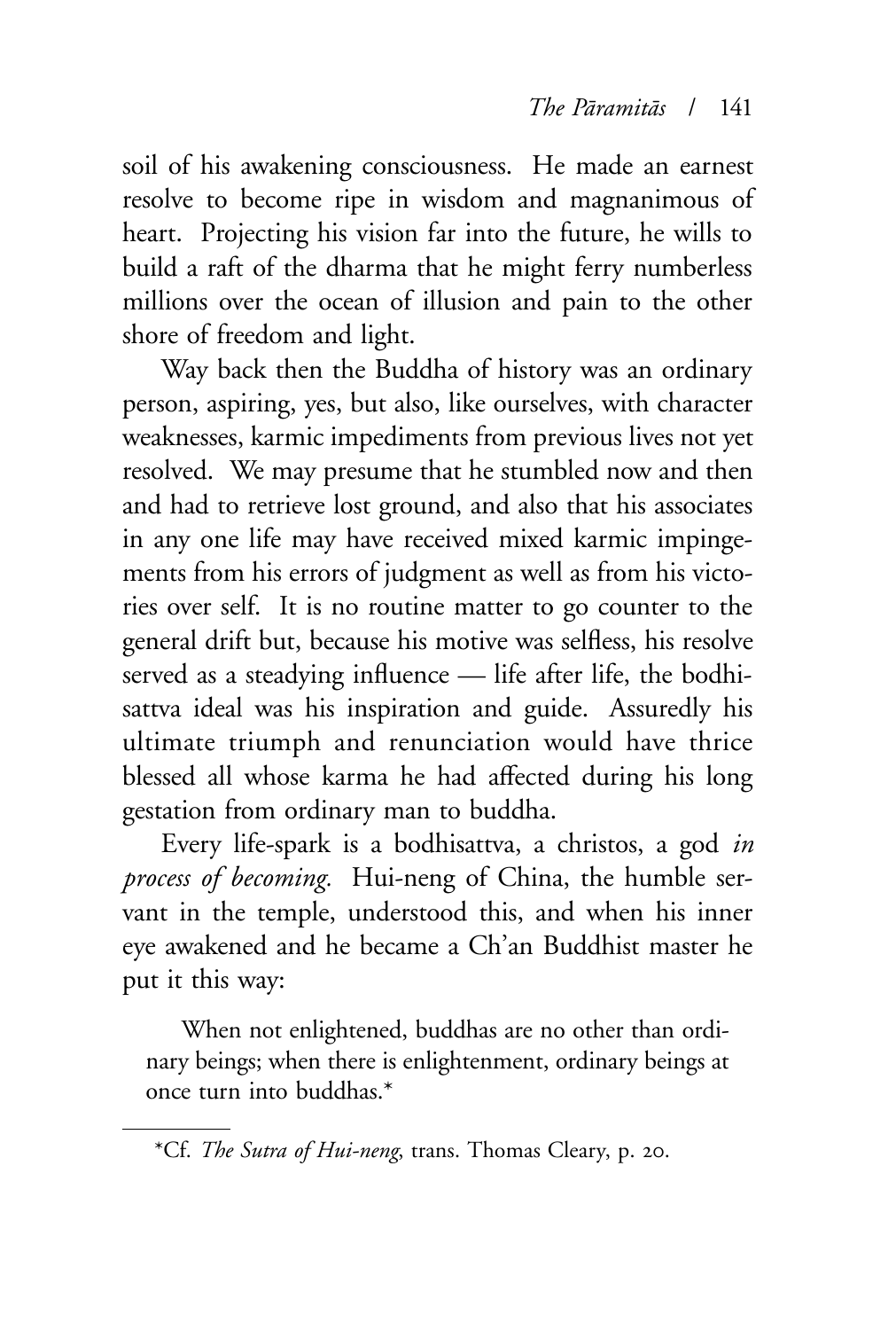soil of his awakening consciousness. He made an earnest resolve to become ripe in wisdom and magnanimous of heart. Projecting his vision far into the future, he wills to build a raft of the dharma that he might ferry numberless millions over the ocean of illusion and pain to the other shore of freedom and light.

Way back then the Buddha of history was an ordinary person, aspiring, yes, but also, like ourselves, with character weaknesses, karmic impediments from previous lives not yet resolved. We may presume that he stumbled now and then and had to retrieve lost ground, and also that his associates in any one life may have received mixed karmic impingements from his errors of judgment as well as from his victories over self. It is no routine matter to go counter to the general drift but, because his motive was selfless, his resolve served as a steadying influence — life after life, the bodhisattva ideal was his inspiration and guide. Assuredly his ultimate triumph and renunciation would have thrice blessed all whose karma he had affected during his long gestation from ordinary man to buddha.

Every life-spark is a bodhisattva, a christos, a god *in process of becoming.* Hui-neng of China, the humble servant in the temple, understood this, and when his inner eye awakened and he became a Ch'an Buddhist master he put it this way:

> When not enlightened, buddhas are no other than ordinary beings; when there is enlightenment, ordinary beings at once turn into buddhas.*

---

*Cf. *The Sutra of Hui-neng*, trans. Thomas Cleary, p. 20.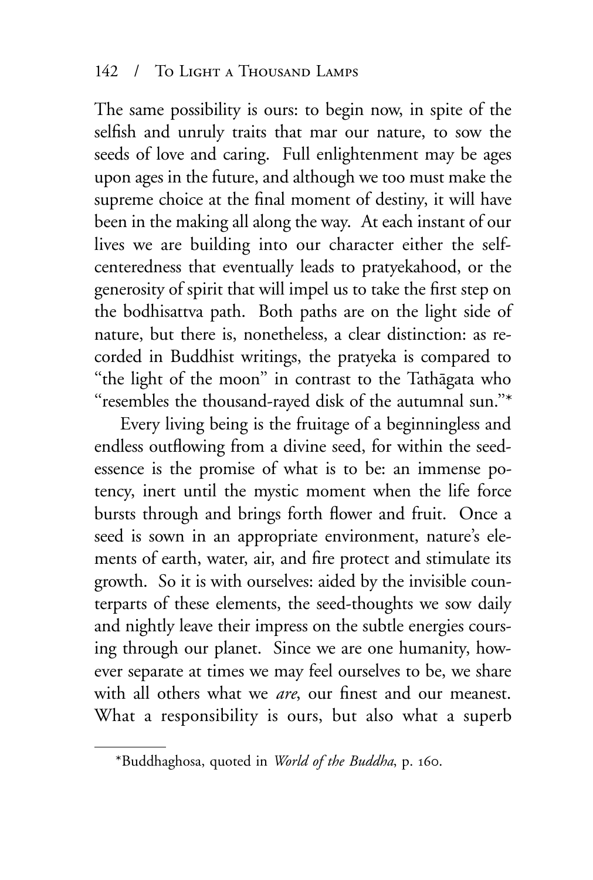The same possibility is ours: to begin now, in spite of the selfish and unruly traits that mar our nature, to sow the seeds of love and caring. Full enlightenment may be ages upon ages in the future, and although we too must make the supreme choice at the final moment of destiny, it will have been in the making all along the way. At each instant of our lives we are building into our character either the self-centeredness that eventually leads to pratyekahood, or the generosity of spirit that will impel us to take the first step on the bodhisattva path. Both paths are on the light side of nature, but there is, nonetheless, a clear distinction: as recorded in Buddhist writings, the pratyeka is compared to "the light of the moon" in contrast to the Tathāgata who "resembles the thousand-rayed disk of the autumnal sun."*

Every living being is the fruitage of a beginningless and endless outflowing from a divine seed, for within the seed-essence is the promise of what is to be: an immense potency, inert until the mystic moment when the life force bursts through and brings forth flower and fruit. Once a seed is sown in an appropriate environment, nature's elements of earth, water, air, and fire protect and stimulate its growth. So it is with ourselves: aided by the invisible counterparts of these elements, the seed-thoughts we sow daily and nightly leave their impress on the subtle energies coursing through our planet. Since we are one humanity, however separate at times we may feel ourselves to be, we share with all others what we *are*, our finest and our meanest. What a responsibility is ours, but also what a superb

---

*Buddhaghosa, quoted in *World of the Buddha*, p. 160.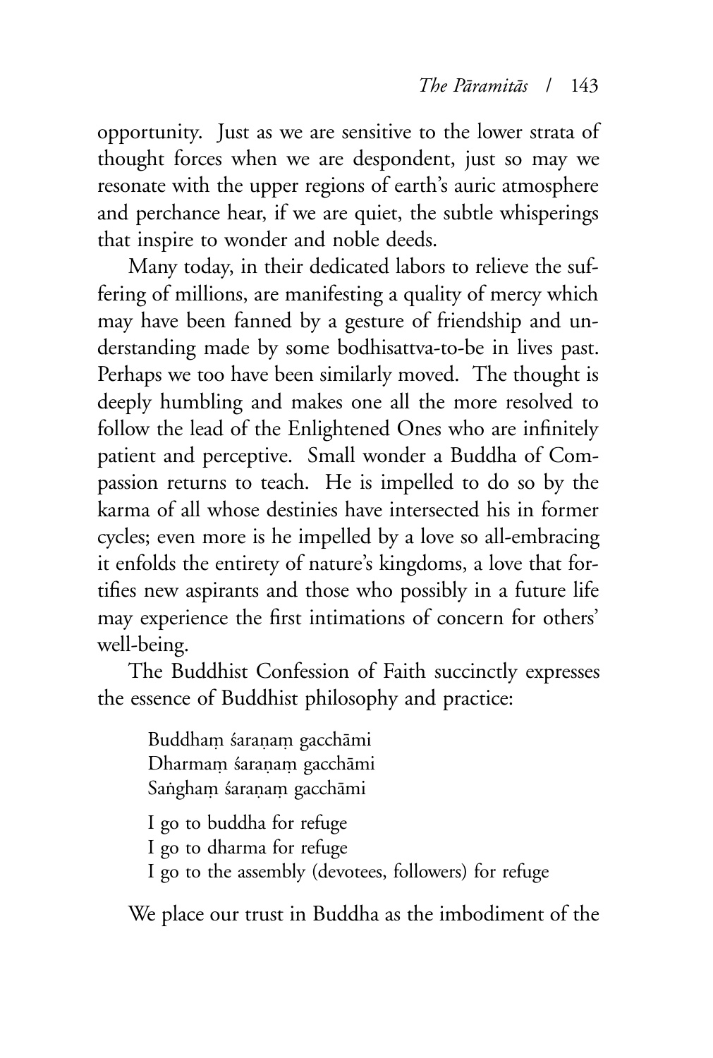opportunity. Just as we are sensitive to the lower strata of thought forces when we are despondent, just so may we resonate with the upper regions of earth's auric atmosphere and perchance hear, if we are quiet, the subtle whisperings that inspire to wonder and noble deeds.

Many today, in their dedicated labors to relieve the suffering of millions, are manifesting a quality of mercy which may have been fanned by a gesture of friendship and understanding made by some bodhisattva-to-be in lives past. Perhaps we too have been similarly moved. The thought is deeply humbling and makes one all the more resolved to follow the lead of the Enlightened Ones who are infinitely patient and perceptive. Small wonder a Buddha of Compassion returns to teach. He is impelled to do so by the karma of all whose destinies have intersected his in former cycles; even more is he impelled by a love so all-embracing it enfolds the entirety of nature's kingdoms, a love that fortifies new aspirants and those who possibly in a future life may experience the first intimations of concern for others' well-being.

The Buddhist Confession of Faith succinctly expresses the essence of Buddhist philosophy and practice:

> Buddhaṃ śaraṇaṃ gacchāmi
> Dharmaṃ śaraṇaṃ gacchāmi
> Saṅghaṃ śaraṇaṃ gacchāmi
>
> I go to buddha for refuge
> I go to dharma for refuge
> I go to the assembly (devotees, followers) for refuge

We place our trust in Buddha as the imbodiment of the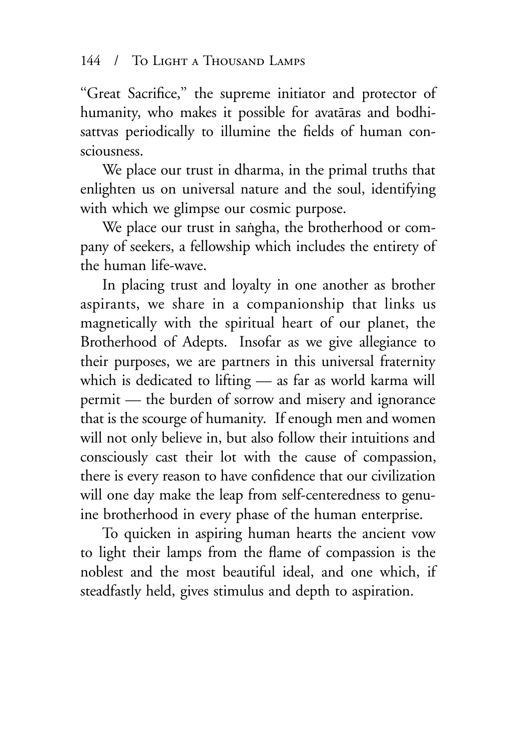"Great Sacrifice," the supreme initiator and protector of humanity, who makes it possible for avatāras and bodhisattvas periodically to illumine the fields of human consciousness.

We place our trust in dharma, in the primal truths that enlighten us on universal nature and the soul, identifying with which we glimpse our cosmic purpose.

We place our trust in saṅgha, the brotherhood or company of seekers, a fellowship which includes the entirety of the human life-wave.

In placing trust and loyalty in one another as brother aspirants, we share in a companionship that links us magnetically with the spiritual heart of our planet, the Brotherhood of Adepts. Insofar as we give allegiance to their purposes, we are partners in this universal fraternity which is dedicated to lifting — as far as world karma will permit — the burden of sorrow and misery and ignorance that is the scourge of humanity. If enough men and women will not only believe in, but also follow their intuitions and consciously cast their lot with the cause of compassion, there is every reason to have confidence that our civilization will one day make the leap from self-centeredness to genuine brotherhood in every phase of the human enterprise.

To quicken in aspiring human hearts the ancient vow to light their lamps from the flame of compassion is the noblest and the most beautiful ideal, and one which, if steadfastly held, gives stimulus and depth to aspiration.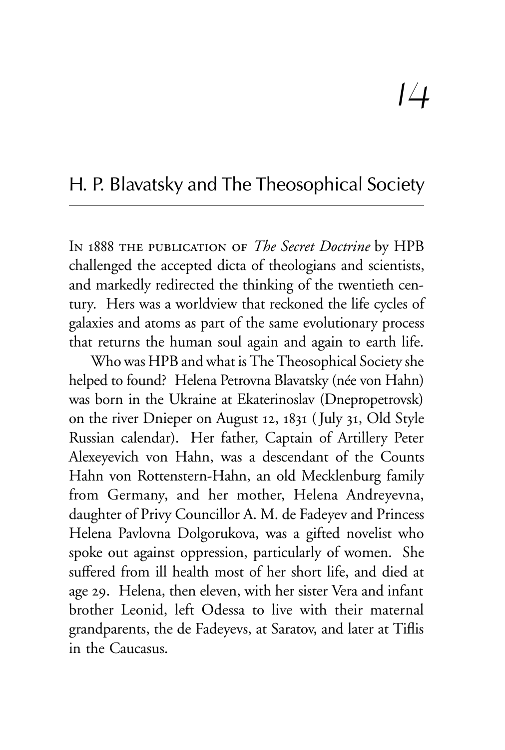# 14

## H. P. Blavatsky and The Theosophical Society

In 1888 the publication of *The Secret Doctrine* by HPB challenged the accepted dicta of theologians and scientists, and markedly redirected the thinking of the twentieth century. Hers was a worldview that reckoned the life cycles of galaxies and atoms as part of the same evolutionary process that returns the human soul again and again to earth life.

Who was HPB and what is The Theosophical Society she helped to found? Helena Petrovna Blavatsky (née von Hahn) was born in the Ukraine at Ekaterinoslav (Dnepropetrovsk) on the river Dnieper on August 12, 1831 (July 31, Old Style Russian calendar). Her father, Captain of Artillery Peter Alexeyevich von Hahn, was a descendant of the Counts Hahn von Rottenstern-Hahn, an old Mecklenburg family from Germany, and her mother, Helena Andreyevna, daughter of Privy Councillor A. M. de Fadeyev and Princess Helena Pavlovna Dolgorukova, was a gifted novelist who spoke out against oppression, particularly of women. She suffered from ill health most of her short life, and died at age 29. Helena, then eleven, with her sister Vera and infant brother Leonid, left Odessa to live with their maternal grandparents, the de Fadeyevs, at Saratov, and later at Tiflis in the Caucasus.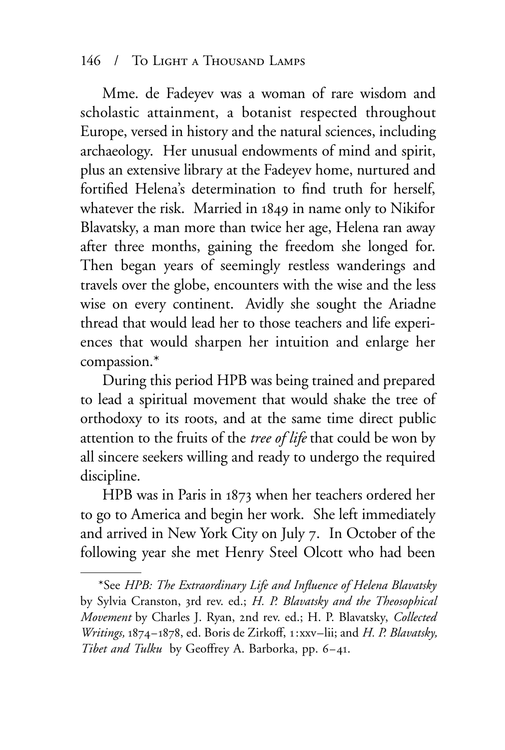Mme. de Fadeyev was a woman of rare wisdom and scholastic attainment, a botanist respected throughout Europe, versed in history and the natural sciences, including archaeology. Her unusual endowments of mind and spirit, plus an extensive library at the Fadeyev home, nurtured and fortified Helena's determination to find truth for herself, whatever the risk. Married in 1849 in name only to Nikifor Blavatsky, a man more than twice her age, Helena ran away after three months, gaining the freedom she longed for. Then began years of seemingly restless wanderings and travels over the globe, encounters with the wise and the less wise on every continent. Avidly she sought the Ariadne thread that would lead her to those teachers and life experiences that would sharpen her intuition and enlarge her compassion.*

During this period HPB was being trained and prepared to lead a spiritual movement that would shake the tree of orthodoxy to its roots, and at the same time direct public attention to the fruits of the *tree of life* that could be won by all sincere seekers willing and ready to undergo the required discipline.

HPB was in Paris in 1873 when her teachers ordered her to go to America and begin her work. She left immediately and arrived in New York City on July 7. In October of the following year she met Henry Steel Olcott who had been

---

*See *HPB: The Extraordinary Life and Influence of Helena Blavatsky* by Sylvia Cranston, 3rd rev. ed.; *H. P. Blavatsky and the Theosophical Movement* by Charles J. Ryan, 2nd rev. ed.; H. P. Blavatsky, *Collected Writings,* 1874–1878, ed. Boris de Zirkoff, 1:xxv–lii; and *H. P. Blavatsky, Tibet and Tulku* by Geoffrey A. Barborka, pp. 6–41.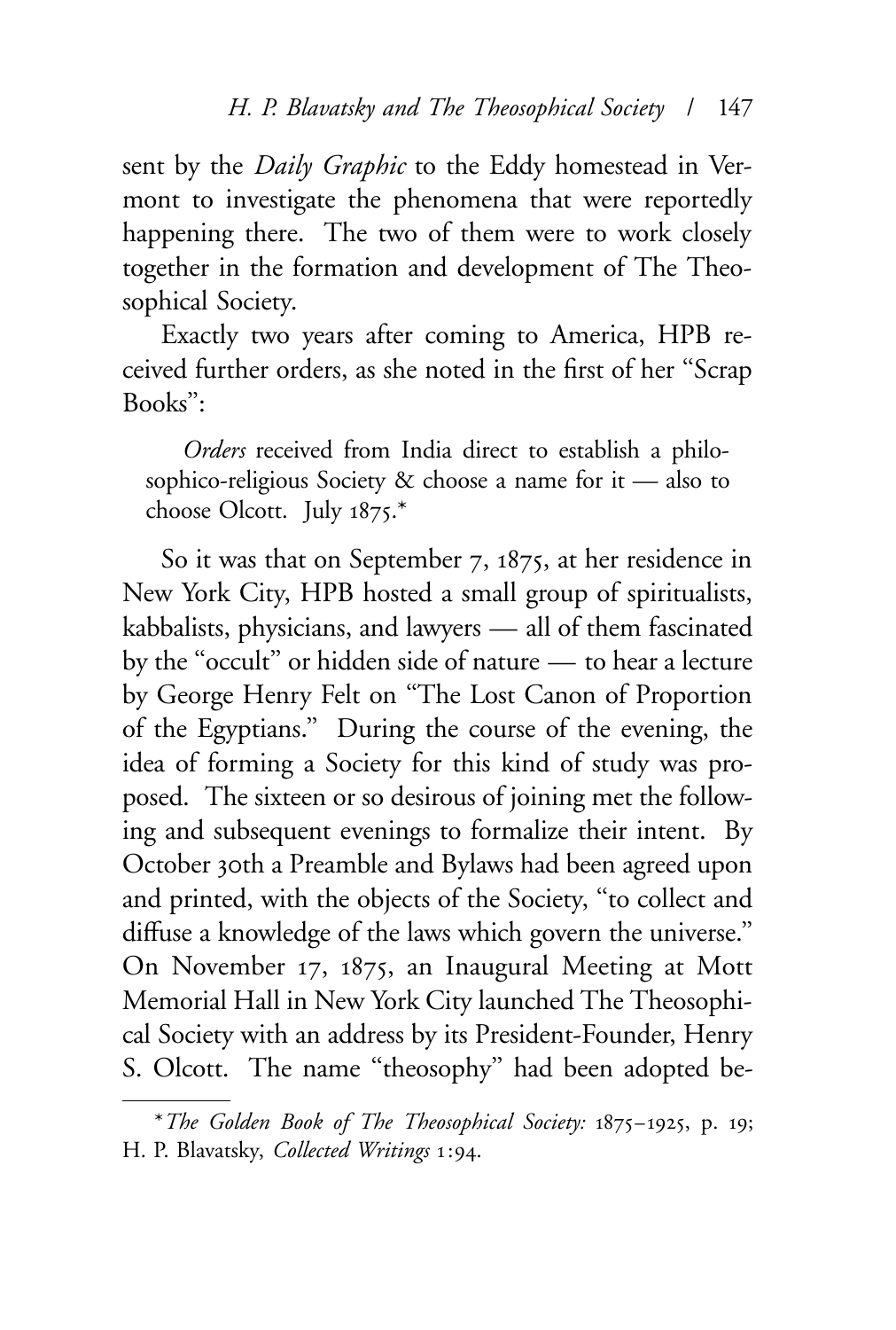sent by the *Daily Graphic* to the Eddy homestead in Vermont to investigate the phenomena that were reportedly happening there. The two of them were to work closely together in the formation and development of The Theosophical Society.

Exactly two years after coming to America, HPB received further orders, as she noted in the first of her "Scrap Books":

> *Orders* received from India direct to establish a philosophico-religious Society & choose a name for it — also to choose Olcott. July 1875.*

So it was that on September 7, 1875, at her residence in New York City, HPB hosted a small group of spiritualists, kabbalists, physicians, and lawyers — all of them fascinated by the "occult" or hidden side of nature — to hear a lecture by George Henry Felt on "The Lost Canon of Proportion of the Egyptians." During the course of the evening, the idea of forming a Society for this kind of study was proposed. The sixteen or so desirous of joining met the following and subsequent evenings to formalize their intent. By October 30th a Preamble and Bylaws had been agreed upon and printed, with the objects of the Society, "to collect and diffuse a knowledge of the laws which govern the universe." On November 17, 1875, an Inaugural Meeting at Mott Memorial Hall in New York City launched The Theosophical Society with an address by its President-Founder, Henry S. Olcott. The name "theosophy" had been adopted be-

---

\* *The Golden Book of The Theosophical Society:* 1875–1925, p. 19; H. P. Blavatsky, *Collected Writings* 1:94.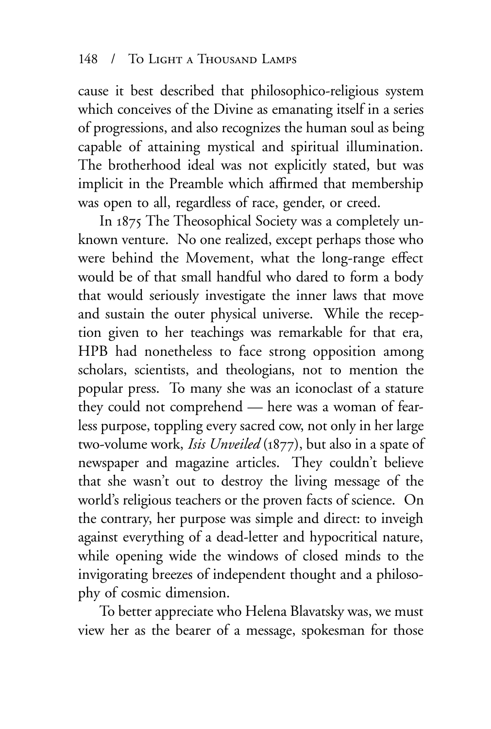cause it best described that philosophico-religious system which conceives of the Divine as emanating itself in a series of progressions, and also recognizes the human soul as being capable of attaining mystical and spiritual illumination. The brotherhood ideal was not explicitly stated, but was implicit in the Preamble which affirmed that membership was open to all, regardless of race, gender, or creed.

In 1875 The Theosophical Society was a completely unknown venture. No one realized, except perhaps those who were behind the Movement, what the long-range effect would be of that small handful who dared to form a body that would seriously investigate the inner laws that move and sustain the outer physical universe. While the reception given to her teachings was remarkable for that era, HPB had nonetheless to face strong opposition among scholars, scientists, and theologians, not to mention the popular press. To many she was an iconoclast of a stature they could not comprehend — here was a woman of fearless purpose, toppling every sacred cow, not only in her large two-volume work, *Isis Unveiled* (1877), but also in a spate of newspaper and magazine articles. They couldn't believe that she wasn't out to destroy the living message of the world's religious teachers or the proven facts of science. On the contrary, her purpose was simple and direct: to inveigh against everything of a dead-letter and hypocritical nature, while opening wide the windows of closed minds to the invigorating breezes of independent thought and a philosophy of cosmic dimension.

To better appreciate who Helena Blavatsky was, we must view her as the bearer of a message, spokesman for those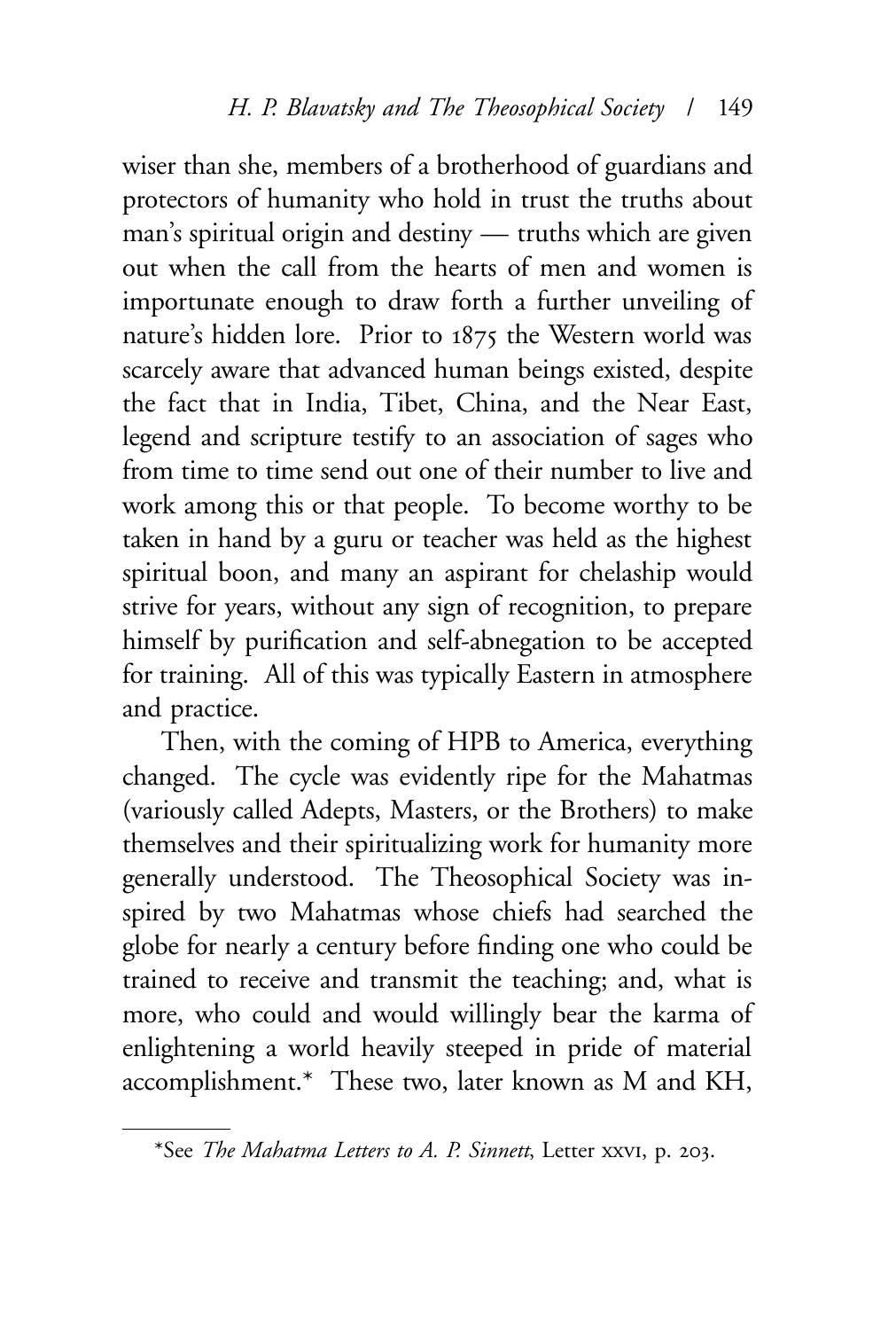wiser than she, members of a brotherhood of guardians and protectors of humanity who hold in trust the truths about man's spiritual origin and destiny — truths which are given out when the call from the hearts of men and women is importunate enough to draw forth a further unveiling of nature's hidden lore. Prior to 1875 the Western world was scarcely aware that advanced human beings existed, despite the fact that in India, Tibet, China, and the Near East, legend and scripture testify to an association of sages who from time to time send out one of their number to live and work among this or that people. To become worthy to be taken in hand by a guru or teacher was held as the highest spiritual boon, and many an aspirant for chelaship would strive for years, without any sign of recognition, to prepare himself by purification and self-abnegation to be accepted for training. All of this was typically Eastern in atmosphere and practice.

Then, with the coming of HPB to America, everything changed. The cycle was evidently ripe for the Mahatmas (variously called Adepts, Masters, or the Brothers) to make themselves and their spiritualizing work for humanity more generally understood. The Theosophical Society was inspired by two Mahatmas whose chiefs had searched the globe for nearly a century before finding one who could be trained to receive and transmit the teaching; and, what is more, who could and would willingly bear the karma of enlightening a world heavily steeped in pride of material accomplishment.* These two, later known as M and KH,

---

*See *The Mahatma Letters to A. P. Sinnett*, Letter XXVI, p. 203.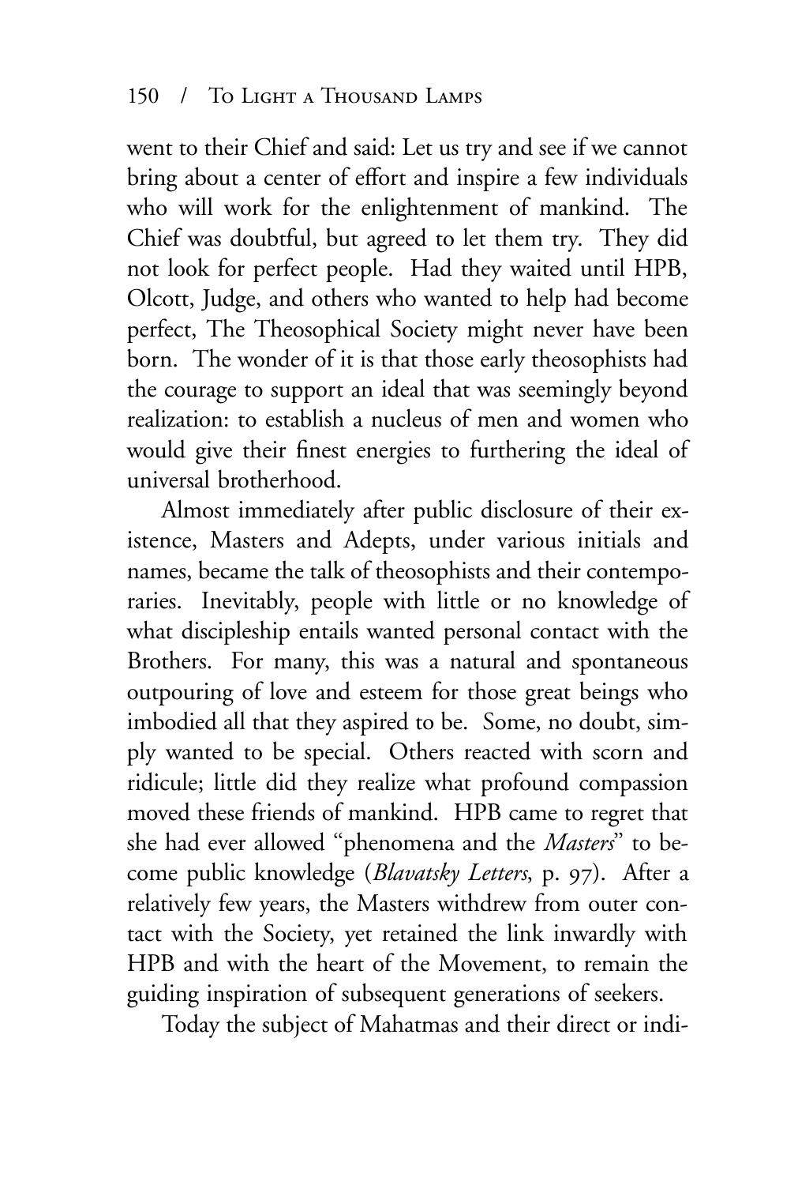went to their Chief and said: Let us try and see if we cannot bring about a center of effort and inspire a few individuals who will work for the enlightenment of mankind. The Chief was doubtful, but agreed to let them try. They did not look for perfect people. Had they waited until HPB, Olcott, Judge, and others who wanted to help had become perfect, The Theosophical Society might never have been born. The wonder of it is that those early theosophists had the courage to support an ideal that was seemingly beyond realization: to establish a nucleus of men and women who would give their finest energies to furthering the ideal of universal brotherhood.

Almost immediately after public disclosure of their existence, Masters and Adepts, under various initials and names, became the talk of theosophists and their contemporaries. Inevitably, people with little or no knowledge of what discipleship entails wanted personal contact with the Brothers. For many, this was a natural and spontaneous outpouring of love and esteem for those great beings who imbodied all that they aspired to be. Some, no doubt, simply wanted to be special. Others reacted with scorn and ridicule; little did they realize what profound compassion moved these friends of mankind. HPB came to regret that she had ever allowed "phenomena and the *Masters*" to become public knowledge (*Blavatsky Letters*, p. 97). After a relatively few years, the Masters withdrew from outer contact with the Society, yet retained the link inwardly with HPB and with the heart of the Movement, to remain the guiding inspiration of subsequent generations of seekers.

Today the subject of Mahatmas and their direct or indi-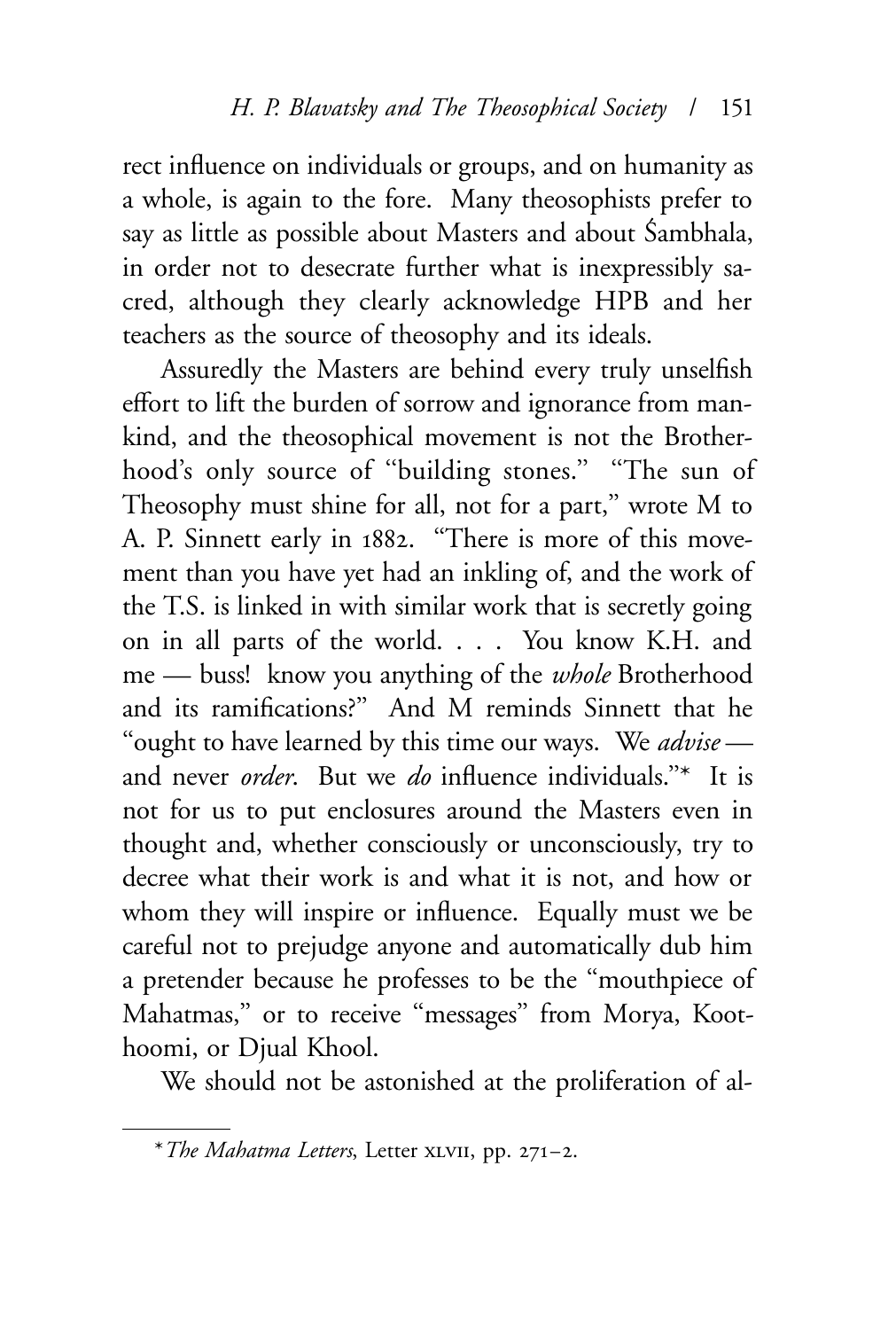rect influence on individuals or groups, and on humanity as a whole, is again to the fore. Many theosophists prefer to say as little as possible about Masters and about Śambhala, in order not to desecrate further what is inexpressibly sacred, although they clearly acknowledge HPB and her teachers as the source of theosophy and its ideals.

Assuredly the Masters are behind every truly unselfish effort to lift the burden of sorrow and ignorance from mankind, and the theosophical movement is not the Brotherhood's only source of "building stones." "The sun of Theosophy must shine for all, not for a part," wrote M to A. P. Sinnett early in 1882. "There is more of this movement than you have yet had an inkling of, and the work of the T.S. is linked in with similar work that is secretly going on in all parts of the world. . . . You know K.H. and me — buss! know you anything of the *whole* Brotherhood and its ramifications?" And M reminds Sinnett that he "ought to have learned by this time our ways. We *advise* — and never *order*. But we *do* influence individuals."* It is not for us to put enclosures around the Masters even in thought and, whether consciously or unconsciously, try to decree what their work is and what it is not, and how or whom they will inspire or influence. Equally must we be careful not to prejudge anyone and automatically dub him a pretender because he professes to be the "mouthpiece of Mahatmas," or to receive "messages" from Morya, Koothoomi, or Djual Khool.

We should not be astonished at the proliferation of al-

---

* *The Mahatma Letters*, Letter XLVII, pp. 271–2.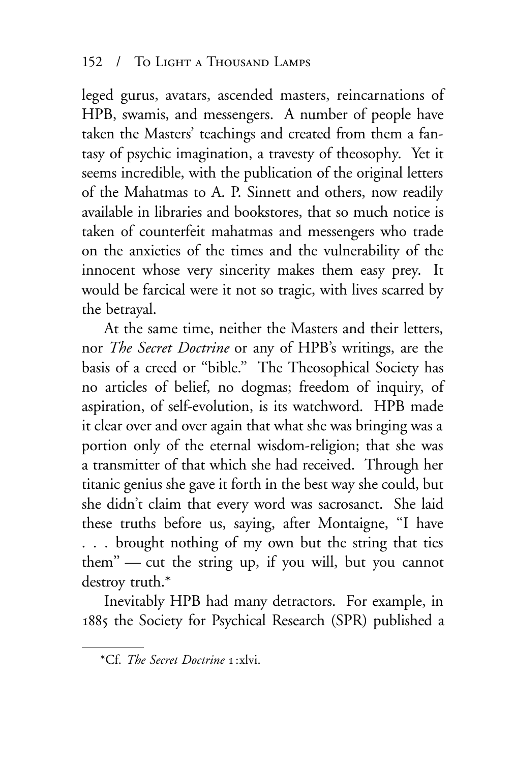leged gurus, avatars, ascended masters, reincarnations of HPB, swamis, and messengers. A number of people have taken the Masters' teachings and created from them a fantasy of psychic imagination, a travesty of theosophy. Yet it seems incredible, with the publication of the original letters of the Mahatmas to A. P. Sinnett and others, now readily available in libraries and bookstores, that so much notice is taken of counterfeit mahatmas and messengers who trade on the anxieties of the times and the vulnerability of the innocent whose very sincerity makes them easy prey. It would be farcical were it not so tragic, with lives scarred by the betrayal.

At the same time, neither the Masters and their letters, nor *The Secret Doctrine* or any of HPB's writings, are the basis of a creed or "bible." The Theosophical Society has no articles of belief, no dogmas; freedom of inquiry, of aspiration, of self-evolution, is its watchword. HPB made it clear over and over again that what she was bringing was a portion only of the eternal wisdom-religion; that she was a transmitter of that which she had received. Through her titanic genius she gave it forth in the best way she could, but she didn't claim that every word was sacrosanct. She laid these truths before us, saying, after Montaigne, "I have . . . brought nothing of my own but the string that ties them" — cut the string up, if you will, but you cannot destroy truth.*

Inevitably HPB had many detractors. For example, in 1885 the Society for Psychical Research (SPR) published a

---

*Cf. *The Secret Doctrine* 1:xlvi.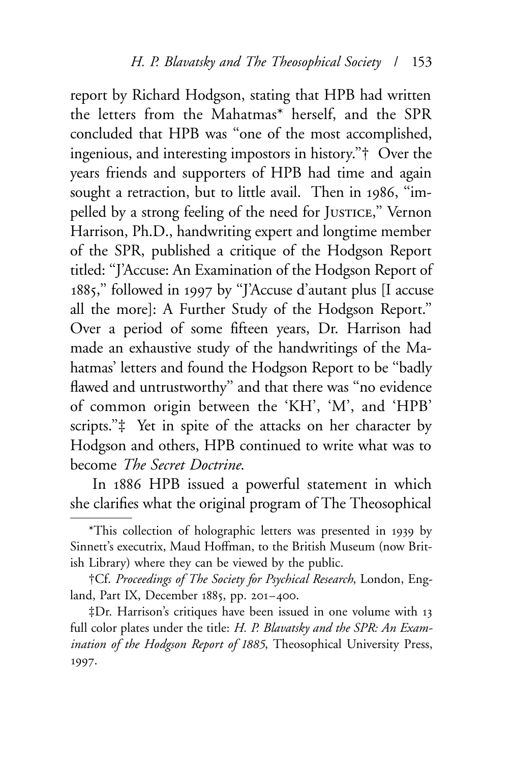report by Richard Hodgson, stating that HPB had written the letters from the Mahatmas* herself, and the SPR concluded that HPB was "one of the most accomplished, ingenious, and interesting impostors in history."† Over the years friends and supporters of HPB had time and again sought a retraction, but to little avail. Then in 1986, "impelled by a strong feeling of the need for JUSTICE," Vernon Harrison, Ph.D., handwriting expert and longtime member of the SPR, published a critique of the Hodgson Report titled: "J'Accuse: An Examination of the Hodgson Report of 1885," followed in 1997 by "J'Accuse d'autant plus [I accuse all the more]: A Further Study of the Hodgson Report." Over a period of some fifteen years, Dr. Harrison had made an exhaustive study of the handwritings of the Mahatmas' letters and found the Hodgson Report to be "badly flawed and untrustworthy" and that there was "no evidence of common origin between the 'KH', 'M', and 'HPB' scripts."‡ Yet in spite of the attacks on her character by Hodgson and others, HPB continued to write what was to become *The Secret Doctrine*.

In 1886 HPB issued a powerful statement in which she clarifies what the original program of The Theosophical

---

*This collection of holographic letters was presented in 1939 by Sinnett's executrix, Maud Hoffman, to the British Museum (now British Library) where they can be viewed by the public.

†Cf. *Proceedings of The Society for Psychical Research*, London, England, Part IX, December 1885, pp. 201–400.

‡Dr. Harrison's critiques have been issued in one volume with 13 full color plates under the title: *H. P. Blavatsky and the SPR: An Examination of the Hodgson Report of 1885*, Theosophical University Press, 1997.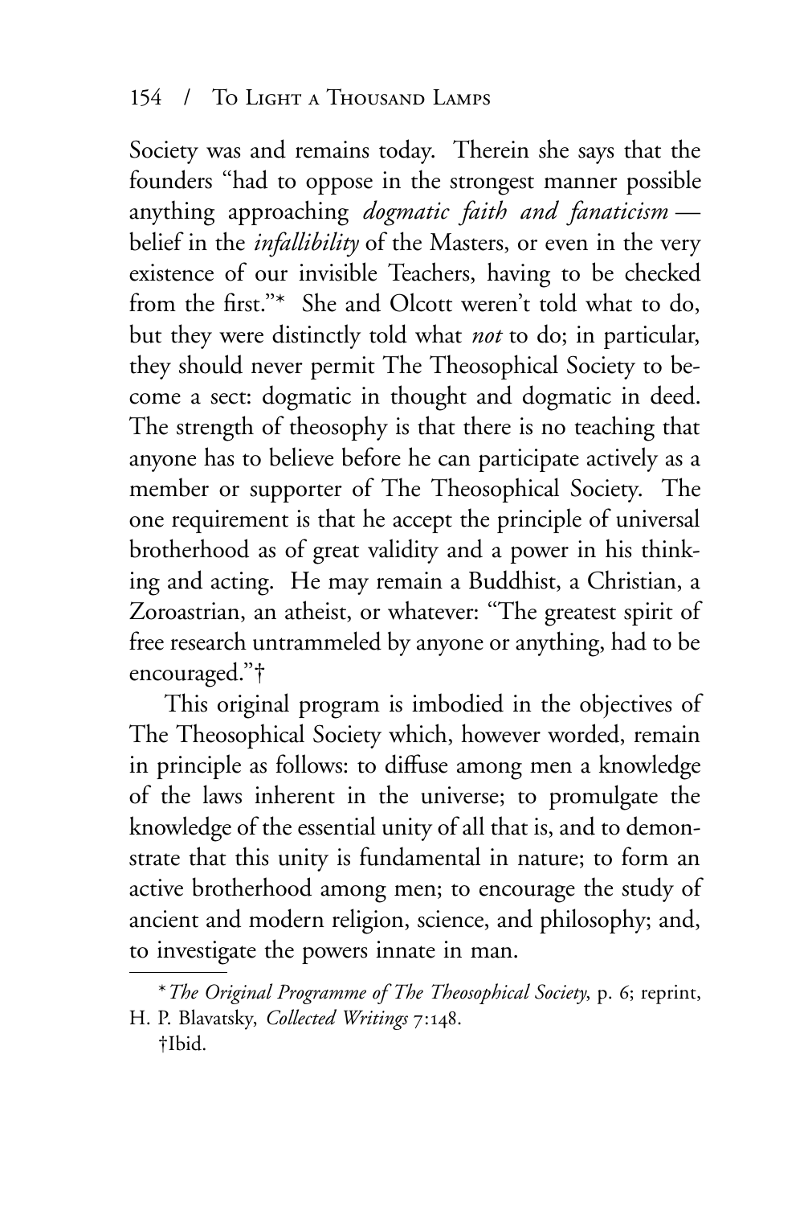Society was and remains today. Therein she says that the founders "had to oppose in the strongest manner possible anything approaching *dogmatic faith and fanaticism* — belief in the *infallibility* of the Masters, or even in the very existence of our invisible Teachers, having to be checked from the first."* She and Olcott weren't told what to do, but they were distinctly told what *not* to do; in particular, they should never permit The Theosophical Society to become a sect: dogmatic in thought and dogmatic in deed. The strength of theosophy is that there is no teaching that anyone has to believe before he can participate actively as a member or supporter of The Theosophical Society. The one requirement is that he accept the principle of universal brotherhood as of great validity and a power in his thinking and acting. He may remain a Buddhist, a Christian, a Zoroastrian, an atheist, or whatever: "The greatest spirit of free research untrammeled by anyone or anything, had to be encouraged."†

This original program is imbodied in the objectives of The Theosophical Society which, however worded, remain in principle as follows: to diffuse among men a knowledge of the laws inherent in the universe; to promulgate the knowledge of the essential unity of all that is, and to demonstrate that this unity is fundamental in nature; to form an active brotherhood among men; to encourage the study of ancient and modern religion, science, and philosophy; and, to investigate the powers innate in man.

---

* *The Original Programme of The Theosophical Society*, p. 6; reprint, H. P. Blavatsky, *Collected Writings* 7:148.

†Ibid.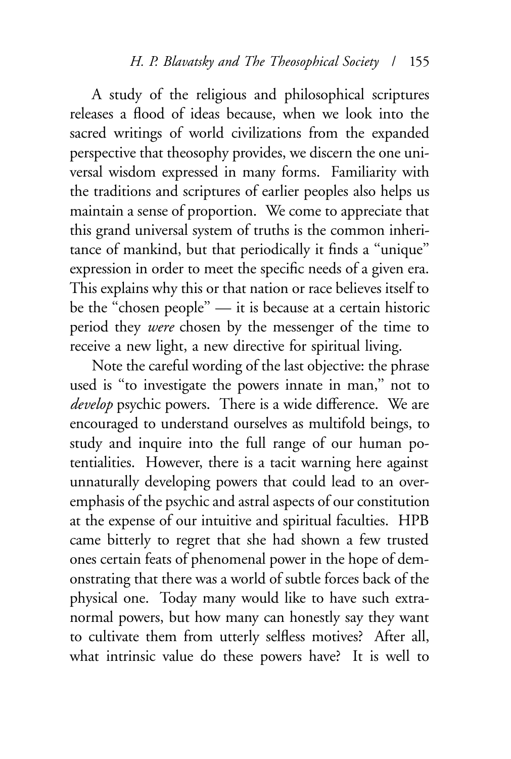A study of the religious and philosophical scriptures releases a flood of ideas because, when we look into the sacred writings of world civilizations from the expanded perspective that theosophy provides, we discern the one universal wisdom expressed in many forms. Familiarity with the traditions and scriptures of earlier peoples also helps us maintain a sense of proportion. We come to appreciate that this grand universal system of truths is the common inheritance of mankind, but that periodically it finds a "unique" expression in order to meet the specific needs of a given era. This explains why this or that nation or race believes itself to be the "chosen people" — it is because at a certain historic period they *were* chosen by the messenger of the time to receive a new light, a new directive for spiritual living.

Note the careful wording of the last objective: the phrase used is "to investigate the powers innate in man," not to *develop* psychic powers. There is a wide difference. We are encouraged to understand ourselves as multifold beings, to study and inquire into the full range of our human potentialities. However, there is a tacit warning here against unnaturally developing powers that could lead to an overemphasis of the psychic and astral aspects of our constitution at the expense of our intuitive and spiritual faculties. HPB came bitterly to regret that she had shown a few trusted ones certain feats of phenomenal power in the hope of demonstrating that there was a world of subtle forces back of the physical one. Today many would like to have such extranormal powers, but how many can honestly say they want to cultivate them from utterly selfless motives? After all, what intrinsic value do these powers have? It is well to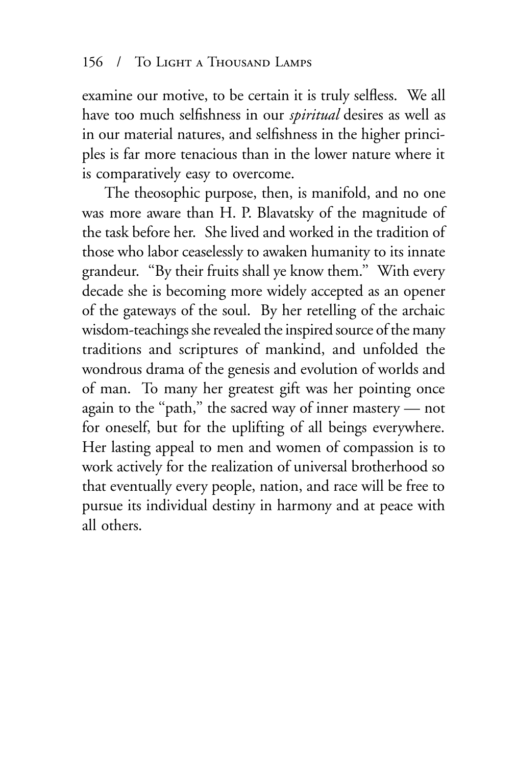examine our motive, to be certain it is truly selfless. We all have too much selfishness in our *spiritual* desires as well as in our material natures, and selfishness in the higher principles is far more tenacious than in the lower nature where it is comparatively easy to overcome.

The theosophic purpose, then, is manifold, and no one was more aware than H. P. Blavatsky of the magnitude of the task before her. She lived and worked in the tradition of those who labor ceaselessly to awaken humanity to its innate grandeur. "By their fruits shall ye know them." With every decade she is becoming more widely accepted as an opener of the gateways of the soul. By her retelling of the archaic wisdom-teachings she revealed the inspired source of the many traditions and scriptures of mankind, and unfolded the wondrous drama of the genesis and evolution of worlds and of man. To many her greatest gift was her pointing once again to the "path," the sacred way of inner mastery — not for oneself, but for the uplifting of all beings everywhere. Her lasting appeal to men and women of compassion is to work actively for the realization of universal brotherhood so that eventually every people, nation, and race will be free to pursue its individual destiny in harmony and at peace with all others.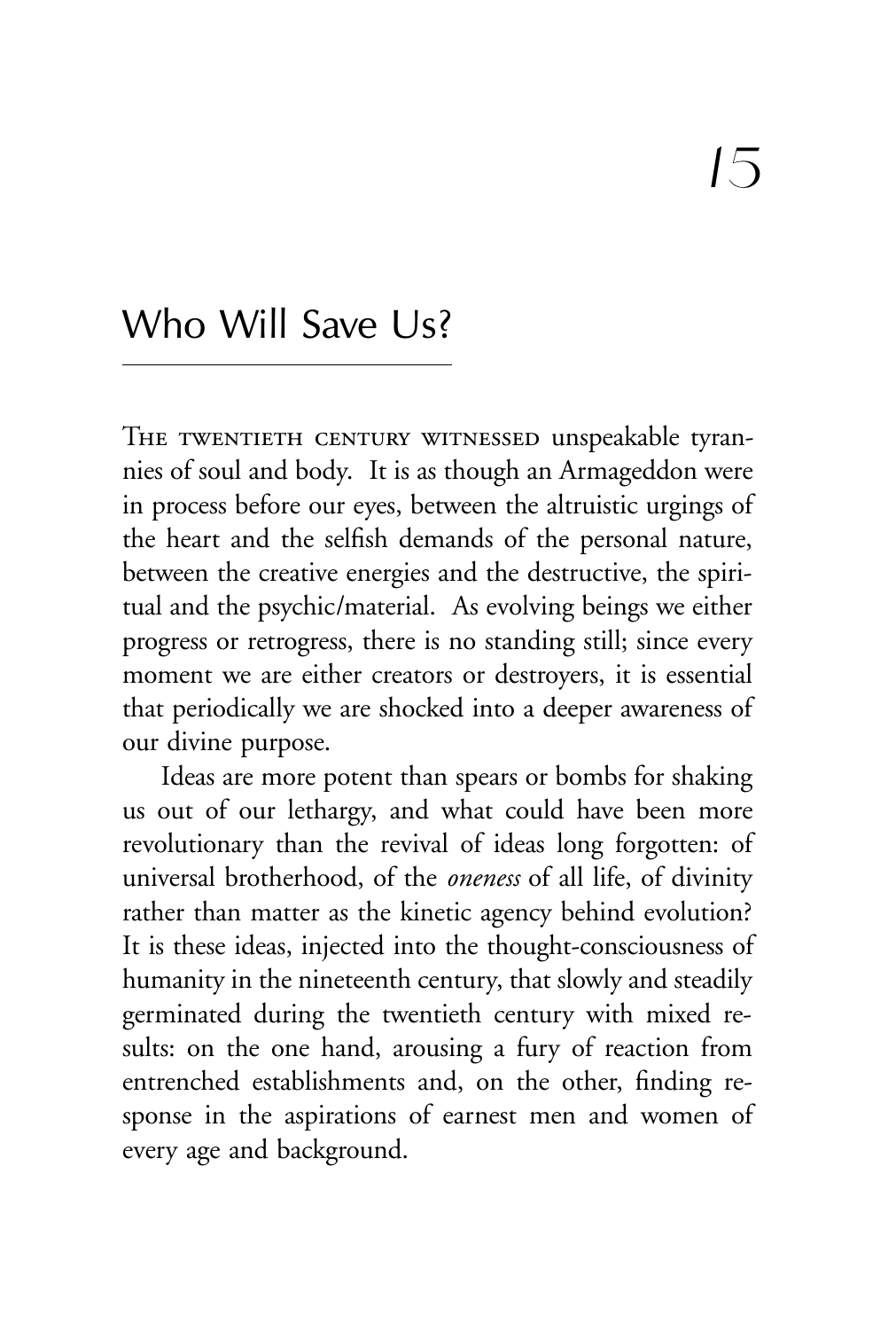# 15

## Who Will Save Us?

The twentieth century witnessed unspeakable tyrannies of soul and body. It is as though an Armageddon were in process before our eyes, between the altruistic urgings of the heart and the selfish demands of the personal nature, between the creative energies and the destructive, the spiritual and the psychic/material. As evolving beings we either progress or retrogress, there is no standing still; since every moment we are either creators or destroyers, it is essential that periodically we are shocked into a deeper awareness of our divine purpose.

Ideas are more potent than spears or bombs for shaking us out of our lethargy, and what could have been more revolutionary than the revival of ideas long forgotten: of universal brotherhood, of the *oneness* of all life, of divinity rather than matter as the kinetic agency behind evolution? It is these ideas, injected into the thought-consciousness of humanity in the nineteenth century, that slowly and steadily germinated during the twentieth century with mixed results: on the one hand, arousing a fury of reaction from entrenched establishments and, on the other, finding response in the aspirations of earnest men and women of every age and background.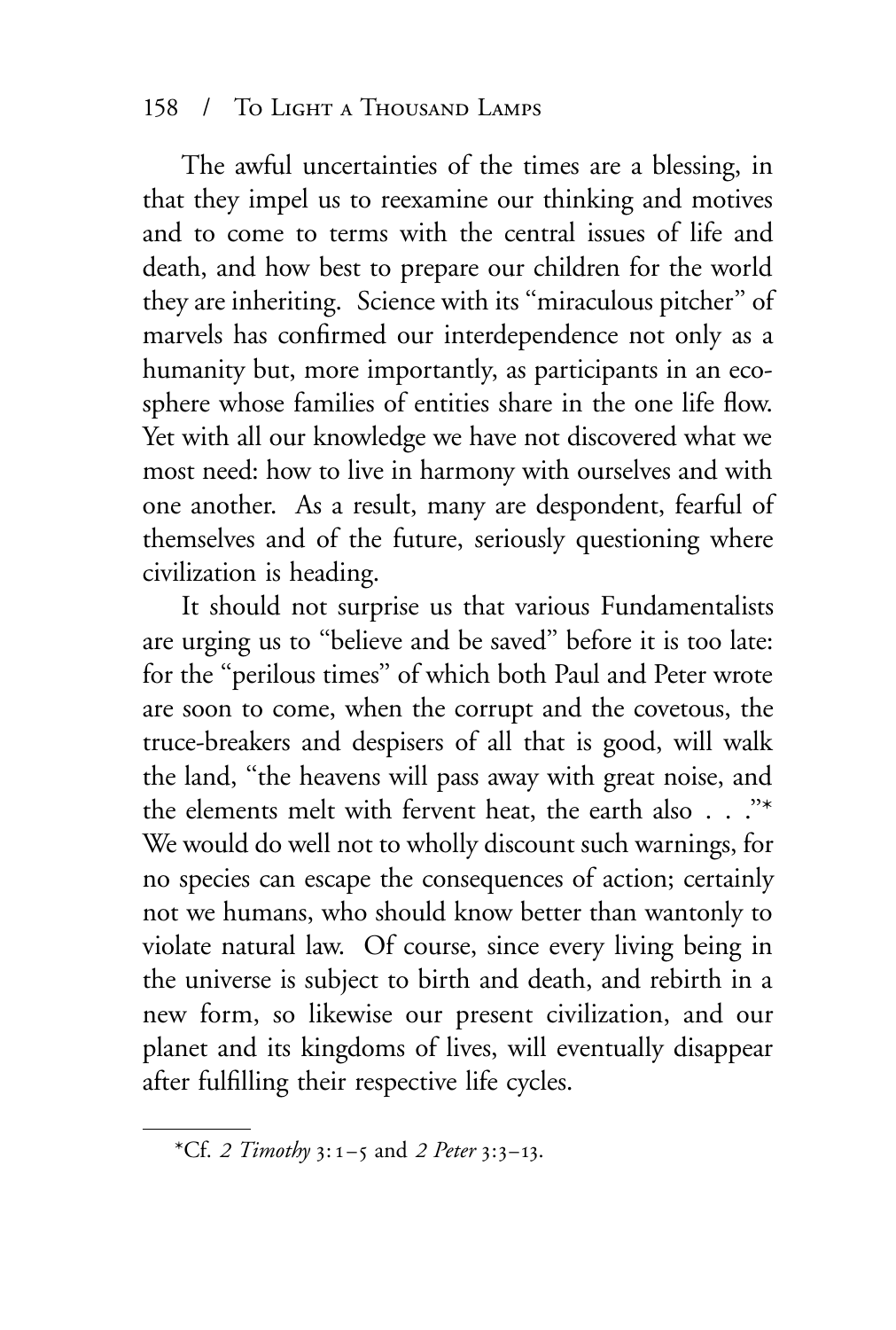The awful uncertainties of the times are a blessing, in that they impel us to reexamine our thinking and motives and to come to terms with the central issues of life and death, and how best to prepare our children for the world they are inheriting. Science with its "miraculous pitcher" of marvels has confirmed our interdependence not only as a humanity but, more importantly, as participants in an ecosphere whose families of entities share in the one life flow. Yet with all our knowledge we have not discovered what we most need: how to live in harmony with ourselves and with one another. As a result, many are despondent, fearful of themselves and of the future, seriously questioning where civilization is heading.

It should not surprise us that various Fundamentalists are urging us to "believe and be saved" before it is too late: for the "perilous times" of which both Paul and Peter wrote are soon to come, when the corrupt and the covetous, the truce-breakers and despisers of all that is good, will walk the land, "the heavens will pass away with great noise, and the elements melt with fervent heat, the earth also . . ."* We would do well not to wholly discount such warnings, for no species can escape the consequences of action; certainly not we humans, who should know better than wantonly to violate natural law. Of course, since every living being in the universe is subject to birth and death, and rebirth in a new form, so likewise our present civilization, and our planet and its kingdoms of lives, will eventually disappear after fulfilling their respective life cycles.

---

*Cf. *2 Timothy* 3:1–5 and *2 Peter* 3:3–13.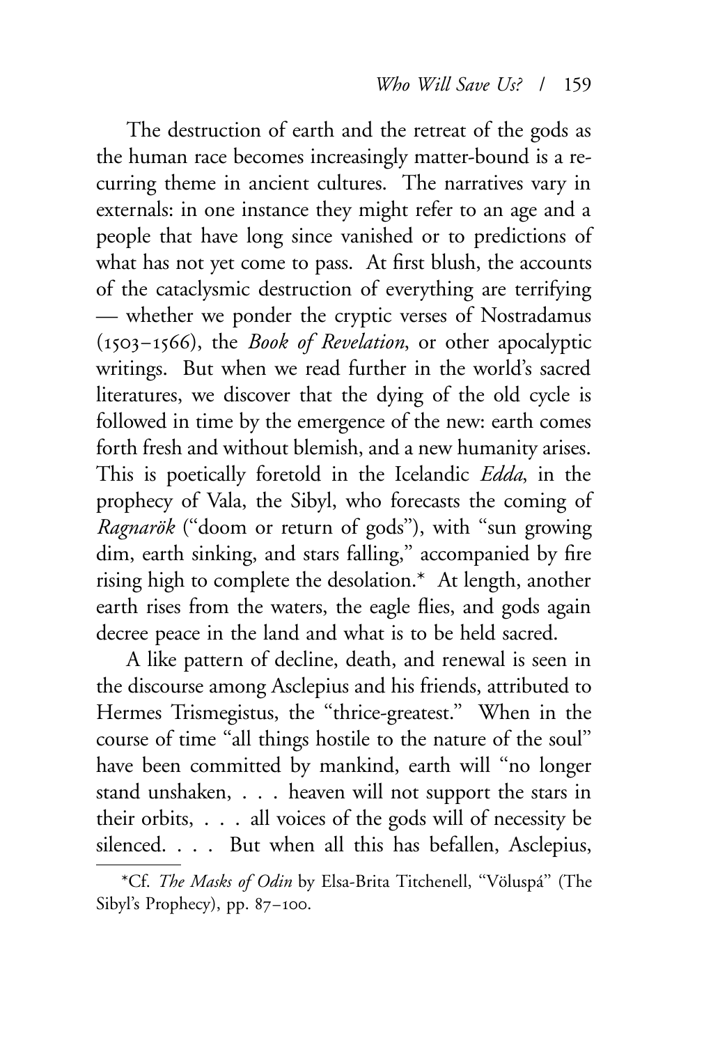The destruction of earth and the retreat of the gods as the human race becomes increasingly matter-bound is a recurring theme in ancient cultures. The narratives vary in externals: in one instance they might refer to an age and a people that have long since vanished or to predictions of what has not yet come to pass. At first blush, the accounts of the cataclysmic destruction of everything are terrifying — whether we ponder the cryptic verses of Nostradamus (1503–1566), the *Book of Revelation*, or other apocalyptic writings. But when we read further in the world's sacred literatures, we discover that the dying of the old cycle is followed in time by the emergence of the new: earth comes forth fresh and without blemish, and a new humanity arises. This is poetically foretold in the Icelandic *Edda*, in the prophecy of Vala, the Sibyl, who forecasts the coming of *Ragnarök* ("doom or return of gods"), with "sun growing dim, earth sinking, and stars falling," accompanied by fire rising high to complete the desolation.* At length, another earth rises from the waters, the eagle flies, and gods again decree peace in the land and what is to be held sacred.

A like pattern of decline, death, and renewal is seen in the discourse among Asclepius and his friends, attributed to Hermes Trismegistus, the "thrice-greatest." When in the course of time "all things hostile to the nature of the soul" have been committed by mankind, earth will "no longer stand unshaken, . . . heaven will not support the stars in their orbits, . . . all voices of the gods will of necessity be silenced. . . . But when all this has befallen, Asclepius,

---

*Cf. *The Masks of Odin* by Elsa-Brita Titchenell, "Völuspá" (The Sibyl's Prophecy), pp. 87–100.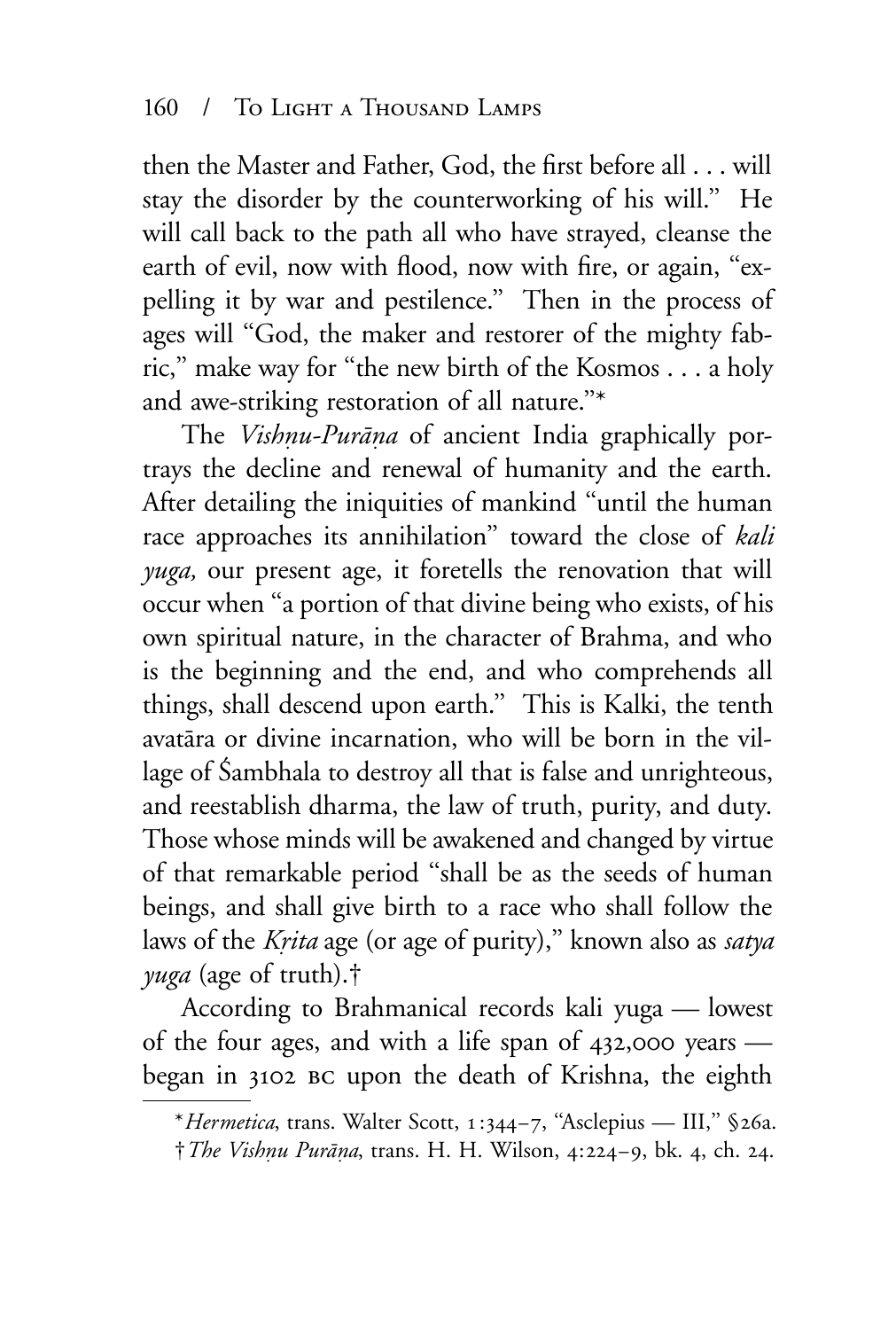then the Master and Father, God, the first before all . . . will stay the disorder by the counterworking of his will." He will call back to the path all who have strayed, cleanse the earth of evil, now with flood, now with fire, or again, "expelling it by war and pestilence." Then in the process of ages will "God, the maker and restorer of the mighty fabric," make way for "the new birth of the Kosmos . . . a holy and awe-striking restoration of all nature."*

The *Vishṇu-Purāṇa* of ancient India graphically portrays the decline and renewal of humanity and the earth. After detailing the iniquities of mankind "until the human race approaches its annihilation" toward the close of *kali yuga,* our present age, it foretells the renovation that will occur when "a portion of that divine being who exists, of his own spiritual nature, in the character of Brahma, and who is the beginning and the end, and who comprehends all things, shall descend upon earth." This is Kalki, the tenth avatāra or divine incarnation, who will be born in the village of Śambhala to destroy all that is false and unrighteous, and reestablish dharma, the law of truth, purity, and duty. Those whose minds will be awakened and changed by virtue of that remarkable period "shall be as the seeds of human beings, and shall give birth to a race who shall follow the laws of the *Kṛita* age (or age of purity)," known also as *satya yuga* (age of truth).†

According to Brahmanical records kali yuga — lowest of the four ages, and with a life span of 432,000 years — began in 3102 BC upon the death of Krishna, the eighth

---

\* *Hermetica*, trans. Walter Scott, 1:344–7, "Asclepius — III," §26a.

† *The Vishṇu Purāṇa*, trans. H. H. Wilson, 4:224–9, bk. 4, ch. 24.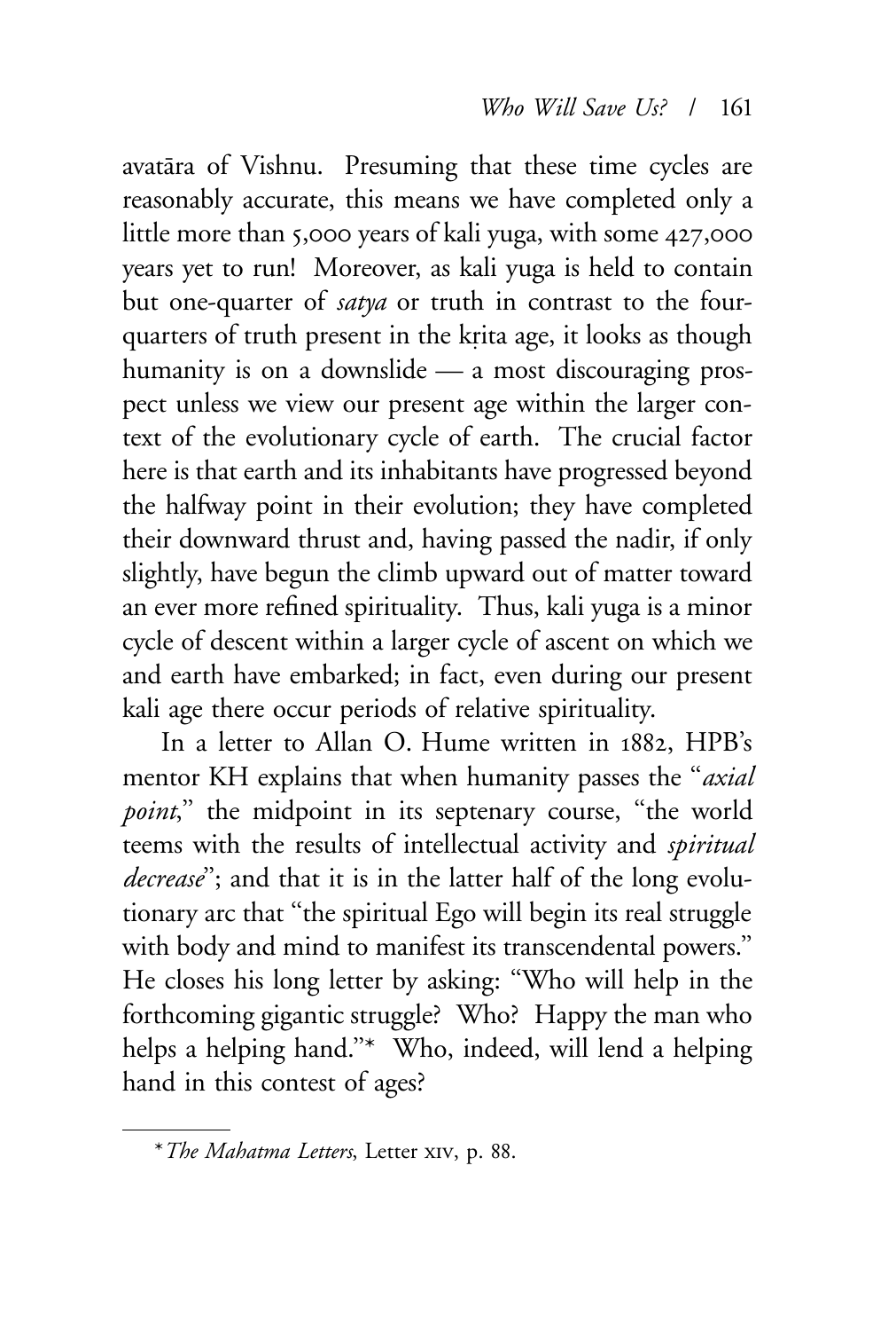avatāra of Vishnu. Presuming that these time cycles are reasonably accurate, this means we have completed only a little more than 5,000 years of kali yuga, with some 427,000 years yet to run! Moreover, as kali yuga is held to contain but one-quarter of *satya* or truth in contrast to the four-quarters of truth present in the kṛita age, it looks as though humanity is on a downslide — a most discouraging prospect unless we view our present age within the larger context of the evolutionary cycle of earth. The crucial factor here is that earth and its inhabitants have progressed beyond the halfway point in their evolution; they have completed their downward thrust and, having passed the nadir, if only slightly, have begun the climb upward out of matter toward an ever more refined spirituality. Thus, kali yuga is a minor cycle of descent within a larger cycle of ascent on which we and earth have embarked; in fact, even during our present kali age there occur periods of relative spirituality.

In a letter to Allan O. Hume written in 1882, HPB's mentor KH explains that when humanity passes the "*axial point*," the midpoint in its septenary course, "the world teems with the results of intellectual activity and *spiritual decrease*"; and that it is in the latter half of the long evolutionary arc that "the spiritual Ego will begin its real struggle with body and mind to manifest its transcendental powers." He closes his long letter by asking: "Who will help in the forthcoming gigantic struggle? Who? Happy the man who helps a helping hand."* Who, indeed, will lend a helping hand in this contest of ages?

---

* *The Mahatma Letters*, Letter XIV, p. 88.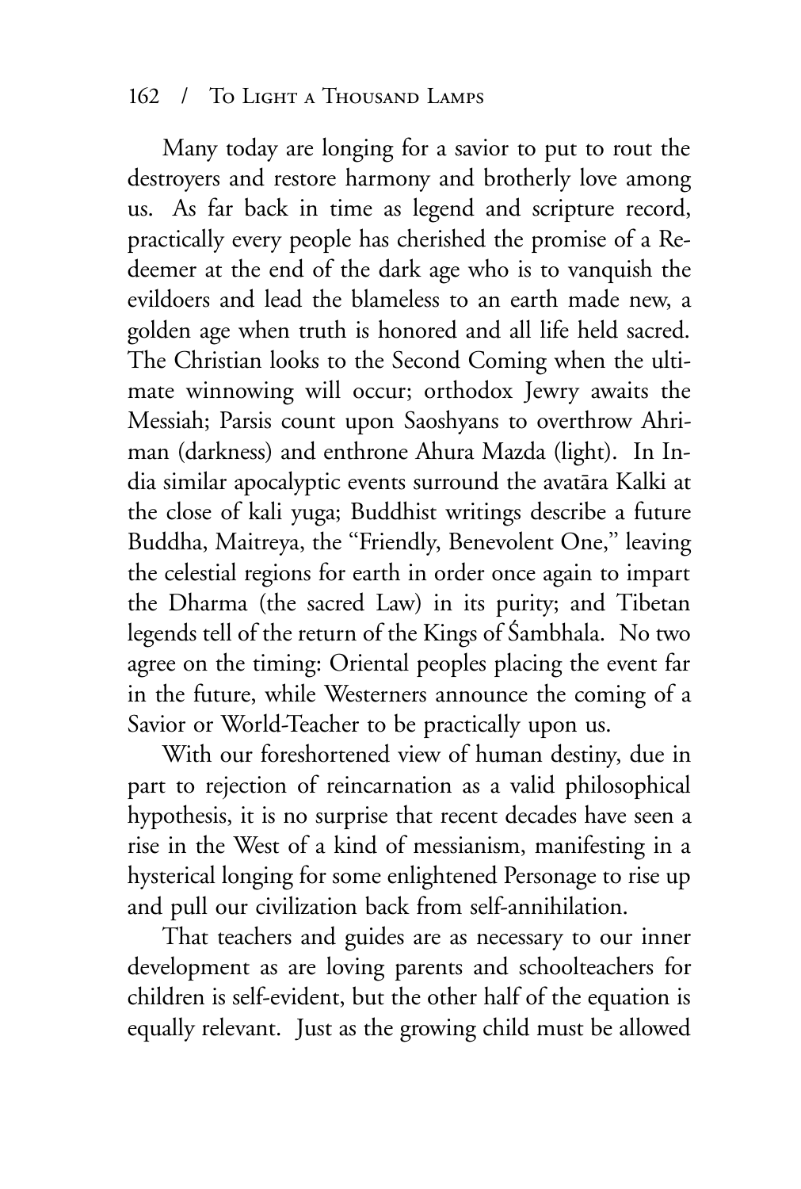Many today are longing for a savior to put to rout the destroyers and restore harmony and brotherly love among us. As far back in time as legend and scripture record, practically every people has cherished the promise of a Redeemer at the end of the dark age who is to vanquish the evildoers and lead the blameless to an earth made new, a golden age when truth is honored and all life held sacred. The Christian looks to the Second Coming when the ultimate winnowing will occur; orthodox Jewry awaits the Messiah; Parsis count upon Saoshyans to overthrow Ahriman (darkness) and enthrone Ahura Mazda (light). In India similar apocalyptic events surround the avatāra Kalki at the close of kali yuga; Buddhist writings describe a future Buddha, Maitreya, the "Friendly, Benevolent One," leaving the celestial regions for earth in order once again to impart the Dharma (the sacred Law) in its purity; and Tibetan legends tell of the return of the Kings of Śambhala. No two agree on the timing: Oriental peoples placing the event far in the future, while Westerners announce the coming of a Savior or World-Teacher to be practically upon us.

With our foreshortened view of human destiny, due in part to rejection of reincarnation as a valid philosophical hypothesis, it is no surprise that recent decades have seen a rise in the West of a kind of messianism, manifesting in a hysterical longing for some enlightened Personage to rise up and pull our civilization back from self-annihilation.

That teachers and guides are as necessary to our inner development as are loving parents and schoolteachers for children is self-evident, but the other half of the equation is equally relevant. Just as the growing child must be allowed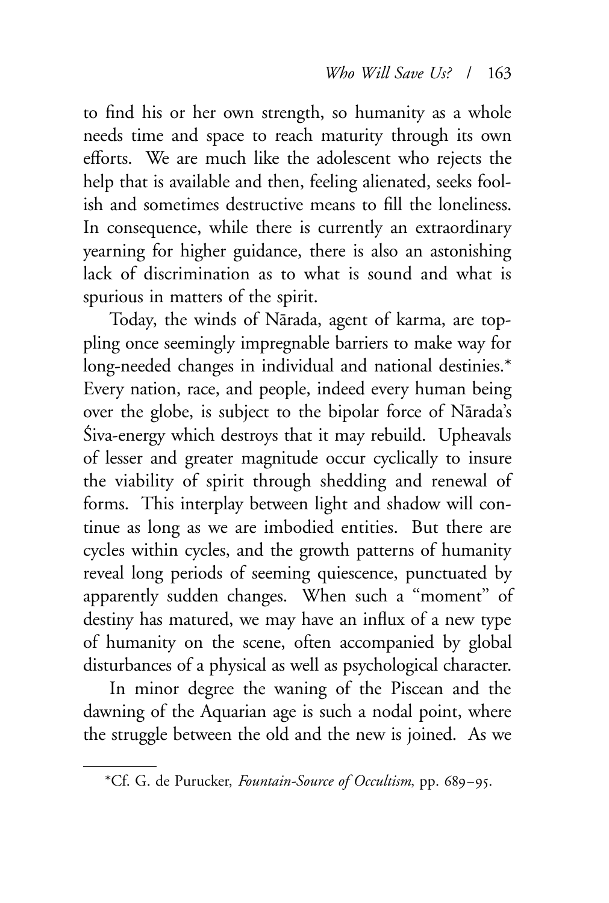to find his or her own strength, so humanity as a whole needs time and space to reach maturity through its own efforts. We are much like the adolescent who rejects the help that is available and then, feeling alienated, seeks foolish and sometimes destructive means to fill the loneliness. In consequence, while there is currently an extraordinary yearning for higher guidance, there is also an astonishing lack of discrimination as to what is sound and what is spurious in matters of the spirit.

Today, the winds of Nārada, agent of karma, are toppling once seemingly impregnable barriers to make way for long-needed changes in individual and national destinies.* Every nation, race, and people, indeed every human being over the globe, is subject to the bipolar force of Nārada's Śiva-energy which destroys that it may rebuild. Upheavals of lesser and greater magnitude occur cyclically to insure the viability of spirit through shedding and renewal of forms. This interplay between light and shadow will continue as long as we are imbodied entities. But there are cycles within cycles, and the growth patterns of humanity reveal long periods of seeming quiescence, punctuated by apparently sudden changes. When such a "moment" of destiny has matured, we may have an influx of a new type of humanity on the scene, often accompanied by global disturbances of a physical as well as psychological character.

In minor degree the waning of the Piscean and the dawning of the Aquarian age is such a nodal point, where the struggle between the old and the new is joined. As we

---

*Cf. G. de Purucker, *Fountain-Source of Occultism*, pp. 689–95.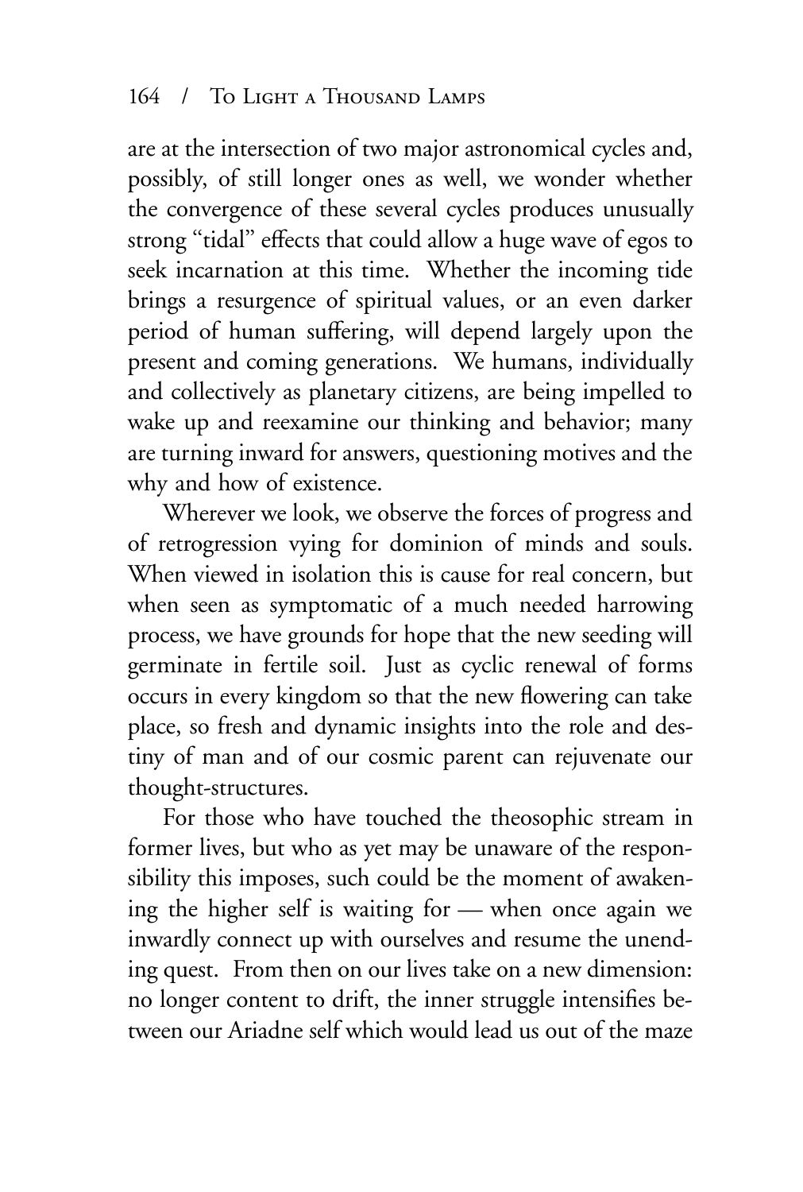are at the intersection of two major astronomical cycles and, possibly, of still longer ones as well, we wonder whether the convergence of these several cycles produces unusually strong "tidal" effects that could allow a huge wave of egos to seek incarnation at this time. Whether the incoming tide brings a resurgence of spiritual values, or an even darker period of human suffering, will depend largely upon the present and coming generations. We humans, individually and collectively as planetary citizens, are being impelled to wake up and reexamine our thinking and behavior; many are turning inward for answers, questioning motives and the why and how of existence.

Wherever we look, we observe the forces of progress and of retrogression vying for dominion of minds and souls. When viewed in isolation this is cause for real concern, but when seen as symptomatic of a much needed harrowing process, we have grounds for hope that the new seeding will germinate in fertile soil. Just as cyclic renewal of forms occurs in every kingdom so that the new flowering can take place, so fresh and dynamic insights into the role and destiny of man and of our cosmic parent can rejuvenate our thought-structures.

For those who have touched the theosophic stream in former lives, but who as yet may be unaware of the responsibility this imposes, such could be the moment of awakening the higher self is waiting for — when once again we inwardly connect up with ourselves and resume the unending quest. From then on our lives take on a new dimension: no longer content to drift, the inner struggle intensifies between our Ariadne self which would lead us out of the maze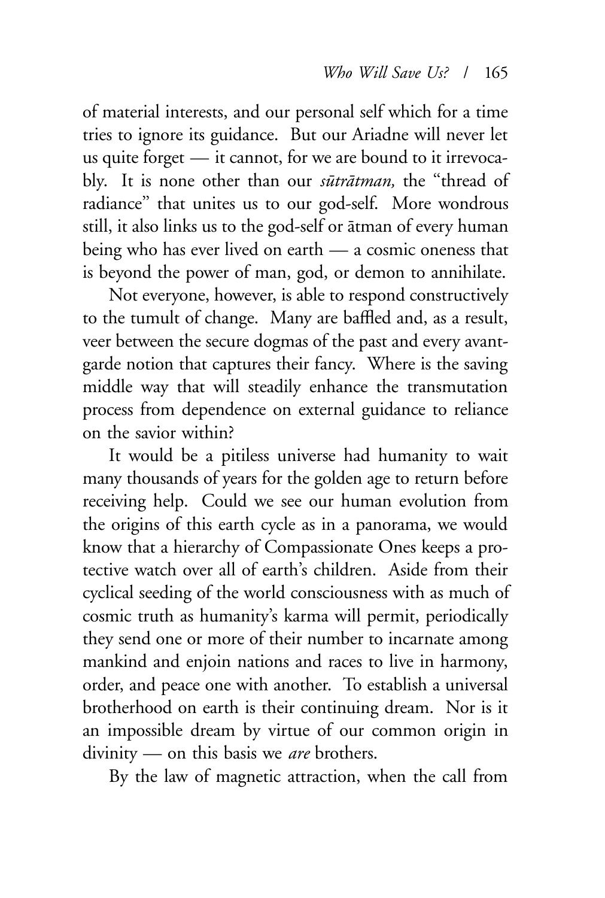of material interests, and our personal self which for a time tries to ignore its guidance. But our Ariadne will never let us quite forget — it cannot, for we are bound to it irrevocably. It is none other than our *sūtrātman,* the "thread of radiance" that unites us to our god-self. More wondrous still, it also links us to the god-self or ātman of every human being who has ever lived on earth — a cosmic oneness that is beyond the power of man, god, or demon to annihilate.

Not everyone, however, is able to respond constructively to the tumult of change. Many are baffled and, as a result, veer between the secure dogmas of the past and every avant-garde notion that captures their fancy. Where is the saving middle way that will steadily enhance the transmutation process from dependence on external guidance to reliance on the savior within?

It would be a pitiless universe had humanity to wait many thousands of years for the golden age to return before receiving help. Could we see our human evolution from the origins of this earth cycle as in a panorama, we would know that a hierarchy of Compassionate Ones keeps a protective watch over all of earth's children. Aside from their cyclical seeding of the world consciousness with as much of cosmic truth as humanity's karma will permit, periodically they send one or more of their number to incarnate among mankind and enjoin nations and races to live in harmony, order, and peace one with another. To establish a universal brotherhood on earth is their continuing dream. Nor is it an impossible dream by virtue of our common origin in divinity — on this basis we *are* brothers.

By the law of magnetic attraction, when the call from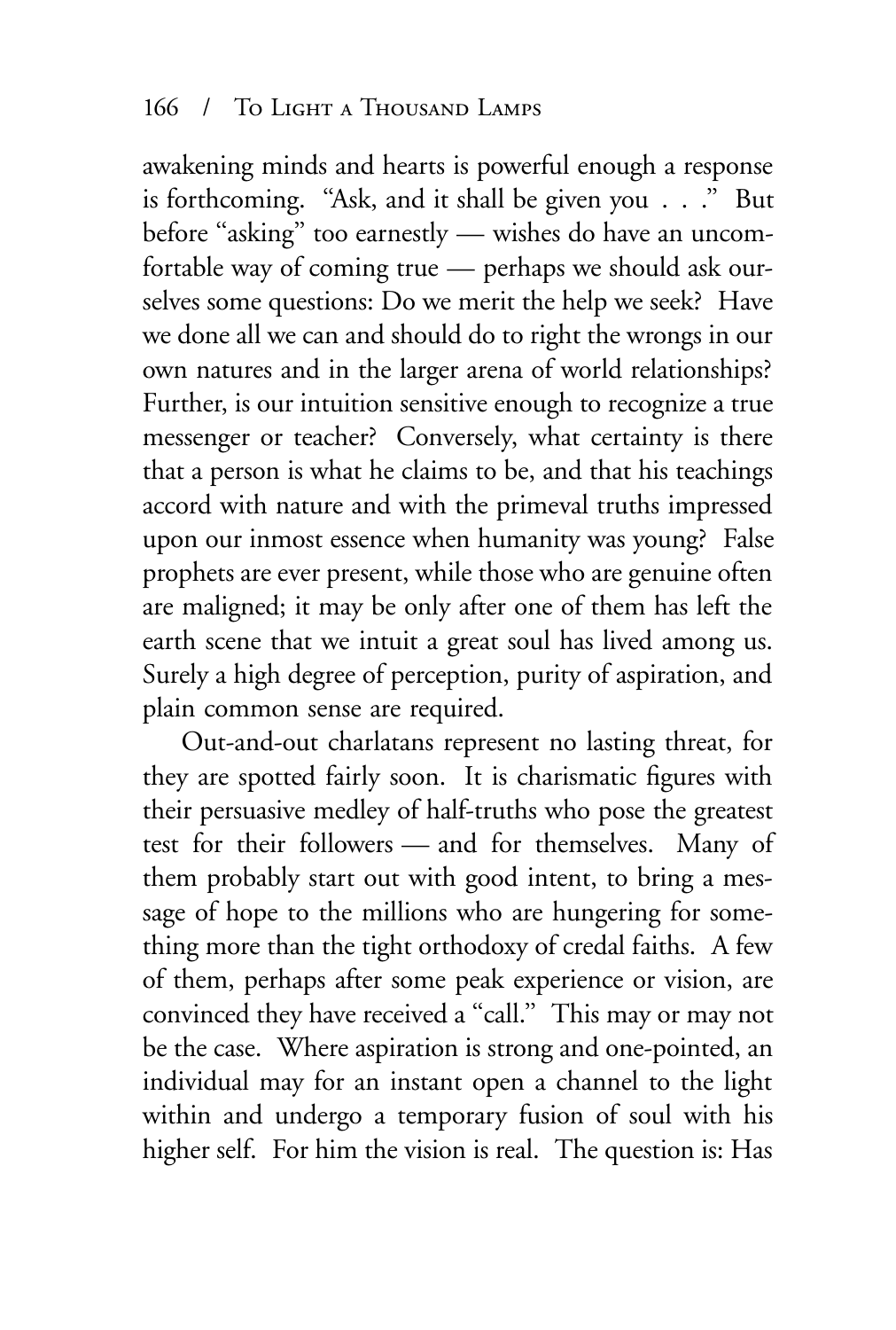awakening minds and hearts is powerful enough a response is forthcoming. "Ask, and it shall be given you . . ." But before "asking" too earnestly — wishes do have an uncomfortable way of coming true — perhaps we should ask ourselves some questions: Do we merit the help we seek? Have we done all we can and should do to right the wrongs in our own natures and in the larger arena of world relationships? Further, is our intuition sensitive enough to recognize a true messenger or teacher? Conversely, what certainty is there that a person is what he claims to be, and that his teachings accord with nature and with the primeval truths impressed upon our inmost essence when humanity was young? False prophets are ever present, while those who are genuine often are maligned; it may be only after one of them has left the earth scene that we intuit a great soul has lived among us. Surely a high degree of perception, purity of aspiration, and plain common sense are required.

Out-and-out charlatans represent no lasting threat, for they are spotted fairly soon. It is charismatic figures with their persuasive medley of half-truths who pose the greatest test for their followers — and for themselves. Many of them probably start out with good intent, to bring a message of hope to the millions who are hungering for something more than the tight orthodoxy of credal faiths. A few of them, perhaps after some peak experience or vision, are convinced they have received a "call." This may or may not be the case. Where aspiration is strong and one-pointed, an individual may for an instant open a channel to the light within and undergo a temporary fusion of soul with his higher self. For him the vision is real. The question is: Has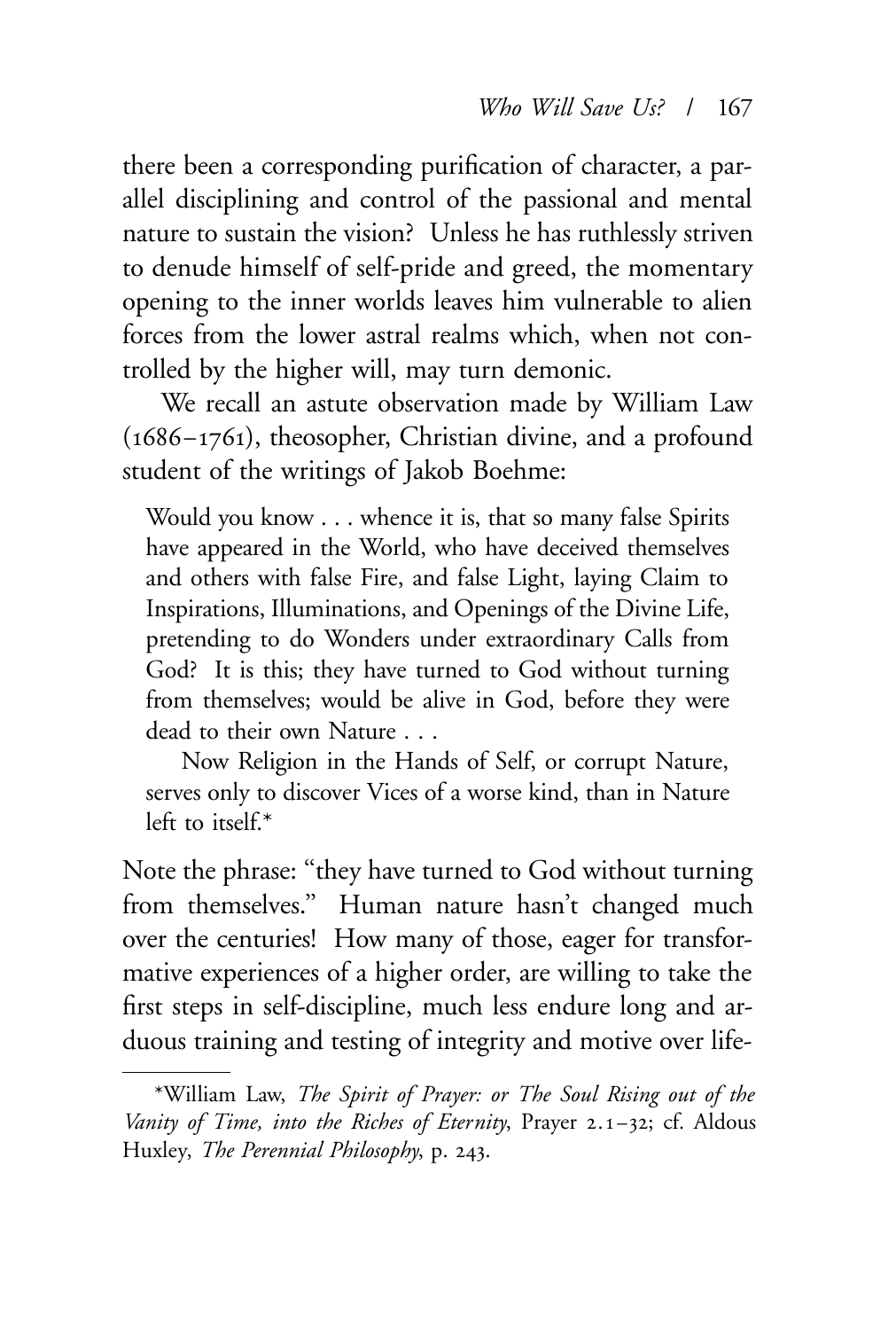there been a corresponding purification of character, a parallel disciplining and control of the passional and mental nature to sustain the vision? Unless he has ruthlessly striven to denude himself of self-pride and greed, the momentary opening to the inner worlds leaves him vulnerable to alien forces from the lower astral realms which, when not controlled by the higher will, may turn demonic.

We recall an astute observation made by William Law (1686–1761), theosopher, Christian divine, and a profound student of the writings of Jakob Boehme:

> Would you know . . . whence it is, that so many false Spirits have appeared in the World, who have deceived themselves and others with false Fire, and false Light, laying Claim to Inspirations, Illuminations, and Openings of the Divine Life, pretending to do Wonders under extraordinary Calls from God? It is this; they have turned to God without turning from themselves; would be alive in God, before they were dead to their own Nature . . .
>
> Now Religion in the Hands of Self, or corrupt Nature, serves only to discover Vices of a worse kind, than in Nature left to itself.*

Note the phrase: "they have turned to God without turning from themselves." Human nature hasn't changed much over the centuries! How many of those, eager for transformative experiences of a higher order, are willing to take the first steps in self-discipline, much less endure long and arduous training and testing of integrity and motive over life-

---

*William Law, *The Spirit of Prayer: or The Soul Rising out of the Vanity of Time, into the Riches of Eternity*, Prayer 2.1–32; cf. Aldous Huxley, *The Perennial Philosophy*, p. 243.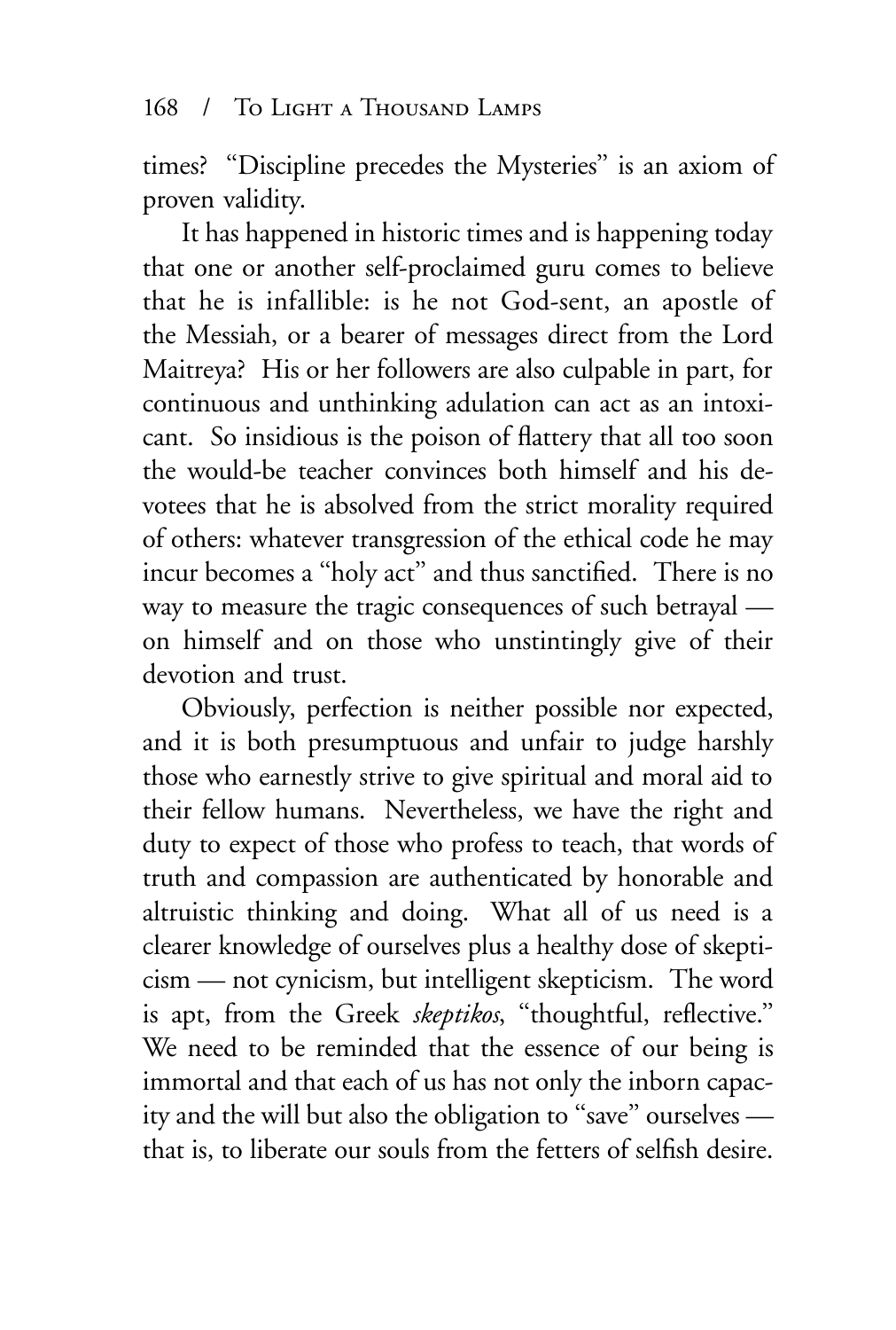times? "Discipline precedes the Mysteries" is an axiom of proven validity.

It has happened in historic times and is happening today that one or another self-proclaimed guru comes to believe that he is infallible: is he not God-sent, an apostle of the Messiah, or a bearer of messages direct from the Lord Maitreya? His or her followers are also culpable in part, for continuous and unthinking adulation can act as an intoxicant. So insidious is the poison of flattery that all too soon the would-be teacher convinces both himself and his devotees that he is absolved from the strict morality required of others: whatever transgression of the ethical code he may incur becomes a "holy act" and thus sanctified. There is no way to measure the tragic consequences of such betrayal — on himself and on those who unstintingly give of their devotion and trust.

Obviously, perfection is neither possible nor expected, and it is both presumptuous and unfair to judge harshly those who earnestly strive to give spiritual and moral aid to their fellow humans. Nevertheless, we have the right and duty to expect of those who profess to teach, that words of truth and compassion are authenticated by honorable and altruistic thinking and doing. What all of us need is a clearer knowledge of ourselves plus a healthy dose of skepticism — not cynicism, but intelligent skepticism. The word is apt, from the Greek *skeptikos*, "thoughtful, reflective." We need to be reminded that the essence of our being is immortal and that each of us has not only the inborn capacity and the will but also the obligation to "save" ourselves — that is, to liberate our souls from the fetters of selfish desire.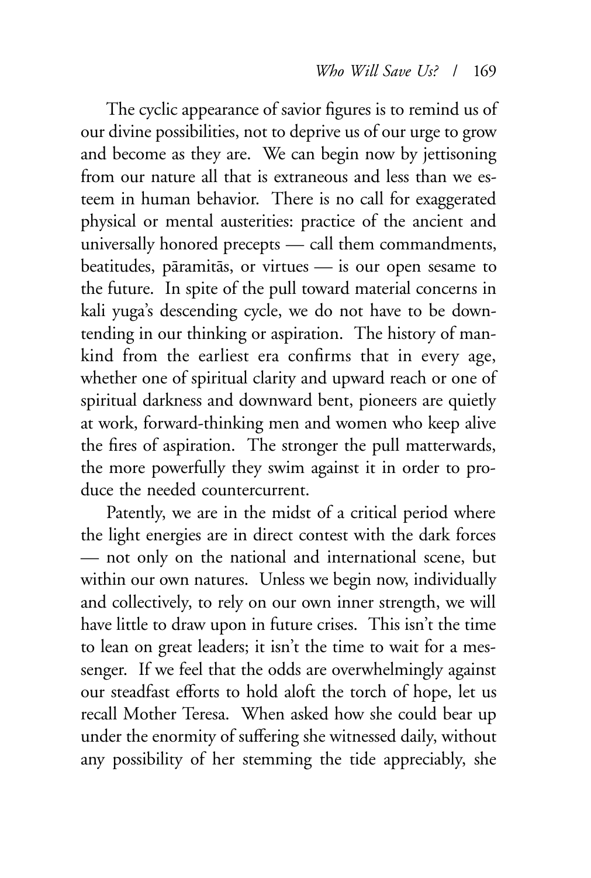The cyclic appearance of savior figures is to remind us of our divine possibilities, not to deprive us of our urge to grow and become as they are. We can begin now by jettisoning from our nature all that is extraneous and less than we esteem in human behavior. There is no call for exaggerated physical or mental austerities: practice of the ancient and universally honored precepts — call them commandments, beatitudes, pāramitās, or virtues — is our open sesame to the future. In spite of the pull toward material concerns in kali yuga's descending cycle, we do not have to be downtending in our thinking or aspiration. The history of mankind from the earliest era confirms that in every age, whether one of spiritual clarity and upward reach or one of spiritual darkness and downward bent, pioneers are quietly at work, forward-thinking men and women who keep alive the fires of aspiration. The stronger the pull matterwards, the more powerfully they swim against it in order to produce the needed countercurrent.

Patently, we are in the midst of a critical period where the light energies are in direct contest with the dark forces — not only on the national and international scene, but within our own natures. Unless we begin now, individually and collectively, to rely on our own inner strength, we will have little to draw upon in future crises. This isn't the time to lean on great leaders; it isn't the time to wait for a messenger. If we feel that the odds are overwhelmingly against our steadfast efforts to hold aloft the torch of hope, let us recall Mother Teresa. When asked how she could bear up under the enormity of suffering she witnessed daily, without any possibility of her stemming the tide appreciably, she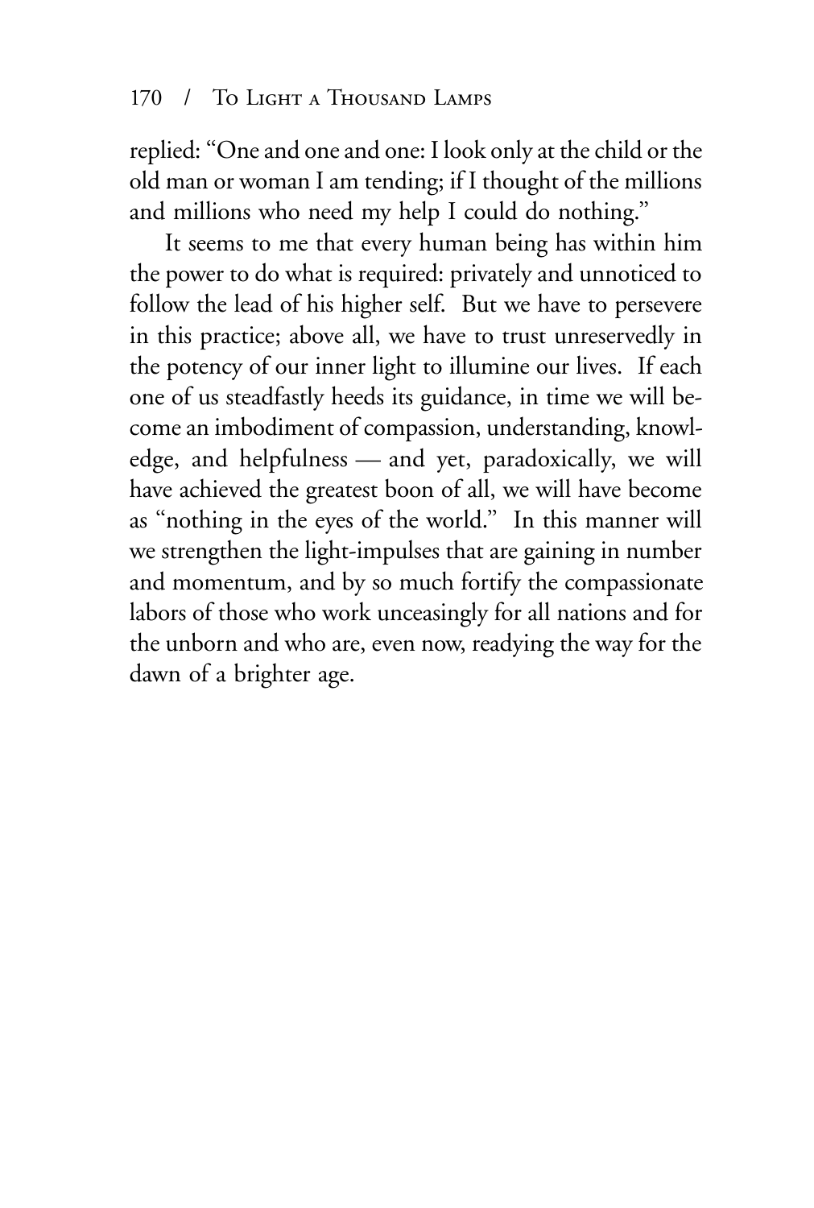replied: "One and one and one: I look only at the child or the old man or woman I am tending; if I thought of the millions and millions who need my help I could do nothing."

It seems to me that every human being has within him the power to do what is required: privately and unnoticed to follow the lead of his higher self. But we have to persevere in this practice; above all, we have to trust unreservedly in the potency of our inner light to illumine our lives. If each one of us steadfastly heeds its guidance, in time we will become an imbodiment of compassion, understanding, knowledge, and helpfulness — and yet, paradoxically, we will have achieved the greatest boon of all, we will have become as "nothing in the eyes of the world." In this manner will we strengthen the light-impulses that are gaining in number and momentum, and by so much fortify the compassionate labors of those who work unceasingly for all nations and for the unborn and who are, even now, readying the way for the dawn of a brighter age.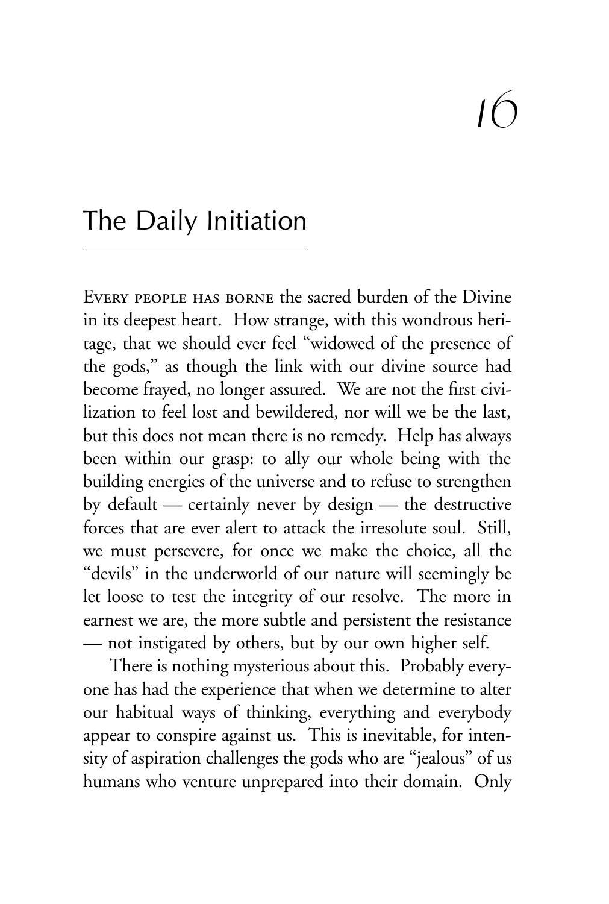# 16

## The Daily Initiation

EVERY PEOPLE HAS BORNE the sacred burden of the Divine in its deepest heart. How strange, with this wondrous heritage, that we should ever feel "widowed of the presence of the gods," as though the link with our divine source had become frayed, no longer assured. We are not the first civilization to feel lost and bewildered, nor will we be the last, but this does not mean there is no remedy. Help has always been within our grasp: to ally our whole being with the building energies of the universe and to refuse to strengthen by default — certainly never by design — the destructive forces that are ever alert to attack the irresolute soul. Still, we must persevere, for once we make the choice, all the "devils" in the underworld of our nature will seemingly be let loose to test the integrity of our resolve. The more in earnest we are, the more subtle and persistent the resistance — not instigated by others, but by our own higher self.

There is nothing mysterious about this. Probably everyone has had the experience that when we determine to alter our habitual ways of thinking, everything and everybody appear to conspire against us. This is inevitable, for intensity of aspiration challenges the gods who are "jealous" of us humans who venture unprepared into their domain. Only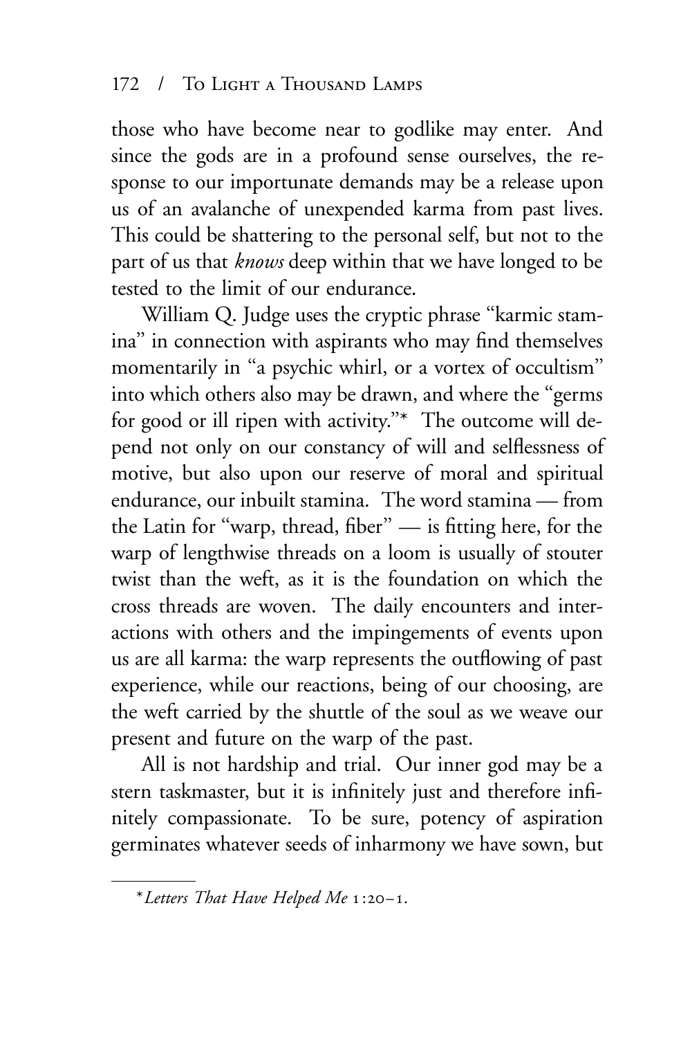those who have become near to godlike may enter. And since the gods are in a profound sense ourselves, the response to our importunate demands may be a release upon us of an avalanche of unexpended karma from past lives. This could be shattering to the personal self, but not to the part of us that *knows* deep within that we have longed to be tested to the limit of our endurance.

William Q. Judge uses the cryptic phrase "karmic stamina" in connection with aspirants who may find themselves momentarily in "a psychic whirl, or a vortex of occultism" into which others also may be drawn, and where the "germs for good or ill ripen with activity."* The outcome will depend not only on our constancy of will and selflessness of motive, but also upon our reserve of moral and spiritual endurance, our inbuilt stamina. The word stamina — from the Latin for "warp, thread, fiber" — is fitting here, for the warp of lengthwise threads on a loom is usually of stouter twist than the weft, as it is the foundation on which the cross threads are woven. The daily encounters and interactions with others and the impingements of events upon us are all karma: the warp represents the outflowing of past experience, while our reactions, being of our choosing, are the weft carried by the shuttle of the soul as we weave our present and future on the warp of the past.

All is not hardship and trial. Our inner god may be a stern taskmaster, but it is infinitely just and therefore infinitely compassionate. To be sure, potency of aspiration germinates whatever seeds of inharmony we have sown, but

---

\* *Letters That Have Helped Me* 1:20–1.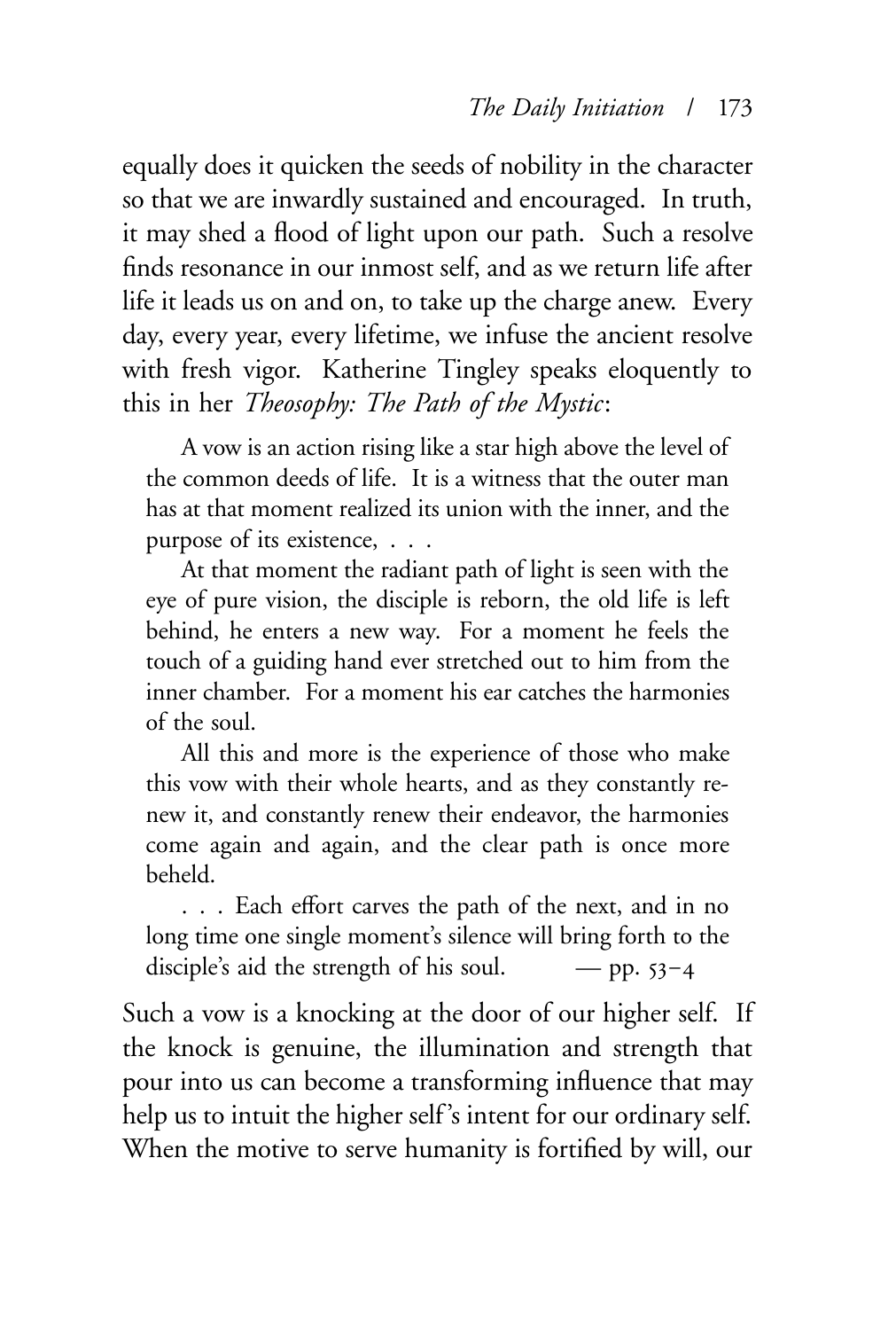equally does it quicken the seeds of nobility in the character so that we are inwardly sustained and encouraged. In truth, it may shed a flood of light upon our path. Such a resolve finds resonance in our inmost self, and as we return life after life it leads us on and on, to take up the charge anew. Every day, every year, every lifetime, we infuse the ancient resolve with fresh vigor. Katherine Tingley speaks eloquently to this in her *Theosophy: The Path of the Mystic*:

> A vow is an action rising like a star high above the level of the common deeds of life. It is a witness that the outer man has at that moment realized its union with the inner, and the purpose of its existence, . . .
>
> At that moment the radiant path of light is seen with the eye of pure vision, the disciple is reborn, the old life is left behind, he enters a new way. For a moment he feels the touch of a guiding hand ever stretched out to him from the inner chamber. For a moment his ear catches the harmonies of the soul.
>
> All this and more is the experience of those who make this vow with their whole hearts, and as they constantly renew it, and constantly renew their endeavor, the harmonies come again and again, and the clear path is once more beheld.
>
> . . . Each effort carves the path of the next, and in no long time one single moment's silence will bring forth to the disciple's aid the strength of his soul. — pp. 53–4

Such a vow is a knocking at the door of our higher self. If the knock is genuine, the illumination and strength that pour into us can become a transforming influence that may help us to intuit the higher self's intent for our ordinary self. When the motive to serve humanity is fortified by will, our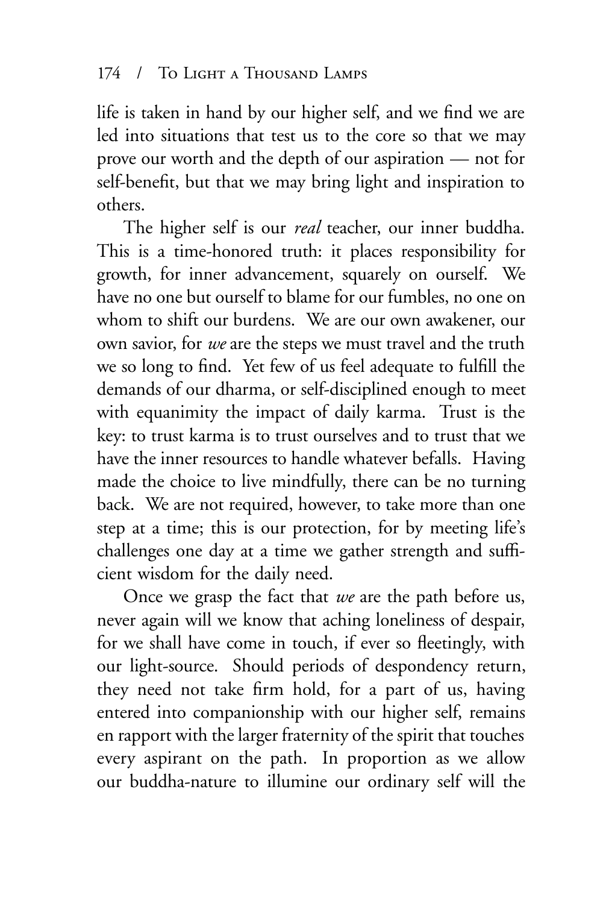life is taken in hand by our higher self, and we find we are led into situations that test us to the core so that we may prove our worth and the depth of our aspiration — not for self-benefit, but that we may bring light and inspiration to others.

The higher self is our *real* teacher, our inner buddha. This is a time-honored truth: it places responsibility for growth, for inner advancement, squarely on ourself. We have no one but ourself to blame for our fumbles, no one on whom to shift our burdens. We are our own awakener, our own savior, for *we* are the steps we must travel and the truth we so long to find. Yet few of us feel adequate to fulfill the demands of our dharma, or self-disciplined enough to meet with equanimity the impact of daily karma. Trust is the key: to trust karma is to trust ourselves and to trust that we have the inner resources to handle whatever befalls. Having made the choice to live mindfully, there can be no turning back. We are not required, however, to take more than one step at a time; this is our protection, for by meeting life's challenges one day at a time we gather strength and sufficient wisdom for the daily need.

Once we grasp the fact that *we* are the path before us, never again will we know that aching loneliness of despair, for we shall have come in touch, if ever so fleetingly, with our light-source. Should periods of despondency return, they need not take firm hold, for a part of us, having entered into companionship with our higher self, remains en rapport with the larger fraternity of the spirit that touches every aspirant on the path. In proportion as we allow our buddha-nature to illumine our ordinary self will the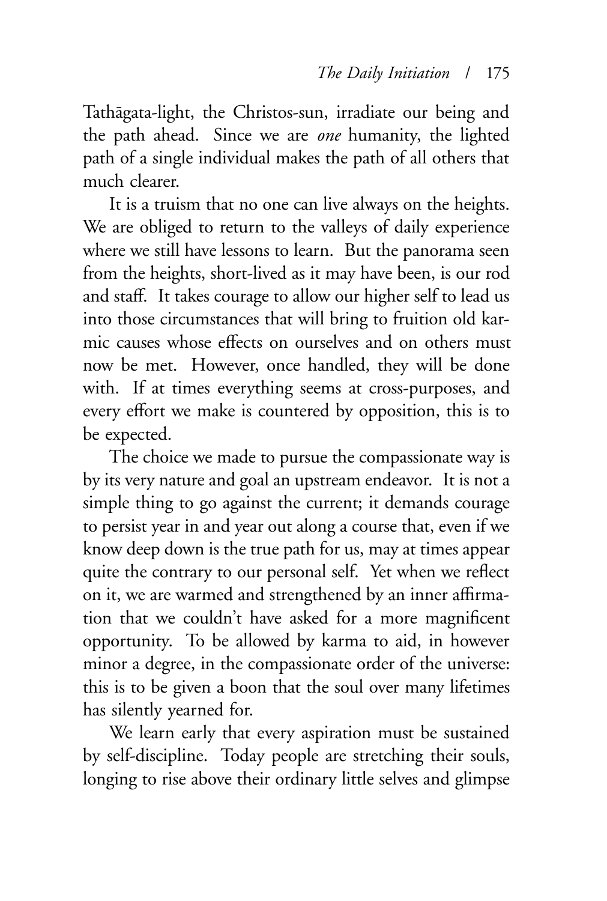Tathāgata-light, the Christos-sun, irradiate our being and the path ahead. Since we are *one* humanity, the lighted path of a single individual makes the path of all others that much clearer.

It is a truism that no one can live always on the heights. We are obliged to return to the valleys of daily experience where we still have lessons to learn. But the panorama seen from the heights, short-lived as it may have been, is our rod and staff. It takes courage to allow our higher self to lead us into those circumstances that will bring to fruition old karmic causes whose effects on ourselves and on others must now be met. However, once handled, they will be done with. If at times everything seems at cross-purposes, and every effort we make is countered by opposition, this is to be expected.

The choice we made to pursue the compassionate way is by its very nature and goal an upstream endeavor. It is not a simple thing to go against the current; it demands courage to persist year in and year out along a course that, even if we know deep down is the true path for us, may at times appear quite the contrary to our personal self. Yet when we reflect on it, we are warmed and strengthened by an inner affirmation that we couldn't have asked for a more magnificent opportunity. To be allowed by karma to aid, in however minor a degree, in the compassionate order of the universe: this is to be given a boon that the soul over many lifetimes has silently yearned for.

We learn early that every aspiration must be sustained by self-discipline. Today people are stretching their souls, longing to rise above their ordinary little selves and glimpse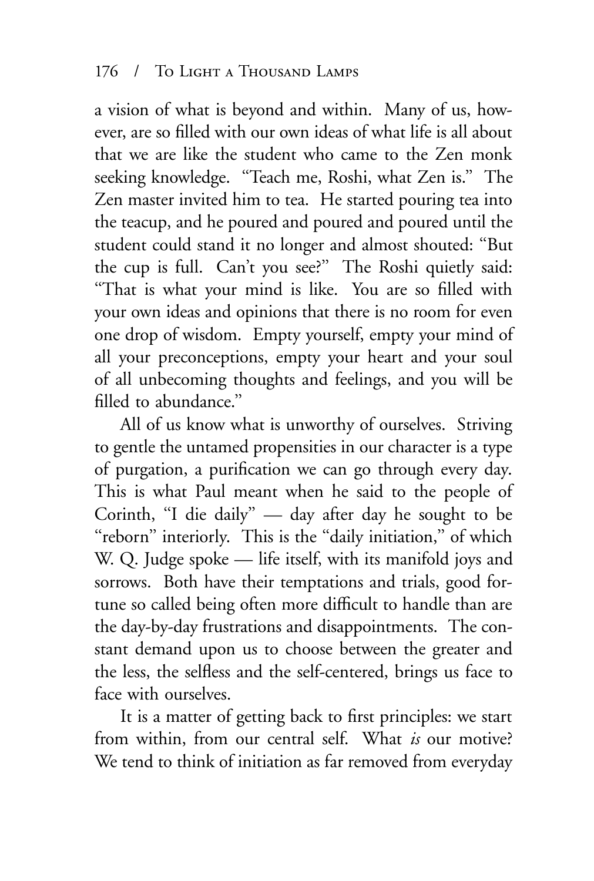a vision of what is beyond and within. Many of us, however, are so filled with our own ideas of what life is all about that we are like the student who came to the Zen monk seeking knowledge. "Teach me, Roshi, what Zen is." The Zen master invited him to tea. He started pouring tea into the teacup, and he poured and poured and poured until the student could stand it no longer and almost shouted: "But the cup is full. Can't you see?" The Roshi quietly said: "That is what your mind is like. You are so filled with your own ideas and opinions that there is no room for even one drop of wisdom. Empty yourself, empty your mind of all your preconceptions, empty your heart and your soul of all unbecoming thoughts and feelings, and you will be filled to abundance."

All of us know what is unworthy of ourselves. Striving to gentle the untamed propensities in our character is a type of purgation, a purification we can go through every day. This is what Paul meant when he said to the people of Corinth, "I die daily" — day after day he sought to be "reborn" interiorly. This is the "daily initiation," of which W. Q. Judge spoke — life itself, with its manifold joys and sorrows. Both have their temptations and trials, good fortune so called being often more difficult to handle than are the day-by-day frustrations and disappointments. The constant demand upon us to choose between the greater and the less, the selfless and the self-centered, brings us face to face with ourselves.

It is a matter of getting back to first principles: we start from within, from our central self. What *is* our motive? We tend to think of initiation as far removed from everyday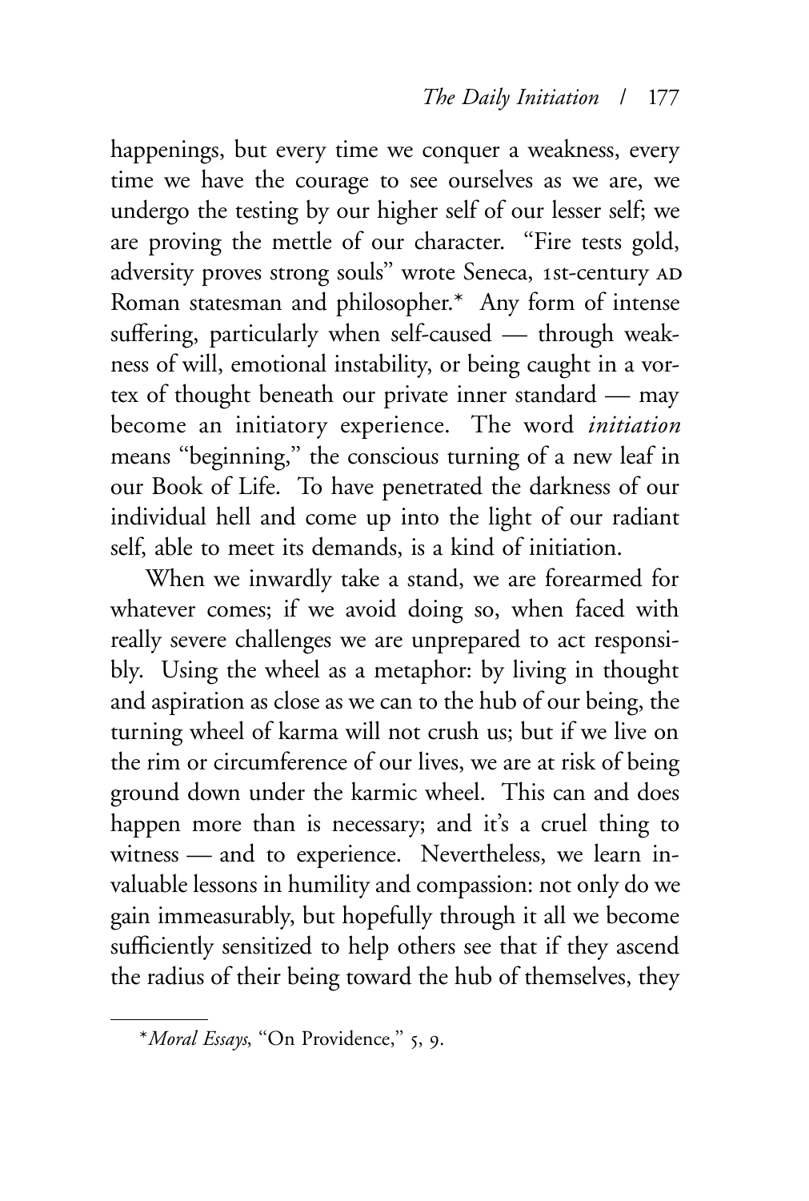happenings, but every time we conquer a weakness, every time we have the courage to see ourselves as we are, we undergo the testing by our higher self of our lesser self; we are proving the mettle of our character. "Fire tests gold, adversity proves strong souls" wrote Seneca, 1st-century AD Roman statesman and philosopher.* Any form of intense suffering, particularly when self-caused — through weakness of will, emotional instability, or being caught in a vortex of thought beneath our private inner standard — may become an initiatory experience. The word *initiation* means "beginning," the conscious turning of a new leaf in our Book of Life. To have penetrated the darkness of our individual hell and come up into the light of our radiant self, able to meet its demands, is a kind of initiation.

When we inwardly take a stand, we are forearmed for whatever comes; if we avoid doing so, when faced with really severe challenges we are unprepared to act responsibly. Using the wheel as a metaphor: by living in thought and aspiration as close as we can to the hub of our being, the turning wheel of karma will not crush us; but if we live on the rim or circumference of our lives, we are at risk of being ground down under the karmic wheel. This can and does happen more than is necessary; and it's a cruel thing to witness — and to experience. Nevertheless, we learn invaluable lessons in humility and compassion: not only do we gain immeasurably, but hopefully through it all we become sufficiently sensitized to help others see that if they ascend the radius of their being toward the hub of themselves, they

---

**Moral Essays*, "On Providence," 5, 9.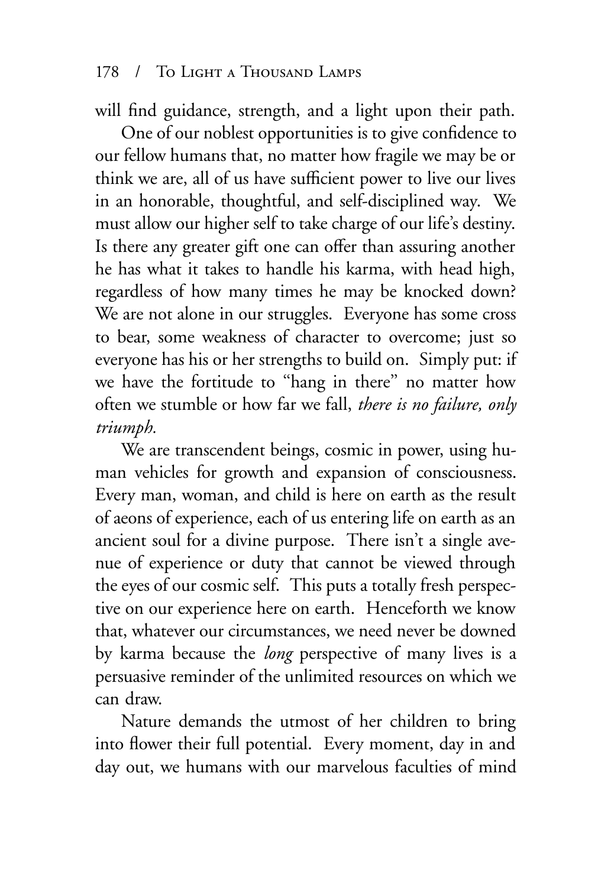will find guidance, strength, and a light upon their path.

One of our noblest opportunities is to give confidence to our fellow humans that, no matter how fragile we may be or think we are, all of us have sufficient power to live our lives in an honorable, thoughtful, and self-disciplined way. We must allow our higher self to take charge of our life's destiny. Is there any greater gift one can offer than assuring another he has what it takes to handle his karma, with head high, regardless of how many times he may be knocked down? We are not alone in our struggles. Everyone has some cross to bear, some weakness of character to overcome; just so everyone has his or her strengths to build on. Simply put: if we have the fortitude to "hang in there" no matter how often we stumble or how far we fall, *there is no failure, only triumph.*

We are transcendent beings, cosmic in power, using human vehicles for growth and expansion of consciousness. Every man, woman, and child is here on earth as the result of aeons of experience, each of us entering life on earth as an ancient soul for a divine purpose. There isn't a single avenue of experience or duty that cannot be viewed through the eyes of our cosmic self. This puts a totally fresh perspective on our experience here on earth. Henceforth we know that, whatever our circumstances, we need never be downed by karma because the *long* perspective of many lives is a persuasive reminder of the unlimited resources on which we can draw.

Nature demands the utmost of her children to bring into flower their full potential. Every moment, day in and day out, we humans with our marvelous faculties of mind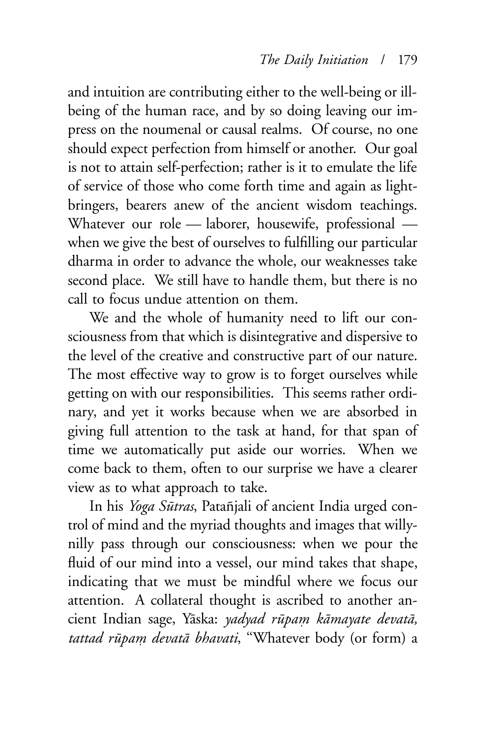and intuition are contributing either to the well-being or ill-being of the human race, and by so doing leaving our impress on the noumenal or causal realms. Of course, no one should expect perfection from himself or another. Our goal is not to attain self-perfection; rather is it to emulate the life of service of those who come forth time and again as light-bringers, bearers anew of the ancient wisdom teachings. Whatever our role — laborer, housewife, professional — when we give the best of ourselves to fulfilling our particular dharma in order to advance the whole, our weaknesses take second place. We still have to handle them, but there is no call to focus undue attention on them.

We and the whole of humanity need to lift our consciousness from that which is disintegrative and dispersive to the level of the creative and constructive part of our nature. The most effective way to grow is to forget ourselves while getting on with our responsibilities. This seems rather ordinary, and yet it works because when we are absorbed in giving full attention to the task at hand, for that span of time we automatically put aside our worries. When we come back to them, often to our surprise we have a clearer view as to what approach to take.

In his *Yoga Sūtras*, Patañjali of ancient India urged control of mind and the myriad thoughts and images that willy-nilly pass through our consciousness: when we pour the fluid of our mind into a vessel, our mind takes that shape, indicating that we must be mindful where we focus our attention. A collateral thought is ascribed to another ancient Indian sage, Yāska: *yadyad rūpaṃ kāmayate devatā, tattad rūpaṃ devatā bhavati*, "Whatever body (or form) a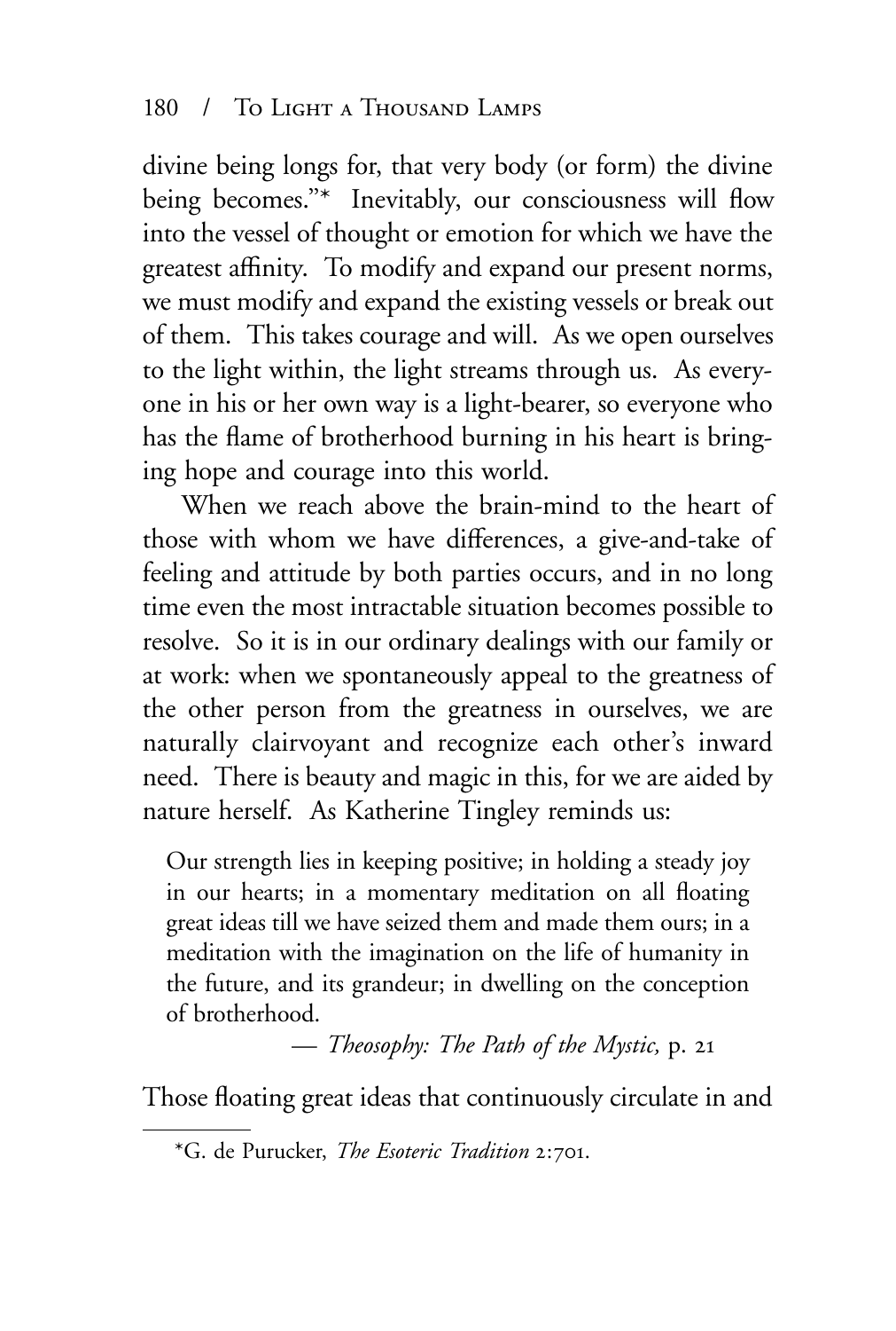divine being longs for, that very body (or form) the divine being becomes."* Inevitably, our consciousness will flow into the vessel of thought or emotion for which we have the greatest affinity. To modify and expand our present norms, we must modify and expand the existing vessels or break out of them. This takes courage and will. As we open ourselves to the light within, the light streams through us. As everyone in his or her own way is a light-bearer, so everyone who has the flame of brotherhood burning in his heart is bringing hope and courage into this world.

When we reach above the brain-mind to the heart of those with whom we have differences, a give-and-take of feeling and attitude by both parties occurs, and in no long time even the most intractable situation becomes possible to resolve. So it is in our ordinary dealings with our family or at work: when we spontaneously appeal to the greatness of the other person from the greatness in ourselves, we are naturally clairvoyant and recognize each other's inward need. There is beauty and magic in this, for we are aided by nature herself. As Katherine Tingley reminds us:

> Our strength lies in keeping positive; in holding a steady joy in our hearts; in a momentary meditation on all floating great ideas till we have seized them and made them ours; in a meditation with the imagination on the life of humanity in the future, and its grandeur; in dwelling on the conception of brotherhood.
>
> — *Theosophy: The Path of the Mystic,* p. 21

Those floating great ideas that continuously circulate in and

---

*G. de Purucker, *The Esoteric Tradition* 2:701.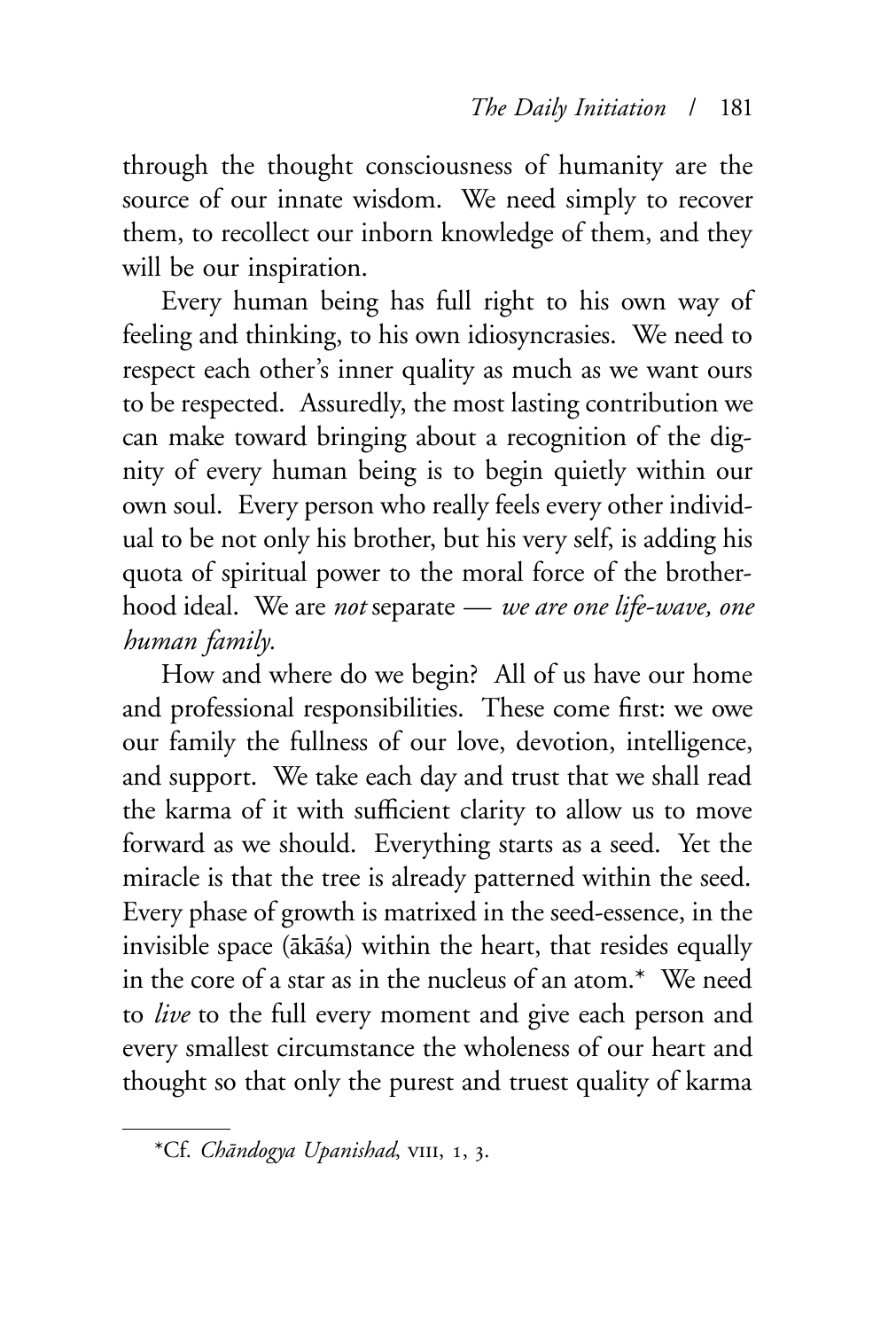through the thought consciousness of humanity are the source of our innate wisdom. We need simply to recover them, to recollect our inborn knowledge of them, and they will be our inspiration.

Every human being has full right to his own way of feeling and thinking, to his own idiosyncrasies. We need to respect each other's inner quality as much as we want ours to be respected. Assuredly, the most lasting contribution we can make toward bringing about a recognition of the dignity of every human being is to begin quietly within our own soul. Every person who really feels every other individual to be not only his brother, but his very self, is adding his quota of spiritual power to the moral force of the brotherhood ideal. We are *not* separate — *we are one life-wave, one human family.*

How and where do we begin? All of us have our home and professional responsibilities. These come first: we owe our family the fullness of our love, devotion, intelligence, and support. We take each day and trust that we shall read the karma of it with sufficient clarity to allow us to move forward as we should. Everything starts as a seed. Yet the miracle is that the tree is already patterned within the seed. Every phase of growth is matrixed in the seed-essence, in the invisible space (ākāśa) within the heart, that resides equally in the core of a star as in the nucleus of an atom.* We need to *live* to the full every moment and give each person and every smallest circumstance the wholeness of our heart and thought so that only the purest and truest quality of karma

---

*Cf. *Chāndogya Upanishad*, VIII, 1, 3.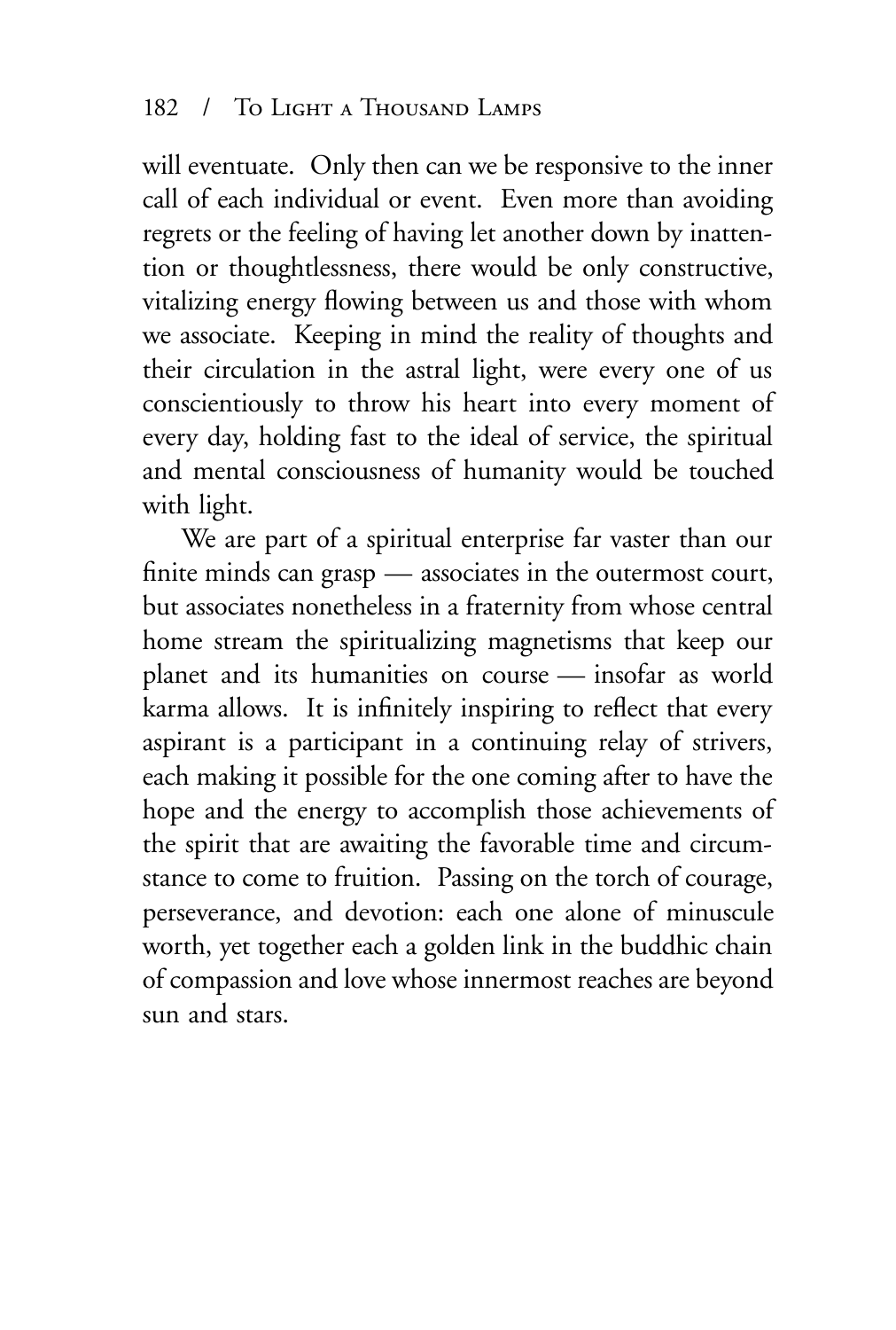will eventuate. Only then can we be responsive to the inner call of each individual or event. Even more than avoiding regrets or the feeling of having let another down by inattention or thoughtlessness, there would be only constructive, vitalizing energy flowing between us and those with whom we associate. Keeping in mind the reality of thoughts and their circulation in the astral light, were every one of us conscientiously to throw his heart into every moment of every day, holding fast to the ideal of service, the spiritual and mental consciousness of humanity would be touched with light.

We are part of a spiritual enterprise far vaster than our finite minds can grasp — associates in the outermost court, but associates nonetheless in a fraternity from whose central home stream the spiritualizing magnetisms that keep our planet and its humanities on course — insofar as world karma allows. It is infinitely inspiring to reflect that every aspirant is a participant in a continuing relay of strivers, each making it possible for the one coming after to have the hope and the energy to accomplish those achievements of the spirit that are awaiting the favorable time and circumstance to come to fruition. Passing on the torch of courage, perseverance, and devotion: each one alone of minuscule worth, yet together each a golden link in the buddhic chain of compassion and love whose innermost reaches are beyond sun and stars.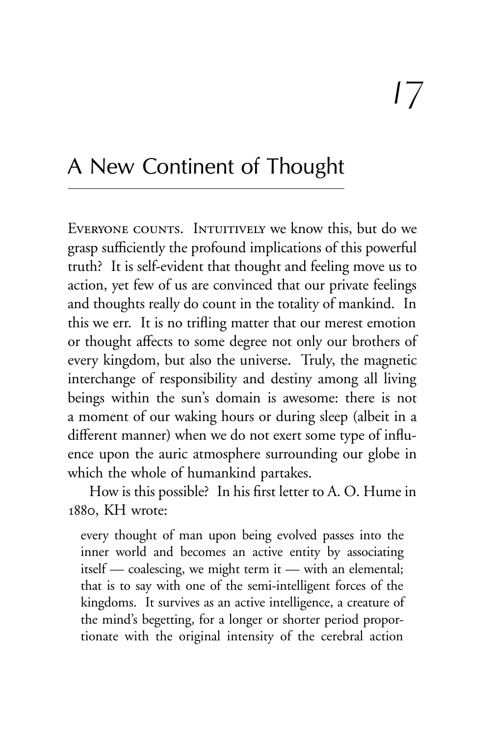# 17

## A New Continent of Thought

Everyone counts. Intuitively we know this, but do we grasp sufficiently the profound implications of this powerful truth? It is self-evident that thought and feeling move us to action, yet few of us are convinced that our private feelings and thoughts really do count in the totality of mankind. In this we err. It is no trifling matter that our merest emotion or thought affects to some degree not only our brothers of every kingdom, but also the universe. Truly, the magnetic interchange of responsibility and destiny among all living beings within the sun's domain is awesome: there is not a moment of our waking hours or during sleep (albeit in a different manner) when we do not exert some type of influence upon the auric atmosphere surrounding our globe in which the whole of humankind partakes.

How is this possible? In his first letter to A. O. Hume in 1880, KH wrote:

> every thought of man upon being evolved passes into the inner world and becomes an active entity by associating itself — coalescing, we might term it — with an elemental; that is to say with one of the semi-intelligent forces of the kingdoms. It survives as an active intelligence, a creature of the mind's begetting, for a longer or shorter period proportionate with the original intensity of the cerebral action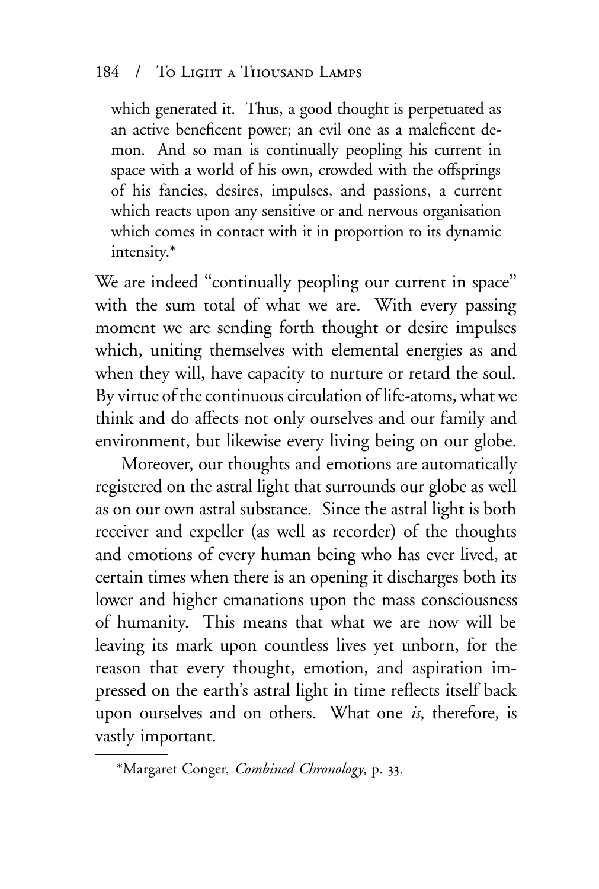> which generated it. Thus, a good thought is perpetuated as an active beneficent power; an evil one as a maleficent demon. And so man is continually peopling his current in space with a world of his own, crowded with the offsprings of his fancies, desires, impulses, and passions, a current which reacts upon any sensitive or and nervous organisation which comes in contact with it in proportion to its dynamic intensity.*

We are indeed "continually peopling our current in space" with the sum total of what we are. With every passing moment we are sending forth thought or desire impulses which, uniting themselves with elemental energies as and when they will, have capacity to nurture or retard the soul. By virtue of the continuous circulation of life-atoms, what we think and do affects not only ourselves and our family and environment, but likewise every living being on our globe.

Moreover, our thoughts and emotions are automatically registered on the astral light that surrounds our globe as well as on our own astral substance. Since the astral light is both receiver and expeller (as well as recorder) of the thoughts and emotions of every human being who has ever lived, at certain times when there is an opening it discharges both its lower and higher emanations upon the mass consciousness of humanity. This means that what we are now will be leaving its mark upon countless lives yet unborn, for the reason that every thought, emotion, and aspiration impressed on the earth's astral light in time reflects itself back upon ourselves and on others. What one *is*, therefore, is vastly important.

---

*Margaret Conger, *Combined Chronology*, p. 33.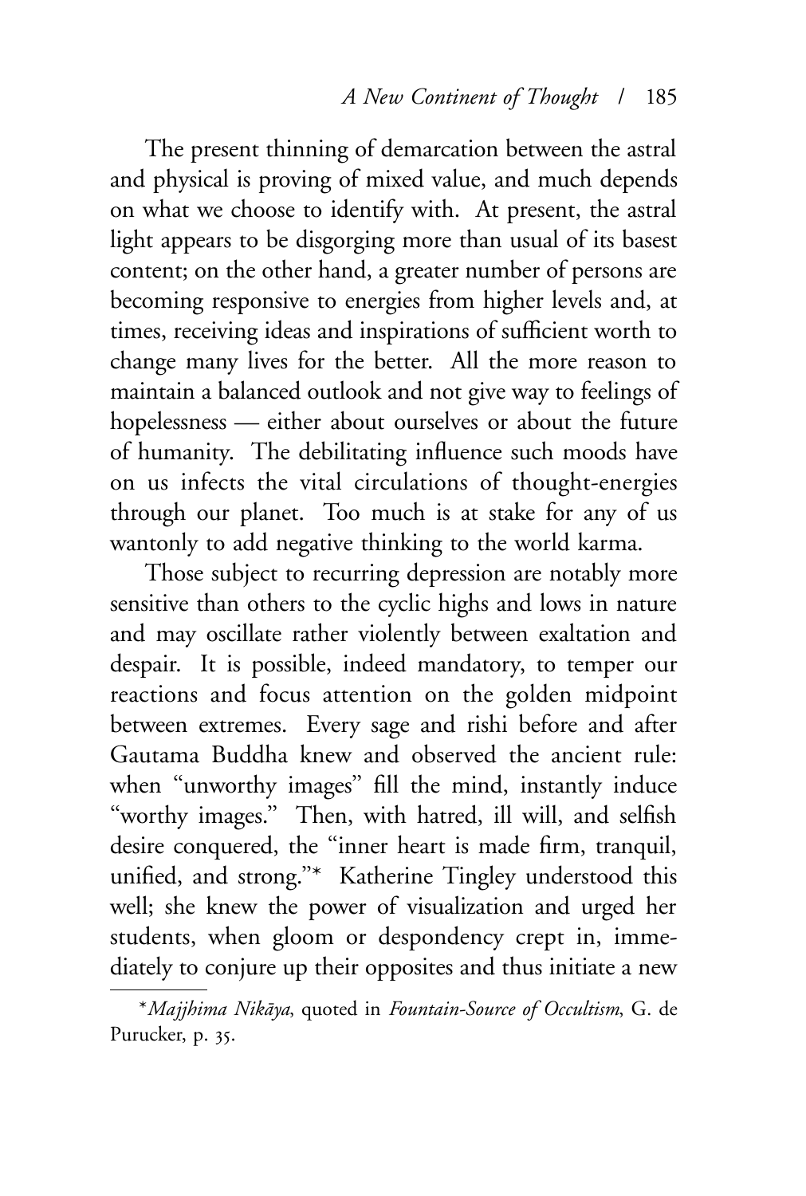The present thinning of demarcation between the astral and physical is proving of mixed value, and much depends on what we choose to identify with. At present, the astral light appears to be disgorging more than usual of its basest content; on the other hand, a greater number of persons are becoming responsive to energies from higher levels and, at times, receiving ideas and inspirations of sufficient worth to change many lives for the better. All the more reason to maintain a balanced outlook and not give way to feelings of hopelessness — either about ourselves or about the future of humanity. The debilitating influence such moods have on us infects the vital circulations of thought-energies through our planet. Too much is at stake for any of us wantonly to add negative thinking to the world karma.

Those subject to recurring depression are notably more sensitive than others to the cyclic highs and lows in nature and may oscillate rather violently between exaltation and despair. It is possible, indeed mandatory, to temper our reactions and focus attention on the golden midpoint between extremes. Every sage and rishi before and after Gautama Buddha knew and observed the ancient rule: when "unworthy images" fill the mind, instantly induce "worthy images." Then, with hatred, ill will, and selfish desire conquered, the "inner heart is made firm, tranquil, unified, and strong."* Katherine Tingley understood this well; she knew the power of visualization and urged her students, when gloom or despondency crept in, immediately to conjure up their opposites and thus initiate a new

*\**Majjhima Nikāya*, quoted in *Fountain-Source of Occultism*, G. de Purucker, p. 35.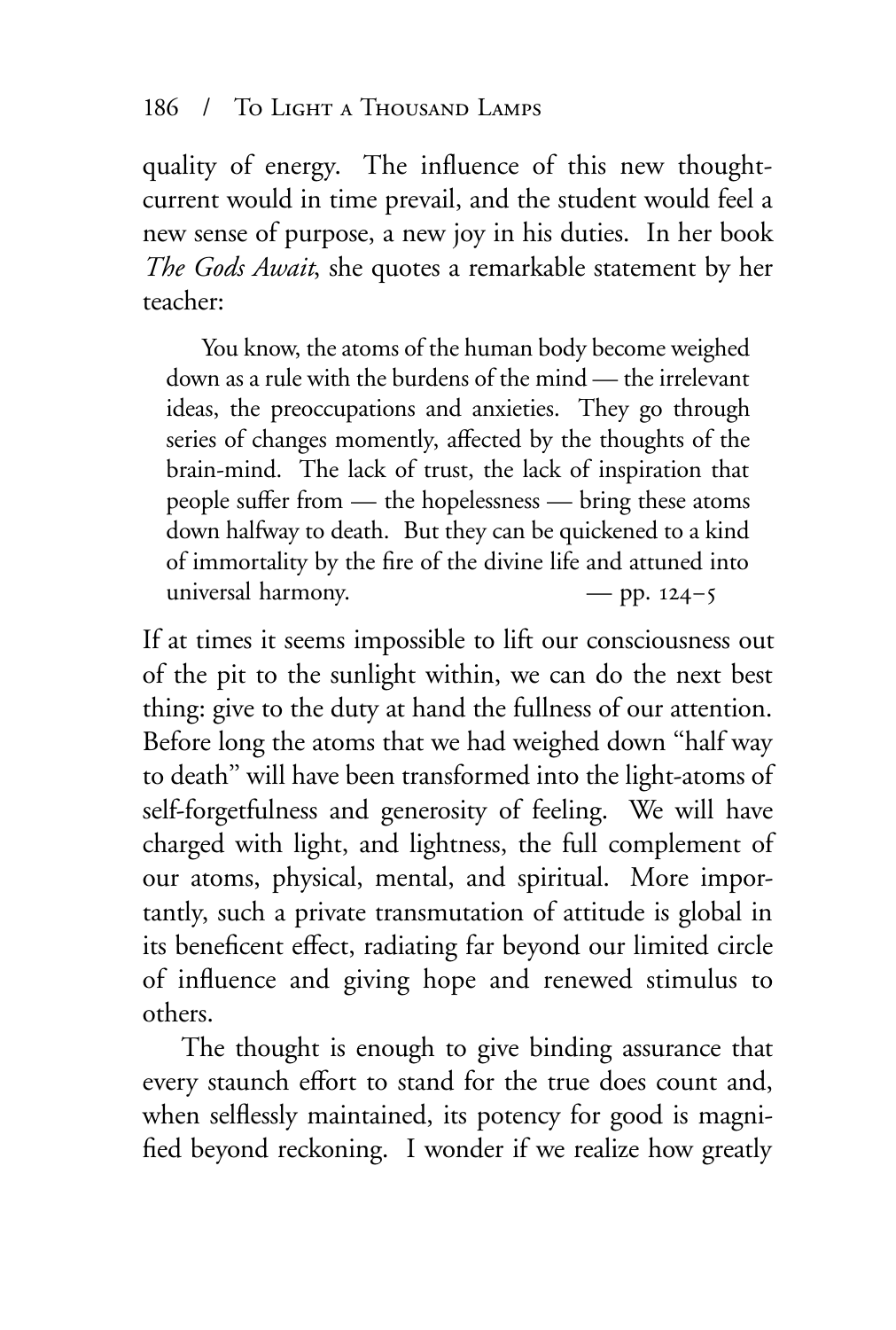quality of energy. The influence of this new thought-current would in time prevail, and the student would feel a new sense of purpose, a new joy in his duties. In her book *The Gods Await*, she quotes a remarkable statement by her teacher:

> You know, the atoms of the human body become weighed down as a rule with the burdens of the mind — the irrelevant ideas, the preoccupations and anxieties. They go through series of changes momently, affected by the thoughts of the brain-mind. The lack of trust, the lack of inspiration that people suffer from — the hopelessness — bring these atoms down halfway to death. But they can be quickened to a kind of immortality by the fire of the divine life and attuned into universal harmony. — pp. 124–5

If at times it seems impossible to lift our consciousness out of the pit to the sunlight within, we can do the next best thing: give to the duty at hand the fullness of our attention. Before long the atoms that we had weighed down "half way to death" will have been transformed into the light-atoms of self-forgetfulness and generosity of feeling. We will have charged with light, and lightness, the full complement of our atoms, physical, mental, and spiritual. More importantly, such a private transmutation of attitude is global in its beneficent effect, radiating far beyond our limited circle of influence and giving hope and renewed stimulus to others.

The thought is enough to give binding assurance that every staunch effort to stand for the true does count and, when selflessly maintained, its potency for good is magnified beyond reckoning. I wonder if we realize how greatly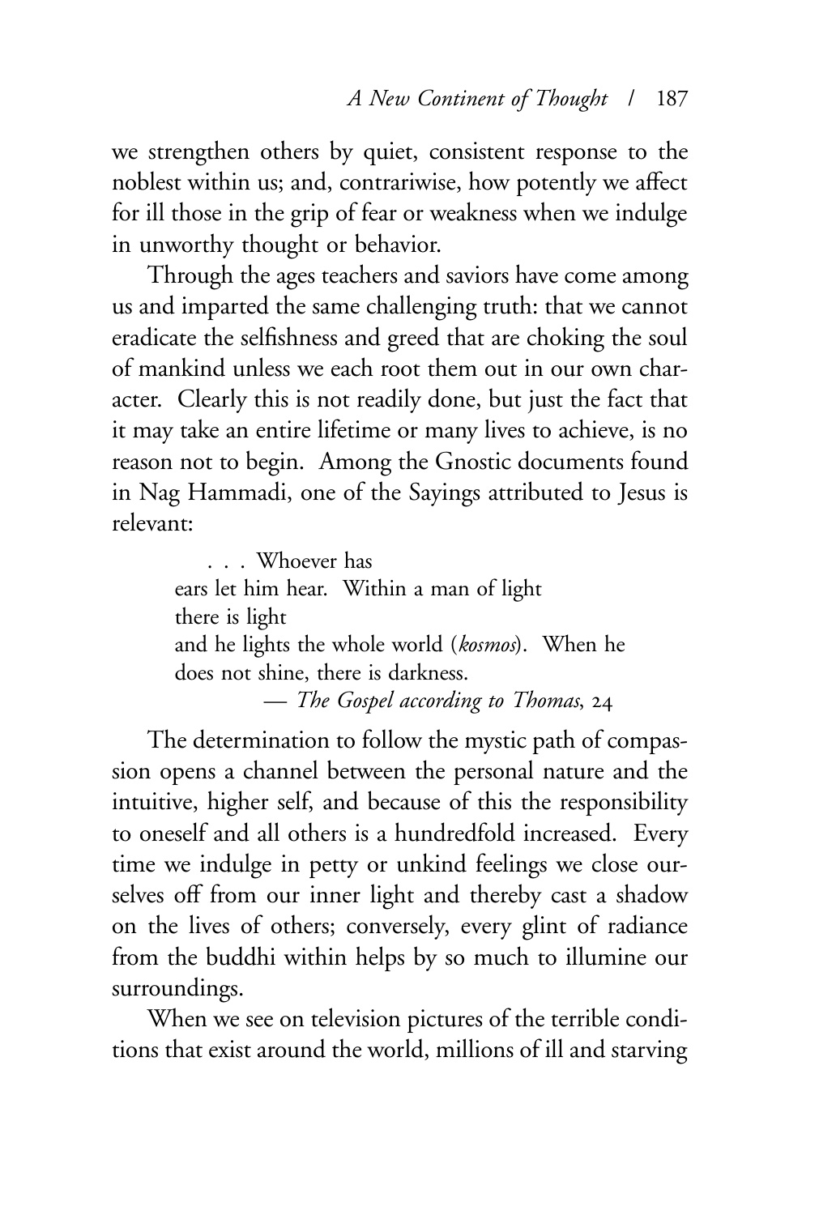we strengthen others by quiet, consistent response to the noblest within us; and, contrariwise, how potently we affect for ill those in the grip of fear or weakness when we indulge in unworthy thought or behavior.

Through the ages teachers and saviors have come among us and imparted the same challenging truth: that we cannot eradicate the selfishness and greed that are choking the soul of mankind unless we each root them out in our own character. Clearly this is not readily done, but just the fact that it may take an entire lifetime or many lives to achieve, is no reason not to begin. Among the Gnostic documents found in Nag Hammadi, one of the Sayings attributed to Jesus is relevant:

> . . . Whoever has
> ears let him hear. Within a man of light
> there is light
> and he lights the whole world (*kosmos*). When he
> does not shine, there is darkness.
>
> — *The Gospel according to Thomas*, 24

The determination to follow the mystic path of compassion opens a channel between the personal nature and the intuitive, higher self, and because of this the responsibility to oneself and all others is a hundredfold increased. Every time we indulge in petty or unkind feelings we close ourselves off from our inner light and thereby cast a shadow on the lives of others; conversely, every glint of radiance from the buddhi within helps by so much to illumine our surroundings.

When we see on television pictures of the terrible conditions that exist around the world, millions of ill and starving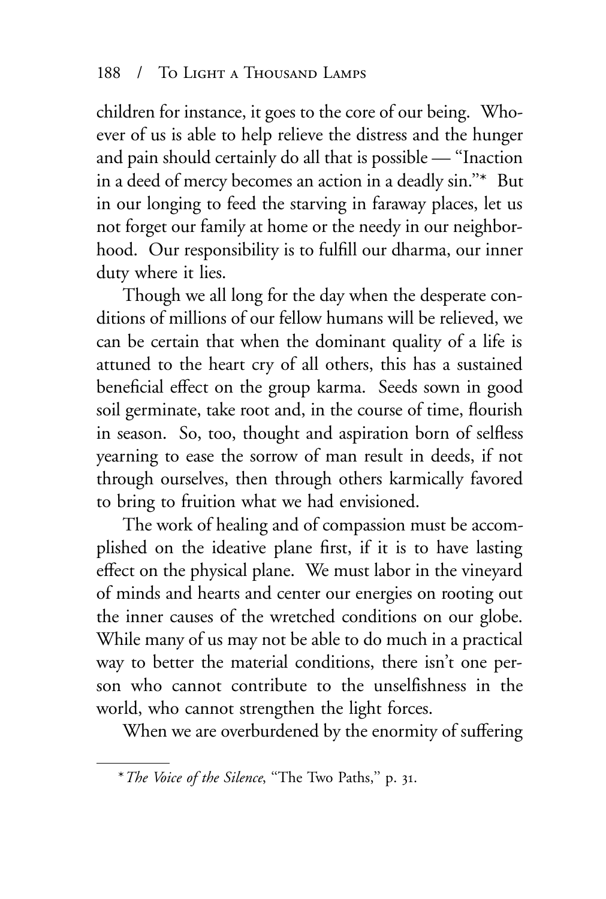children for instance, it goes to the core of our being. Whoever of us is able to help relieve the distress and the hunger and pain should certainly do all that is possible — "Inaction in a deed of mercy becomes an action in a deadly sin."* But in our longing to feed the starving in faraway places, let us not forget our family at home or the needy in our neighborhood. Our responsibility is to fulfill our dharma, our inner duty where it lies.

Though we all long for the day when the desperate conditions of millions of our fellow humans will be relieved, we can be certain that when the dominant quality of a life is attuned to the heart cry of all others, this has a sustained beneficial effect on the group karma. Seeds sown in good soil germinate, take root and, in the course of time, flourish in season. So, too, thought and aspiration born of selfless yearning to ease the sorrow of man result in deeds, if not through ourselves, then through others karmically favored to bring to fruition what we had envisioned.

The work of healing and of compassion must be accomplished on the ideative plane first, if it is to have lasting effect on the physical plane. We must labor in the vineyard of minds and hearts and center our energies on rooting out the inner causes of the wretched conditions on our globe. While many of us may not be able to do much in a practical way to better the material conditions, there isn't one person who cannot contribute to the unselfishness in the world, who cannot strengthen the light forces.

When we are overburdened by the enormity of suffering

---

* *The Voice of the Silence*, "The Two Paths," p. 31.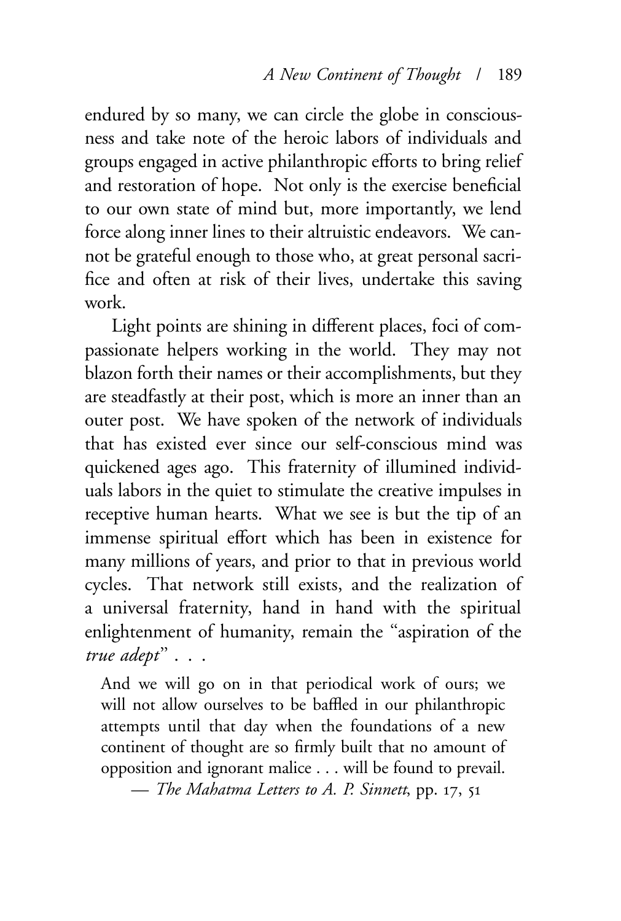endured by so many, we can circle the globe in consciousness and take note of the heroic labors of individuals and groups engaged in active philanthropic efforts to bring relief and restoration of hope. Not only is the exercise beneficial to our own state of mind but, more importantly, we lend force along inner lines to their altruistic endeavors. We cannot be grateful enough to those who, at great personal sacrifice and often at risk of their lives, undertake this saving work.

Light points are shining in different places, foci of compassionate helpers working in the world. They may not blazon forth their names or their accomplishments, but they are steadfastly at their post, which is more an inner than an outer post. We have spoken of the network of individuals that has existed ever since our self-conscious mind was quickened ages ago. This fraternity of illumined individuals labors in the quiet to stimulate the creative impulses in receptive human hearts. What we see is but the tip of an immense spiritual effort which has been in existence for many millions of years, and prior to that in previous world cycles. That network still exists, and the realization of a universal fraternity, hand in hand with the spiritual enlightenment of humanity, remain the "aspiration of the *true adept*" . . .

> And we will go on in that periodical work of ours; we will not allow ourselves to be baffled in our philanthropic attempts until that day when the foundations of a new continent of thought are so firmly built that no amount of opposition and ignorant malice . . . will be found to prevail.
>
> — *The Mahatma Letters to A. P. Sinnett*, pp. 17, 51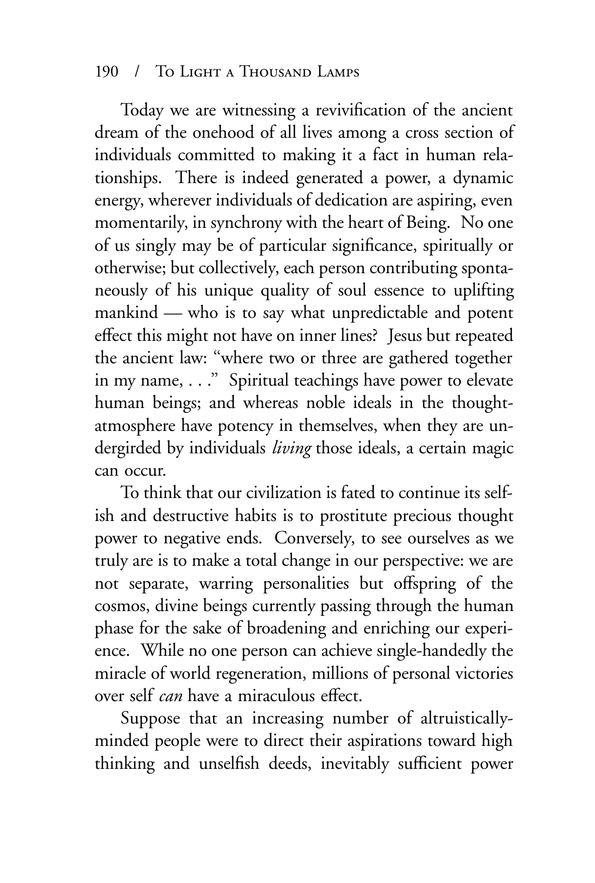Today we are witnessing a revivification of the ancient dream of the onehood of all lives among a cross section of individuals committed to making it a fact in human relationships. There is indeed generated a power, a dynamic energy, wherever individuals of dedication are aspiring, even momentarily, in synchrony with the heart of Being. No one of us singly may be of particular significance, spiritually or otherwise; but collectively, each person contributing spontaneously of his unique quality of soul essence to uplifting mankind — who is to say what unpredictable and potent effect this might not have on inner lines? Jesus but repeated the ancient law: "where two or three are gathered together in my name, . . ." Spiritual teachings have power to elevate human beings; and whereas noble ideals in the thought-atmosphere have potency in themselves, when they are undergirded by individuals *living* those ideals, a certain magic can occur.

To think that our civilization is fated to continue its selfish and destructive habits is to prostitute precious thought power to negative ends. Conversely, to see ourselves as we truly are is to make a total change in our perspective: we are not separate, warring personalities but offspring of the cosmos, divine beings currently passing through the human phase for the sake of broadening and enriching our experience. While no one person can achieve single-handedly the miracle of world regeneration, millions of personal victories over self *can* have a miraculous effect.

Suppose that an increasing number of altruistically-minded people were to direct their aspirations toward high thinking and unselfish deeds, inevitably sufficient power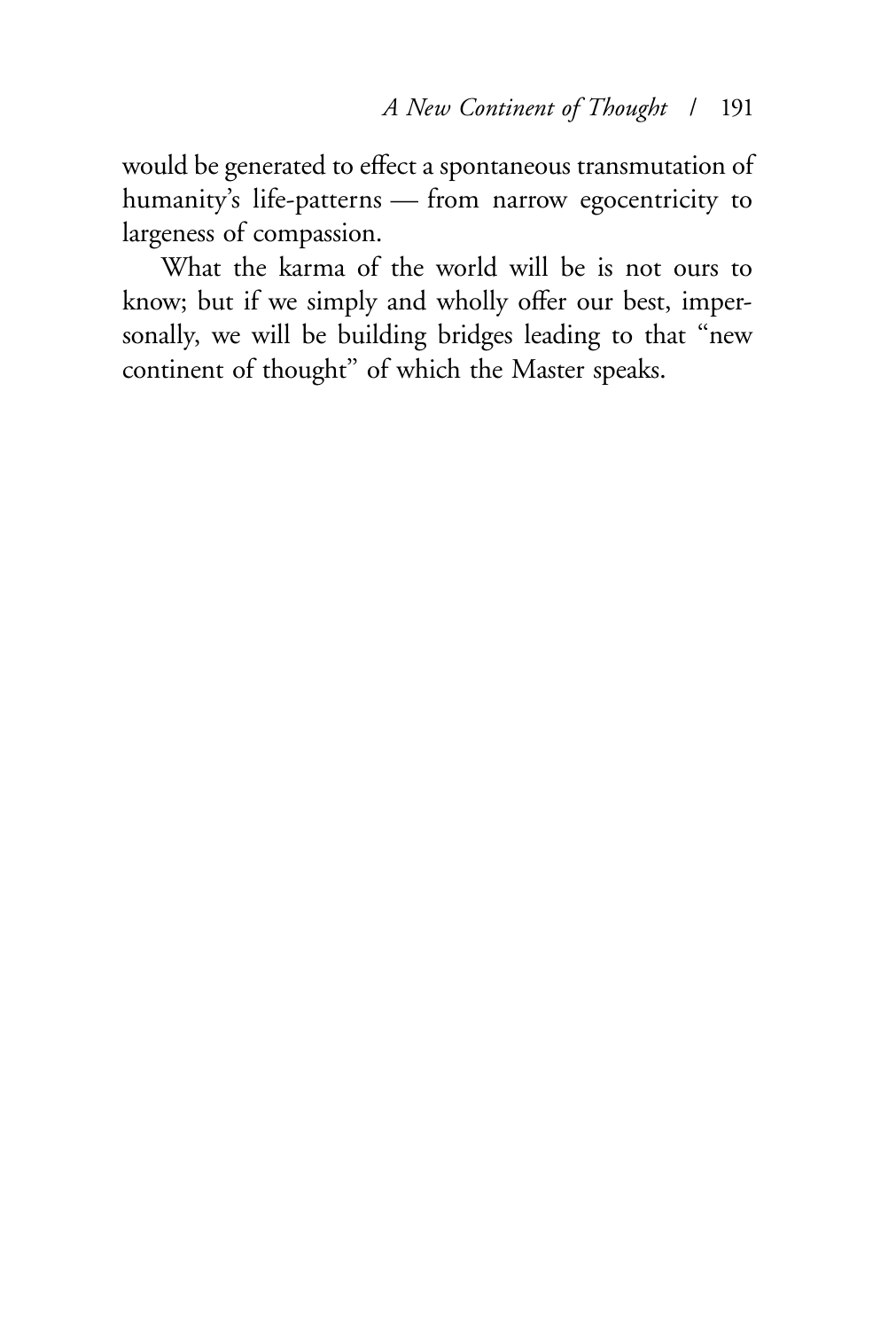would be generated to effect a spontaneous transmutation of humanity's life-patterns — from narrow egocentricity to largeness of compassion.

What the karma of the world will be is not ours to know; but if we simply and wholly offer our best, impersonally, we will be building bridges leading to that "new continent of thought" of which the Master speaks.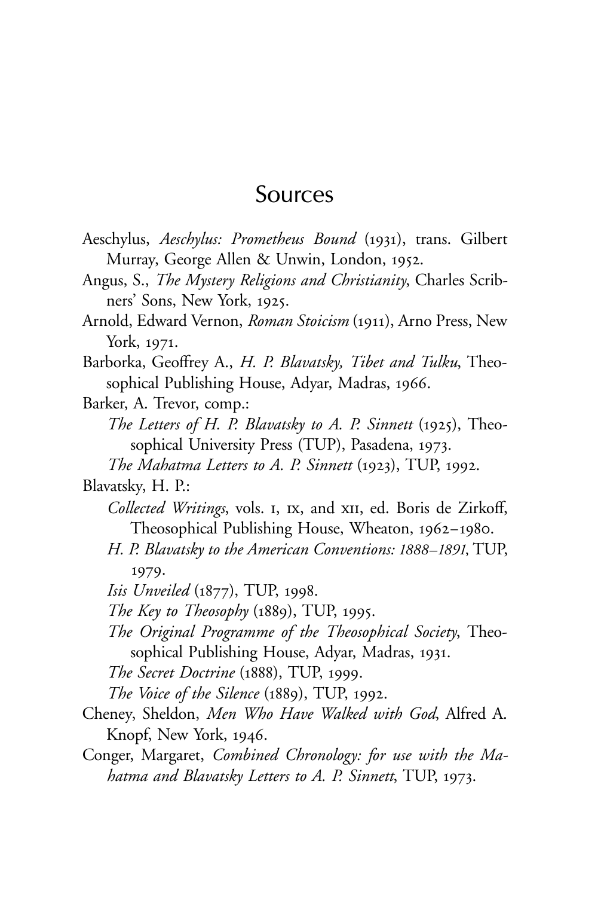# Sources

Aeschylus, *Aeschylus: Prometheus Bound* (1931), trans. Gilbert Murray, George Allen & Unwin, London, 1952.

Angus, S., *The Mystery Religions and Christianity*, Charles Scribners' Sons, New York, 1925.

Arnold, Edward Vernon, *Roman Stoicism* (1911), Arno Press, New York, 1971.

Barborka, Geoffrey A., *H. P. Blavatsky, Tibet and Tulku*, Theosophical Publishing House, Adyar, Madras, 1966.

Barker, A. Trevor, comp.:

*The Letters of H. P. Blavatsky to A. P. Sinnett* (1925), Theosophical University Press (TUP), Pasadena, 1973.

*The Mahatma Letters to A. P. Sinnett* (1923), TUP, 1992.

Blavatsky, H. P.:

*Collected Writings*, vols. I, IX, and XII, ed. Boris de Zirkoff, Theosophical Publishing House, Wheaton, 1962–1980.

*H. P. Blavatsky to the American Conventions: 1888–1891*, TUP, 1979.

*Isis Unveiled* (1877), TUP, 1998.

*The Key to Theosophy* (1889), TUP, 1995.

*The Original Programme of the Theosophical Society*, Theosophical Publishing House, Adyar, Madras, 1931.

*The Secret Doctrine* (1888), TUP, 1999.

*The Voice of the Silence* (1889), TUP, 1992.

Cheney, Sheldon, *Men Who Have Walked with God*, Alfred A. Knopf, New York, 1946.

Conger, Margaret, *Combined Chronology: for use with the Mahatma and Blavatsky Letters to A. P. Sinnett*, TUP, 1973.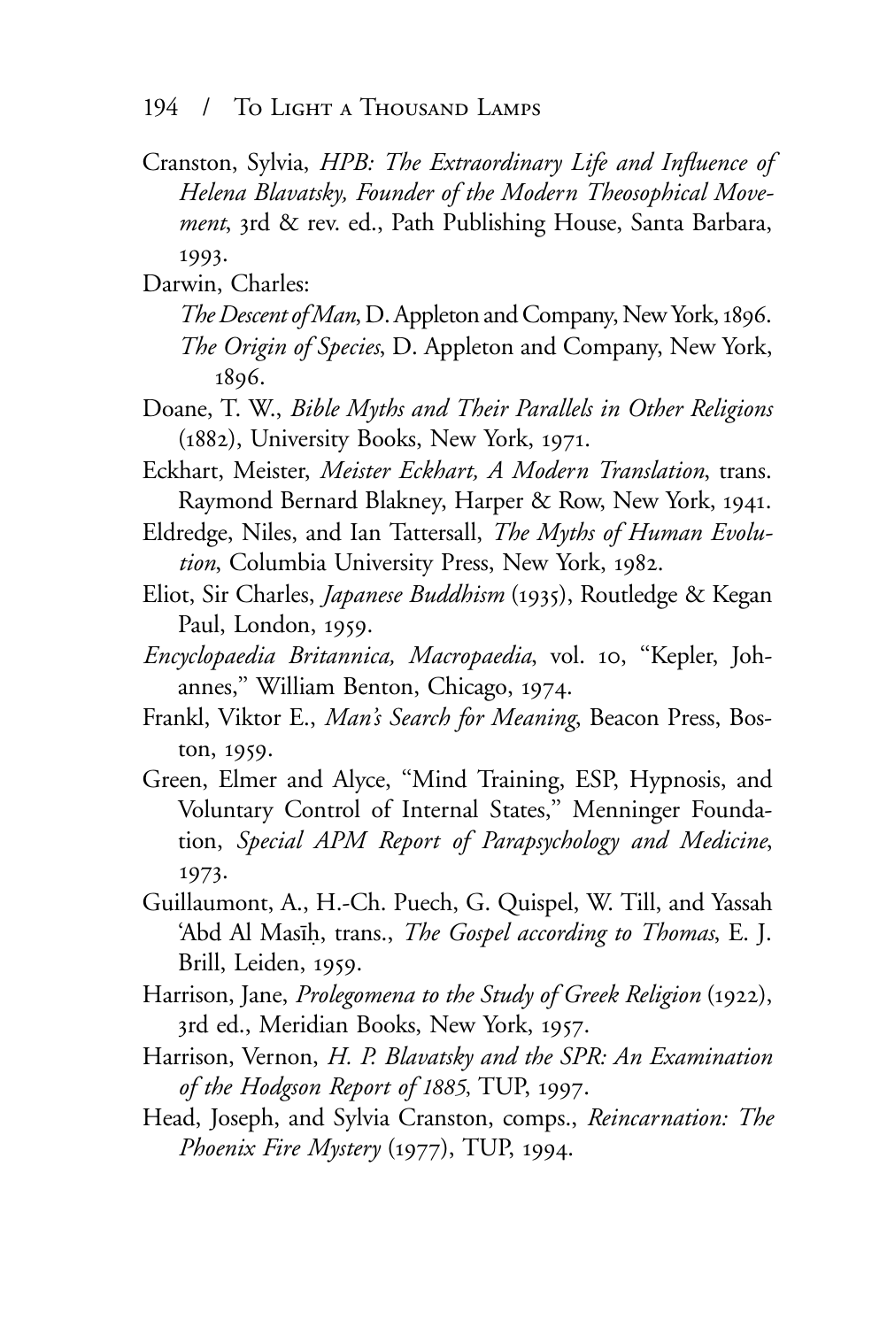Cranston, Sylvia, *HPB: The Extraordinary Life and Influence of Helena Blavatsky, Founder of the Modern Theosophical Movement*, 3rd & rev. ed., Path Publishing House, Santa Barbara, 1993.

Darwin, Charles:

*The Descent of Man*, D. Appleton and Company, New York, 1896.

*The Origin of Species*, D. Appleton and Company, New York, 1896.

Doane, T. W., *Bible Myths and Their Parallels in Other Religions* (1882), University Books, New York, 1971.

Eckhart, Meister, *Meister Eckhart, A Modern Translation*, trans. Raymond Bernard Blakney, Harper & Row, New York, 1941.

Eldredge, Niles, and Ian Tattersall, *The Myths of Human Evolution*, Columbia University Press, New York, 1982.

Eliot, Sir Charles, *Japanese Buddhism* (1935), Routledge & Kegan Paul, London, 1959.

*Encyclopaedia Britannica, Macropaedia*, vol. 10, "Kepler, Johannes," William Benton, Chicago, 1974.

Frankl, Viktor E., *Man's Search for Meaning*, Beacon Press, Boston, 1959.

Green, Elmer and Alyce, "Mind Training, ESP, Hypnosis, and Voluntary Control of Internal States," Menninger Foundation, *Special APM Report of Parapsychology and Medicine*, 1973.

Guillaumont, A., H.-Ch. Puech, G. Quispel, W. Till, and Yassah 'Abd Al Masīḥ, trans., *The Gospel according to Thomas*, E. J. Brill, Leiden, 1959.

Harrison, Jane, *Prolegomena to the Study of Greek Religion* (1922), 3rd ed., Meridian Books, New York, 1957.

Harrison, Vernon, *H. P. Blavatsky and the SPR: An Examination of the Hodgson Report of 1885*, TUP, 1997.

Head, Joseph, and Sylvia Cranston, comps., *Reincarnation: The Phoenix Fire Mystery* (1977), TUP, 1994.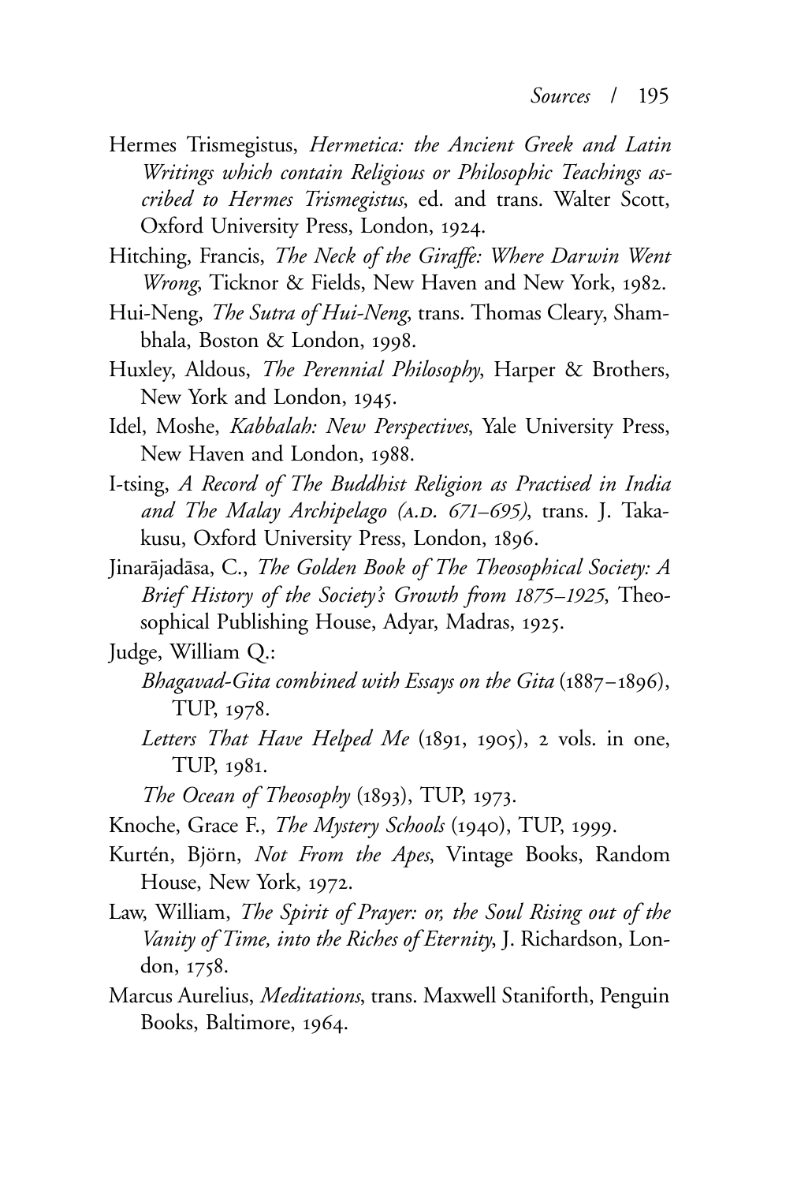Hermes Trismegistus, *Hermetica: the Ancient Greek and Latin Writings which contain Religious or Philosophic Teachings ascribed to Hermes Trismegistus*, ed. and trans. Walter Scott, Oxford University Press, London, 1924.

Hitching, Francis, *The Neck of the Giraffe: Where Darwin Went Wrong*, Ticknor & Fields, New Haven and New York, 1982.

Hui-Neng, *The Sutra of Hui-Neng*, trans. Thomas Cleary, Shambhala, Boston & London, 1998.

Huxley, Aldous, *The Perennial Philosophy*, Harper & Brothers, New York and London, 1945.

Idel, Moshe, *Kabbalah: New Perspectives*, Yale University Press, New Haven and London, 1988.

I-tsing, *A Record of The Buddhist Religion as Practised in India and The Malay Archipelago (A.D. 671–695)*, trans. J. Takakusu, Oxford University Press, London, 1896.

Jinarājadāsa, C., *The Golden Book of The Theosophical Society: A Brief History of the Society's Growth from 1875–1925*, Theosophical Publishing House, Adyar, Madras, 1925.

Judge, William Q.:

*Bhagavad-Gita combined with Essays on the Gita* (1887–1896), TUP, 1978.

*Letters That Have Helped Me* (1891, 1905), 2 vols. in one, TUP, 1981.

*The Ocean of Theosophy* (1893), TUP, 1973.

Knoche, Grace F., *The Mystery Schools* (1940), TUP, 1999.

Kurtén, Björn, *Not From the Apes*, Vintage Books, Random House, New York, 1972.

Law, William, *The Spirit of Prayer: or, the Soul Rising out of the Vanity of Time, into the Riches of Eternity*, J. Richardson, London, 1758.

Marcus Aurelius, *Meditations*, trans. Maxwell Staniforth, Penguin Books, Baltimore, 1964.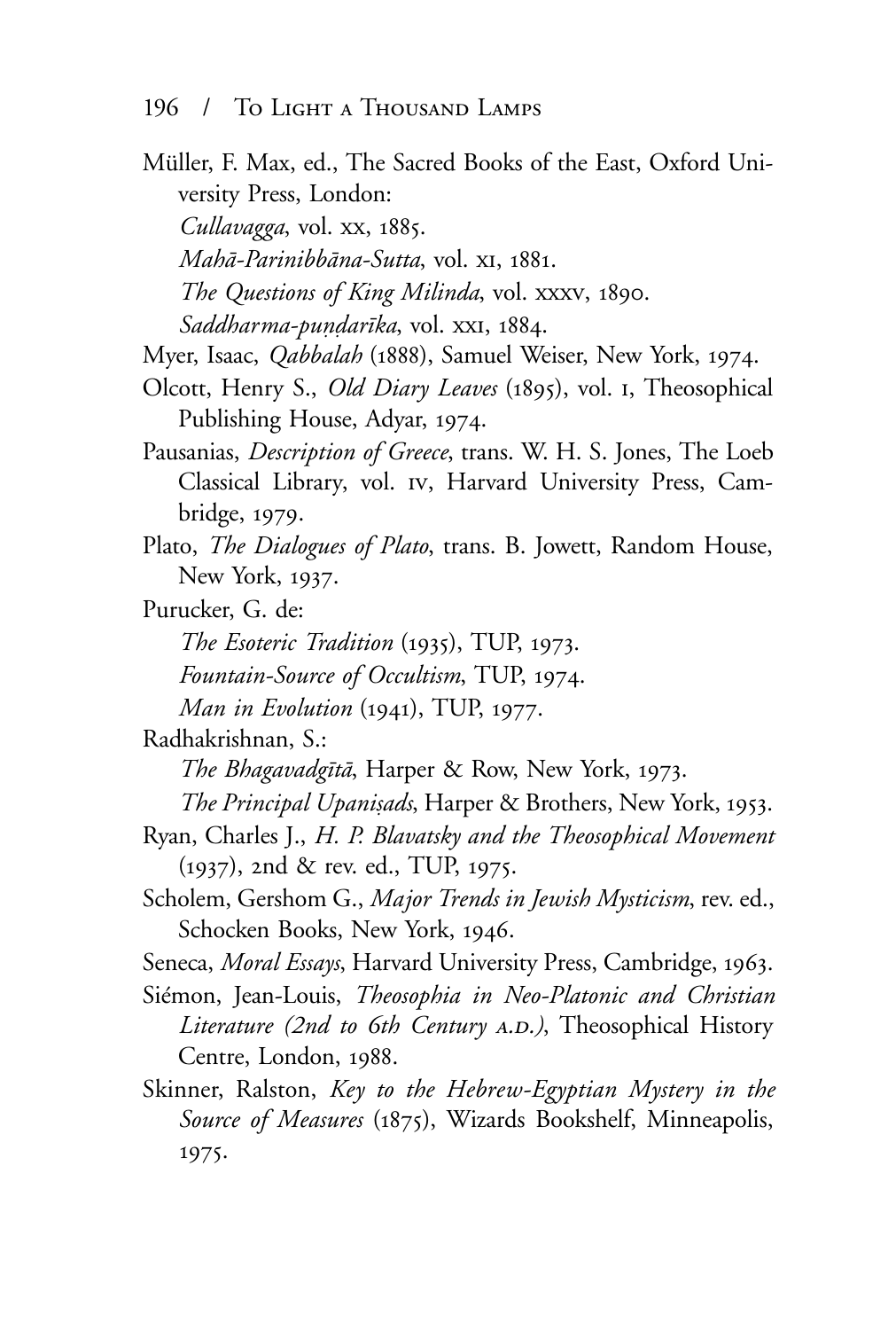Müller, F. Max, ed., The Sacred Books of the East, Oxford University Press, London:

*Cullavagga*, vol. xx, 1885.

*Mahā-Parinibbāna-Sutta*, vol. xi, 1881.

*The Questions of King Milinda*, vol. xxxv, 1890.

*Saddharma-puṇḍarīka*, vol. xxi, 1884.

Myer, Isaac, *Qabbalah* (1888), Samuel Weiser, New York, 1974.

Olcott, Henry S., *Old Diary Leaves* (1895), vol. i, Theosophical Publishing House, Adyar, 1974.

Pausanias, *Description of Greece*, trans. W. H. S. Jones, The Loeb Classical Library, vol. iv, Harvard University Press, Cambridge, 1979.

Plato, *The Dialogues of Plato*, trans. B. Jowett, Random House, New York, 1937.

Purucker, G. de:

*The Esoteric Tradition* (1935), TUP, 1973.

*Fountain-Source of Occultism*, TUP, 1974.

*Man in Evolution* (1941), TUP, 1977.

Radhakrishnan, S.:

*The Bhagavadgītā*, Harper & Row, New York, 1973.

*The Principal Upaniṣads*, Harper & Brothers, New York, 1953.

Ryan, Charles J., *H. P. Blavatsky and the Theosophical Movement* (1937), 2nd & rev. ed., TUP, 1975.

Scholem, Gershom G., *Major Trends in Jewish Mysticism*, rev. ed., Schocken Books, New York, 1946.

Seneca, *Moral Essays*, Harvard University Press, Cambridge, 1963.

Siémon, Jean-Louis, *Theosophia in Neo-Platonic and Christian Literature (2nd to 6th Century A.D.)*, Theosophical History Centre, London, 1988.

Skinner, Ralston, *Key to the Hebrew-Egyptian Mystery in the Source of Measures* (1875), Wizards Bookshelf, Minneapolis, 1975.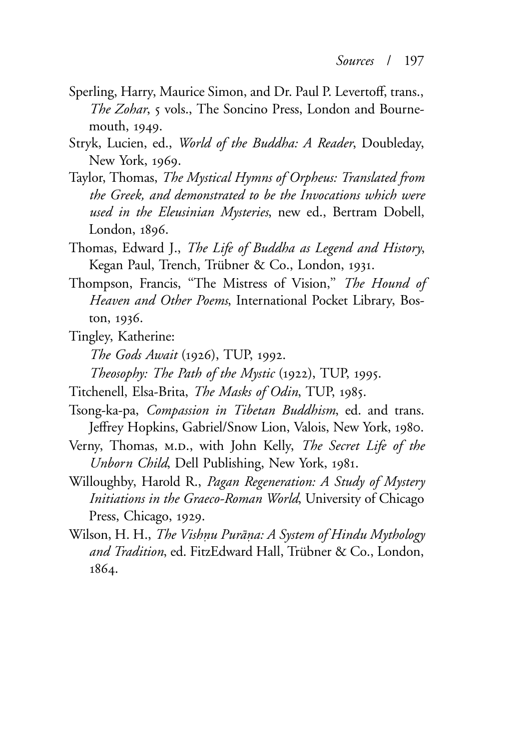Sperling, Harry, Maurice Simon, and Dr. Paul P. Levertoff, trans., *The Zohar*, 5 vols., The Soncino Press, London and Bournemouth, 1949.

Stryk, Lucien, ed., *World of the Buddha: A Reader*, Doubleday, New York, 1969.

Taylor, Thomas, *The Mystical Hymns of Orpheus: Translated from the Greek, and demonstrated to be the Invocations which were used in the Eleusinian Mysteries*, new ed., Bertram Dobell, London, 1896.

Thomas, Edward J., *The Life of Buddha as Legend and History*, Kegan Paul, Trench, Trübner & Co., London, 1931.

Thompson, Francis, "The Mistress of Vision," *The Hound of Heaven and Other Poems*, International Pocket Library, Boston, 1936.

Tingley, Katherine:

*The Gods Await* (1926), TUP, 1992.

*Theosophy: The Path of the Mystic* (1922), TUP, 1995.

Titchenell, Elsa-Brita, *The Masks of Odin*, TUP, 1985.

Tsong-ka-pa, *Compassion in Tibetan Buddhism*, ed. and trans. Jeffrey Hopkins, Gabriel/Snow Lion, Valois, New York, 1980.

Verny, Thomas, M.D., with John Kelly, *The Secret Life of the Unborn Child*, Dell Publishing, New York, 1981.

Willoughby, Harold R., *Pagan Regeneration: A Study of Mystery Initiations in the Graeco-Roman World*, University of Chicago Press, Chicago, 1929.

Wilson, H. H., *The Vishṇu Purāṇa: A System of Hindu Mythology and Tradition*, ed. FitzEdward Hall, Trübner & Co., London, 1864.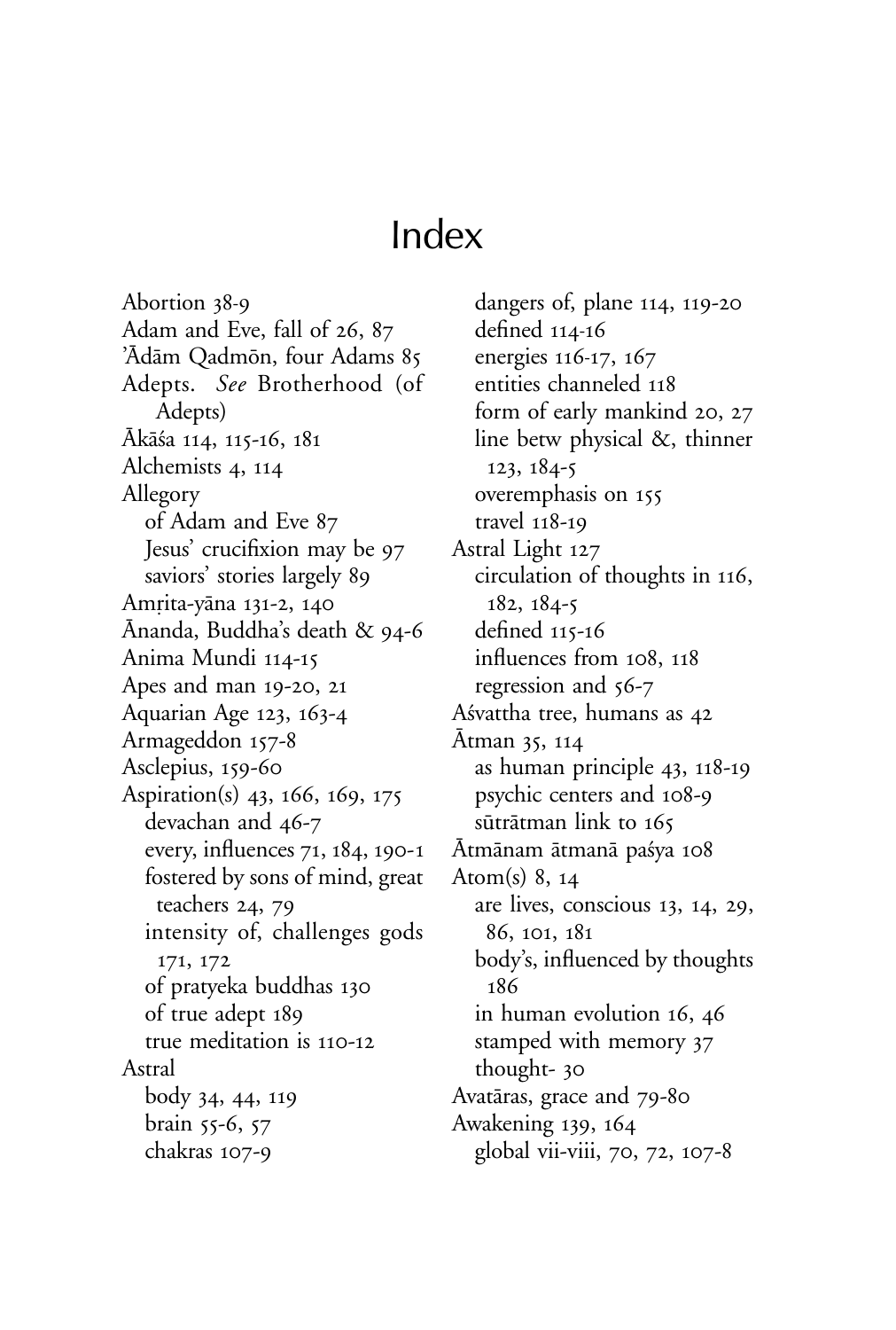# Index

Abortion 38-9
Adam and Eve, fall of 26, 87
'Ādām Qadmōn, four Adams 85
Adepts. *See* Brotherhood (of Adepts)
Ākāśa 114, 115-16, 181
Alchemists 4, 114
Allegory
 of Adam and Eve 87
 Jesus' crucifixion may be 97
 saviors' stories largely 89
Amṛita-yāna 131-2, 140
Ānanda, Buddha's death & 94-6
Anima Mundi 114-15
Apes and man 19-20, 21
Aquarian Age 123, 163-4
Armageddon 157-8
Asclepius, 159-60
Aspiration(s) 43, 166, 169, 175
 devachan and 46-7
 every, influences 71, 184, 190-1
 fostered by sons of mind, great teachers 24, 79
 intensity of, challenges gods 171, 172
 of pratyeka buddhas 130
 of true adept 189
 true meditation is 110-12
Astral
 body 34, 44, 119
 brain 55-6, 57
 chakras 107-9
 dangers of, plane 114, 119-20
 defined 114-16
 energies 116-17, 167
 entities channeled 118
 form of early mankind 20, 27
 line betw physical &, thinner 123, 184-5
 overemphasis on 155
 travel 118-19
Astral Light 127
 circulation of thoughts in 116, 182, 184-5
 defined 115-16
 influences from 108, 118
 regression and 56-7
Aśvattha tree, humans as 42
Ātman 35, 114
 as human principle 43, 118-19
 psychic centers and 108-9
 sūtrātman link to 165
Ātmānam ātmanā paśya 108
Atom(s) 8, 14
 are lives, conscious 13, 14, 29, 86, 101, 181
 body's, influenced by thoughts 186
 in human evolution 16, 46
 stamped with memory 37
 thought- 30
Avatāras, grace and 79-80
Awakening 139, 164
 global vii-viii, 70, 72, 107-8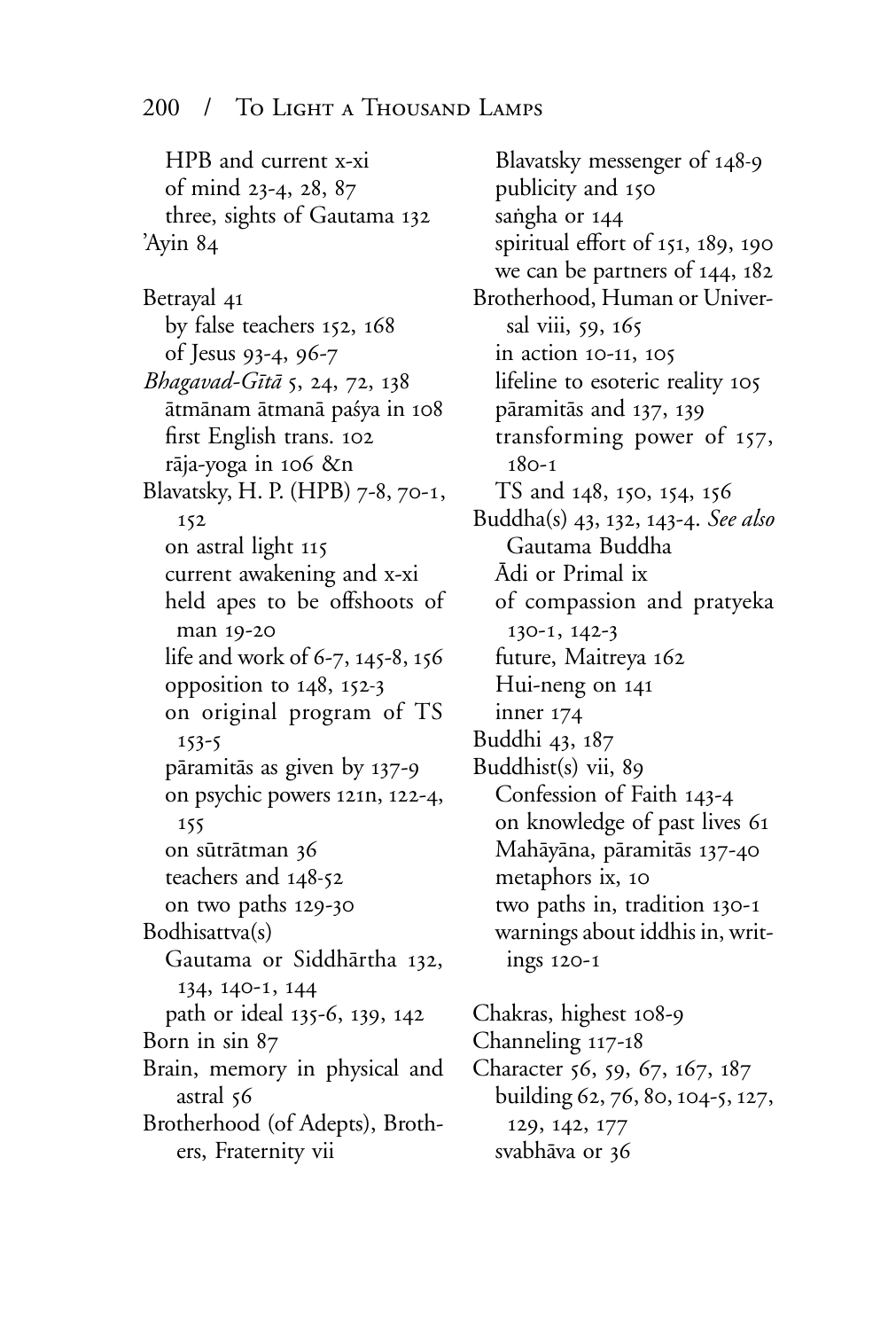HPB and current x-xi
of mind 23-4, 28, 87
three, sights of Gautama 132
'Ayin 84

Betrayal 41
by false teachers 152, 168
of Jesus 93-4, 96-7
*Bhagavad-Gītā* 5, 24, 72, 138
ātmānam ātmanā paśya in 108
first English trans. 102
rāja-yoga in 106 &n
Blavatsky, H. P. (HPB) 7-8, 70-1, 152
on astral light 115
current awakening and x-xi
held apes to be offshoots of man 19-20
life and work of 6-7, 145-8, 156
opposition to 148, 152-3
on original program of TS 153-5
pāramitās as given by 137-9
on psychic powers 121n, 122-4, 155
on sūtrātman 36
teachers and 148-52
on two paths 129-30
Bodhisattva(s)
Gautama or Siddhārtha 132, 134, 140-1, 144
path or ideal 135-6, 139, 142
Born in sin 87
Brain, memory in physical and astral 56
Brotherhood (of Adepts), Brothers, Fraternity vii
Blavatsky messenger of 148-9
publicity and 150
saṅgha or 144
spiritual effort of 151, 189, 190
we can be partners of 144, 182
Brotherhood, Human or Universal viii, 59, 165
in action 10-11, 105
lifeline to esoteric reality 105
pāramitās and 137, 139
transforming power of 157, 180-1
TS and 148, 150, 154, 156
Buddha(s) 43, 132, 143-4. *See also* Gautama Buddha
Ādi or Primal ix
of compassion and pratyeka 130-1, 142-3
future, Maitreya 162
Hui-neng on 141
inner 174
Buddhi 43, 187
Buddhist(s) vii, 89
Confession of Faith 143-4
on knowledge of past lives 61
Mahāyāna, pāramitās 137-40
metaphors ix, 10
two paths in, tradition 130-1
warnings about iddhis in, writings 120-1

Chakras, highest 108-9
Channeling 117-18
Character 56, 59, 67, 167, 187
building 62, 76, 80, 104-5, 127, 129, 142, 177
svabhāva or 36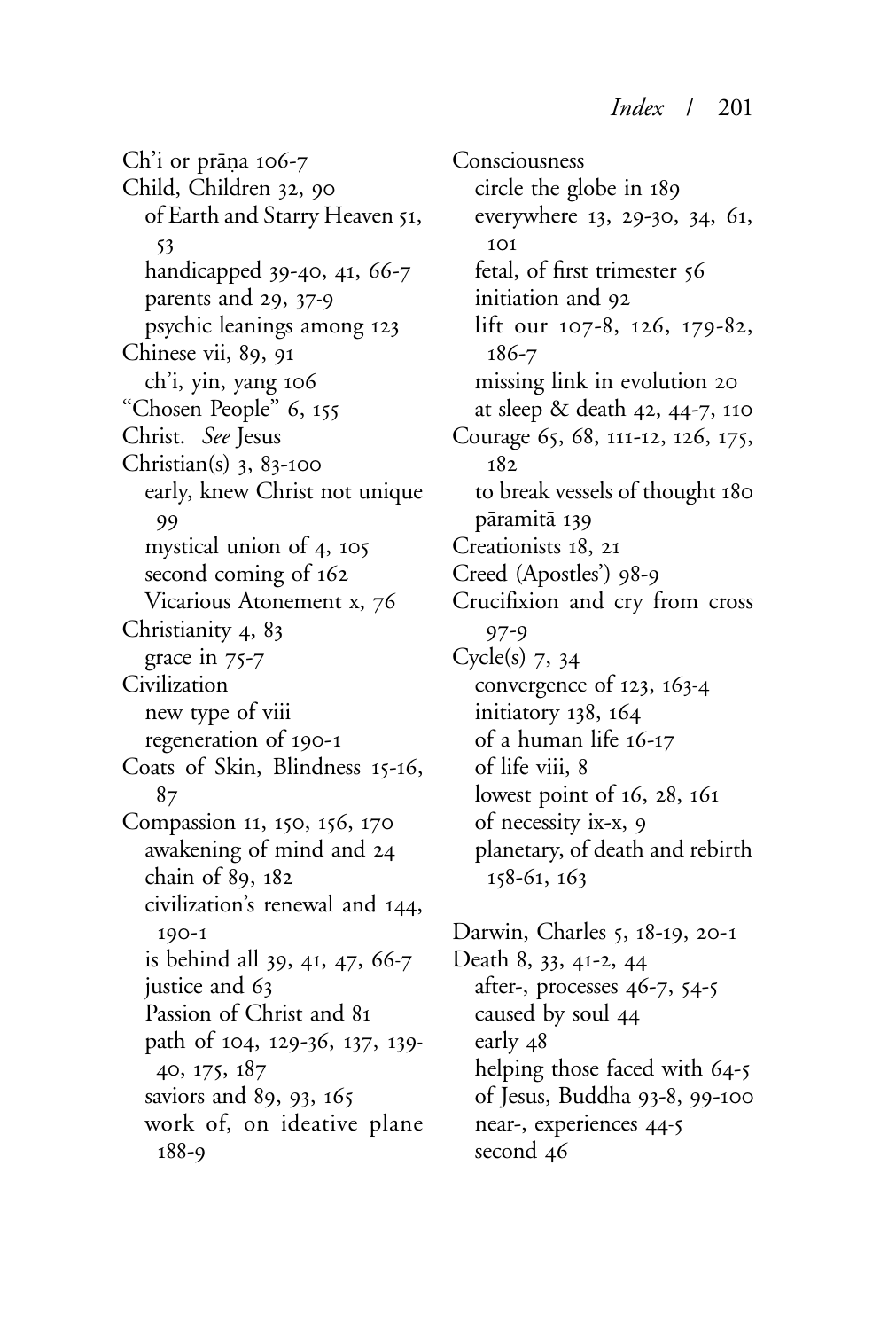Ch'i or prāṇa 106-7
Child, Children 32, 90
  of Earth and Starry Heaven 51, 53
  handicapped 39-40, 41, 66-7
  parents and 29, 37-9
  psychic leanings among 123
Chinese vii, 89, 91
  ch'i, yin, yang 106
"Chosen People" 6, 155
Christ. *See* Jesus
Christian(s) 3, 83-100
  early, knew Christ not unique 99
  mystical union of 4, 105
  second coming of 162
  Vicarious Atonement x, 76
Christianity 4, 83
  grace in 75-7
Civilization
  new type of viii
  regeneration of 190-1
Coats of Skin, Blindness 15-16, 87
Compassion 11, 150, 156, 170
  awakening of mind and 24
  chain of 89, 182
  civilization's renewal and 144, 190-1
  is behind all 39, 41, 47, 66-7
  justice and 63
  Passion of Christ and 81
  path of 104, 129-36, 137, 139-40, 175, 187
  saviors and 89, 93, 165
  work of, on ideative plane 188-9
Consciousness
  circle the globe in 189
  everywhere 13, 29-30, 34, 61, 101
  fetal, of first trimester 56
  initiation and 92
  lift our 107-8, 126, 179-82, 186-7
  missing link in evolution 20
  at sleep & death 42, 44-7, 110
Courage 65, 68, 111-12, 126, 175, 182
  to break vessels of thought 180
  pāramitā 139
Creationists 18, 21
Creed (Apostles') 98-9
Crucifixion and cry from cross 97-9
Cycle(s) 7, 34
  convergence of 123, 163-4
  initiatory 138, 164
  of a human life 16-17
  of life viii, 8
  lowest point of 16, 28, 161
  of necessity ix-x, 9
  planetary, of death and rebirth 158-61, 163

Darwin, Charles 5, 18-19, 20-1
Death 8, 33, 41-2, 44
  after-, processes 46-7, 54-5
  caused by soul 44
  early 48
  helping those faced with 64-5
  of Jesus, Buddha 93-8, 99-100
  near-, experiences 44-5
  second 46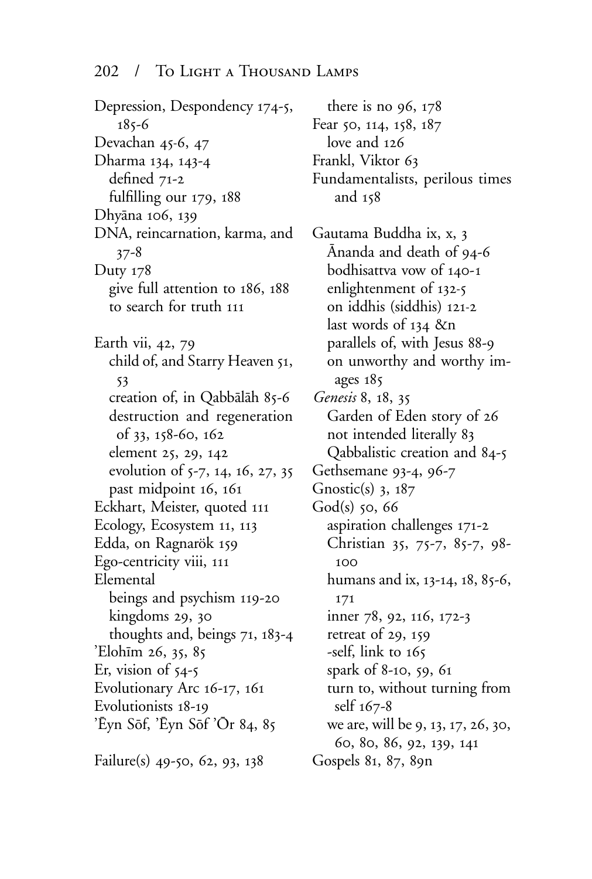Depression, Despondency 174-5, 185-6
Devachan 45-6, 47
Dharma 134, 143-4
  defined 71-2
  fulfilling our 179, 188
Dhyāna 106, 139
DNA, reincarnation, karma, and 37-8
Duty 178
  give full attention to 186, 188
  to search for truth 111

Earth vii, 42, 79
  child of, and Starry Heaven 51, 53
  creation of, in Qabbālāh 85-6
  destruction and regeneration of 33, 158-60, 162
  element 25, 29, 142
  evolution of 5-7, 14, 16, 27, 35
  past midpoint 16, 161
Eckhart, Meister, quoted 111
Ecology, Ecosystem 11, 113
Edda, on Ragnarök 159
Ego-centricity viii, 111
Elemental
  beings and psychism 119-20
  kingdoms 29, 30
  thoughts and, beings 71, 183-4
'Elohīm 26, 35, 85
Er, vision of 54-5
Evolutionary Arc 16-17, 161
Evolutionists 18-19
'Ēyn Sōf, 'Ēyn Sōf 'Ōr 84, 85

Failure(s) 49-50, 62, 93, 138
  there is no 96, 178
Fear 50, 114, 158, 187
  love and 126
Frankl, Viktor 63
Fundamentalists, perilous times and 158

Gautama Buddha ix, x, 3
  Ānanda and death of 94-6
  bodhisattva vow of 140-1
  enlightenment of 132-5
  on iddhis (siddhis) 121-2
  last words of 134 &n
  parallels of, with Jesus 88-9
  on unworthy and worthy images 185
*Genesis* 8, 18, 35
  Garden of Eden story of 26
  not intended literally 83
  Qabbalistic creation and 84-5
Gethsemane 93-4, 96-7
Gnostic(s) 3, 187
God(s) 50, 66
  aspiration challenges 171-2
  Christian 35, 75-7, 85-7, 98-100
  humans and ix, 13-14, 18, 85-6, 171
  inner 78, 92, 116, 172-3
  retreat of 29, 159
  -self, link to 165
  spark of 8-10, 59, 61
  turn to, without turning from self 167-8
  we are, will be 9, 13, 17, 26, 30, 60, 80, 86, 92, 139, 141
Gospels 81, 87, 89n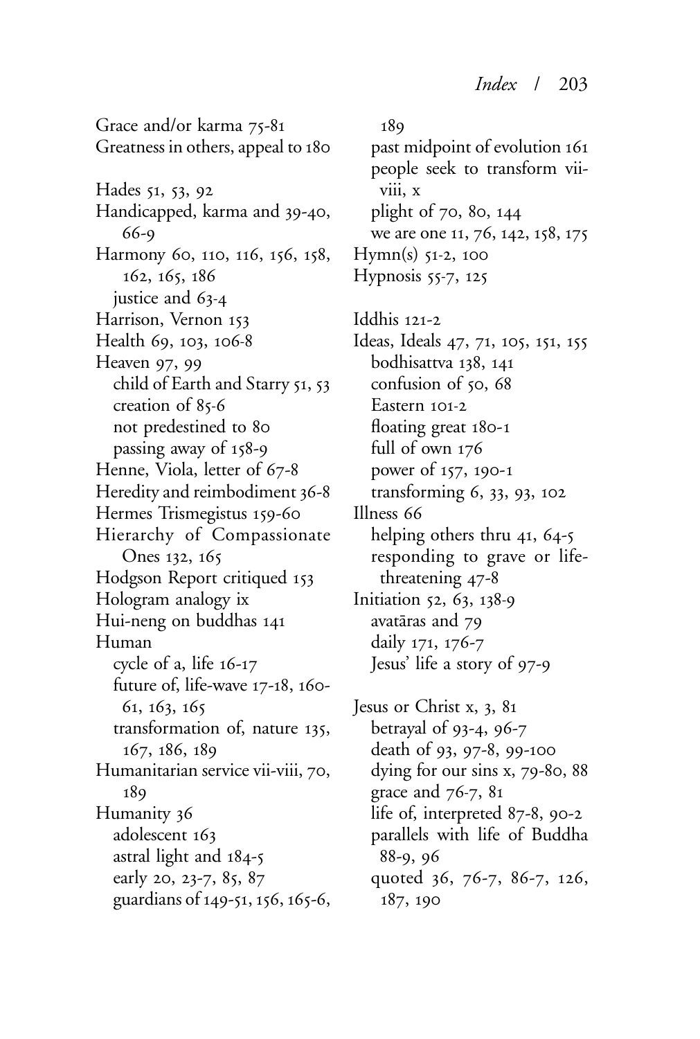Grace and/or karma 75-81
Greatness in others, appeal to 180

Hades 51, 53, 92
Handicapped, karma and 39-40, 66-9
Harmony 60, 110, 116, 156, 158, 162, 165, 186
  justice and 63-4
Harrison, Vernon 153
Health 69, 103, 106-8
Heaven 97, 99
  child of Earth and Starry 51, 53
  creation of 85-6
  not predestined to 80
  passing away of 158-9
Henne, Viola, letter of 67-8
Heredity and reimbodiment 36-8
Hermes Trismegistus 159-60
Hierarchy of Compassionate Ones 132, 165
Hodgson Report critiqued 153
Hologram analogy ix
Hui-neng on buddhas 141
Human
  cycle of a, life 16-17
  future of, life-wave 17-18, 160-61, 163, 165
  transformation of, nature 135, 167, 186, 189
Humanitarian service vii-viii, 70, 189
Humanity 36
  adolescent 163
  astral light and 184-5
  early 20, 23-7, 85, 87
  guardians of 149-51, 156, 165-6, 189
  past midpoint of evolution 161
  people seek to transform vii-viii, x
  plight of 70, 80, 144
  we are one 11, 76, 142, 158, 175
Hymn(s) 51-2, 100
Hypnosis 55-7, 125

Iddhis 121-2
Ideas, Ideals 47, 71, 105, 151, 155
  bodhisattva 138, 141
  confusion of 50, 68
  Eastern 101-2
  floating great 180-1
  full of own 176
  power of 157, 190-1
  transforming 6, 33, 93, 102
Illness 66
  helping others thru 41, 64-5
  responding to grave or life-threatening 47-8
Initiation 52, 63, 138-9
  avatāras and 79
  daily 171, 176-7
  Jesus' life a story of 97-9

Jesus or Christ x, 3, 81
  betrayal of 93-4, 96-7
  death of 93, 97-8, 99-100
  dying for our sins x, 79-80, 88
  grace and 76-7, 81
  life of, interpreted 87-8, 90-2
  parallels with life of Buddha 88-9, 96
  quoted 36, 76-7, 86-7, 126, 187, 190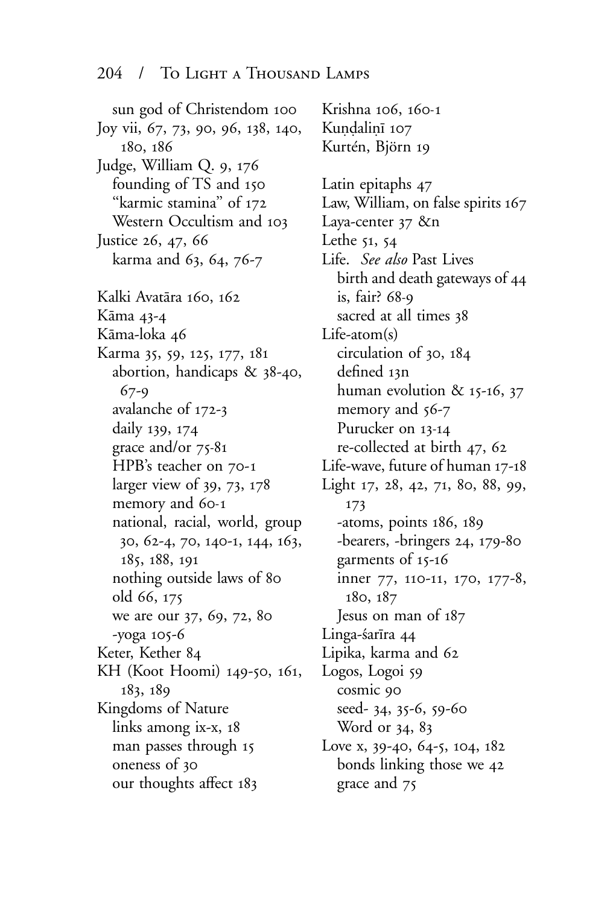sun god of Christendom 100

Joy vii, 67, 73, 90, 96, 138, 140, 180, 186

Judge, William Q. 9, 176
- founding of TS and 150
- "karmic stamina" of 172
- Western Occultism and 103

Justice 26, 47, 66
- karma and 63, 64, 76-7

Kalki Avatāra 160, 162

Kāma 43-4

Kāma-loka 46

Karma 35, 59, 125, 177, 181
- abortion, handicaps & 38-40, 67-9
- avalanche of 172-3
- daily 139, 174
- grace and/or 75-81
- HPB's teacher on 70-1
- larger view of 39, 73, 178
- memory and 60-1
- national, racial, world, group 30, 62-4, 70, 140-1, 144, 163, 185, 188, 191
- nothing outside laws of 80
- old 66, 175
- we are our 37, 69, 72, 80
- -yoga 105-6

Keter, Kether 84

KH (Koot Hoomi) 149-50, 161, 183, 189

Kingdoms of Nature
- links among ix-x, 18
- man passes through 15
- oneness of 30
- our thoughts affect 183

Krishna 106, 160-1

Kuṇḍalinī 107

Kurtén, Björn 19

Latin epitaphs 47

Law, William, on false spirits 167

Laya-center 37 &n

Lethe 51, 54

Life. *See also* Past Lives
- birth and death gateways of 44
- is, fair? 68-9
- sacred at all times 38

Life-atom(s)
- circulation of 30, 184
- defined 13n
- human evolution & 15-16, 37
- memory and 56-7
- Purucker on 13-14
- re-collected at birth 47, 62

Life-wave, future of human 17-18

Light 17, 28, 42, 71, 80, 88, 99, 173
- -atoms, points 186, 189
- -bearers, -bringers 24, 179-80
- garments of 15-16
- inner 77, 110-11, 170, 177-8, 180, 187
- Jesus on man of 187

Linga-śarīra 44

Lipika, karma and 62

Logos, Logoi 59
- cosmic 90
- seed- 34, 35-6, 59-60
- Word or 34, 83

Love x, 39-40, 64-5, 104, 182
- bonds linking those we 42
- grace and 75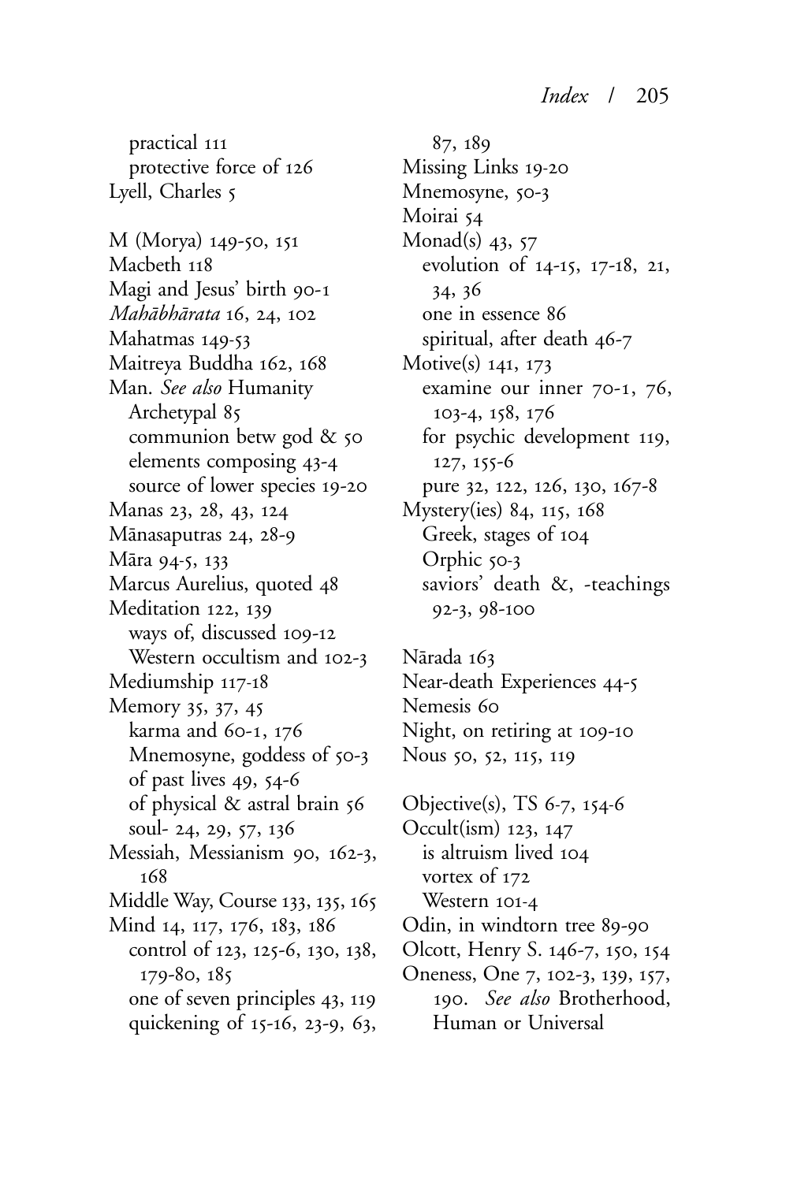practical 111
  protective force of 126
Lyell, Charles 5

M (Morya) 149-50, 151
Macbeth 118
Magi and Jesus' birth 90-1
*Mahābhārata* 16, 24, 102
Mahatmas 149-53
Maitreya Buddha 162, 168
Man. *See also* Humanity
  Archetypal 85
  communion betw god & 50
  elements composing 43-4
  source of lower species 19-20
Manas 23, 28, 43, 124
Mānasaputras 24, 28-9
Māra 94-5, 133
Marcus Aurelius, quoted 48
Meditation 122, 139
  ways of, discussed 109-12
  Western occultism and 102-3
Mediumship 117-18
Memory 35, 37, 45
  karma and 60-1, 176
  Mnemosyne, goddess of 50-3
  of past lives 49, 54-6
  of physical & astral brain 56
  soul- 24, 29, 57, 136
Messiah, Messianism 90, 162-3, 168
Middle Way, Course 133, 135, 165
Mind 14, 117, 176, 183, 186
  control of 123, 125-6, 130, 138, 179-80, 185
  one of seven principles 43, 119
  quickening of 15-16, 23-9, 63, 87, 189
Missing Links 19-20
Mnemosyne, 50-3
Moirai 54
Monad(s) 43, 57
  evolution of 14-15, 17-18, 21, 34, 36
  one in essence 86
  spiritual, after death 46-7
Motive(s) 141, 173
  examine our inner 70-1, 76, 103-4, 158, 176
  for psychic development 119, 127, 155-6
  pure 32, 122, 126, 130, 167-8
Mystery(ies) 84, 115, 168
  Greek, stages of 104
  Orphic 50-3
  saviors' death &, -teachings 92-3, 98-100

Nārada 163
Near-death Experiences 44-5
Nemesis 60
Night, on retiring at 109-10
Nous 50, 52, 115, 119

Objective(s), TS 6-7, 154-6
Occult(ism) 123, 147
  is altruism lived 104
  vortex of 172
  Western 101-4
Odin, in windtorn tree 89-90
Olcott, Henry S. 146-7, 150, 154
Oneness, One 7, 102-3, 139, 157, 190. *See also* Brotherhood, Human or Universal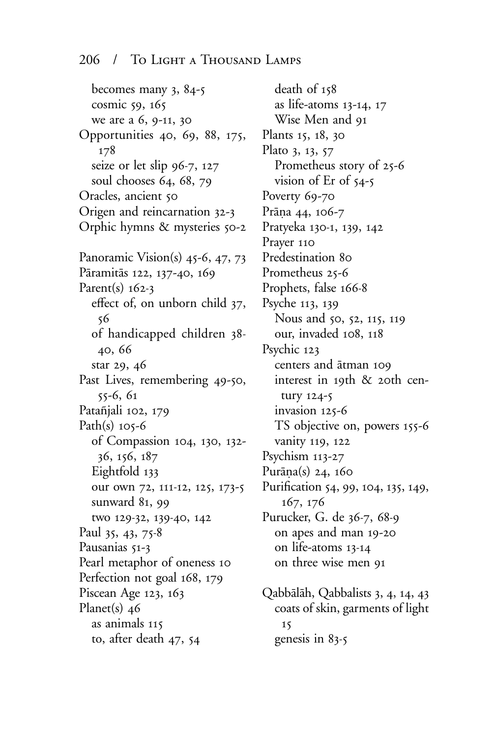becomes many 3, 84-5
cosmic 59, 165
we are a 6, 9-11, 30
Opportunities 40, 69, 88, 175, 178
seize or let slip 96-7, 127
soul chooses 64, 68, 79
Oracles, ancient 50
Origen and reincarnation 32-3
Orphic hymns & mysteries 50-2

Panoramic Vision(s) 45-6, 47, 73
Pāramitās 122, 137-40, 169
Parent(s) 162-3
effect of, on unborn child 37, 56
of handicapped children 38-40, 66
star 29, 46
Past Lives, remembering 49-50, 55-6, 61
Patañjali 102, 179
Path(s) 105-6
of Compassion 104, 130, 132-36, 156, 187
Eightfold 133
our own 72, 111-12, 125, 173-5
sunward 81, 99
two 129-32, 139-40, 142
Paul 35, 43, 75-8
Pausanias 51-3
Pearl metaphor of oneness 10
Perfection not goal 168, 179
Piscean Age 123, 163
Planet(s) 46
as animals 115
to, after death 47, 54
death of 158
as life-atoms 13-14, 17
Wise Men and 91
Plants 15, 18, 30
Plato 3, 13, 57
Prometheus story of 25-6
vision of Er of 54-5
Poverty 69-70
Prāṇa 44, 106-7
Pratyeka 130-1, 139, 142
Prayer 110
Predestination 80
Prometheus 25-6
Prophets, false 166-8
Psyche 113, 139
Nous and 50, 52, 115, 119
our, invaded 108, 118
Psychic 123
centers and ātman 109
interest in 19th & 20th century 124-5
invasion 125-6
TS objective on, powers 155-6
vanity 119, 122
Psychism 113-27
Purāṇa(s) 24, 160
Purification 54, 99, 104, 135, 149, 167, 176
Purucker, G. de 36-7, 68-9
on apes and man 19-20
on life-atoms 13-14
on three wise men 91

Qabbālāh, Qabbalists 3, 4, 14, 43
coats of skin, garments of light 15
genesis in 83-5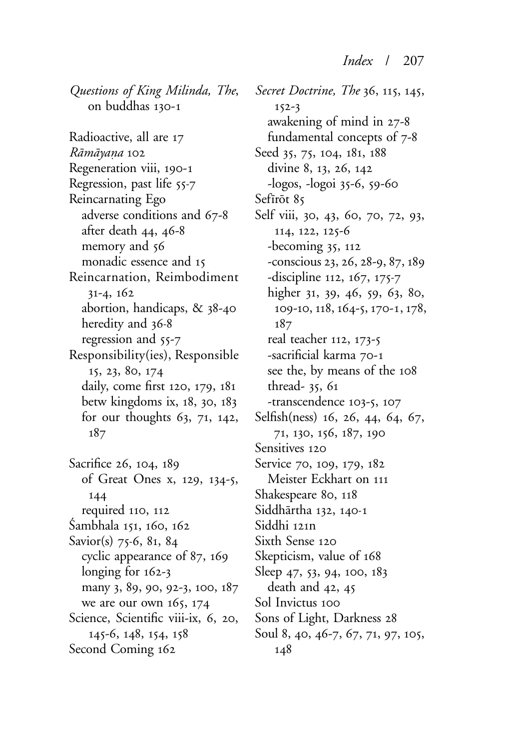*Questions of King Milinda, The*, on buddhas 130-1

Radioactive, all are 17
*Rāmāyaṇa* 102
Regeneration viii, 190-1
Regression, past life 55-7
Reincarnating Ego
  adverse conditions and 67-8
  after death 44, 46-8
  memory and 56
  monadic essence and 15
Reincarnation, Reimbodiment 31-4, 162
  abortion, handicaps, & 38-40
  heredity and 36-8
  regression and 55-7
Responsibility(ies), Responsible 15, 23, 80, 174
  daily, come first 120, 179, 181
  betw kingdoms ix, 18, 30, 183
  for our thoughts 63, 71, 142, 187

Sacrifice 26, 104, 189
  of Great Ones x, 129, 134-5, 144
  required 110, 112
Śambhala 151, 160, 162
Savior(s) 75-6, 81, 84
  cyclic appearance of 87, 169
  longing for 162-3
  many 3, 89, 90, 92-3, 100, 187
  we are our own 165, 174
Science, Scientific viii-ix, 6, 20, 145-6, 148, 154, 158
Second Coming 162
*Secret Doctrine, The* 36, 115, 145, 152-3
  awakening of mind in 27-8
  fundamental concepts of 7-8
Seed 35, 75, 104, 181, 188
  divine 8, 13, 26, 142
  -logos, -logoi 35-6, 59-60
Sefīrōt 85
Self viii, 30, 43, 60, 70, 72, 93, 114, 122, 125-6
  -becoming 35, 112
  -conscious 23, 26, 28-9, 87, 189
  -discipline 112, 167, 175-7
  higher 31, 39, 46, 59, 63, 80, 109-10, 118, 164-5, 170-1, 178, 187
  real teacher 112, 173-5
  -sacrificial karma 70-1
  see the, by means of the 108
  thread- 35, 61
  -transcendence 103-5, 107
Selfish(ness) 16, 26, 44, 64, 67, 71, 130, 156, 187, 190
Sensitives 120
Service 70, 109, 179, 182
  Meister Eckhart on 111
Shakespeare 80, 118
Siddhārtha 132, 140-1
Siddhi 121n
Sixth Sense 120
Skepticism, value of 168
Sleep 47, 53, 94, 100, 183
  death and 42, 45
Sol Invictus 100
Sons of Light, Darkness 28
Soul 8, 40, 46-7, 67, 71, 97, 105, 148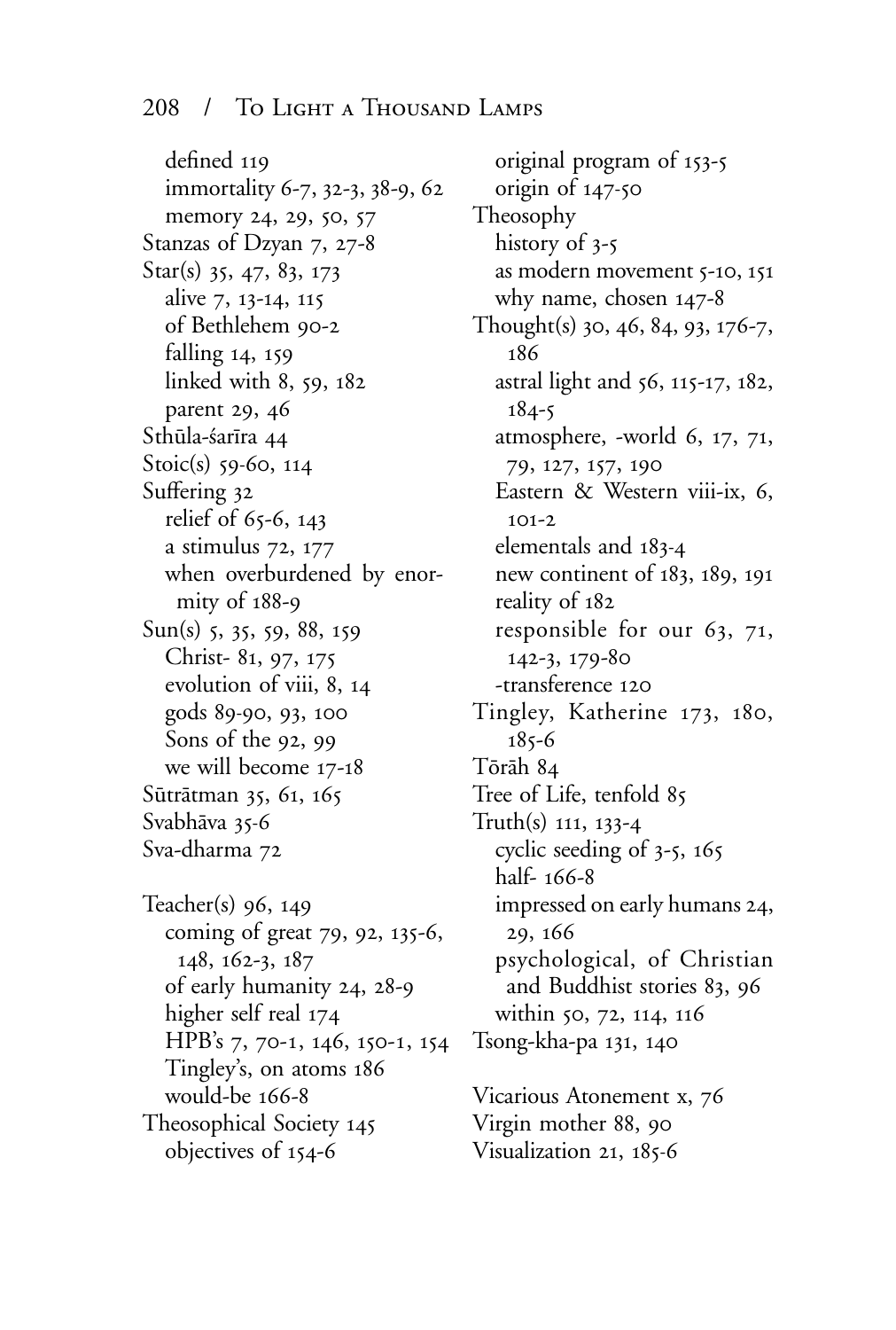defined 119
immortality 6-7, 32-3, 38-9, 62
memory 24, 29, 50, 57
Stanzas of Dzyan 7, 27-8
Star(s) 35, 47, 83, 173
alive 7, 13-14, 115
of Bethlehem 90-2
falling 14, 159
linked with 8, 59, 182
parent 29, 46
Sthūla-śarīra 44
Stoic(s) 59-60, 114
Suffering 32
relief of 65-6, 143
a stimulus 72, 177
when overburdened by enormity of 188-9
Sun(s) 5, 35, 59, 88, 159
Christ- 81, 97, 175
evolution of viii, 8, 14
gods 89-90, 93, 100
Sons of the 92, 99
we will become 17-18
Sūtrātman 35, 61, 165
Svabhāva 35-6
Sva-dharma 72

Teacher(s) 96, 149
coming of great 79, 92, 135-6, 148, 162-3, 187
of early humanity 24, 28-9
higher self real 174
HPB's 7, 70-1, 146, 150-1, 154
Tingley's, on atoms 186
would-be 166-8
Theosophical Society 145
objectives of 154-6
original program of 153-5
origin of 147-50
Theosophy
history of 3-5
as modern movement 5-10, 151
why name, chosen 147-8
Thought(s) 30, 46, 84, 93, 176-7, 186
astral light and 56, 115-17, 182, 184-5
atmosphere, -world 6, 17, 71, 79, 127, 157, 190
Eastern & Western viii-ix, 6, 101-2
elementals and 183-4
new continent of 183, 189, 191
reality of 182
responsible for our 63, 71, 142-3, 179-80
-transference 120
Tingley, Katherine 173, 180, 185-6
Tōrāh 84
Tree of Life, tenfold 85
Truth(s) 111, 133-4
cyclic seeding of 3-5, 165
half- 166-8
impressed on early humans 24, 29, 166
psychological, of Christian and Buddhist stories 83, 96
within 50, 72, 114, 116
Tsong-kha-pa 131, 140

Vicarious Atonement x, 76
Virgin mother 88, 90
Visualization 21, 185-6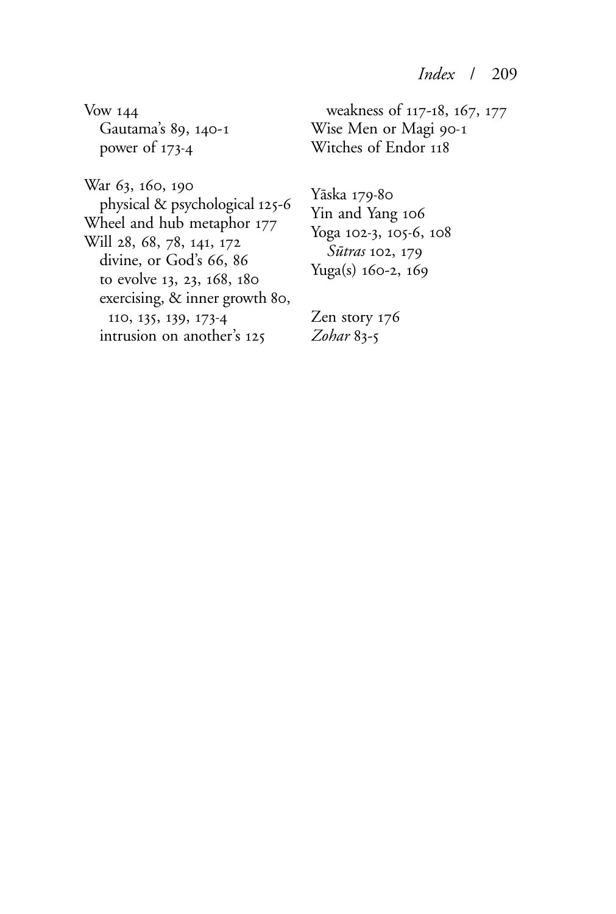Vow 144
  Gautama's 89, 140-1
  power of 173-4

War 63, 160, 190
  physical & psychological 125-6
Wheel and hub metaphor 177
Will 28, 68, 78, 141, 172
  divine, or God's 66, 86
  to evolve 13, 23, 168, 180
  exercising, & inner growth 80, 110, 135, 139, 173-4
  intrusion on another's 125
  weakness of 117-18, 167, 177
Wise Men or Magi 90-1
Witches of Endor 118

Yāska 179-80
Yin and Yang 106
Yoga 102-3, 105-6, 108
  *Sūtras* 102, 179
Yuga(s) 160-2, 169

Zen story 176
*Zohar* 83-5